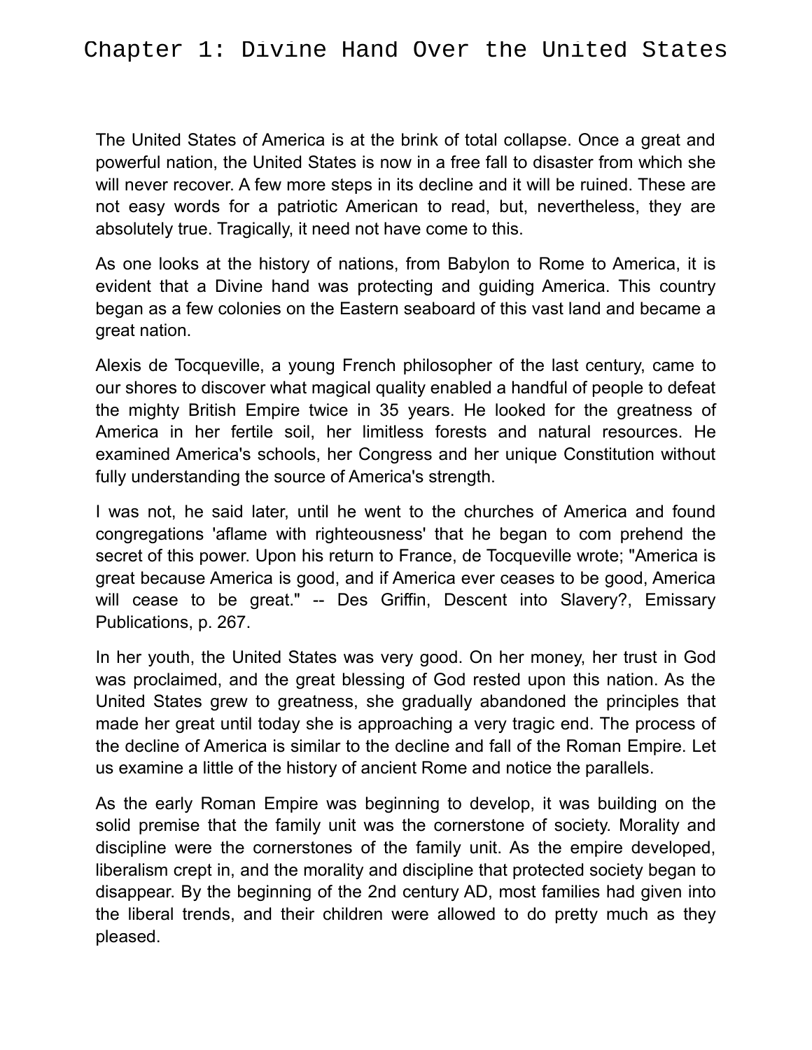# Chapter 1: Divine Hand Over the United States

The United States of America is at the brink of total collapse. Once a great and powerful nation, the United States is now in a free fall to disaster from which she will never recover. A few more steps in its decline and it will be ruined. These are not easy words for a patriotic American to read, but, nevertheless, they are absolutely true. Tragically, it need not have come to this.

As one looks at the history of nations, from Babylon to Rome to America, it is evident that a Divine hand was protecting and guiding America. This country began as a few colonies on the Eastern seaboard of this vast land and became a great nation.

Alexis de Tocqueville, a young French philosopher of the last century, came to our shores to discover what magical quality enabled a handful of people to defeat the mighty British Empire twice in 35 years. He looked for the greatness of America in her fertile soil, her limitless forests and natural resources. He examined America's schools, her Congress and her unique Constitution without fully understanding the source of America's strength.

I was not, he said later, until he went to the churches of America and found congregations 'aflame with righteousness' that he began to com prehend the secret of this power. Upon his return to France, de Tocqueville wrote; "America is great because America is good, and if America ever ceases to be good, America will cease to be great." -- Des Griffin, Descent into Slavery?, Emissary Publications, p. 267.

In her youth, the United States was very good. On her money, her trust in God was proclaimed, and the great blessing of God rested upon this nation. As the United States grew to greatness, she gradually abandoned the principles that made her great until today she is approaching a very tragic end. The process of the decline of America is similar to the decline and fall of the Roman Empire. Let us examine a little of the history of ancient Rome and notice the parallels.

As the early Roman Empire was beginning to develop, it was building on the solid premise that the family unit was the cornerstone of society. Morality and discipline were the cornerstones of the family unit. As the empire developed, liberalism crept in, and the morality and discipline that protected society began to disappear. By the beginning of the 2nd century AD, most families had given into the liberal trends, and their children were allowed to do pretty much as they pleased.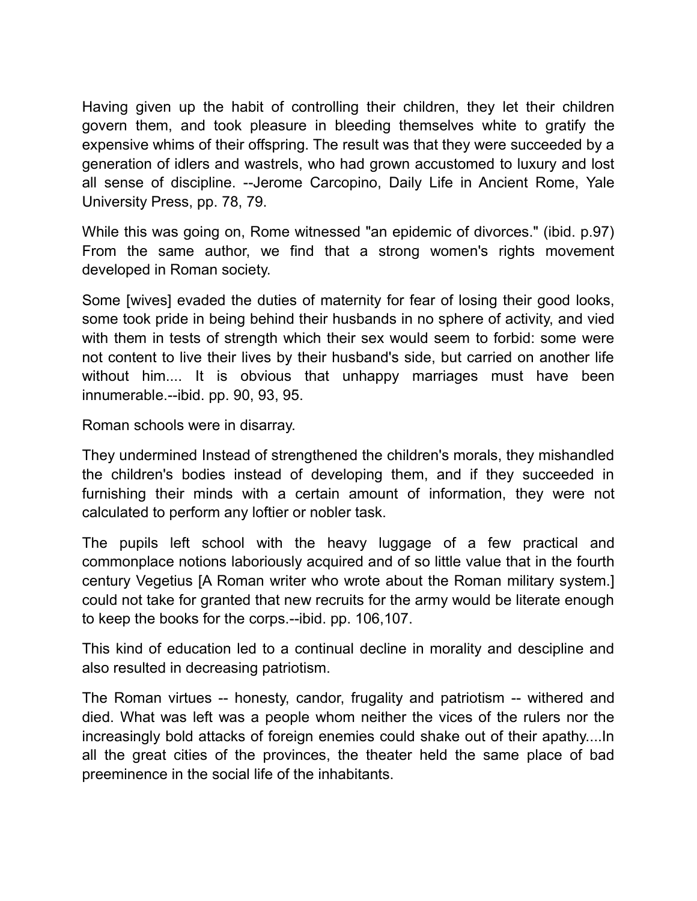Having given up the habit of controlling their children, they let their children govern them, and took pleasure in bleeding themselves white to gratify the expensive whims of their offspring. The result was that they were succeeded by a generation of idlers and wastrels, who had grown accustomed to luxury and lost all sense of discipline. --Jerome Carcopino, Daily Life in Ancient Rome, Yale University Press, pp. 78, 79.

While this was going on, Rome witnessed "an epidemic of divorces." (ibid. p.97) From the same author, we find that a strong women's rights movement developed in Roman society.

Some [wives] evaded the duties of maternity for fear of losing their good looks, some took pride in being behind their husbands in no sphere of activity, and vied with them in tests of strength which their sex would seem to forbid: some were not content to live their lives by their husband's side, but carried on another life without him.... It is obvious that unhappy marriages must have been innumerable.--ibid. pp. 90, 93, 95.

Roman schools were in disarray.

They undermined Instead of strengthened the children's morals, they mishandled the children's bodies instead of developing them, and if they succeeded in furnishing their minds with a certain amount of information, they were not calculated to perform any loftier or nobler task.

The pupils left school with the heavy luggage of a few practical and commonplace notions laboriously acquired and of so little value that in the fourth century Vegetius [A Roman writer who wrote about the Roman military system.] could not take for granted that new recruits for the army would be literate enough to keep the books for the corps.--ibid. pp. 106,107.

This kind of education led to a continual decline in morality and descipline and also resulted in decreasing patriotism.

The Roman virtues -- honesty, candor, frugality and patriotism -- withered and died. What was left was a people whom neither the vices of the rulers nor the increasingly bold attacks of foreign enemies could shake out of their apathy....In all the great cities of the provinces, the theater held the same place of bad preeminence in the social life of the inhabitants.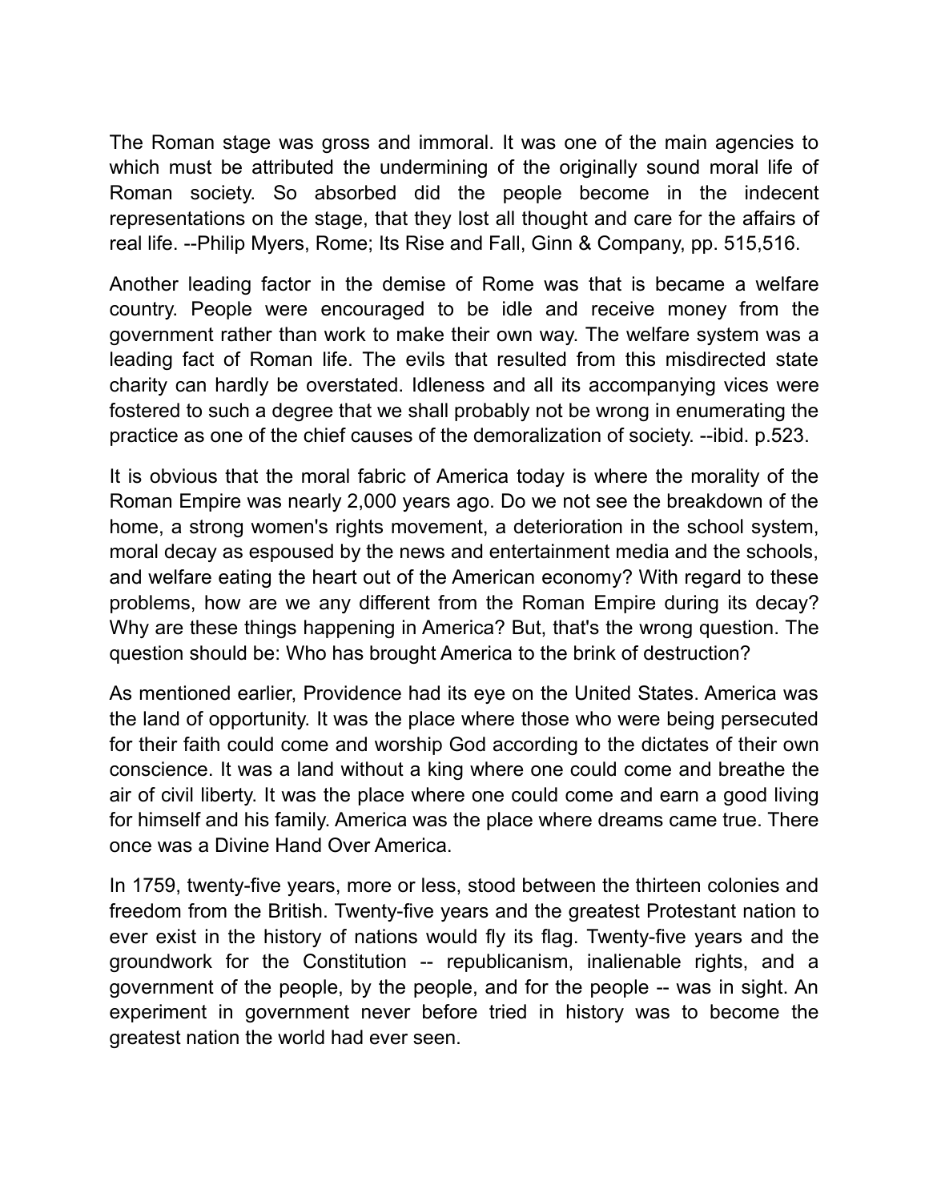The Roman stage was gross and immoral. It was one of the main agencies to which must be attributed the undermining of the originally sound moral life of Roman society. So absorbed did the people become in the indecent representations on the stage, that they lost all thought and care for the affairs of real life. --Philip Myers, Rome; Its Rise and Fall, Ginn & Company, pp. 515,516.

Another leading factor in the demise of Rome was that is became a welfare country. People were encouraged to be idle and receive money from the government rather than work to make their own way. The welfare system was a leading fact of Roman life. The evils that resulted from this misdirected state charity can hardly be overstated. Idleness and all its accompanying vices were fostered to such a degree that we shall probably not be wrong in enumerating the practice as one of the chief causes of the demoralization of society. --ibid. p.523.

It is obvious that the moral fabric of America today is where the morality of the Roman Empire was nearly 2,000 years ago. Do we not see the breakdown of the home, a strong women's rights movement, a deterioration in the school system, moral decay as espoused by the news and entertainment media and the schools, and welfare eating the heart out of the American economy? With regard to these problems, how are we any different from the Roman Empire during its decay? Why are these things happening in America? But, that's the wrong question. The question should be: Who has brought America to the brink of destruction?

As mentioned earlier, Providence had its eye on the United States. America was the land of opportunity. It was the place where those who were being persecuted for their faith could come and worship God according to the dictates of their own conscience. It was a land without a king where one could come and breathe the air of civil liberty. It was the place where one could come and earn a good living for himself and his family. America was the place where dreams came true. There once was a Divine Hand Over America.

In 1759, twenty-five years, more or less, stood between the thirteen colonies and freedom from the British. Twenty-five years and the greatest Protestant nation to ever exist in the history of nations would fly its flag. Twenty-five years and the groundwork for the Constitution -- republicanism, inalienable rights, and a government of the people, by the people, and for the people -- was in sight. An experiment in government never before tried in history was to become the greatest nation the world had ever seen.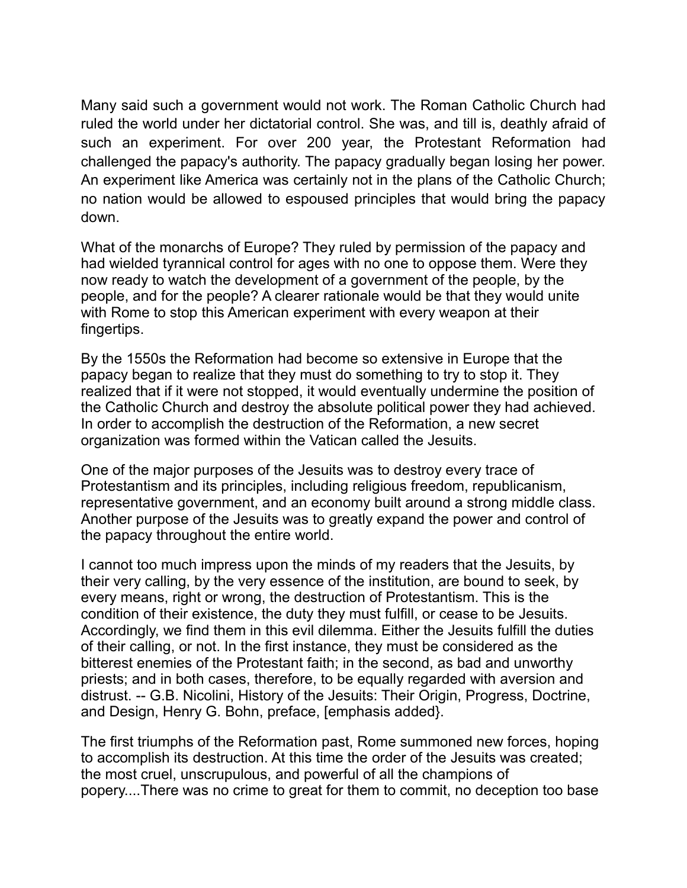Many said such a government would not work. The Roman Catholic Church had ruled the world under her dictatorial control. She was, and till is, deathly afraid of such an experiment. For over 200 year, the Protestant Reformation had challenged the papacy's authority. The papacy gradually began losing her power. An experiment like America was certainly not in the plans of the Catholic Church; no nation would be allowed to espoused principles that would bring the papacy down.

What of the monarchs of Europe? They ruled by permission of the papacy and had wielded tyrannical control for ages with no one to oppose them. Were they now ready to watch the development of a government of the people, by the people, and for the people? A clearer rationale would be that they would unite with Rome to stop this American experiment with every weapon at their fingertips.

By the 1550s the Reformation had become so extensive in Europe that the papacy began to realize that they must do something to try to stop it. They realized that if it were not stopped, it would eventually undermine the position of the Catholic Church and destroy the absolute political power they had achieved. In order to accomplish the destruction of the Reformation, a new secret organization was formed within the Vatican called the Jesuits.

One of the major purposes of the Jesuits was to destroy every trace of Protestantism and its principles, including religious freedom, republicanism, representative government, and an economy built around a strong middle class. Another purpose of the Jesuits was to greatly expand the power and control of the papacy throughout the entire world.

I cannot too much impress upon the minds of my readers that the Jesuits, by their very calling, by the very essence of the institution, are bound to seek, by every means, right or wrong, the destruction of Protestantism. This is the condition of their existence, the duty they must fulfill, or cease to be Jesuits. Accordingly, we find them in this evil dilemma. Either the Jesuits fulfill the duties of their calling, or not. In the first instance, they must be considered as the bitterest enemies of the Protestant faith; in the second, as bad and unworthy priests; and in both cases, therefore, to be equally regarded with aversion and distrust. -- G.B. Nicolini, History of the Jesuits: Their Origin, Progress, Doctrine, and Design, Henry G. Bohn, preface, [emphasis added}.

The first triumphs of the Reformation past, Rome summoned new forces, hoping to accomplish its destruction. At this time the order of the Jesuits was created; the most cruel, unscrupulous, and powerful of all the champions of popery....There was no crime to great for them to commit, no deception too base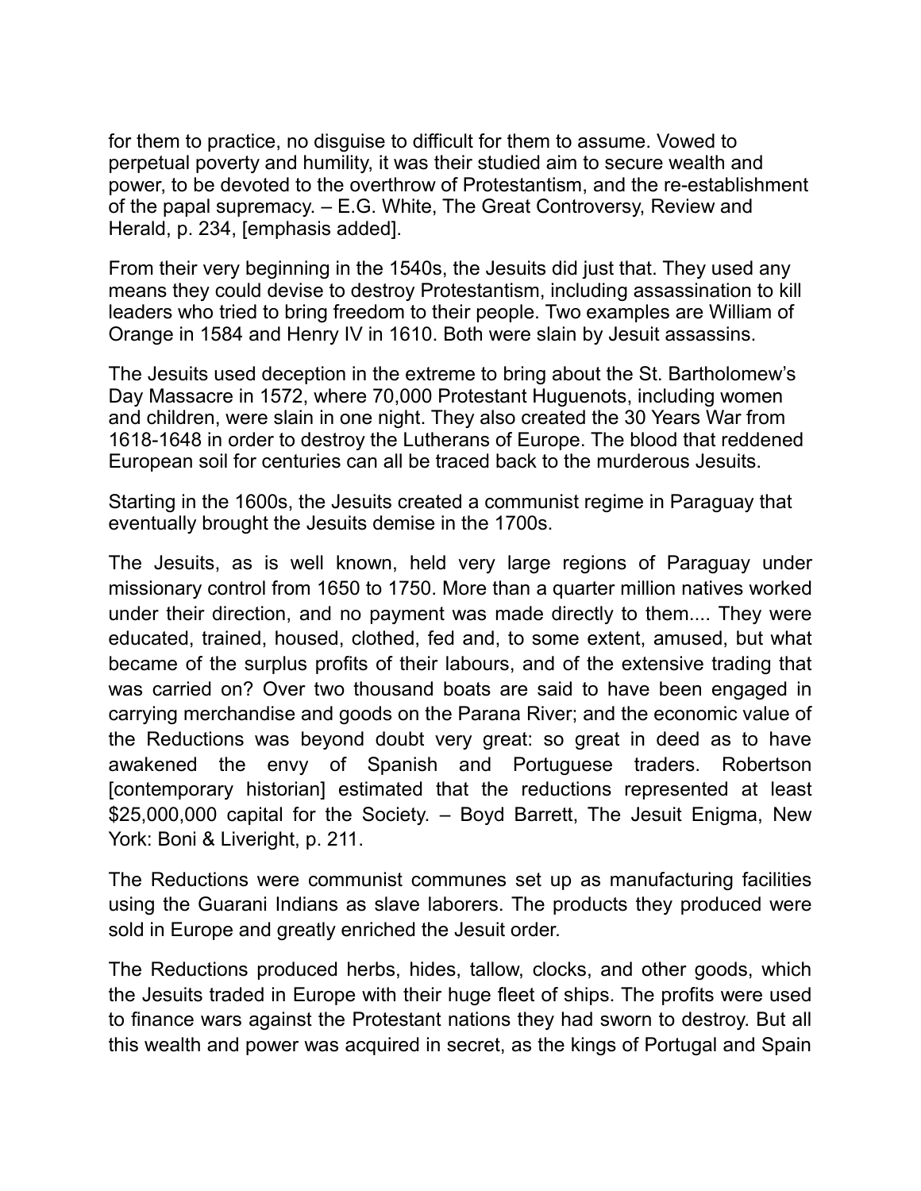for them to practice, no disguise to difficult for them to assume. Vowed to perpetual poverty and humility, it was their studied aim to secure wealth and power, to be devoted to the overthrow of Protestantism, and the re-establishment of the papal supremacy. – E.G. White, The Great Controversy, Review and Herald, p. 234, [emphasis added].

From their very beginning in the 1540s, the Jesuits did just that. They used any means they could devise to destroy Protestantism, including assassination to kill leaders who tried to bring freedom to their people. Two examples are William of Orange in 1584 and Henry IV in 1610. Both were slain by Jesuit assassins.

The Jesuits used deception in the extreme to bring about the St. Bartholomew's Day Massacre in 1572, where 70,000 Protestant Huguenots, including women and children, were slain in one night. They also created the 30 Years War from 1618-1648 in order to destroy the Lutherans of Europe. The blood that reddened European soil for centuries can all be traced back to the murderous Jesuits.

Starting in the 1600s, the Jesuits created a communist regime in Paraguay that eventually brought the Jesuits demise in the 1700s.

The Jesuits, as is well known, held very large regions of Paraguay under missionary control from 1650 to 1750. More than a quarter million natives worked under their direction, and no payment was made directly to them.... They were educated, trained, housed, clothed, fed and, to some extent, amused, but what became of the surplus profits of their labours, and of the extensive trading that was carried on? Over two thousand boats are said to have been engaged in carrying merchandise and goods on the Parana River; and the economic value of the Reductions was beyond doubt very great: so great in deed as to have awakened the envy of Spanish and Portuguese traders. Robertson [contemporary historian] estimated that the reductions represented at least $25,000,000 capital for the Society. – Boyd Barrett, The Jesuit Enigma, New York: Boni & Liveright, p. 211.

The Reductions were communist communes set up as manufacturing facilities using the Guarani Indians as slave laborers. The products they produced were sold in Europe and greatly enriched the Jesuit order.

The Reductions produced herbs, hides, tallow, clocks, and other goods, which the Jesuits traded in Europe with their huge fleet of ships. The profits were used to finance wars against the Protestant nations they had sworn to destroy. But all this wealth and power was acquired in secret, as the kings of Portugal and Spain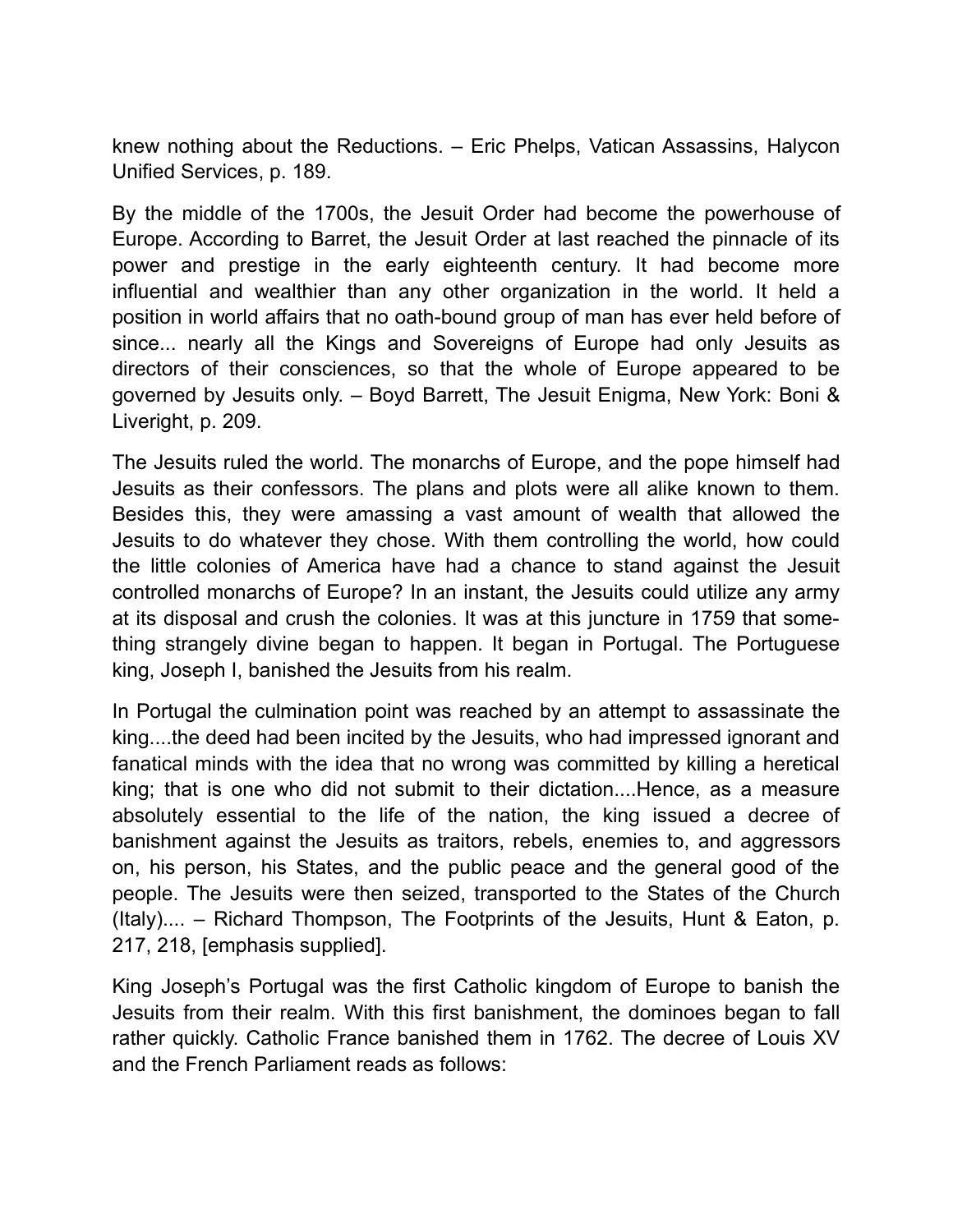knew nothing about the Reductions. – Eric Phelps, Vatican Assassins, Halycon Unified Services, p. 189.

By the middle of the 1700s, the Jesuit Order had become the powerhouse of Europe. According to Barret, the Jesuit Order at last reached the pinnacle of its power and prestige in the early eighteenth century. It had become more influential and wealthier than any other organization in the world. It held a position in world affairs that no oath-bound group of man has ever held before of since... nearly all the Kings and Sovereigns of Europe had only Jesuits as directors of their consciences, so that the whole of Europe appeared to be governed by Jesuits only. – Boyd Barrett, The Jesuit Enigma, New York: Boni & Liveright, p. 209.

The Jesuits ruled the world. The monarchs of Europe, and the pope himself had Jesuits as their confessors. The plans and plots were all alike known to them. Besides this, they were amassing a vast amount of wealth that allowed the Jesuits to do whatever they chose. With them controlling the world, how could the little colonies of America have had a chance to stand against the Jesuit controlled monarchs of Europe? In an instant, the Jesuits could utilize any army at its disposal and crush the colonies. It was at this juncture in 1759 that something strangely divine began to happen. It began in Portugal. The Portuguese king, Joseph I, banished the Jesuits from his realm.

In Portugal the culmination point was reached by an attempt to assassinate the king....the deed had been incited by the Jesuits, who had impressed ignorant and fanatical minds with the idea that no wrong was committed by killing a heretical king; that is one who did not submit to their dictation....Hence, as a measure absolutely essential to the life of the nation, the king issued a decree of banishment against the Jesuits as traitors, rebels, enemies to, and aggressors on, his person, his States, and the public peace and the general good of the people. The Jesuits were then seized, transported to the States of the Church (Italy).... – Richard Thompson, The Footprints of the Jesuits, Hunt & Eaton, p. 217, 218, [emphasis supplied].

King Joseph's Portugal was the first Catholic kingdom of Europe to banish the Jesuits from their realm. With this first banishment, the dominoes began to fall rather quickly. Catholic France banished them in 1762. The decree of Louis XV and the French Parliament reads as follows: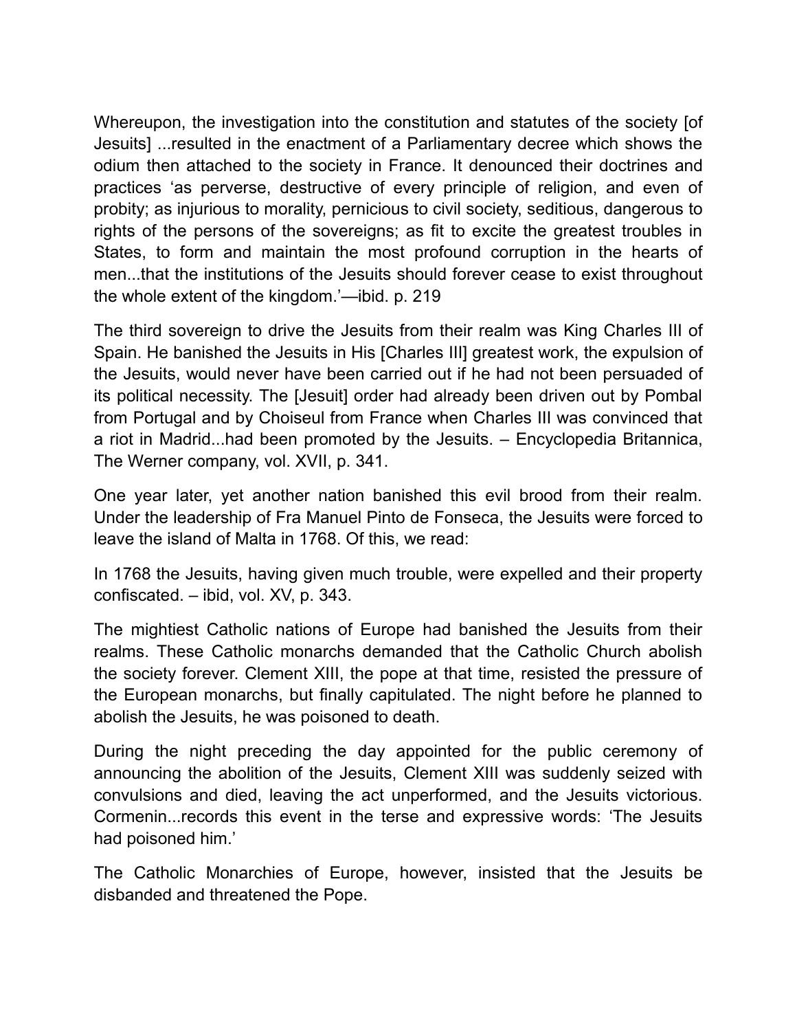Whereupon, the investigation into the constitution and statutes of the society [of Jesuits] ...resulted in the enactment of a Parliamentary decree which shows the odium then attached to the society in France. It denounced their doctrines and practices 'as perverse, destructive of every principle of religion, and even of probity; as injurious to morality, pernicious to civil society, seditious, dangerous to rights of the persons of the sovereigns; as fit to excite the greatest troubles in States, to form and maintain the most profound corruption in the hearts of men...that the institutions of the Jesuits should forever cease to exist throughout the whole extent of the kingdom.'—ibid. p. 219

The third sovereign to drive the Jesuits from their realm was King Charles III of Spain. He banished the Jesuits in His [Charles III] greatest work, the expulsion of the Jesuits, would never have been carried out if he had not been persuaded of its political necessity. The [Jesuit] order had already been driven out by Pombal from Portugal and by Choiseul from France when Charles III was convinced that a riot in Madrid...had been promoted by the Jesuits. – Encyclopedia Britannica, The Werner company, vol. XVII, p. 341.

One year later, yet another nation banished this evil brood from their realm. Under the leadership of Fra Manuel Pinto de Fonseca, the Jesuits were forced to leave the island of Malta in 1768. Of this, we read:

In 1768 the Jesuits, having given much trouble, were expelled and their property confiscated. – ibid, vol. XV, p. 343.

The mightiest Catholic nations of Europe had banished the Jesuits from their realms. These Catholic monarchs demanded that the Catholic Church abolish the society forever. Clement XIII, the pope at that time, resisted the pressure of the European monarchs, but finally capitulated. The night before he planned to abolish the Jesuits, he was poisoned to death.

During the night preceding the day appointed for the public ceremony of announcing the abolition of the Jesuits, Clement XIII was suddenly seized with convulsions and died, leaving the act unperformed, and the Jesuits victorious. Cormenin...records this event in the terse and expressive words: 'The Jesuits had poisoned him.'

The Catholic Monarchies of Europe, however, insisted that the Jesuits be disbanded and threatened the Pope.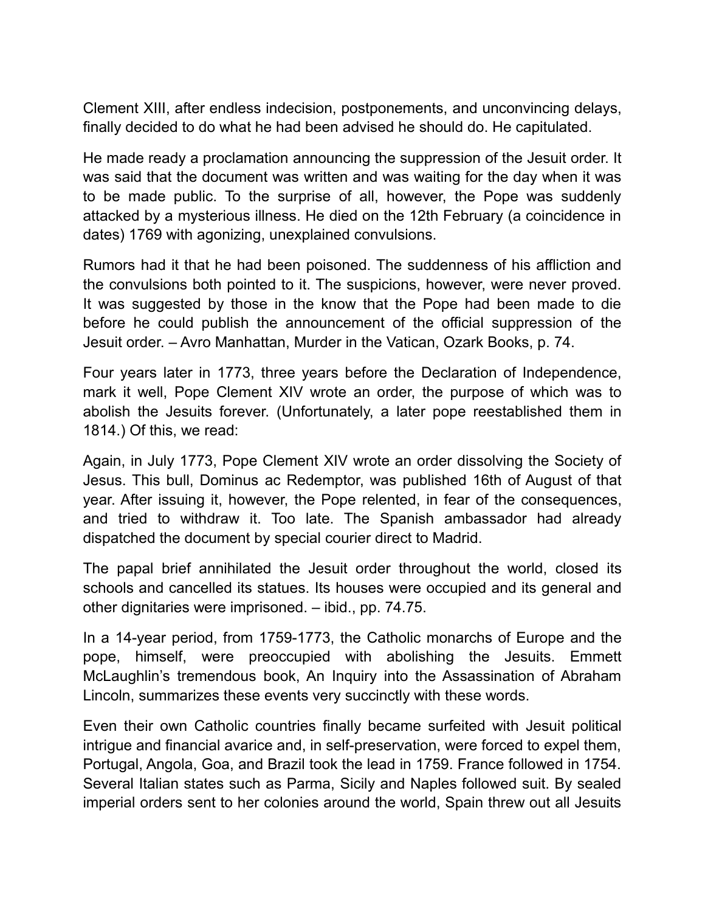Clement XIII, after endless indecision, postponements, and unconvincing delays, finally decided to do what he had been advised he should do. He capitulated.

He made ready a proclamation announcing the suppression of the Jesuit order. It was said that the document was written and was waiting for the day when it was to be made public. To the surprise of all, however, the Pope was suddenly attacked by a mysterious illness. He died on the 12th February (a coincidence in dates) 1769 with agonizing, unexplained convulsions.

Rumors had it that he had been poisoned. The suddenness of his affliction and the convulsions both pointed to it. The suspicions, however, were never proved. It was suggested by those in the know that the Pope had been made to die before he could publish the announcement of the official suppression of the Jesuit order. – Avro Manhattan, Murder in the Vatican, Ozark Books, p. 74.

Four years later in 1773, three years before the Declaration of Independence, mark it well, Pope Clement XIV wrote an order, the purpose of which was to abolish the Jesuits forever. (Unfortunately, a later pope reestablished them in 1814.) Of this, we read:

Again, in July 1773, Pope Clement XIV wrote an order dissolving the Society of Jesus. This bull, Dominus ac Redemptor, was published 16th of August of that year. After issuing it, however, the Pope relented, in fear of the consequences, and tried to withdraw it. Too late. The Spanish ambassador had already dispatched the document by special courier direct to Madrid.

The papal brief annihilated the Jesuit order throughout the world, closed its schools and cancelled its statues. Its houses were occupied and its general and other dignitaries were imprisoned. – ibid., pp. 74.75.

In a 14-year period, from 1759-1773, the Catholic monarchs of Europe and the pope, himself, were preoccupied with abolishing the Jesuits. Emmett McLaughlin's tremendous book, An Inquiry into the Assassination of Abraham Lincoln, summarizes these events very succinctly with these words.

Even their own Catholic countries finally became surfeited with Jesuit political intrigue and financial avarice and, in self-preservation, were forced to expel them, Portugal, Angola, Goa, and Brazil took the lead in 1759. France followed in 1754. Several Italian states such as Parma, Sicily and Naples followed suit. By sealed imperial orders sent to her colonies around the world, Spain threw out all Jesuits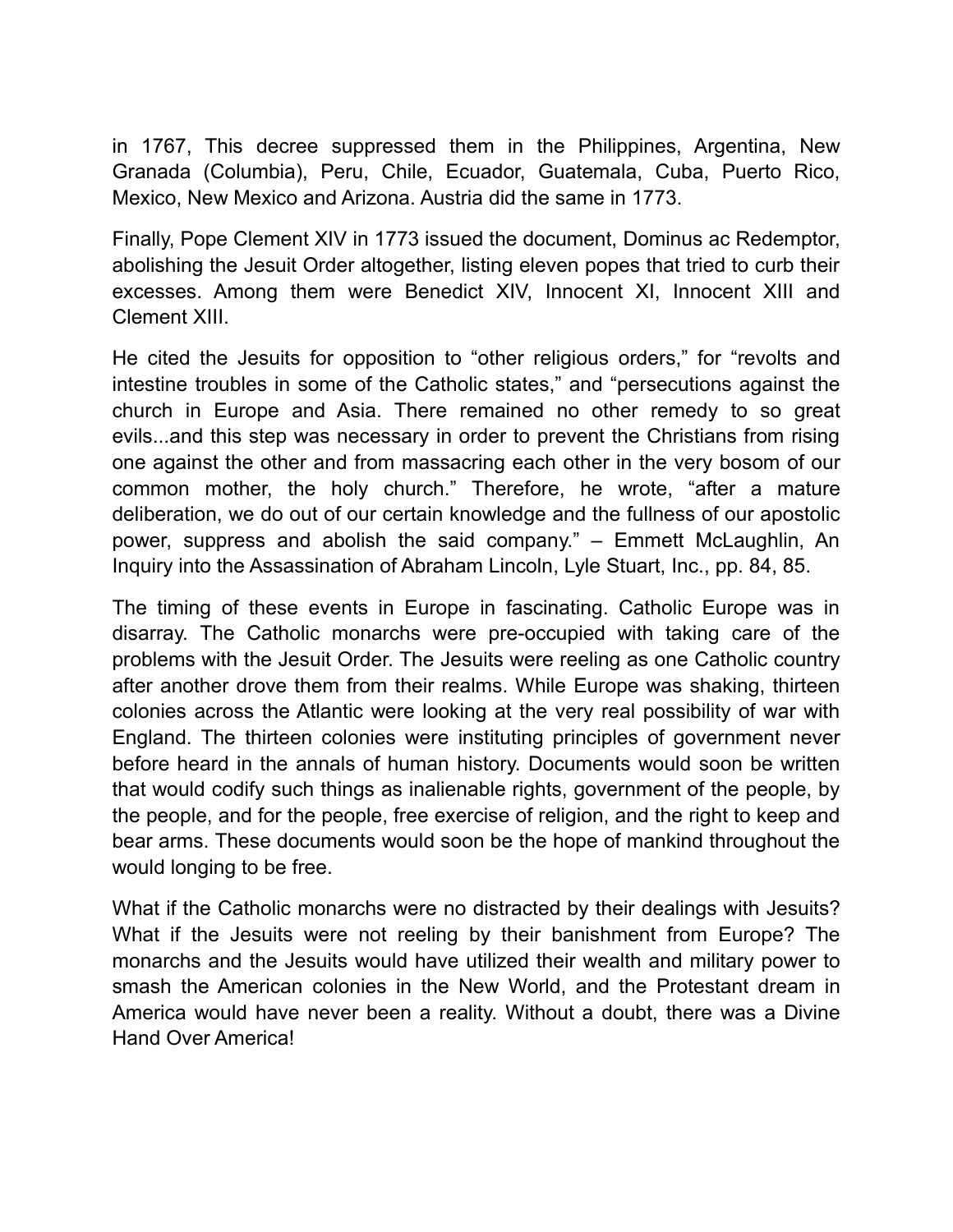in 1767, This decree suppressed them in the Philippines, Argentina, New Granada (Columbia), Peru, Chile, Ecuador, Guatemala, Cuba, Puerto Rico, Mexico, New Mexico and Arizona. Austria did the same in 1773.

Finally, Pope Clement XIV in 1773 issued the document, Dominus ac Redemptor, abolishing the Jesuit Order altogether, listing eleven popes that tried to curb their excesses. Among them were Benedict XIV, Innocent XI, Innocent XIII and Clement XIII.

He cited the Jesuits for opposition to "other religious orders," for "revolts and intestine troubles in some of the Catholic states," and "persecutions against the church in Europe and Asia. There remained no other remedy to so great evils...and this step was necessary in order to prevent the Christians from rising one against the other and from massacring each other in the very bosom of our common mother, the holy church." Therefore, he wrote, "after a mature deliberation, we do out of our certain knowledge and the fullness of our apostolic power, suppress and abolish the said company." – Emmett McLaughlin, An Inquiry into the Assassination of Abraham Lincoln, Lyle Stuart, Inc., pp. 84, 85.

The timing of these events in Europe in fascinating. Catholic Europe was in disarray. The Catholic monarchs were pre-occupied with taking care of the problems with the Jesuit Order. The Jesuits were reeling as one Catholic country after another drove them from their realms. While Europe was shaking, thirteen colonies across the Atlantic were looking at the very real possibility of war with England. The thirteen colonies were instituting principles of government never before heard in the annals of human history. Documents would soon be written that would codify such things as inalienable rights, government of the people, by the people, and for the people, free exercise of religion, and the right to keep and bear arms. These documents would soon be the hope of mankind throughout the would longing to be free.

What if the Catholic monarchs were no distracted by their dealings with Jesuits? What if the Jesuits were not reeling by their banishment from Europe? The monarchs and the Jesuits would have utilized their wealth and military power to smash the American colonies in the New World, and the Protestant dream in America would have never been a reality. Without a doubt, there was a Divine Hand Over America!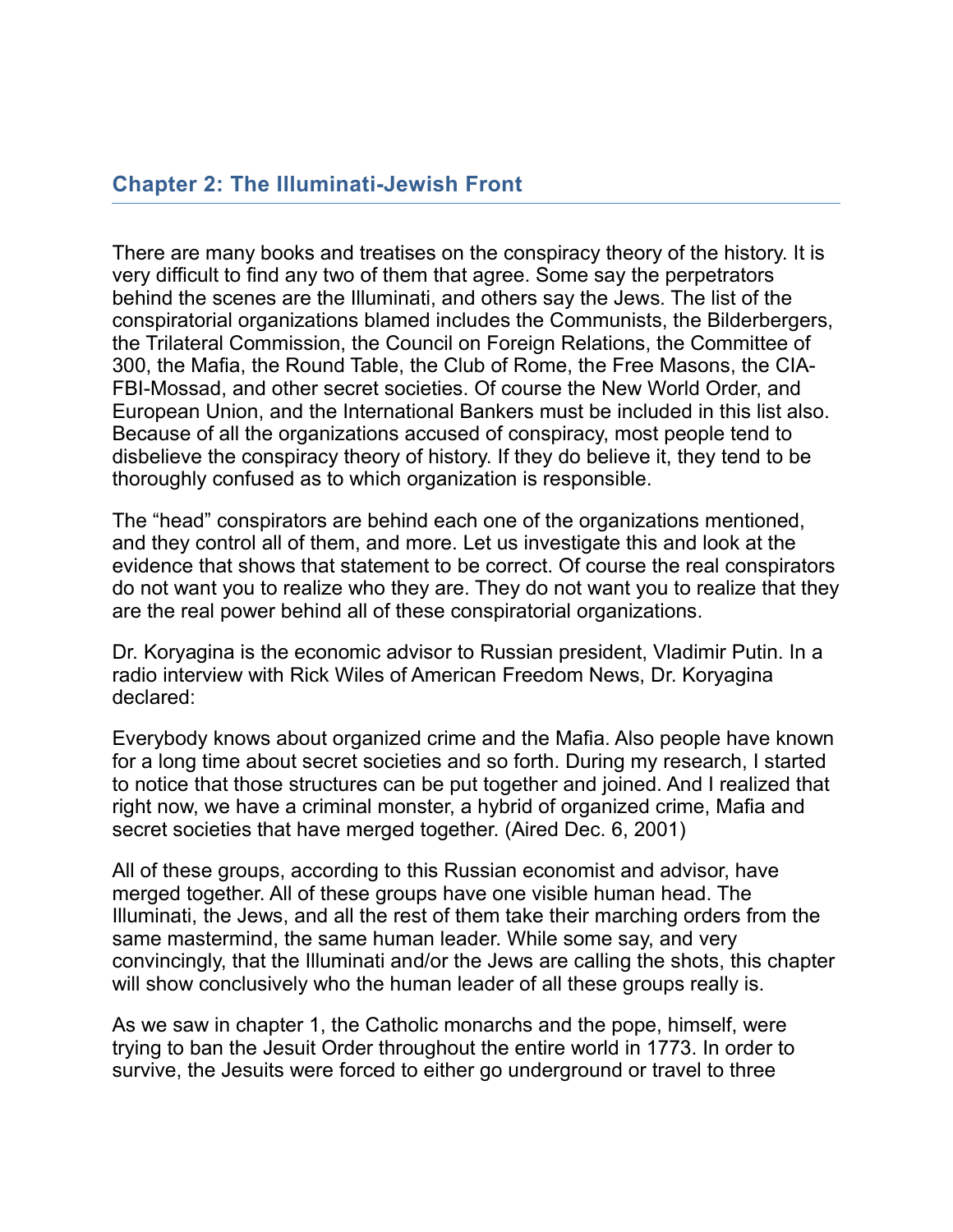## Chapter 2: The Illuminati-Jewish Front

There are many books and treatises on the conspiracy theory of the history. It is very difficult to find any two of them that agree. Some say the perpetrators behind the scenes are the Illuminati, and others say the Jews. The list of the conspiratorial organizations blamed includes the Communists, the Bilderbergers, the Trilateral Commission, the Council on Foreign Relations, the Committee of 300, the Mafia, the Round Table, the Club of Rome, the Free Masons, the CIA-FBI-Mossad, and other secret societies. Of course the New World Order, and European Union, and the International Bankers must be included in this list also. Because of all the organizations accused of conspiracy, most people tend to disbelieve the conspiracy theory of history. If they do believe it, they tend to be thoroughly confused as to which organization is responsible.

The "head" conspirators are behind each one of the organizations mentioned, and they control all of them, and more. Let us investigate this and look at the evidence that shows that statement to be correct. Of course the real conspirators do not want you to realize who they are. They do not want you to realize that they are the real power behind all of these conspiratorial organizations.

Dr. Koryagina is the economic advisor to Russian president, Vladimir Putin. In a radio interview with Rick Wiles of American Freedom News, Dr. Koryagina declared:

Everybody knows about organized crime and the Mafia. Also people have known for a long time about secret societies and so forth. During my research, I started to notice that those structures can be put together and joined. And I realized that right now, we have a criminal monster, a hybrid of organized crime, Mafia and secret societies that have merged together. (Aired Dec. 6, 2001)

All of these groups, according to this Russian economist and advisor, have merged together. All of these groups have one visible human head. The Illuminati, the Jews, and all the rest of them take their marching orders from the same mastermind, the same human leader. While some say, and very convincingly, that the Illuminati and/or the Jews are calling the shots, this chapter will show conclusively who the human leader of all these groups really is.

As we saw in chapter 1, the Catholic monarchs and the pope, himself, were trying to ban the Jesuit Order throughout the entire world in 1773. In order to survive, the Jesuits were forced to either go underground or travel to three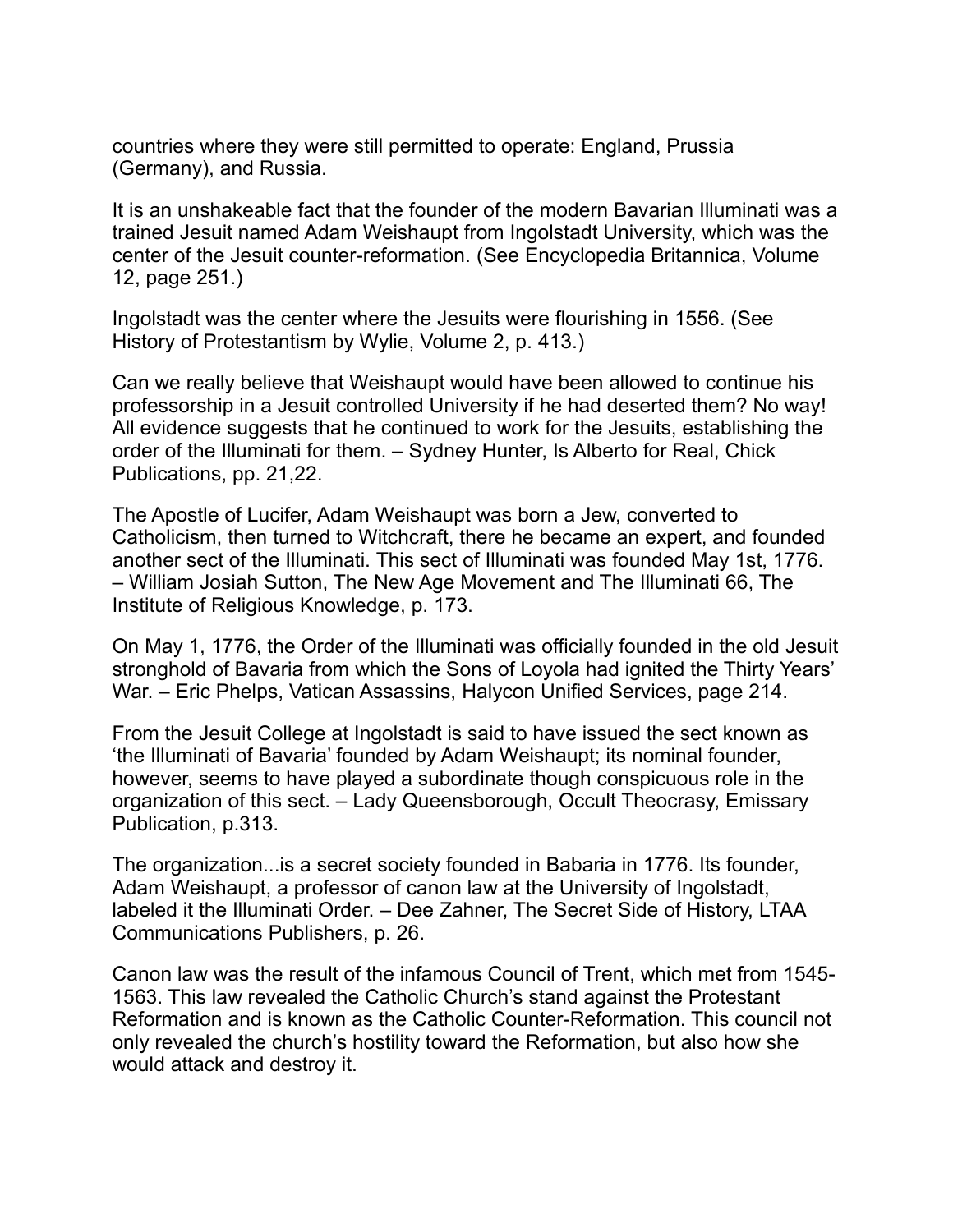countries where they were still permitted to operate: England, Prussia (Germany), and Russia.

It is an unshakeable fact that the founder of the modern Bavarian Illuminati was a trained Jesuit named Adam Weishaupt from Ingolstadt University, which was the center of the Jesuit counter-reformation. (See Encyclopedia Britannica, Volume 12, page 251.)

Ingolstadt was the center where the Jesuits were flourishing in 1556. (See History of Protestantism by Wylie, Volume 2, p. 413.)

Can we really believe that Weishaupt would have been allowed to continue his professorship in a Jesuit controlled University if he had deserted them? No way! All evidence suggests that he continued to work for the Jesuits, establishing the order of the Illuminati for them. – Sydney Hunter, Is Alberto for Real, Chick Publications, pp. 21,22.

The Apostle of Lucifer, Adam Weishaupt was born a Jew, converted to Catholicism, then turned to Witchcraft, there he became an expert, and founded another sect of the Illuminati. This sect of Illuminati was founded May 1st, 1776. – William Josiah Sutton, The New Age Movement and The Illuminati 66, The Institute of Religious Knowledge, p. 173.

On May 1, 1776, the Order of the Illuminati was officially founded in the old Jesuit stronghold of Bavaria from which the Sons of Loyola had ignited the Thirty Years' War. – Eric Phelps, Vatican Assassins, Halycon Unified Services, page 214.

From the Jesuit College at Ingolstadt is said to have issued the sect known as 'the Illuminati of Bavaria' founded by Adam Weishaupt; its nominal founder, however, seems to have played a subordinate though conspicuous role in the organization of this sect. – Lady Queensborough, Occult Theocrasy, Emissary Publication, p.313.

The organization...is a secret society founded in Babaria in 1776. Its founder, Adam Weishaupt, a professor of canon law at the University of Ingolstadt, labeled it the Illuminati Order. – Dee Zahner, The Secret Side of History, LTAA Communications Publishers, p. 26.

Canon law was the result of the infamous Council of Trent, which met from 1545-1563. This law revealed the Catholic Church's stand against the Protestant Reformation and is known as the Catholic Counter-Reformation. This council not only revealed the church's hostility toward the Reformation, but also how she would attack and destroy it.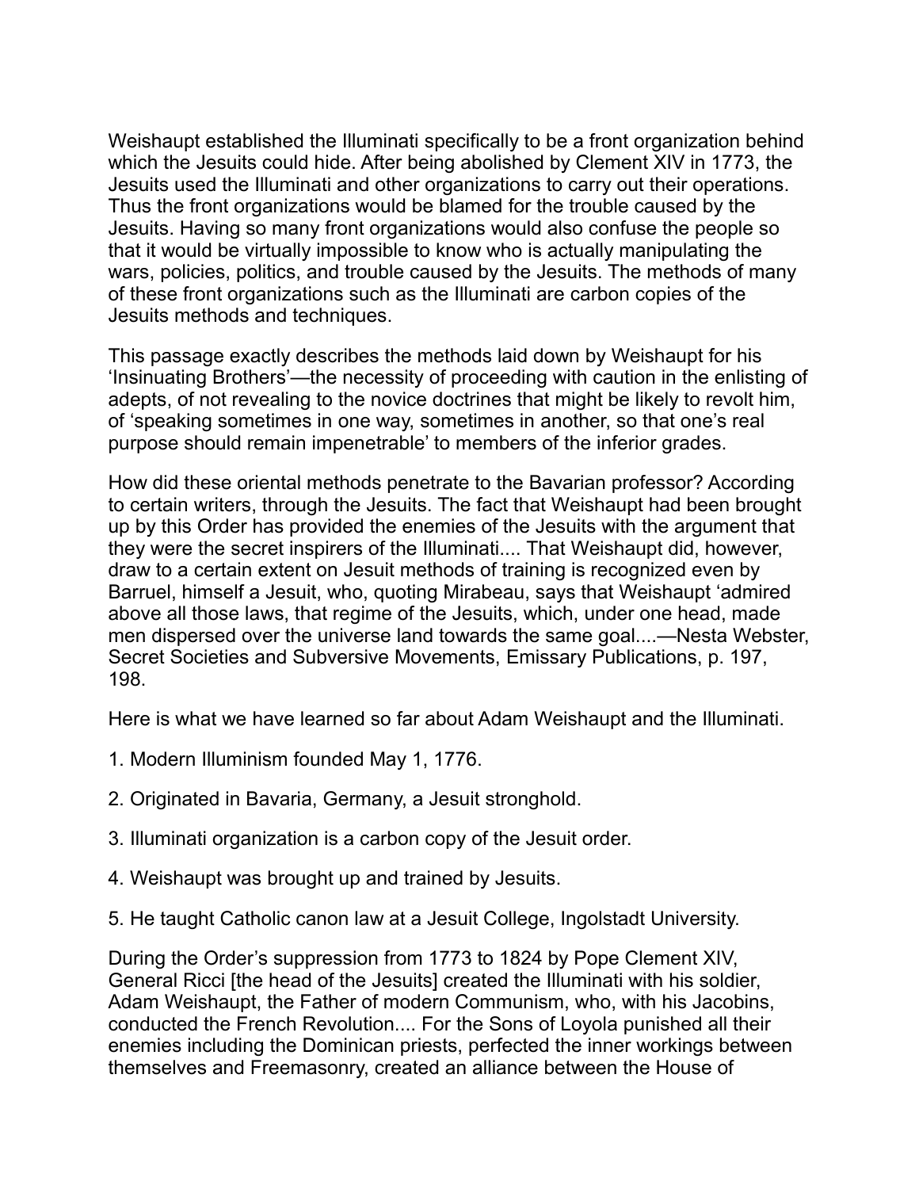Weishaupt established the Illuminati specifically to be a front organization behind which the Jesuits could hide. After being abolished by Clement XIV in 1773, the Jesuits used the Illuminati and other organizations to carry out their operations. Thus the front organizations would be blamed for the trouble caused by the Jesuits. Having so many front organizations would also confuse the people so that it would be virtually impossible to know who is actually manipulating the wars, policies, politics, and trouble caused by the Jesuits. The methods of many of these front organizations such as the Illuminati are carbon copies of the Jesuits methods and techniques.

This passage exactly describes the methods laid down by Weishaupt for his 'Insinuating Brothers'—the necessity of proceeding with caution in the enlisting of adepts, of not revealing to the novice doctrines that might be likely to revolt him, of 'speaking sometimes in one way, sometimes in another, so that one's real purpose should remain impenetrable' to members of the inferior grades.

How did these oriental methods penetrate to the Bavarian professor? According to certain writers, through the Jesuits. The fact that Weishaupt had been brought up by this Order has provided the enemies of the Jesuits with the argument that they were the secret inspirers of the Illuminati.... That Weishaupt did, however, draw to a certain extent on Jesuit methods of training is recognized even by Barruel, himself a Jesuit, who, quoting Mirabeau, says that Weishaupt 'admired above all those laws, that regime of the Jesuits, which, under one head, made men dispersed over the universe land towards the same goal....—Nesta Webster, Secret Societies and Subversive Movements, Emissary Publications, p. 197, 198.

Here is what we have learned so far about Adam Weishaupt and the Illuminati.

1. Modern Illuminism founded May 1, 1776.

2. Originated in Bavaria, Germany, a Jesuit stronghold.

3. Illuminati organization is a carbon copy of the Jesuit order.

4. Weishaupt was brought up and trained by Jesuits.

5. He taught Catholic canon law at a Jesuit College, Ingolstadt University.

During the Order's suppression from 1773 to 1824 by Pope Clement XIV, General Ricci [the head of the Jesuits] created the Illuminati with his soldier, Adam Weishaupt, the Father of modern Communism, who, with his Jacobins, conducted the French Revolution.... For the Sons of Loyola punished all their enemies including the Dominican priests, perfected the inner workings between themselves and Freemasonry, created an alliance between the House of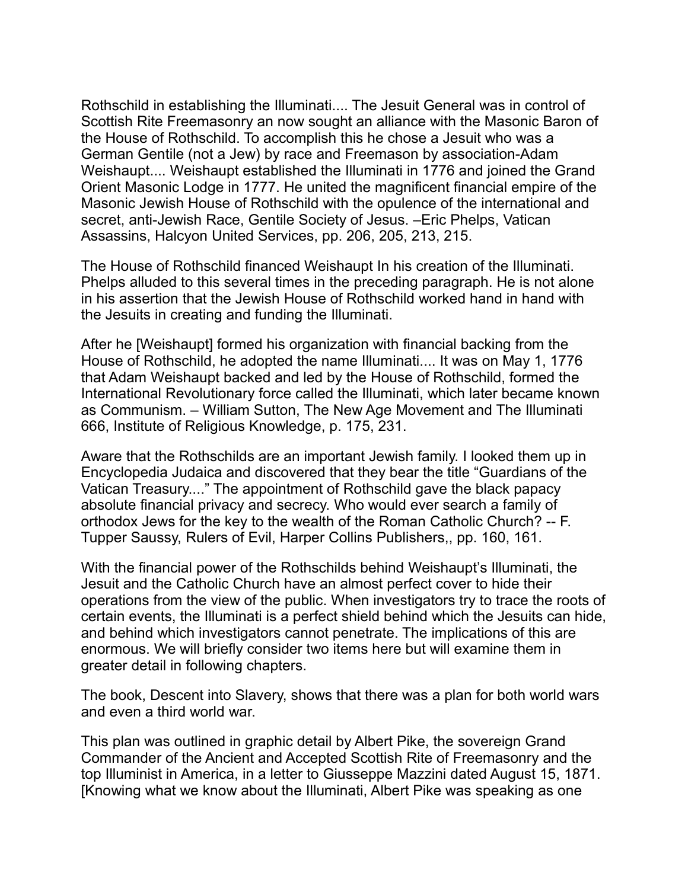Rothschild in establishing the Illuminati.... The Jesuit General was in control of Scottish Rite Freemasonry an now sought an alliance with the Masonic Baron of the House of Rothschild. To accomplish this he chose a Jesuit who was a German Gentile (not a Jew) by race and Freemason by association-Adam Weishaupt.... Weishaupt established the Illuminati in 1776 and joined the Grand Orient Masonic Lodge in 1777. He united the magnificent financial empire of the Masonic Jewish House of Rothschild with the opulence of the international and secret, anti-Jewish Race, Gentile Society of Jesus. –Eric Phelps, Vatican Assassins, Halcyon United Services, pp. 206, 205, 213, 215.

The House of Rothschild financed Weishaupt In his creation of the Illuminati. Phelps alluded to this several times in the preceding paragraph. He is not alone in his assertion that the Jewish House of Rothschild worked hand in hand with the Jesuits in creating and funding the Illuminati.

After he [Weishaupt] formed his organization with financial backing from the House of Rothschild, he adopted the name Illuminati.... It was on May 1, 1776 that Adam Weishaupt backed and led by the House of Rothschild, formed the International Revolutionary force called the Illuminati, which later became known as Communism. – William Sutton, The New Age Movement and The Illuminati 666, Institute of Religious Knowledge, p. 175, 231.

Aware that the Rothschilds are an important Jewish family. I looked them up in Encyclopedia Judaica and discovered that they bear the title “Guardians of the Vatican Treasury....” The appointment of Rothschild gave the black papacy absolute financial privacy and secrecy. Who would ever search a family of orthodox Jews for the key to the wealth of the Roman Catholic Church? -- F. Tupper Saussy, Rulers of Evil, Harper Collins Publishers,, pp. 160, 161.

With the financial power of the Rothschilds behind Weishaupt’s Illuminati, the Jesuit and the Catholic Church have an almost perfect cover to hide their operations from the view of the public. When investigators try to trace the roots of certain events, the Illuminati is a perfect shield behind which the Jesuits can hide, and behind which investigators cannot penetrate. The implications of this are enormous. We will briefly consider two items here but will examine them in greater detail in following chapters.

The book, Descent into Slavery, shows that there was a plan for both world wars and even a third world war.

This plan was outlined in graphic detail by Albert Pike, the sovereign Grand Commander of the Ancient and Accepted Scottish Rite of Freemasonry and the top Illuminist in America, in a letter to Giusseppe Mazzini dated August 15, 1871. [Knowing what we know about the Illuminati, Albert Pike was speaking as one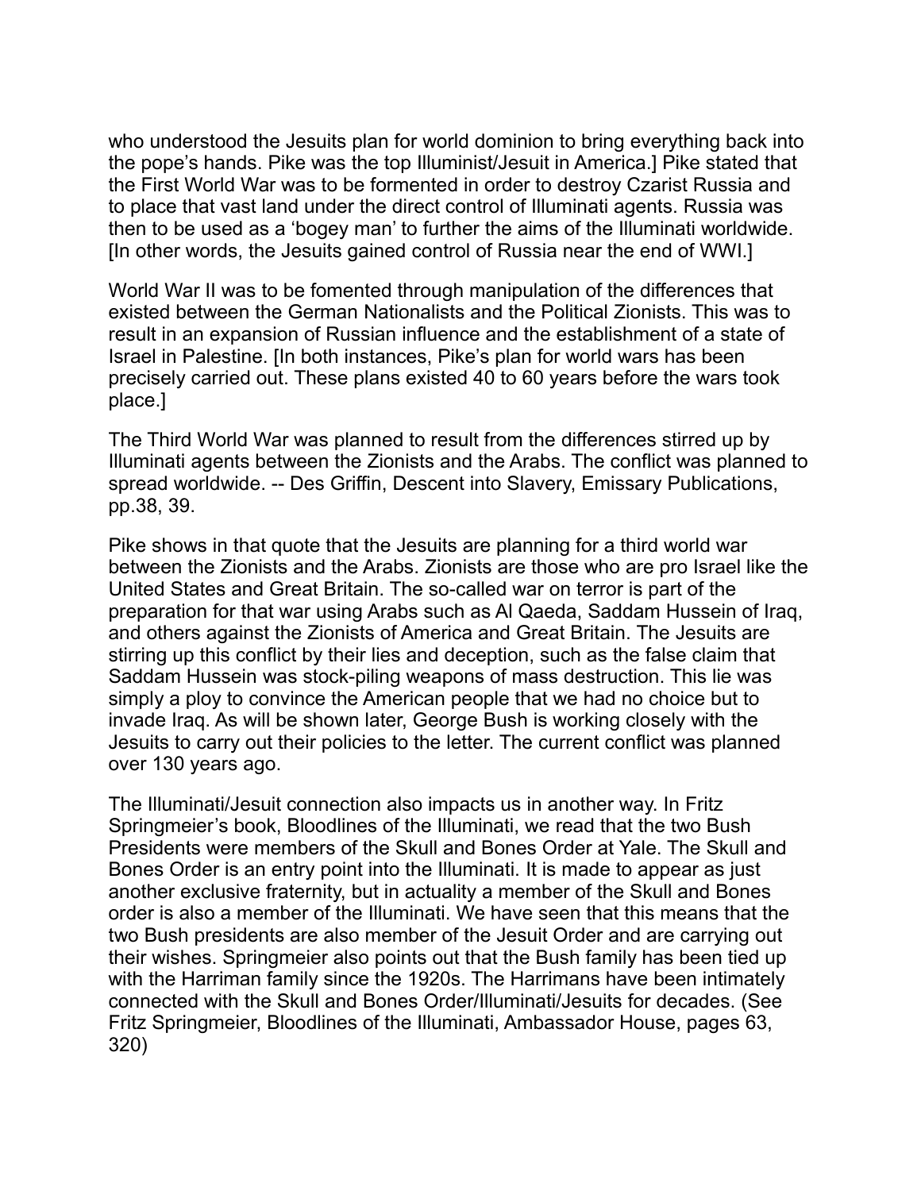who understood the Jesuits plan for world dominion to bring everything back into the pope's hands. Pike was the top Illuminist/Jesuit in America.] Pike stated that the First World War was to be fomented in order to destroy Czarist Russia and to place that vast land under the direct control of Illuminati agents. Russia was then to be used as a 'bogey man' to further the aims of the Illuminati worldwide. [In other words, the Jesuits gained control of Russia near the end of WWI.]

World War II was to be fomented through manipulation of the differences that existed between the German Nationalists and the Political Zionists. This was to result in an expansion of Russian influence and the establishment of a state of Israel in Palestine. [In both instances, Pike's plan for world wars has been precisely carried out. These plans existed 40 to 60 years before the wars took place.]

The Third World War was planned to result from the differences stirred up by Illuminati agents between the Zionists and the Arabs. The conflict was planned to spread worldwide. -- Des Griffin, Descent into Slavery, Emissary Publications, pp.38, 39.

Pike shows in that quote that the Jesuits are planning for a third world war between the Zionists and the Arabs. Zionists are those who are pro Israel like the United States and Great Britain. The so-called war on terror is part of the preparation for that war using Arabs such as Al Qaeda, Saddam Hussein of Iraq, and others against the Zionists of America and Great Britain. The Jesuits are stirring up this conflict by their lies and deception, such as the false claim that Saddam Hussein was stock-piling weapons of mass destruction. This lie was simply a ploy to convince the American people that we had no choice but to invade Iraq. As will be shown later, George Bush is working closely with the Jesuits to carry out their policies to the letter. The current conflict was planned over 130 years ago.

The Illuminati/Jesuit connection also impacts us in another way. In Fritz Springmeier's book, Bloodlines of the Illuminati, we read that the two Bush Presidents were members of the Skull and Bones Order at Yale. The Skull and Bones Order is an entry point into the Illuminati. It is made to appear as just another exclusive fraternity, but in actuality a member of the Skull and Bones order is also a member of the Illuminati. We have seen that this means that the two Bush presidents are also member of the Jesuit Order and are carrying out their wishes. Springmeier also points out that the Bush family has been tied up with the Harriman family since the 1920s. The Harrimans have been intimately connected with the Skull and Bones Order/Illuminati/Jesuits for decades. (See Fritz Springmeier, Bloodlines of the Illuminati, Ambassador House, pages 63, 320)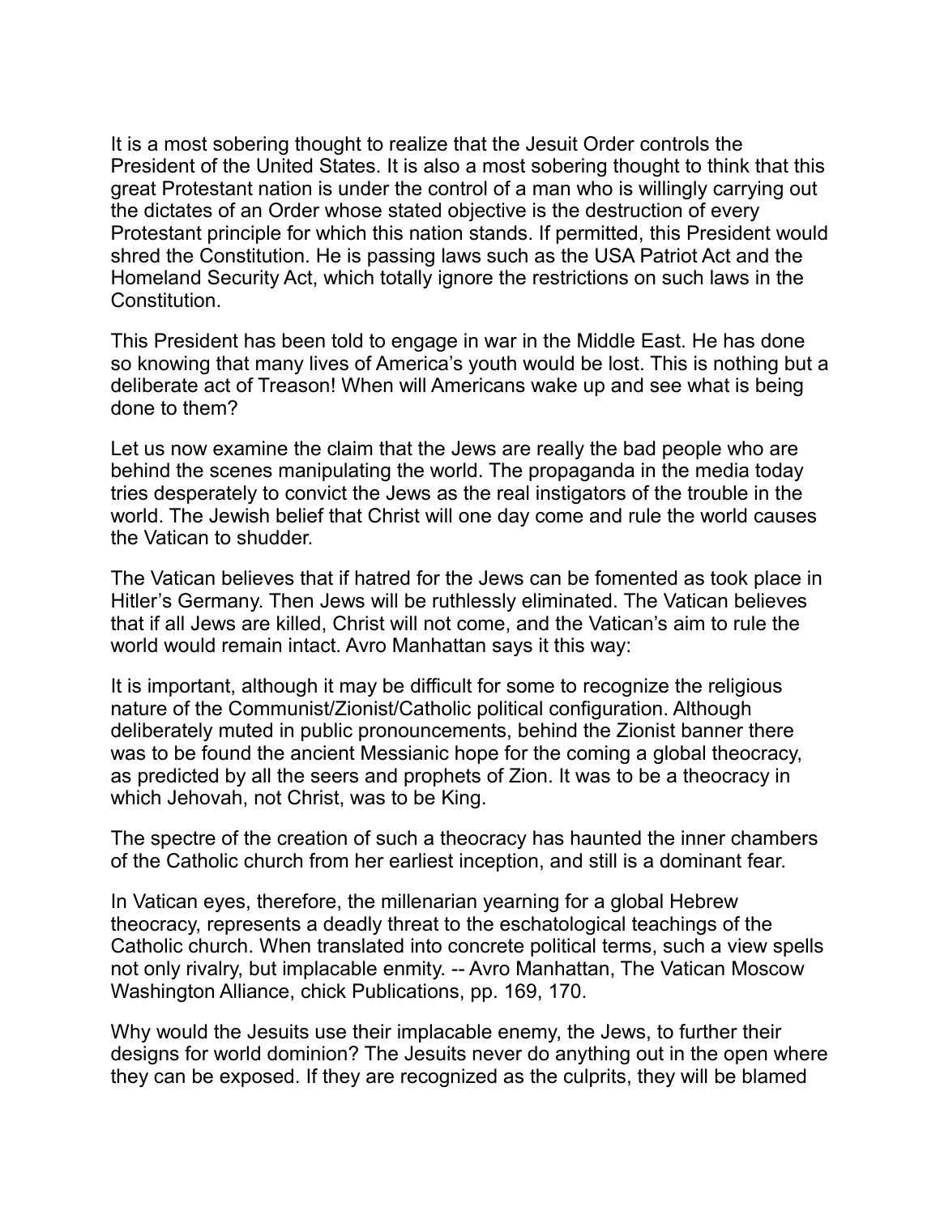It is a most sobering thought to realize that the Jesuit Order controls the President of the United States. It is also a most sobering thought to think that this great Protestant nation is under the control of a man who is willingly carrying out the dictates of an Order whose stated objective is the destruction of every Protestant principle for which this nation stands. If permitted, this President would shred the Constitution. He is passing laws such as the USA Patriot Act and the Homeland Security Act, which totally ignore the restrictions on such laws in the Constitution.

This President has been told to engage in war in the Middle East. He has done so knowing that many lives of America's youth would be lost. This is nothing but a deliberate act of Treason! When will Americans wake up and see what is being done to them?

Let us now examine the claim that the Jews are really the bad people who are behind the scenes manipulating the world. The propaganda in the media today tries desperately to convict the Jews as the real instigators of the trouble in the world. The Jewish belief that Christ will one day come and rule the world causes the Vatican to shudder.

The Vatican believes that if hatred for the Jews can be fomented as took place in Hitler's Germany. Then Jews will be ruthlessly eliminated. The Vatican believes that if all Jews are killed, Christ will not come, and the Vatican's aim to rule the world would remain intact. Avro Manhattan says it this way:

It is important, although it may be difficult for some to recognize the religious nature of the Communist/Zionist/Catholic political configuration. Although deliberately muted in public pronouncements, behind the Zionist banner there was to be found the ancient Messianic hope for the coming a global theocracy, as predicted by all the seers and prophets of Zion. It was to be a theocracy in which Jehovah, not Christ, was to be King.

The spectre of the creation of such a theocracy has haunted the inner chambers of the Catholic church from her earliest inception, and still is a dominant fear.

In Vatican eyes, therefore, the millenarian yearning for a global Hebrew theocracy, represents a deadly threat to the eschatological teachings of the Catholic church. When translated into concrete political terms, such a view spells not only rivalry, but implacable enmity. -- Avro Manhattan, The Vatican Moscow Washington Alliance, chick Publications, pp. 169, 170.

Why would the Jesuits use their implacable enemy, the Jews, to further their designs for world dominion? The Jesuits never do anything out in the open where they can be exposed. If they are recognized as the culprits, they will be blamed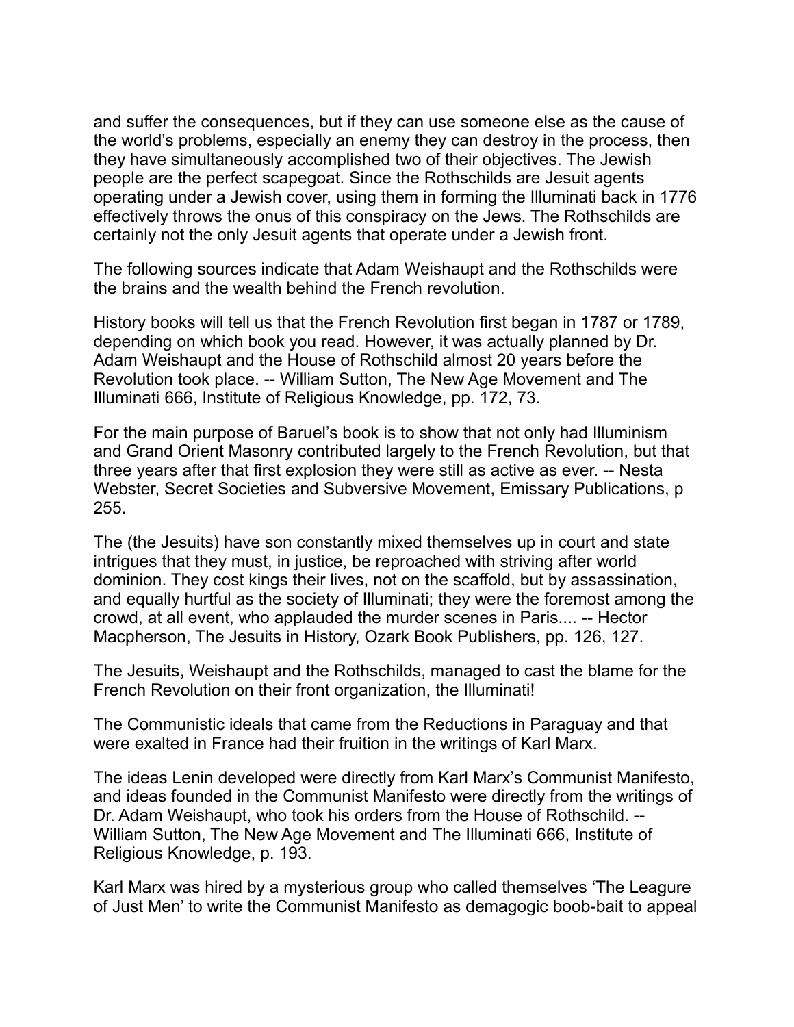and suffer the consequences, but if they can use someone else as the cause of the world's problems, especially an enemy they can destroy in the process, then they have simultaneously accomplished two of their objectives. The Jewish people are the perfect scapegoat. Since the Rothschilds are Jesuit agents operating under a Jewish cover, using them in forming the Illuminati back in 1776 effectively throws the onus of this conspiracy on the Jews. The Rothschilds are certainly not the only Jesuit agents that operate under a Jewish front.

The following sources indicate that Adam Weishaupt and the Rothschilds were the brains and the wealth behind the French revolution.

History books will tell us that the French Revolution first began in 1787 or 1789, depending on which book you read. However, it was actually planned by Dr. Adam Weishaupt and the House of Rothschild almost 20 years before the Revolution took place. -- William Sutton, The New Age Movement and The Illuminati 666, Institute of Religious Knowledge, pp. 172, 73.

For the main purpose of Baruel's book is to show that not only had Illuminism and Grand Orient Masonry contributed largely to the French Revolution, but that three years after that first explosion they were still as active as ever. -- Nesta Webster, Secret Societies and Subversive Movement, Emissary Publications, p 255.

The (the Jesuits) have son constantly mixed themselves up in court and state intrigues that they must, in justice, be reproached with striving after world dominion. They cost kings their lives, not on the scaffold, but by assassination, and equally hurtful as the society of Illuminati; they were the foremost among the crowd, at all event, who applauded the murder scenes in Paris.... -- Hector Macpherson, The Jesuits in History, Ozark Book Publishers, pp. 126, 127.

The Jesuits, Weishaupt and the Rothschilds, managed to cast the blame for the French Revolution on their front organization, the Illuminati!

The Communistic ideals that came from the Reductions in Paraguay and that were exalted in France had their fruition in the writings of Karl Marx.

The ideas Lenin developed were directly from Karl Marx's Communist Manifesto, and ideas founded in the Communist Manifesto were directly from the writings of Dr. Adam Weishaupt, who took his orders from the House of Rothschild. -- William Sutton, The New Age Movement and The Illuminati 666, Institute of Religious Knowledge, p. 193.

Karl Marx was hired by a mysterious group who called themselves 'The Leagure of Just Men' to write the Communist Manifesto as demagogic boob-bait to appeal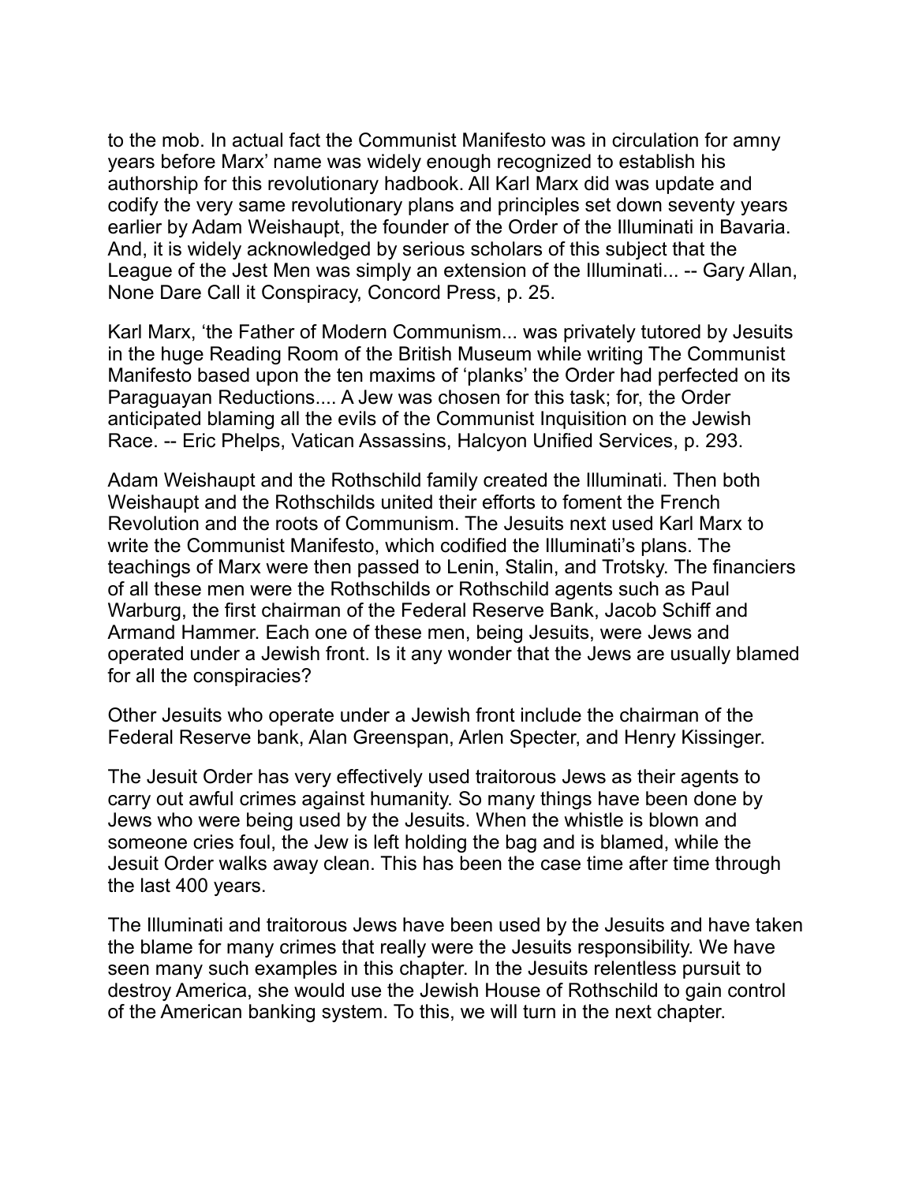to the mob. In actual fact the Communist Manifesto was in circulation for amny years before Marx' name was widely enough recognized to establish his authorship for this revolutionary hadbook. All Karl Marx did was update and codify the very same revolutionary plans and principles set down seventy years earlier by Adam Weishaupt, the founder of the Order of the Illuminati in Bavaria. And, it is widely acknowledged by serious scholars of this subject that the League of the Jest Men was simply an extension of the Illuminati... -- Gary Allan, None Dare Call it Conspiracy, Concord Press, p. 25.

Karl Marx, 'the Father of Modern Communism... was privately tutored by Jesuits in the huge Reading Room of the British Museum while writing The Communist Manifesto based upon the ten maxims of 'planks' the Order had perfected on its Paraguayan Reductions.... A Jew was chosen for this task; for, the Order anticipated blaming all the evils of the Communist Inquisition on the Jewish Race. -- Eric Phelps, Vatican Assassins, Halcyon Unified Services, p. 293.

Adam Weishaupt and the Rothschild family created the Illuminati. Then both Weishaupt and the Rothschilds united their efforts to foment the French Revolution and the roots of Communism. The Jesuits next used Karl Marx to write the Communist Manifesto, which codified the Illuminati's plans. The teachings of Marx were then passed to Lenin, Stalin, and Trotsky. The financiers of all these men were the Rothschilds or Rothschild agents such as Paul Warburg, the first chairman of the Federal Reserve Bank, Jacob Schiff and Armand Hammer. Each one of these men, being Jesuits, were Jews and operated under a Jewish front. Is it any wonder that the Jews are usually blamed for all the conspiracies?

Other Jesuits who operate under a Jewish front include the chairman of the Federal Reserve bank, Alan Greenspan, Arlen Specter, and Henry Kissinger.

The Jesuit Order has very effectively used traitorous Jews as their agents to carry out awful crimes against humanity. So many things have been done by Jews who were being used by the Jesuits. When the whistle is blown and someone cries foul, the Jew is left holding the bag and is blamed, while the Jesuit Order walks away clean. This has been the case time after time through the last 400 years.

The Illuminati and traitorous Jews have been used by the Jesuits and have taken the blame for many crimes that really were the Jesuits responsibility. We have seen many such examples in this chapter. In the Jesuits relentless pursuit to destroy America, she would use the Jewish House of Rothschild to gain control of the American banking system. To this, we will turn in the next chapter.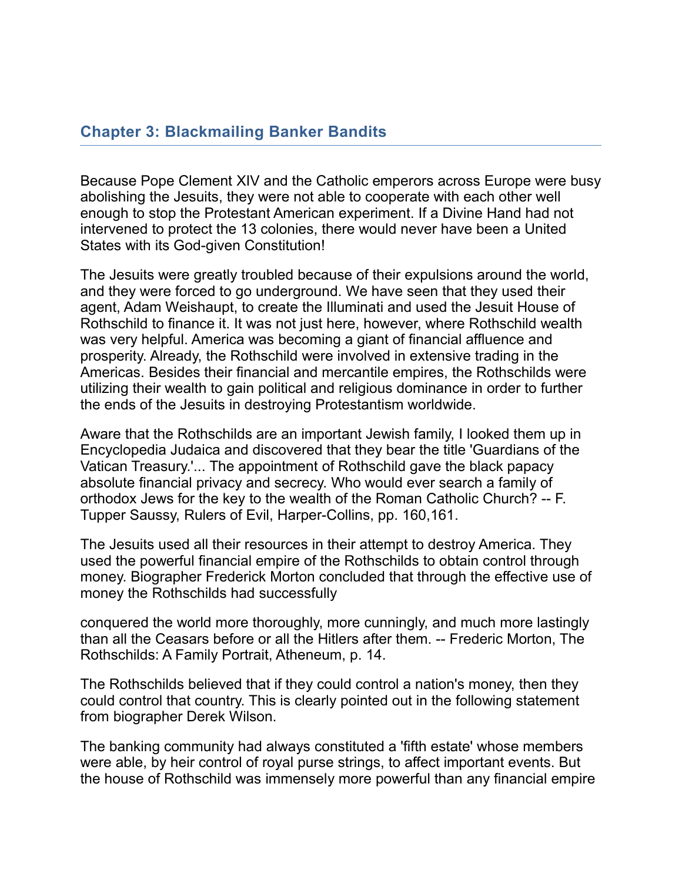## Chapter 3: Blackmailing Banker Bandits

Because Pope Clement XIV and the Catholic emperors across Europe were busy abolishing the Jesuits, they were not able to cooperate with each other well enough to stop the Protestant American experiment. If a Divine Hand had not intervened to protect the 13 colonies, there would never have been a United States with its God-given Constitution!

The Jesuits were greatly troubled because of their expulsions around the world, and they were forced to go underground. We have seen that they used their agent, Adam Weishaupt, to create the Illuminati and used the Jesuit House of Rothschild to finance it. It was not just here, however, where Rothschild wealth was very helpful. America was becoming a giant of financial affluence and prosperity. Already, the Rothschild were involved in extensive trading in the Americas. Besides their financial and mercantile empires, the Rothschilds were utilizing their wealth to gain political and religious dominance in order to further the ends of the Jesuits in destroying Protestantism worldwide.

Aware that the Rothschilds are an important Jewish family, I looked them up in Encyclopedia Judaica and discovered that they bear the title 'Guardians of the Vatican Treasury.'... The appointment of Rothschild gave the black papacy absolute financial privacy and secrecy. Who would ever search a family of orthodox Jews for the key to the wealth of the Roman Catholic Church? -- F. Tupper Saussy, Rulers of Evil, Harper-Collins, pp. 160,161.

The Jesuits used all their resources in their attempt to destroy America. They used the powerful financial empire of the Rothschilds to obtain control through money. Biographer Frederick Morton concluded that through the effective use of money the Rothschilds had successfully

conquered the world more thoroughly, more cunningly, and much more lastingly than all the Ceasars before or all the Hitlers after them. -- Frederic Morton, The Rothschilds: A Family Portrait, Atheneum, p. 14.

The Rothschilds believed that if they could control a nation's money, then they could control that country. This is clearly pointed out in the following statement from biographer Derek Wilson.

The banking community had always constituted a 'fifth estate' whose members were able, by heir control of royal purse strings, to affect important events. But the house of Rothschild was immensely more powerful than any financial empire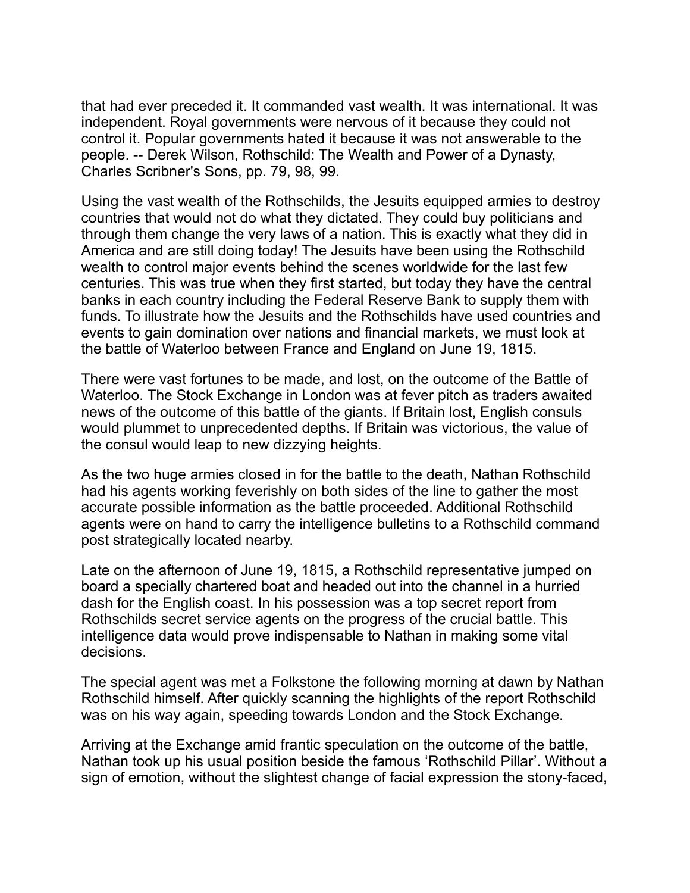that had ever preceded it. It commanded vast wealth. It was international. It was independent. Royal governments were nervous of it because they could not control it. Popular governments hated it because it was not answerable to the people. -- Derek Wilson, Rothschild: The Wealth and Power of a Dynasty, Charles Scribner's Sons, pp. 79, 98, 99.

Using the vast wealth of the Rothschilds, the Jesuits equipped armies to destroy countries that would not do what they dictated. They could buy politicians and through them change the very laws of a nation. This is exactly what they did in America and are still doing today! The Jesuits have been using the Rothschild wealth to control major events behind the scenes worldwide for the last few centuries. This was true when they first started, but today they have the central banks in each country including the Federal Reserve Bank to supply them with funds. To illustrate how the Jesuits and the Rothschilds have used countries and events to gain domination over nations and financial markets, we must look at the battle of Waterloo between France and England on June 19, 1815.

There were vast fortunes to be made, and lost, on the outcome of the Battle of Waterloo. The Stock Exchange in London was at fever pitch as traders awaited news of the outcome of this battle of the giants. If Britain lost, English consuls would plummet to unprecedented depths. If Britain was victorious, the value of the consul would leap to new dizzying heights.

As the two huge armies closed in for the battle to the death, Nathan Rothschild had his agents working feverishly on both sides of the line to gather the most accurate possible information as the battle proceeded. Additional Rothschild agents were on hand to carry the intelligence bulletins to a Rothschild command post strategically located nearby.

Late on the afternoon of June 19, 1815, a Rothschild representative jumped on board a specially chartered boat and headed out into the channel in a hurried dash for the English coast. In his possession was a top secret report from Rothschilds secret service agents on the progress of the crucial battle. This intelligence data would prove indispensable to Nathan in making some vital decisions.

The special agent was met a Folkstone the following morning at dawn by Nathan Rothschild himself. After quickly scanning the highlights of the report Rothschild was on his way again, speeding towards London and the Stock Exchange.

Arriving at the Exchange amid frantic speculation on the outcome of the battle, Nathan took up his usual position beside the famous 'Rothschild Pillar'. Without a sign of emotion, without the slightest change of facial expression the stony-faced,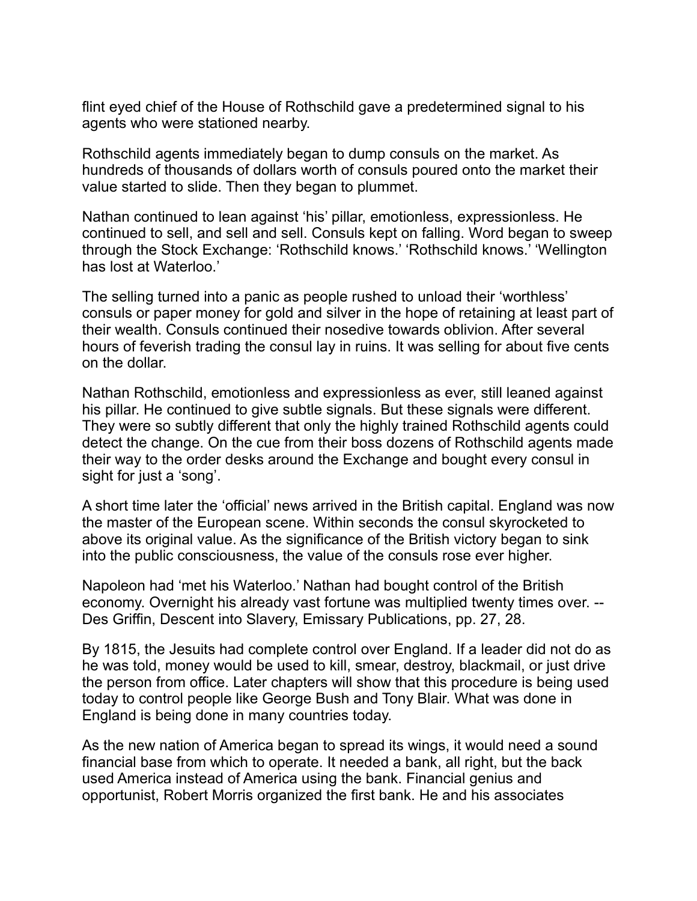flint eyed chief of the House of Rothschild gave a predetermined signal to his agents who were stationed nearby.

Rothschild agents immediately began to dump consuls on the market. As hundreds of thousands of dollars worth of consuls poured onto the market their value started to slide. Then they began to plummet.

Nathan continued to lean against 'his' pillar, emotionless, expressionless. He continued to sell, and sell and sell. Consuls kept on falling. Word began to sweep through the Stock Exchange: 'Rothschild knows.' 'Rothschild knows.' 'Wellington has lost at Waterloo.'

The selling turned into a panic as people rushed to unload their 'worthless' consuls or paper money for gold and silver in the hope of retaining at least part of their wealth. Consuls continued their nosedive towards oblivion. After several hours of feverish trading the consul lay in ruins. It was selling for about five cents on the dollar.

Nathan Rothschild, emotionless and expressionless as ever, still leaned against his pillar. He continued to give subtle signals. But these signals were different. They were so subtly different that only the highly trained Rothschild agents could detect the change. On the cue from their boss dozens of Rothschild agents made their way to the order desks around the Exchange and bought every consul in sight for just a 'song'.

A short time later the 'official' news arrived in the British capital. England was now the master of the European scene. Within seconds the consul skyrocketed to above its original value. As the significance of the British victory began to sink into the public consciousness, the value of the consuls rose ever higher.

Napoleon had 'met his Waterloo.' Nathan had bought control of the British economy. Overnight his already vast fortune was multiplied twenty times over. -- Des Griffin, Descent into Slavery, Emissary Publications, pp. 27, 28.

By 1815, the Jesuits had complete control over England. If a leader did not do as he was told, money would be used to kill, smear, destroy, blackmail, or just drive the person from office. Later chapters will show that this procedure is being used today to control people like George Bush and Tony Blair. What was done in England is being done in many countries today.

As the new nation of America began to spread its wings, it would need a sound financial base from which to operate. It needed a bank, all right, but the back used America instead of America using the bank. Financial genius and opportunist, Robert Morris organized the first bank. He and his associates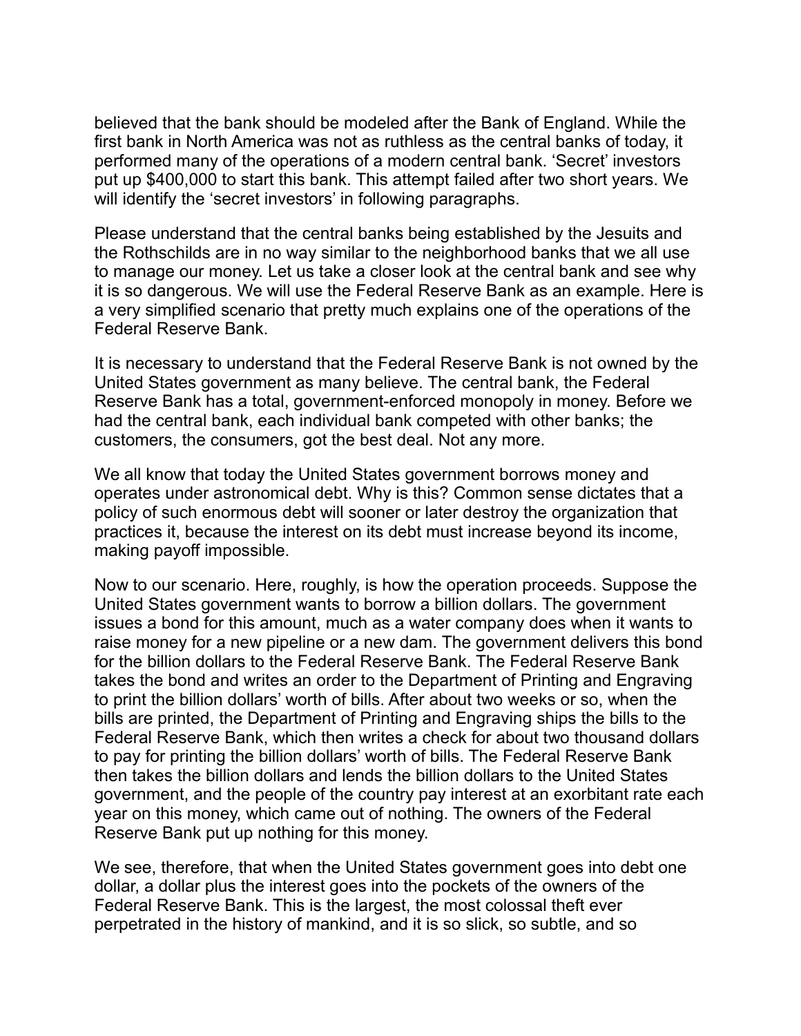believed that the bank should be modeled after the Bank of England. While the first bank in North America was not as ruthless as the central banks of today, it performed many of the operations of a modern central bank. 'Secret' investors put up $400,000 to start this bank. This attempt failed after two short years. We will identify the 'secret investors' in following paragraphs.

Please understand that the central banks being established by the Jesuits and the Rothschilds are in no way similar to the neighborhood banks that we all use to manage our money. Let us take a closer look at the central bank and see why it is so dangerous. We will use the Federal Reserve Bank as an example. Here is a very simplified scenario that pretty much explains one of the operations of the Federal Reserve Bank.

It is necessary to understand that the Federal Reserve Bank is not owned by the United States government as many believe. The central bank, the Federal Reserve Bank has a total, government-enforced monopoly in money. Before we had the central bank, each individual bank competed with other banks; the customers, the consumers, got the best deal. Not any more.

We all know that today the United States government borrows money and operates under astronomical debt. Why is this? Common sense dictates that a policy of such enormous debt will sooner or later destroy the organization that practices it, because the interest on its debt must increase beyond its income, making payoff impossible.

Now to our scenario. Here, roughly, is how the operation proceeds. Suppose the United States government wants to borrow a billion dollars. The government issues a bond for this amount, much as a water company does when it wants to raise money for a new pipeline or a new dam. The government delivers this bond for the billion dollars to the Federal Reserve Bank. The Federal Reserve Bank takes the bond and writes an order to the Department of Printing and Engraving to print the billion dollars' worth of bills. After about two weeks or so, when the bills are printed, the Department of Printing and Engraving ships the bills to the Federal Reserve Bank, which then writes a check for about two thousand dollars to pay for printing the billion dollars' worth of bills. The Federal Reserve Bank then takes the billion dollars and lends the billion dollars to the United States government, and the people of the country pay interest at an exorbitant rate each year on this money, which came out of nothing. The owners of the Federal Reserve Bank put up nothing for this money.

We see, therefore, that when the United States government goes into debt one dollar, a dollar plus the interest goes into the pockets of the owners of the Federal Reserve Bank. This is the largest, the most colossal theft ever perpetrated in the history of mankind, and it is so slick, so subtle, and so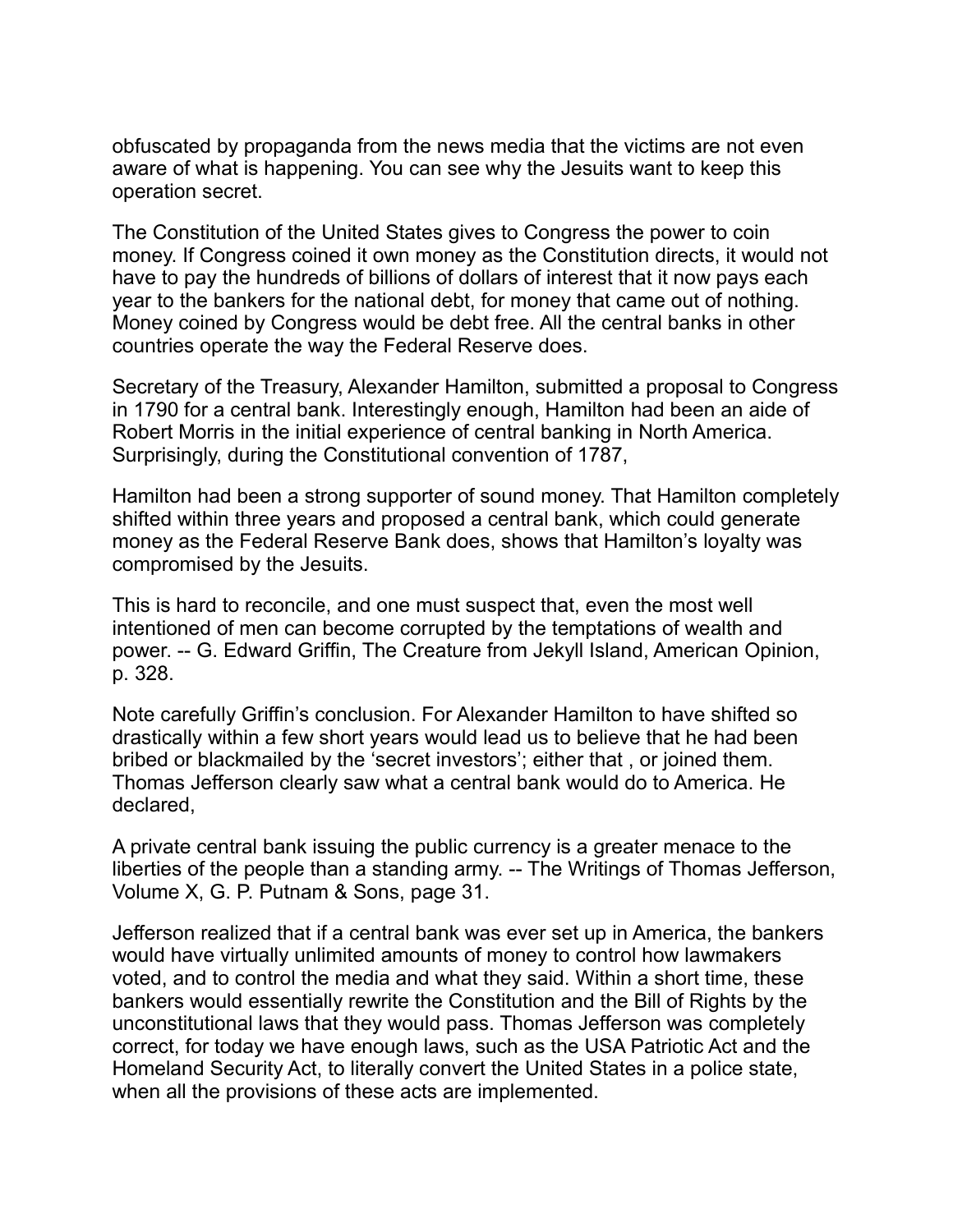obfuscated by propaganda from the news media that the victims are not even aware of what is happening. You can see why the Jesuits want to keep this operation secret.

The Constitution of the United States gives to Congress the power to coin money. If Congress coined it own money as the Constitution directs, it would not have to pay the hundreds of billions of dollars of interest that it now pays each year to the bankers for the national debt, for money that came out of nothing. Money coined by Congress would be debt free. All the central banks in other countries operate the way the Federal Reserve does.

Secretary of the Treasury, Alexander Hamilton, submitted a proposal to Congress in 1790 for a central bank. Interestingly enough, Hamilton had been an aide of Robert Morris in the initial experience of central banking in North America. Surprisingly, during the Constitutional convention of 1787,

Hamilton had been a strong supporter of sound money. That Hamilton completely shifted within three years and proposed a central bank, which could generate money as the Federal Reserve Bank does, shows that Hamilton's loyalty was compromised by the Jesuits.

This is hard to reconcile, and one must suspect that, even the most well intentioned of men can become corrupted by the temptations of wealth and power. -- G. Edward Griffin, The Creature from Jekyll Island, American Opinion, p. 328.

Note carefully Griffin's conclusion. For Alexander Hamilton to have shifted so drastically within a few short years would lead us to believe that he had been bribed or blackmailed by the 'secret investors'; either that , or joined them. Thomas Jefferson clearly saw what a central bank would do to America. He declared,

A private central bank issuing the public currency is a greater menace to the liberties of the people than a standing army. -- The Writings of Thomas Jefferson, Volume X, G. P. Putnam & Sons, page 31.

Jefferson realized that if a central bank was ever set up in America, the bankers would have virtually unlimited amounts of money to control how lawmakers voted, and to control the media and what they said. Within a short time, these bankers would essentially rewrite the Constitution and the Bill of Rights by the unconstitutional laws that they would pass. Thomas Jefferson was completely correct, for today we have enough laws, such as the USA Patriotic Act and the Homeland Security Act, to literally convert the United States in a police state, when all the provisions of these acts are implemented.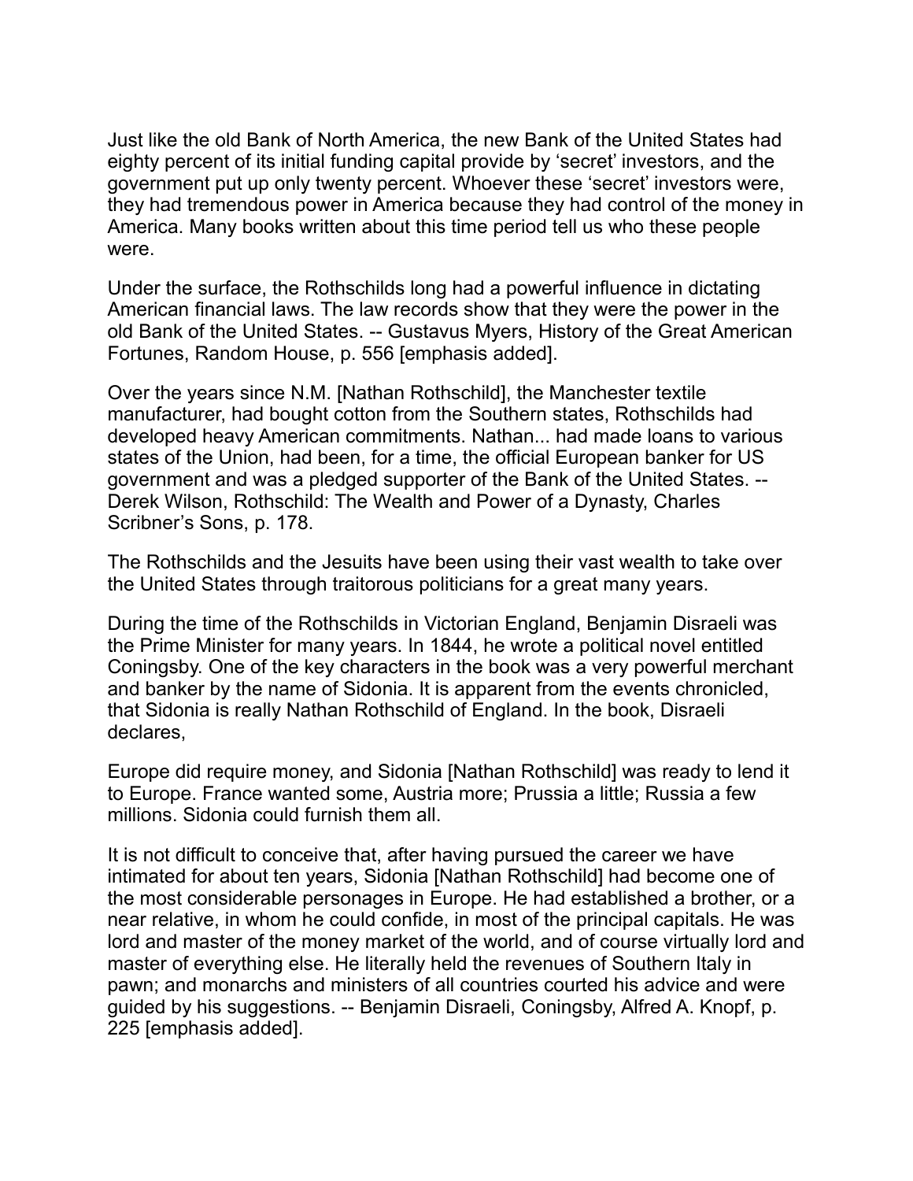Just like the old Bank of North America, the new Bank of the United States had eighty percent of its initial funding capital provide by 'secret' investors, and the government put up only twenty percent. Whoever these 'secret' investors were, they had tremendous power in America because they had control of the money in America. Many books written about this time period tell us who these people were.

Under the surface, the Rothschilds long had a powerful influence in dictating American financial laws. The law records show that they were the power in the old Bank of the United States. -- Gustavus Myers, History of the Great American Fortunes, Random House, p. 556 [emphasis added].

Over the years since N.M. [Nathan Rothschild], the Manchester textile manufacturer, had bought cotton from the Southern states, Rothschilds had developed heavy American commitments. Nathan... had made loans to various states of the Union, had been, for a time, the official European banker for US government and was a pledged supporter of the Bank of the United States. -- Derek Wilson, Rothschild: The Wealth and Power of a Dynasty, Charles Scribner's Sons, p. 178.

The Rothschilds and the Jesuits have been using their vast wealth to take over the United States through traitorous politicians for a great many years.

During the time of the Rothschilds in Victorian England, Benjamin Disraeli was the Prime Minister for many years. In 1844, he wrote a political novel entitled Coningsby. One of the key characters in the book was a very powerful merchant and banker by the name of Sidonia. It is apparent from the events chronicled, that Sidonia is really Nathan Rothschild of England. In the book, Disraeli declares,

Europe did require money, and Sidonia [Nathan Rothschild] was ready to lend it to Europe. France wanted some, Austria more; Prussia a little; Russia a few millions. Sidonia could furnish them all.

It is not difficult to conceive that, after having pursued the career we have intimated for about ten years, Sidonia [Nathan Rothschild] had become one of the most considerable personages in Europe. He had established a brother, or a near relative, in whom he could confide, in most of the principal capitals. He was lord and master of the money market of the world, and of course virtually lord and master of everything else. He literally held the revenues of Southern Italy in pawn; and monarchs and ministers of all countries courted his advice and were guided by his suggestions. -- Benjamin Disraeli, Coningsby, Alfred A. Knopf, p. 225 [emphasis added].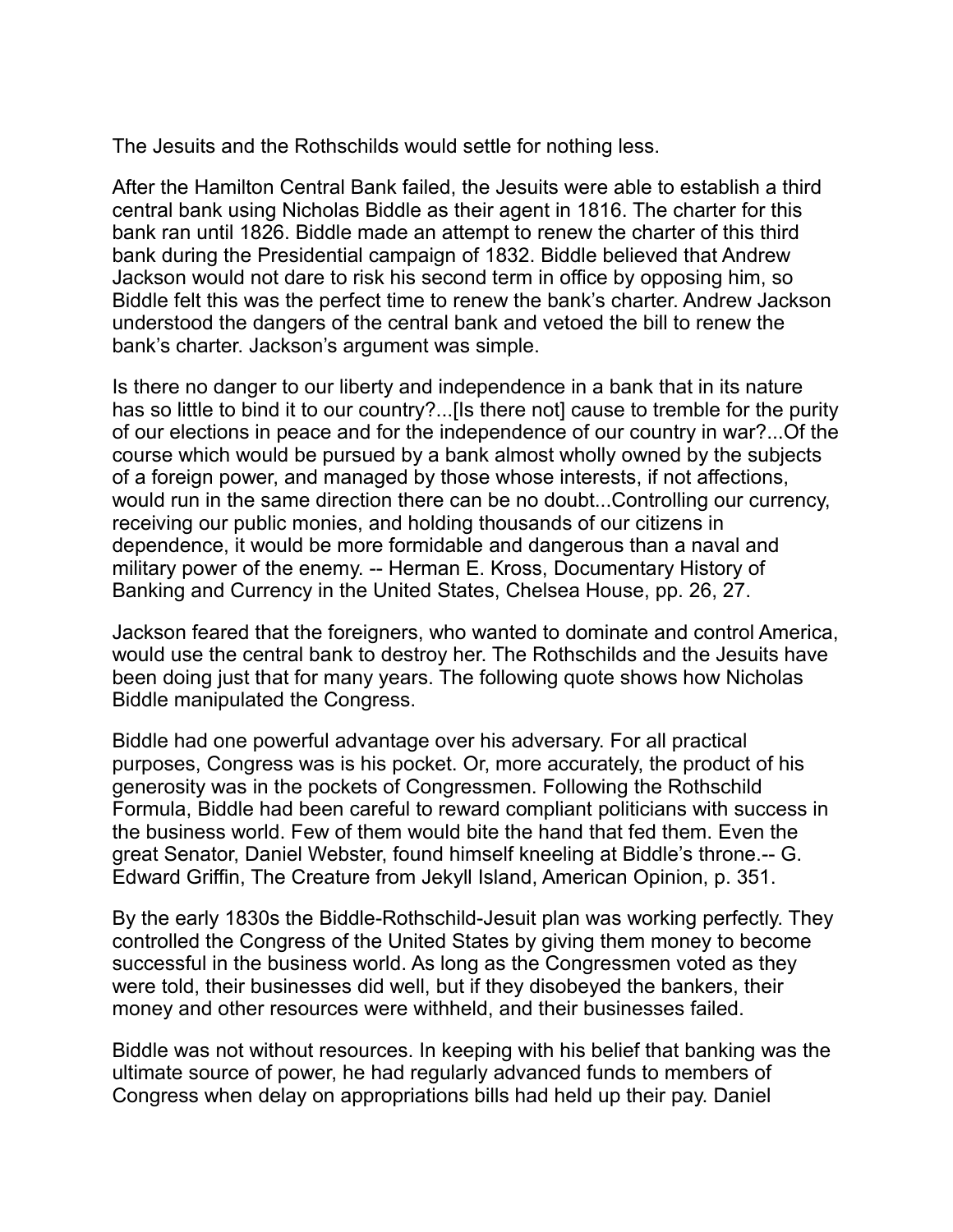The Jesuits and the Rothschilds would settle for nothing less.

After the Hamilton Central Bank failed, the Jesuits were able to establish a third central bank using Nicholas Biddle as their agent in 1816. The charter for this bank ran until 1826. Biddle made an attempt to renew the charter of this third bank during the Presidential campaign of 1832. Biddle believed that Andrew Jackson would not dare to risk his second term in office by opposing him, so Biddle felt this was the perfect time to renew the bank's charter. Andrew Jackson understood the dangers of the central bank and vetoed the bill to renew the bank's charter. Jackson's argument was simple.

Is there no danger to our liberty and independence in a bank that in its nature has so little to bind it to our country?...[Is there not] cause to tremble for the purity of our elections in peace and for the independence of our country in war?...Of the course which would be pursued by a bank almost wholly owned by the subjects of a foreign power, and managed by those whose interests, if not affections, would run in the same direction there can be no doubt...Controlling our currency, receiving our public monies, and holding thousands of our citizens in dependence, it would be more formidable and dangerous than a naval and military power of the enemy. -- Herman E. Kross, Documentary History of Banking and Currency in the United States, Chelsea House, pp. 26, 27.

Jackson feared that the foreigners, who wanted to dominate and control America, would use the central bank to destroy her. The Rothschilds and the Jesuits have been doing just that for many years. The following quote shows how Nicholas Biddle manipulated the Congress.

Biddle had one powerful advantage over his adversary. For all practical purposes, Congress was is his pocket. Or, more accurately, the product of his generosity was in the pockets of Congressmen. Following the Rothschild Formula, Biddle had been careful to reward compliant politicians with success in the business world. Few of them would bite the hand that fed them. Even the great Senator, Daniel Webster, found himself kneeling at Biddle's throne.-- G. Edward Griffin, The Creature from Jekyll Island, American Opinion, p. 351.

By the early 1830s the Biddle-Rothschild-Jesuit plan was working perfectly. They controlled the Congress of the United States by giving them money to become successful in the business world. As long as the Congressmen voted as they were told, their businesses did well, but if they disobeyed the bankers, their money and other resources were withheld, and their businesses failed.

Biddle was not without resources. In keeping with his belief that banking was the ultimate source of power, he had regularly advanced funds to members of Congress when delay on appropriations bills had held up their pay. Daniel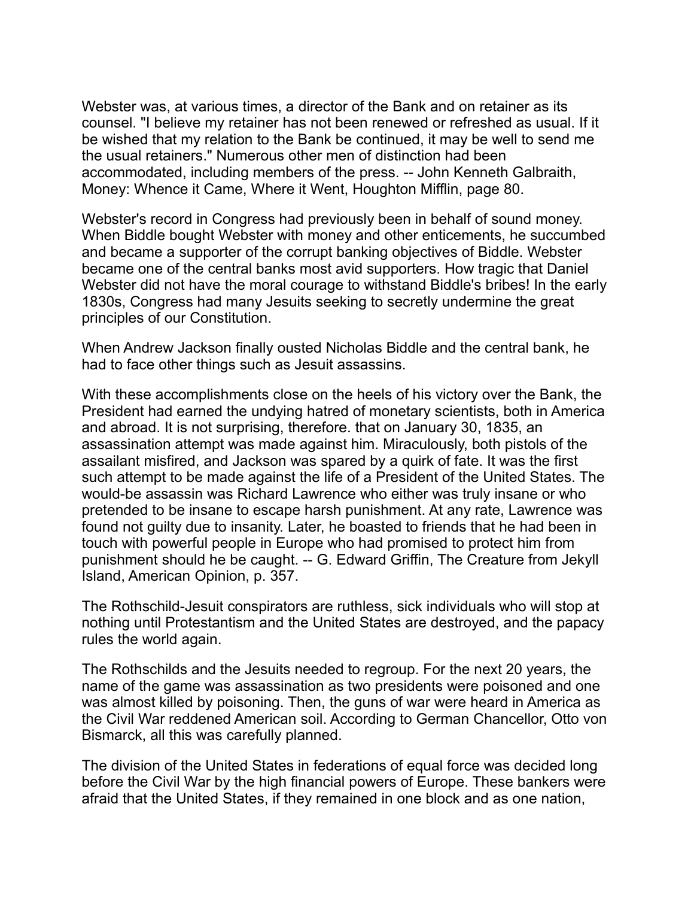Webster was, at various times, a director of the Bank and on retainer as its counsel. "I believe my retainer has not been renewed or refreshed as usual. If it be wished that my relation to the Bank be continued, it may be well to send me the usual retainers." Numerous other men of distinction had been accommodated, including members of the press. -- John Kenneth Galbraith, Money: Whence it Came, Where it Went, Houghton Mifflin, page 80.

Webster's record in Congress had previously been in behalf of sound money. When Biddle bought Webster with money and other enticements, he succumbed and became a supporter of the corrupt banking objectives of Biddle. Webster became one of the central banks most avid supporters. How tragic that Daniel Webster did not have the moral courage to withstand Biddle's bribes! In the early 1830s, Congress had many Jesuits seeking to secretly undermine the great principles of our Constitution.

When Andrew Jackson finally ousted Nicholas Biddle and the central bank, he had to face other things such as Jesuit assassins.

With these accomplishments close on the heels of his victory over the Bank, the President had earned the undying hatred of monetary scientists, both in America and abroad. It is not surprising, therefore. that on January 30, 1835, an assassination attempt was made against him. Miraculously, both pistols of the assailant misfired, and Jackson was spared by a quirk of fate. It was the first such attempt to be made against the life of a President of the United States. The would-be assassin was Richard Lawrence who either was truly insane or who pretended to be insane to escape harsh punishment. At any rate, Lawrence was found not guilty due to insanity. Later, he boasted to friends that he had been in touch with powerful people in Europe who had promised to protect him from punishment should he be caught. -- G. Edward Griffin, The Creature from Jekyll Island, American Opinion, p. 357.

The Rothschild-Jesuit conspirators are ruthless, sick individuals who will stop at nothing until Protestantism and the United States are destroyed, and the papacy rules the world again.

The Rothschilds and the Jesuits needed to regroup. For the next 20 years, the name of the game was assassination as two presidents were poisoned and one was almost killed by poisoning. Then, the guns of war were heard in America as the Civil War reddened American soil. According to German Chancellor, Otto von Bismarck, all this was carefully planned.

The division of the United States in federations of equal force was decided long before the Civil War by the high financial powers of Europe. These bankers were afraid that the United States, if they remained in one block and as one nation,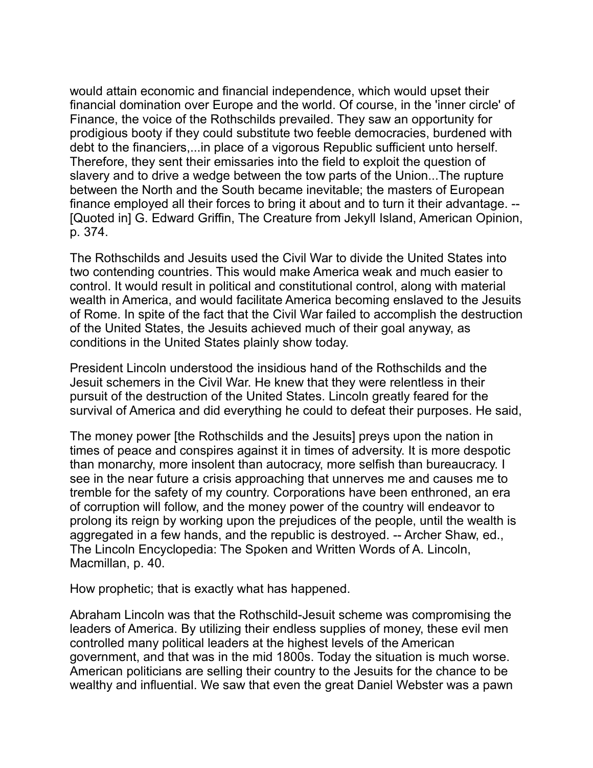would attain economic and financial independence, which would upset their financial domination over Europe and the world. Of course, in the 'inner circle' of Finance, the voice of the Rothschilds prevailed. They saw an opportunity for prodigious booty if they could substitute two feeble democracies, burdened with debt to the financiers,...in place of a vigorous Republic sufficient unto herself. Therefore, they sent their emissaries into the field to exploit the question of slavery and to drive a wedge between the tow parts of the Union...The rupture between the North and the South became inevitable; the masters of European finance employed all their forces to bring it about and to turn it their advantage. -- [Quoted in] G. Edward Griffin, The Creature from Jekyll Island, American Opinion, p. 374.

The Rothschilds and Jesuits used the Civil War to divide the United States into two contending countries. This would make America weak and much easier to control. It would result in political and constitutional control, along with material wealth in America, and would facilitate America becoming enslaved to the Jesuits of Rome. In spite of the fact that the Civil War failed to accomplish the destruction of the United States, the Jesuits achieved much of their goal anyway, as conditions in the United States plainly show today.

President Lincoln understood the insidious hand of the Rothschilds and the Jesuit schemers in the Civil War. He knew that they were relentless in their pursuit of the destruction of the United States. Lincoln greatly feared for the survival of America and did everything he could to defeat their purposes. He said,

The money power [the Rothschilds and the Jesuits] preys upon the nation in times of peace and conspires against it in times of adversity. It is more despotic than monarchy, more insolent than autocracy, more selfish than bureaucracy. I see in the near future a crisis approaching that unnerves me and causes me to tremble for the safety of my country. Corporations have been enthroned, an era of corruption will follow, and the money power of the country will endeavor to prolong its reign by working upon the prejudices of the people, until the wealth is aggregated in a few hands, and the republic is destroyed. -- Archer Shaw, ed., The Lincoln Encyclopedia: The Spoken and Written Words of A. Lincoln, Macmillan, p. 40.

How prophetic; that is exactly what has happened.

Abraham Lincoln was that the Rothschild-Jesuit scheme was compromising the leaders of America. By utilizing their endless supplies of money, these evil men controlled many political leaders at the highest levels of the American government, and that was in the mid 1800s. Today the situation is much worse. American politicians are selling their country to the Jesuits for the chance to be wealthy and influential. We saw that even the great Daniel Webster was a pawn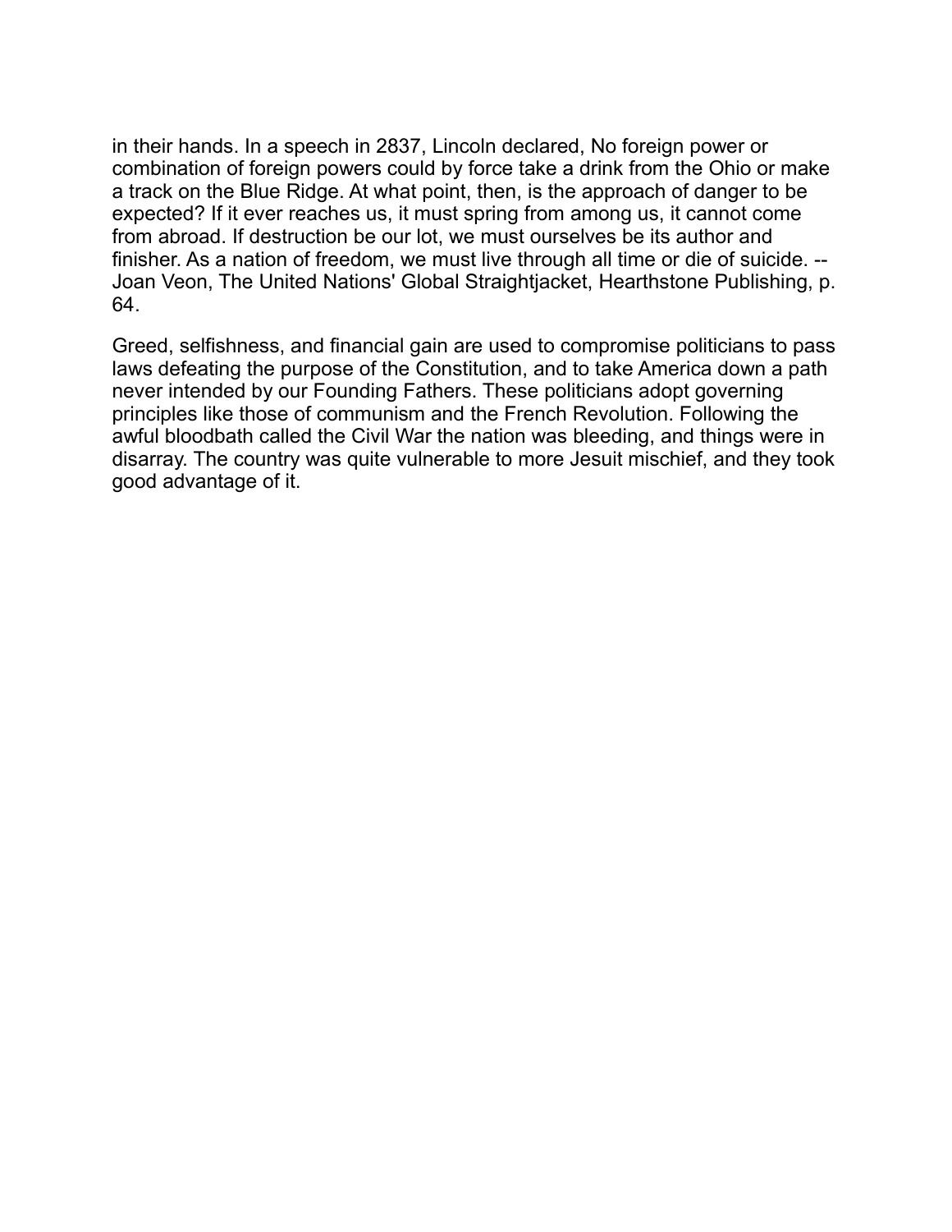in their hands. In a speech in 2837, Lincoln declared, No foreign power or combination of foreign powers could by force take a drink from the Ohio or make a track on the Blue Ridge. At what point, then, is the approach of danger to be expected? If it ever reaches us, it must spring from among us, it cannot come from abroad. If destruction be our lot, we must ourselves be its author and finisher. As a nation of freedom, we must live through all time or die of suicide. -- Joan Veon, The United Nations' Global Straightjacket, Hearthstone Publishing, p. 64.

Greed, selfishness, and financial gain are used to compromise politicians to pass laws defeating the purpose of the Constitution, and to take America down a path never intended by our Founding Fathers. These politicians adopt governing principles like those of communism and the French Revolution. Following the awful bloodbath called the Civil War the nation was bleeding, and things were in disarray. The country was quite vulnerable to more Jesuit mischief, and they took good advantage of it.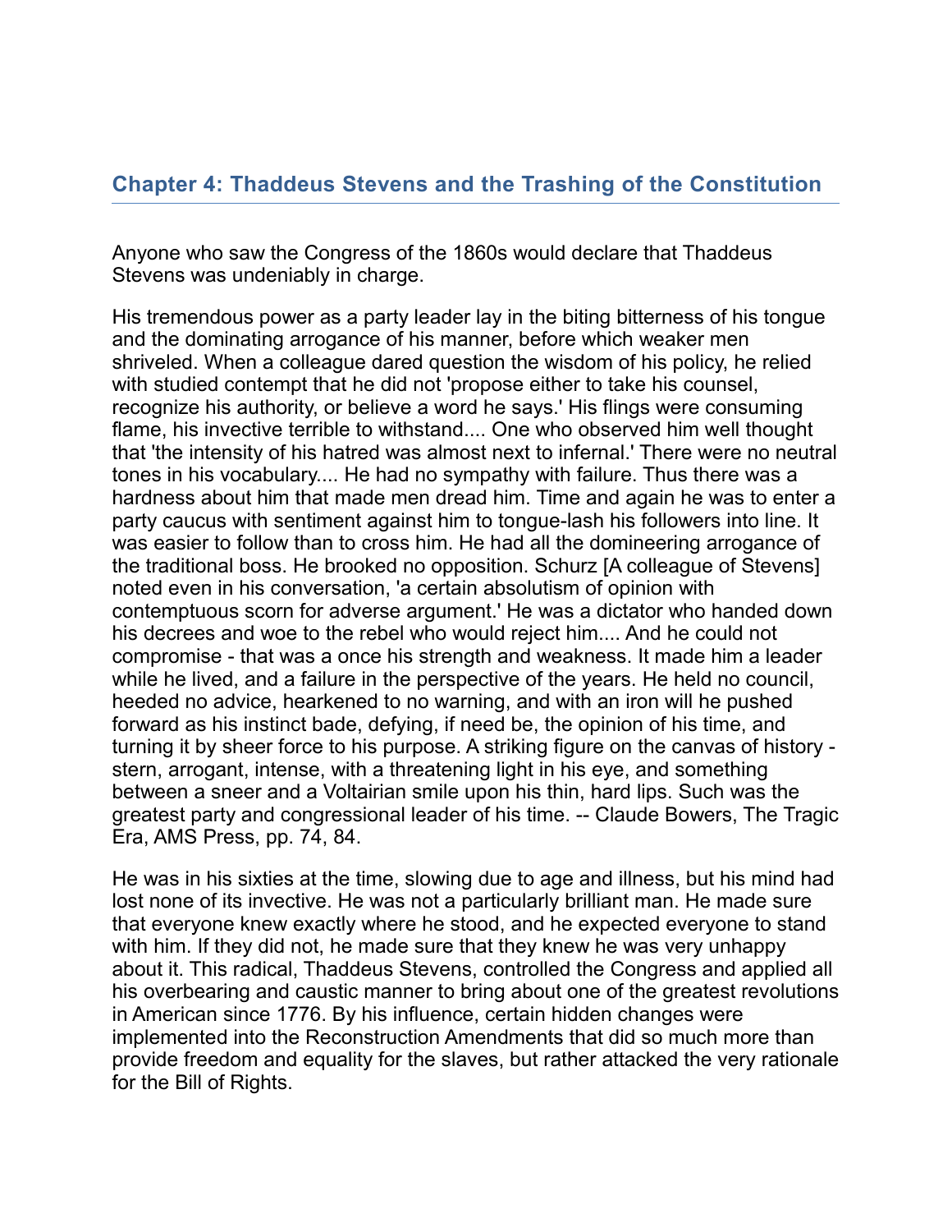## Chapter 4: Thaddeus Stevens and the Trashing of the Constitution

Anyone who saw the Congress of the 1860s would declare that Thaddeus Stevens was undeniably in charge.

His tremendous power as a party leader lay in the biting bitterness of his tongue and the dominating arrogance of his manner, before which weaker men shriveled. When a colleague dared question the wisdom of his policy, he relied with studied contempt that he did not 'propose either to take his counsel, recognize his authority, or believe a word he says.' His flings were consuming flame, his invective terrible to withstand.... One who observed him well thought that 'the intensity of his hatred was almost next to infernal.' There were no neutral tones in his vocabulary.... He had no sympathy with failure. Thus there was a hardness about him that made men dread him. Time and again he was to enter a party caucus with sentiment against him to tongue-lash his followers into line. It was easier to follow than to cross him. He had all the domineering arrogance of the traditional boss. He brooked no opposition. Schurz [A colleague of Stevens] noted even in his conversation, 'a certain absolutism of opinion with contemptuous scorn for adverse argument.' He was a dictator who handed down his decrees and woe to the rebel who would reject him.... And he could not compromise - that was a once his strength and weakness. It made him a leader while he lived, and a failure in the perspective of the years. He held no council, heeded no advice, hearkened to no warning, and with an iron will he pushed forward as his instinct bade, defying, if need be, the opinion of his time, and turning it by sheer force to his purpose. A striking figure on the canvas of history - stern, arrogant, intense, with a threatening light in his eye, and something between a sneer and a Voltairian smile upon his thin, hard lips. Such was the greatest party and congressional leader of his time. -- Claude Bowers, The Tragic Era, AMS Press, pp. 74, 84.

He was in his sixties at the time, slowing due to age and illness, but his mind had lost none of its invective. He was not a particularly brilliant man. He made sure that everyone knew exactly where he stood, and he expected everyone to stand with him. If they did not, he made sure that they knew he was very unhappy about it. This radical, Thaddeus Stevens, controlled the Congress and applied all his overbearing and caustic manner to bring about one of the greatest revolutions in American since 1776. By his influence, certain hidden changes were implemented into the Reconstruction Amendments that did so much more than provide freedom and equality for the slaves, but rather attacked the very rationale for the Bill of Rights.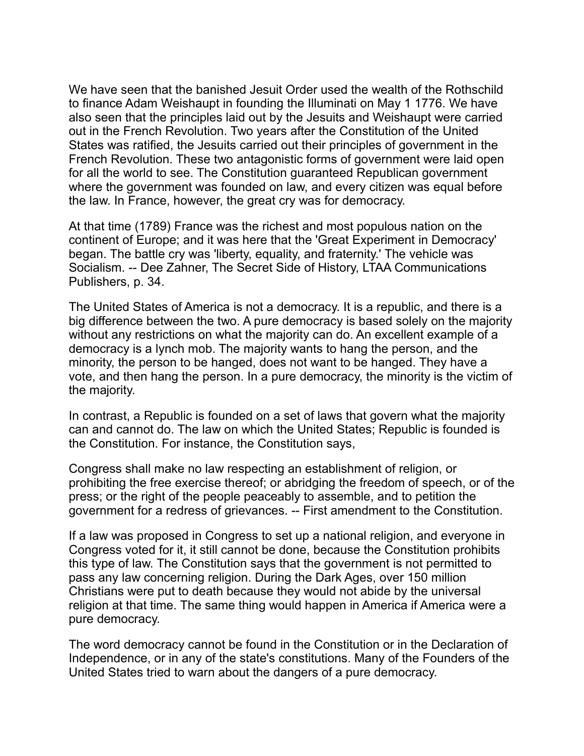We have seen that the banished Jesuit Order used the wealth of the Rothschild to finance Adam Weishaupt in founding the Illuminati on May 1 1776. We have also seen that the principles laid out by the Jesuits and Weishaupt were carried out in the French Revolution. Two years after the Constitution of the United States was ratified, the Jesuits carried out their principles of government in the French Revolution. These two antagonistic forms of government were laid open for all the world to see. The Constitution guaranteed Republican government where the government was founded on law, and every citizen was equal before the law. In France, however, the great cry was for democracy.

At that time (1789) France was the richest and most populous nation on the continent of Europe; and it was here that the 'Great Experiment in Democracy' began. The battle cry was 'liberty, equality, and fraternity.' The vehicle was Socialism. -- Dee Zahner, The Secret Side of History, LTAA Communications Publishers, p. 34.

The United States of America is not a democracy. It is a republic, and there is a big difference between the two. A pure democracy is based solely on the majority without any restrictions on what the majority can do. An excellent example of a democracy is a lynch mob. The majority wants to hang the person, and the minority, the person to be hanged, does not want to be hanged. They have a vote, and then hang the person. In a pure democracy, the minority is the victim of the majority.

In contrast, a Republic is founded on a set of laws that govern what the majority can and cannot do. The law on which the United States; Republic is founded is the Constitution. For instance, the Constitution says,

Congress shall make no law respecting an establishment of religion, or prohibiting the free exercise thereof; or abridging the freedom of speech, or of the press; or the right of the people peaceably to assemble, and to petition the government for a redress of grievances. -- First amendment to the Constitution.

If a law was proposed in Congress to set up a national religion, and everyone in Congress voted for it, it still cannot be done, because the Constitution prohibits this type of law. The Constitution says that the government is not permitted to pass any law concerning religion. During the Dark Ages, over 150 million Christians were put to death because they would not abide by the universal religion at that time. The same thing would happen in America if America were a pure democracy.

The word democracy cannot be found in the Constitution or in the Declaration of Independence, or in any of the state's constitutions. Many of the Founders of the United States tried to warn about the dangers of a pure democracy.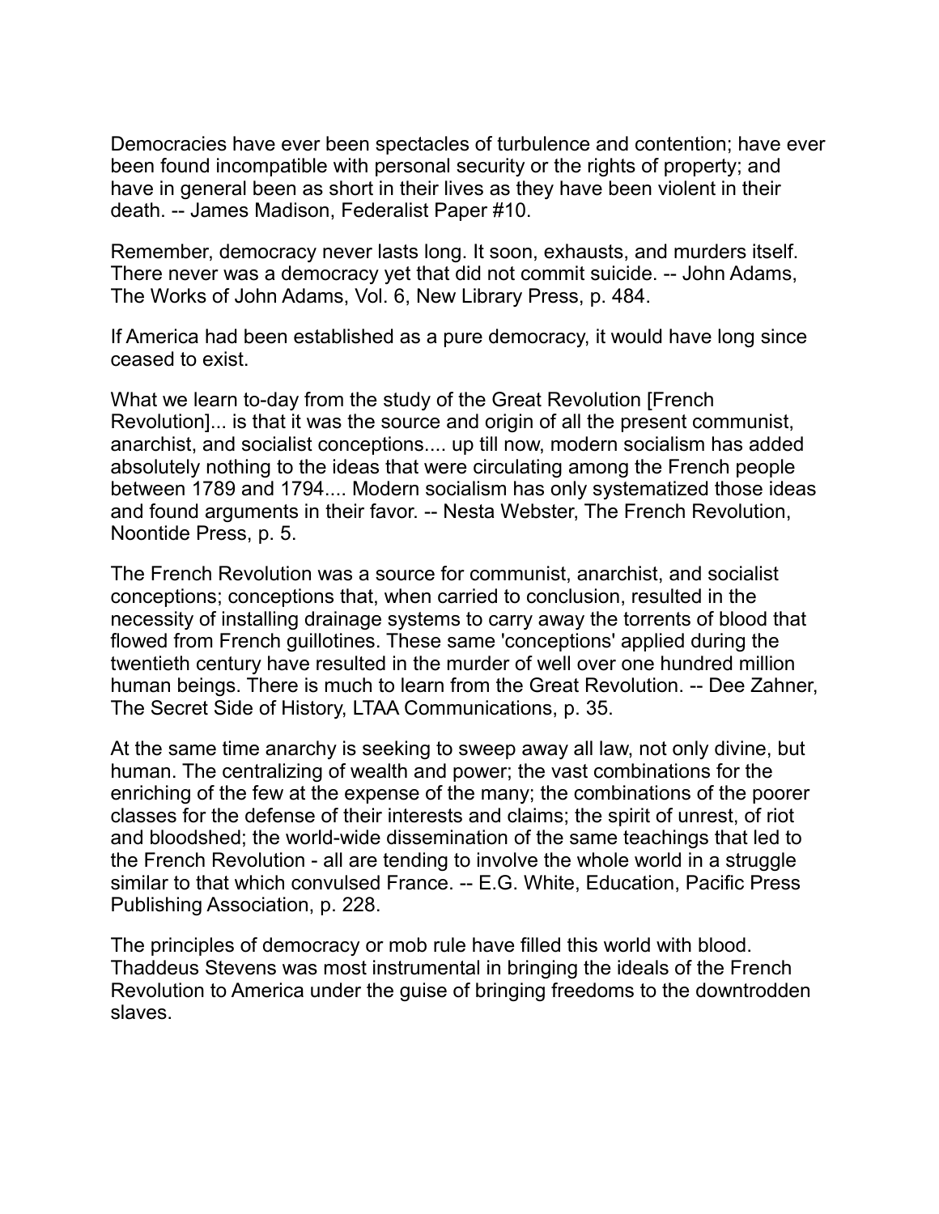Democracies have ever been spectacles of turbulence and contention; have ever been found incompatible with personal security or the rights of property; and have in general been as short in their lives as they have been violent in their death. -- James Madison, Federalist Paper #10.

Remember, democracy never lasts long. It soon, exhausts, and murders itself. There never was a democracy yet that did not commit suicide. -- John Adams, The Works of John Adams, Vol. 6, New Library Press, p. 484.

If America had been established as a pure democracy, it would have long since ceased to exist.

What we learn to-day from the study of the Great Revolution [French Revolution]... is that it was the source and origin of all the present communist, anarchist, and socialist conceptions.... up till now, modern socialism has added absolutely nothing to the ideas that were circulating among the French people between 1789 and 1794.... Modern socialism has only systematized those ideas and found arguments in their favor. -- Nesta Webster, The French Revolution, Noontide Press, p. 5.

The French Revolution was a source for communist, anarchist, and socialist conceptions; conceptions that, when carried to conclusion, resulted in the necessity of installing drainage systems to carry away the torrents of blood that flowed from French guillotines. These same 'conceptions' applied during the twentieth century have resulted in the murder of well over one hundred million human beings. There is much to learn from the Great Revolution. -- Dee Zahner, The Secret Side of History, LTAA Communications, p. 35.

At the same time anarchy is seeking to sweep away all law, not only divine, but human. The centralizing of wealth and power; the vast combinations for the enriching of the few at the expense of the many; the combinations of the poorer classes for the defense of their interests and claims; the spirit of unrest, of riot and bloodshed; the world-wide dissemination of the same teachings that led to the French Revolution - all are tending to involve the whole world in a struggle similar to that which convulsed France. -- E.G. White, Education, Pacific Press Publishing Association, p. 228.

The principles of democracy or mob rule have filled this world with blood. Thaddeus Stevens was most instrumental in bringing the ideals of the French Revolution to America under the guise of bringing freedoms to the downtrodden slaves.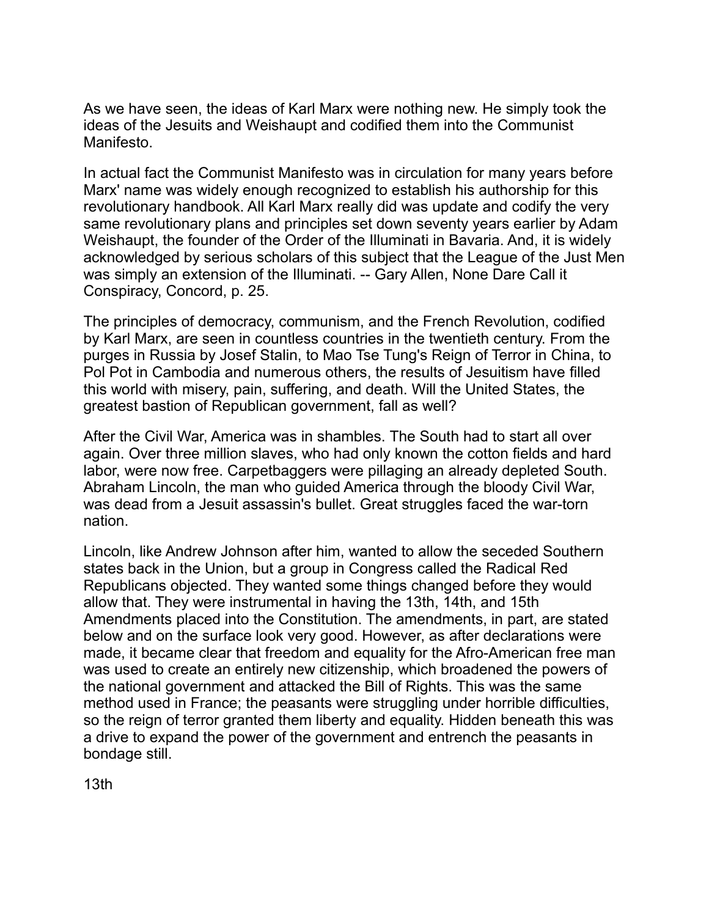As we have seen, the ideas of Karl Marx were nothing new. He simply took the ideas of the Jesuits and Weishaupt and codified them into the Communist Manifesto.

In actual fact the Communist Manifesto was in circulation for many years before Marx' name was widely enough recognized to establish his authorship for this revolutionary handbook. All Karl Marx really did was update and codify the very same revolutionary plans and principles set down seventy years earlier by Adam Weishaupt, the founder of the Order of the Illuminati in Bavaria. And, it is widely acknowledged by serious scholars of this subject that the League of the Just Men was simply an extension of the Illuminati. -- Gary Allen, None Dare Call it Conspiracy, Concord, p. 25.

The principles of democracy, communism, and the French Revolution, codified by Karl Marx, are seen in countless countries in the twentieth century. From the purges in Russia by Josef Stalin, to Mao Tse Tung's Reign of Terror in China, to Pol Pot in Cambodia and numerous others, the results of Jesuitism have filled this world with misery, pain, suffering, and death. Will the United States, the greatest bastion of Republican government, fall as well?

After the Civil War, America was in shambles. The South had to start all over again. Over three million slaves, who had only known the cotton fields and hard labor, were now free. Carpetbaggers were pillaging an already depleted South. Abraham Lincoln, the man who guided America through the bloody Civil War, was dead from a Jesuit assassin's bullet. Great struggles faced the war-torn nation.

Lincoln, like Andrew Johnson after him, wanted to allow the seceded Southern states back in the Union, but a group in Congress called the Radical Red Republicans objected. They wanted some things changed before they would allow that. They were instrumental in having the 13th, 14th, and 15th Amendments placed into the Constitution. The amendments, in part, are stated below and on the surface look very good. However, as after declarations were made, it became clear that freedom and equality for the Afro-American free man was used to create an entirely new citizenship, which broadened the powers of the national government and attacked the Bill of Rights. This was the same method used in France; the peasants were struggling under horrible difficulties, so the reign of terror granted them liberty and equality. Hidden beneath this was a drive to expand the power of the government and entrench the peasants in bondage still.

13th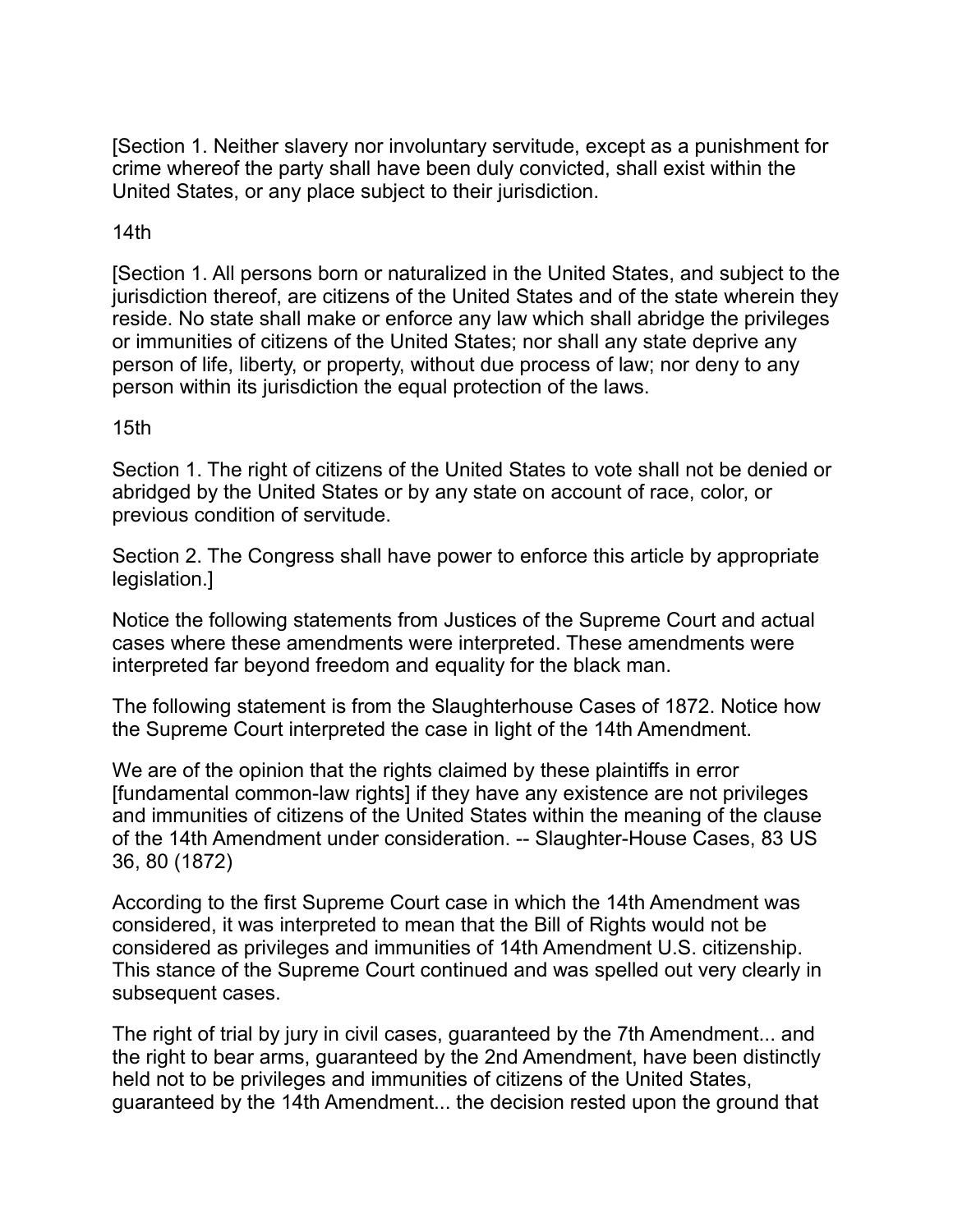[Section 1. Neither slavery nor involuntary servitude, except as a punishment for crime whereof the party shall have been duly convicted, shall exist within the United States, or any place subject to their jurisdiction.

14th

[Section 1. All persons born or naturalized in the United States, and subject to the jurisdiction thereof, are citizens of the United States and of the state wherein they reside. No state shall make or enforce any law which shall abridge the privileges or immunities of citizens of the United States; nor shall any state deprive any person of life, liberty, or property, without due process of law; nor deny to any person within its jurisdiction the equal protection of the laws.

15th

Section 1. The right of citizens of the United States to vote shall not be denied or abridged by the United States or by any state on account of race, color, or previous condition of servitude.

Section 2. The Congress shall have power to enforce this article by appropriate legislation.]

Notice the following statements from Justices of the Supreme Court and actual cases where these amendments were interpreted. These amendments were interpreted far beyond freedom and equality for the black man.

The following statement is from the Slaughterhouse Cases of 1872. Notice how the Supreme Court interpreted the case in light of the 14th Amendment.

We are of the opinion that the rights claimed by these plaintiffs in error [fundamental common-law rights] if they have any existence are not privileges and immunities of citizens of the United States within the meaning of the clause of the 14th Amendment under consideration. -- Slaughter-House Cases, 83 US 36, 80 (1872)

According to the first Supreme Court case in which the 14th Amendment was considered, it was interpreted to mean that the Bill of Rights would not be considered as privileges and immunities of 14th Amendment U.S. citizenship. This stance of the Supreme Court continued and was spelled out very clearly in subsequent cases.

The right of trial by jury in civil cases, guaranteed by the 7th Amendment... and the right to bear arms, guaranteed by the 2nd Amendment, have been distinctly held not to be privileges and immunities of citizens of the United States, guaranteed by the 14th Amendment... the decision rested upon the ground that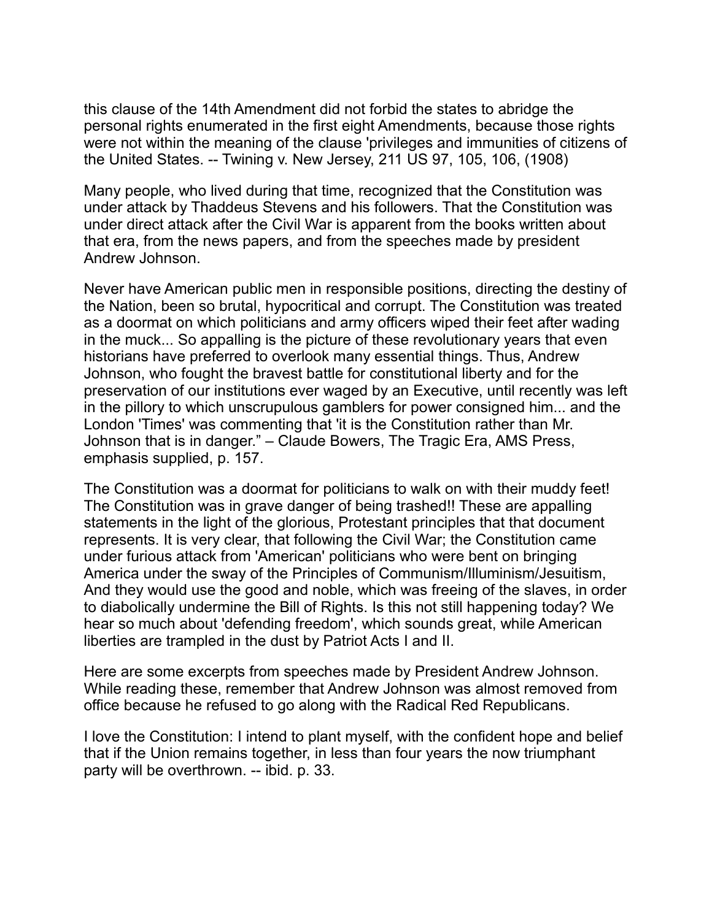this clause of the 14th Amendment did not forbid the states to abridge the personal rights enumerated in the first eight Amendments, because those rights were not within the meaning of the clause 'privileges and immunities of citizens of the United States. -- Twining v. New Jersey, 211 US 97, 105, 106, (1908)

Many people, who lived during that time, recognized that the Constitution was under attack by Thaddeus Stevens and his followers. That the Constitution was under direct attack after the Civil War is apparent from the books written about that era, from the news papers, and from the speeches made by president Andrew Johnson.

Never have American public men in responsible positions, directing the destiny of the Nation, been so brutal, hypocritical and corrupt. The Constitution was treated as a doormat on which politicians and army officers wiped their feet after wading in the muck... So appalling is the picture of these revolutionary years that even historians have preferred to overlook many essential things. Thus, Andrew Johnson, who fought the bravest battle for constitutional liberty and for the preservation of our institutions ever waged by an Executive, until recently was left in the pillory to which unscrupulous gamblers for power consigned him... and the London 'Times' was commenting that 'it is the Constitution rather than Mr. Johnson that is in danger." – Claude Bowers, The Tragic Era, AMS Press, emphasis supplied, p. 157.

The Constitution was a doormat for politicians to walk on with their muddy feet! The Constitution was in grave danger of being trashed!! These are appalling statements in the light of the glorious, Protestant principles that that document represents. It is very clear, that following the Civil War; the Constitution came under furious attack from 'American' politicians who were bent on bringing America under the sway of the Principles of Communism/Illuminism/Jesuitism, And they would use the good and noble, which was freeing of the slaves, in order to diabolically undermine the Bill of Rights. Is this not still happening today? We hear so much about 'defending freedom', which sounds great, while American liberties are trampled in the dust by Patriot Acts I and II.

Here are some excerpts from speeches made by President Andrew Johnson. While reading these, remember that Andrew Johnson was almost removed from office because he refused to go along with the Radical Red Republicans.

I love the Constitution: I intend to plant myself, with the confident hope and belief that if the Union remains together, in less than four years the now triumphant party will be overthrown. -- ibid. p. 33.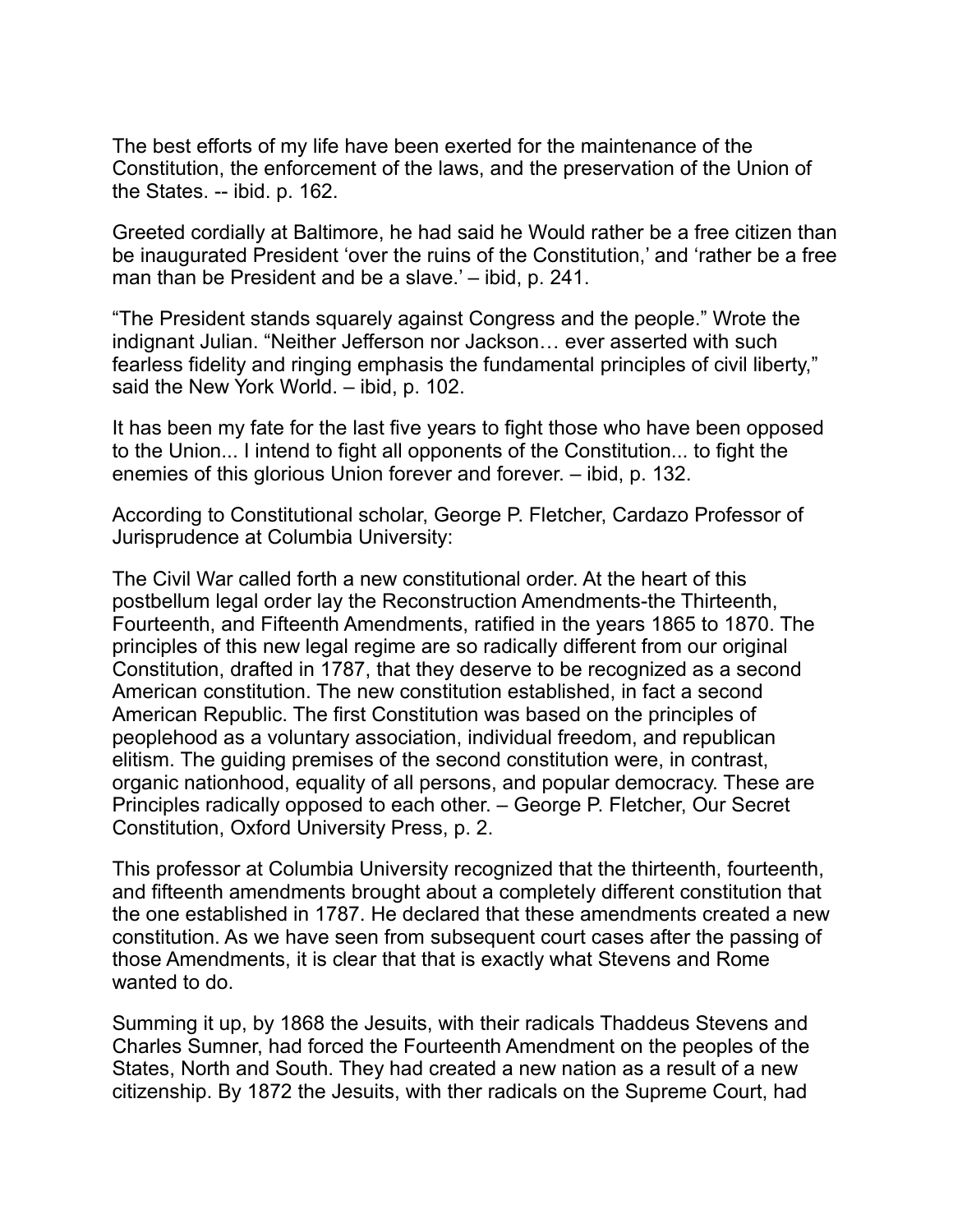The best efforts of my life have been exerted for the maintenance of the Constitution, the enforcement of the laws, and the preservation of the Union of the States. -- ibid. p. 162.

Greeted cordially at Baltimore, he had said he Would rather be a free citizen than be inaugurated President 'over the ruins of the Constitution,' and 'rather be a free man than be President and be a slave.' – ibid, p. 241.

"The President stands squarely against Congress and the people." Wrote the indignant Julian. "Neither Jefferson nor Jackson… ever asserted with such fearless fidelity and ringing emphasis the fundamental principles of civil liberty," said the New York World. – ibid, p. 102.

It has been my fate for the last five years to fight those who have been opposed to the Union... I intend to fight all opponents of the Constitution... to fight the enemies of this glorious Union forever and forever. – ibid, p. 132.

According to Constitutional scholar, George P. Fletcher, Cardazo Professor of Jurisprudence at Columbia University:

The Civil War called forth a new constitutional order. At the heart of this postbellum legal order lay the Reconstruction Amendments-the Thirteenth, Fourteenth, and Fifteenth Amendments, ratified in the years 1865 to 1870. The principles of this new legal regime are so radically different from our original Constitution, drafted in 1787, that they deserve to be recognized as a second American constitution. The new constitution established, in fact a second American Republic. The first Constitution was based on the principles of peoplehood as a voluntary association, individual freedom, and republican elitism. The guiding premises of the second constitution were, in contrast, organic nationhood, equality of all persons, and popular democracy. These are Principles radically opposed to each other. – George P. Fletcher, Our Secret Constitution, Oxford University Press, p. 2.

This professor at Columbia University recognized that the thirteenth, fourteenth, and fifteenth amendments brought about a completely different constitution that the one established in 1787. He declared that these amendments created a new constitution. As we have seen from subsequent court cases after the passing of those Amendments, it is clear that that is exactly what Stevens and Rome wanted to do.

Summing it up, by 1868 the Jesuits, with their radicals Thaddeus Stevens and Charles Sumner, had forced the Fourteenth Amendment on the peoples of the States, North and South. They had created a new nation as a result of a new citizenship. By 1872 the Jesuits, with ther radicals on the Supreme Court, had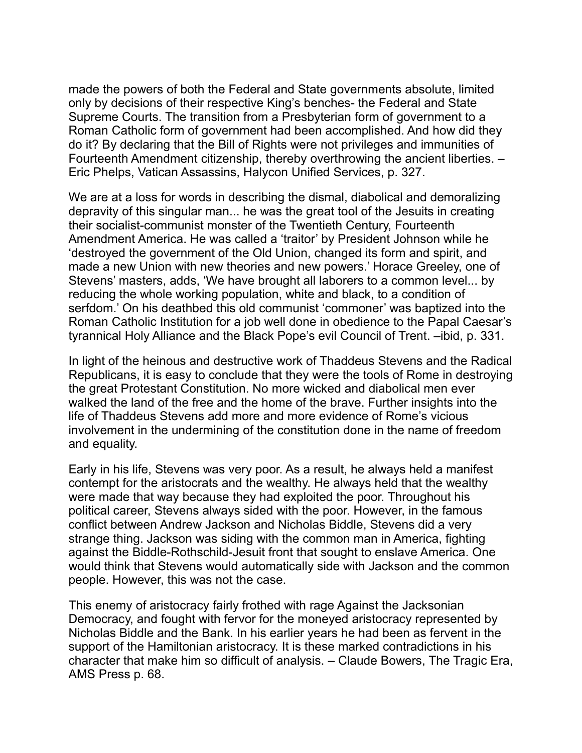made the powers of both the Federal and State governments absolute, limited only by decisions of their respective King's benches- the Federal and State Supreme Courts. The transition from a Presbyterian form of government to a Roman Catholic form of government had been accomplished. And how did they do it? By declaring that the Bill of Rights were not privileges and immunities of Fourteenth Amendment citizenship, thereby overthrowing the ancient liberties. – Eric Phelps, Vatican Assassins, Halycon Unified Services, p. 327.

We are at a loss for words in describing the dismal, diabolical and demoralizing depravity of this singular man... he was the great tool of the Jesuits in creating their socialist-communist monster of the Twentieth Century, Fourteenth Amendment America. He was called a 'traitor' by President Johnson while he 'destroyed the government of the Old Union, changed its form and spirit, and made a new Union with new theories and new powers.' Horace Greeley, one of Stevens' masters, adds, 'We have brought all laborers to a common level... by reducing the whole working population, white and black, to a condition of serfdom.' On his deathbed this old communist 'commoner' was baptized into the Roman Catholic Institution for a job well done in obedience to the Papal Caesar's tyrannical Holy Alliance and the Black Pope's evil Council of Trent. –ibid, p. 331.

In light of the heinous and destructive work of Thaddeus Stevens and the Radical Republicans, it is easy to conclude that they were the tools of Rome in destroying the great Protestant Constitution. No more wicked and diabolical men ever walked the land of the free and the home of the brave. Further insights into the life of Thaddeus Stevens add more and more evidence of Rome's vicious involvement in the undermining of the constitution done in the name of freedom and equality.

Early in his life, Stevens was very poor. As a result, he always held a manifest contempt for the aristocrats and the wealthy. He always held that the wealthy were made that way because they had exploited the poor. Throughout his political career, Stevens always sided with the poor. However, in the famous conflict between Andrew Jackson and Nicholas Biddle, Stevens did a very strange thing. Jackson was siding with the common man in America, fighting against the Biddle-Rothschild-Jesuit front that sought to enslave America. One would think that Stevens would automatically side with Jackson and the common people. However, this was not the case.

This enemy of aristocracy fairly frothed with rage Against the Jacksonian Democracy, and fought with fervor for the moneyed aristocracy represented by Nicholas Biddle and the Bank. In his earlier years he had been as fervent in the support of the Hamiltonian aristocracy. It is these marked contradictions in his character that make him so difficult of analysis. – Claude Bowers, The Tragic Era, AMS Press p. 68.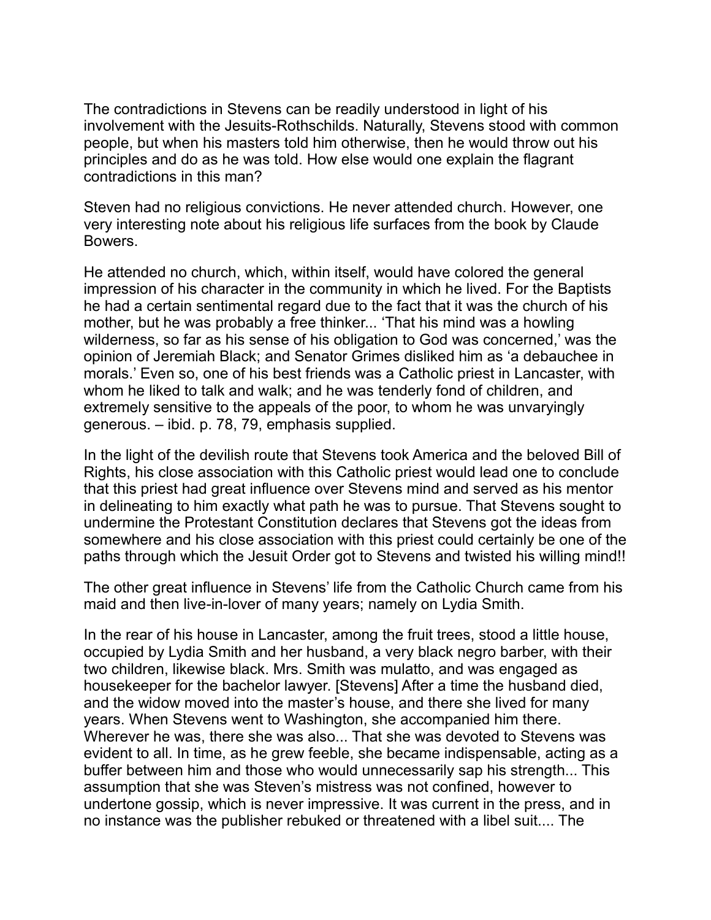The contradictions in Stevens can be readily understood in light of his involvement with the Jesuits-Rothschilds. Naturally, Stevens stood with common people, but when his masters told him otherwise, then he would throw out his principles and do as he was told. How else would one explain the flagrant contradictions in this man?

Steven had no religious convictions. He never attended church. However, one very interesting note about his religious life surfaces from the book by Claude Bowers.

He attended no church, which, within itself, would have colored the general impression of his character in the community in which he lived. For the Baptists he had a certain sentimental regard due to the fact that it was the church of his mother, but he was probably a free thinker... 'That his mind was a howling wilderness, so far as his sense of his obligation to God was concerned,' was the opinion of Jeremiah Black; and Senator Grimes disliked him as 'a debauchee in morals.' Even so, one of his best friends was a Catholic priest in Lancaster, with whom he liked to talk and walk; and he was tenderly fond of children, and extremely sensitive to the appeals of the poor, to whom he was unvaryingly generous. – ibid. p. 78, 79, emphasis supplied.

In the light of the devilish route that Stevens took America and the beloved Bill of Rights, his close association with this Catholic priest would lead one to conclude that this priest had great influence over Stevens mind and served as his mentor in delineating to him exactly what path he was to pursue. That Stevens sought to undermine the Protestant Constitution declares that Stevens got the ideas from somewhere and his close association with this priest could certainly be one of the paths through which the Jesuit Order got to Stevens and twisted his willing mind!!

The other great influence in Stevens' life from the Catholic Church came from his maid and then live-in-lover of many years; namely on Lydia Smith.

In the rear of his house in Lancaster, among the fruit trees, stood a little house, occupied by Lydia Smith and her husband, a very black negro barber, with their two children, likewise black. Mrs. Smith was mulatto, and was engaged as housekeeper for the bachelor lawyer. [Stevens] After a time the husband died, and the widow moved into the master's house, and there she lived for many years. When Stevens went to Washington, she accompanied him there. Wherever he was, there she was also... That she was devoted to Stevens was evident to all. In time, as he grew feeble, she became indispensable, acting as a buffer between him and those who would unnecessarily sap his strength... This assumption that she was Steven's mistress was not confined, however to undertone gossip, which is never impressive. It was current in the press, and in no instance was the publisher rebuked or threatened with a libel suit.... The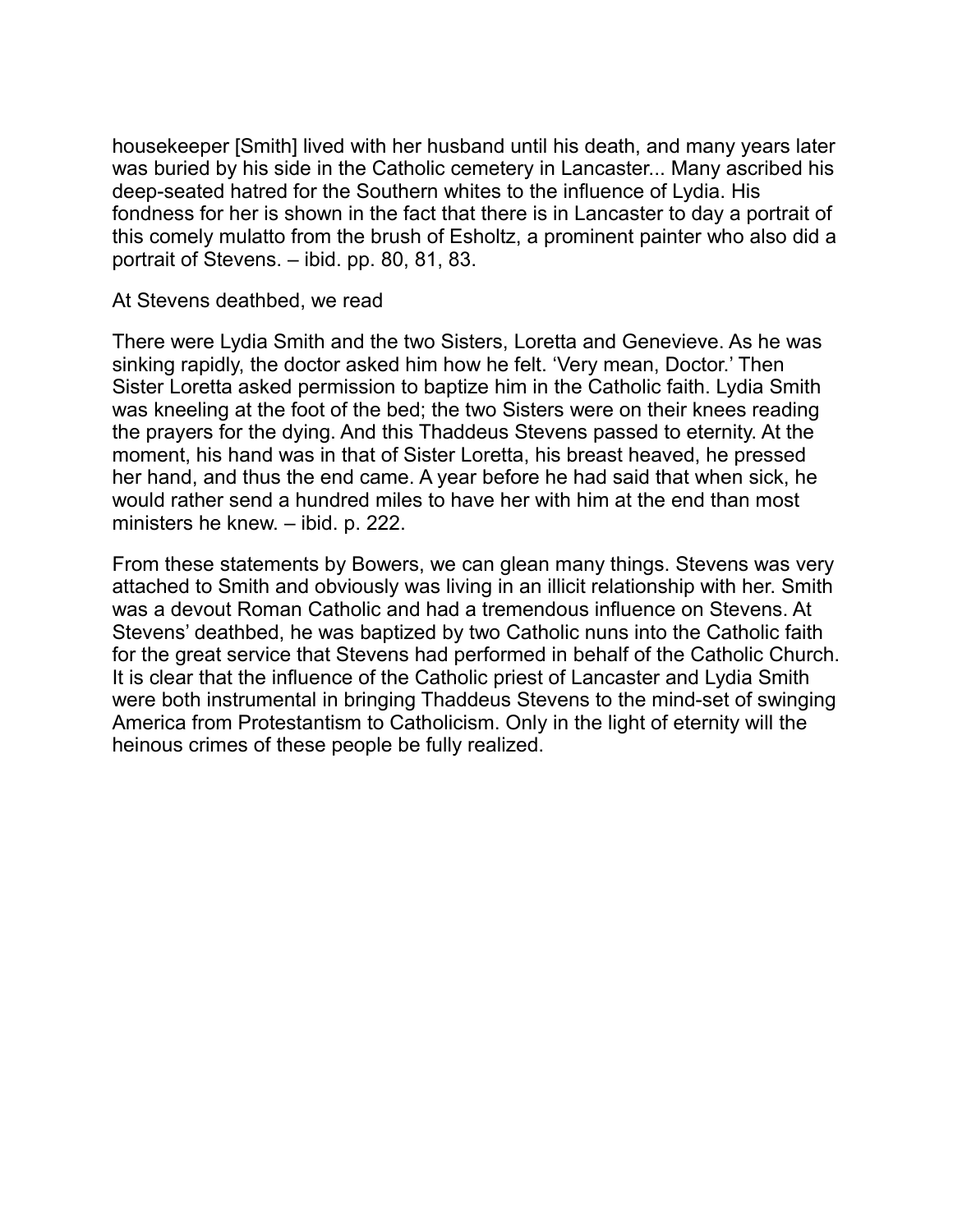housekeeper [Smith] lived with her husband until his death, and many years later was buried by his side in the Catholic cemetery in Lancaster... Many ascribed his deep-seated hatred for the Southern whites to the influence of Lydia. His fondness for her is shown in the fact that there is in Lancaster to day a portrait of this comely mulatto from the brush of Esholtz, a prominent painter who also did a portrait of Stevens. – ibid. pp. 80, 81, 83.

At Stevens deathbed, we read

There were Lydia Smith and the two Sisters, Loretta and Genevieve. As he was sinking rapidly, the doctor asked him how he felt. 'Very mean, Doctor.' Then Sister Loretta asked permission to baptize him in the Catholic faith. Lydia Smith was kneeling at the foot of the bed; the two Sisters were on their knees reading the prayers for the dying. And this Thaddeus Stevens passed to eternity. At the moment, his hand was in that of Sister Loretta, his breast heaved, he pressed her hand, and thus the end came. A year before he had said that when sick, he would rather send a hundred miles to have her with him at the end than most ministers he knew. – ibid. p. 222.

From these statements by Bowers, we can glean many things. Stevens was very attached to Smith and obviously was living in an illicit relationship with her. Smith was a devout Roman Catholic and had a tremendous influence on Stevens. At Stevens' deathbed, he was baptized by two Catholic nuns into the Catholic faith for the great service that Stevens had performed in behalf of the Catholic Church. It is clear that the influence of the Catholic priest of Lancaster and Lydia Smith were both instrumental in bringing Thaddeus Stevens to the mind-set of swinging America from Protestantism to Catholicism. Only in the light of eternity will the heinous crimes of these people be fully realized.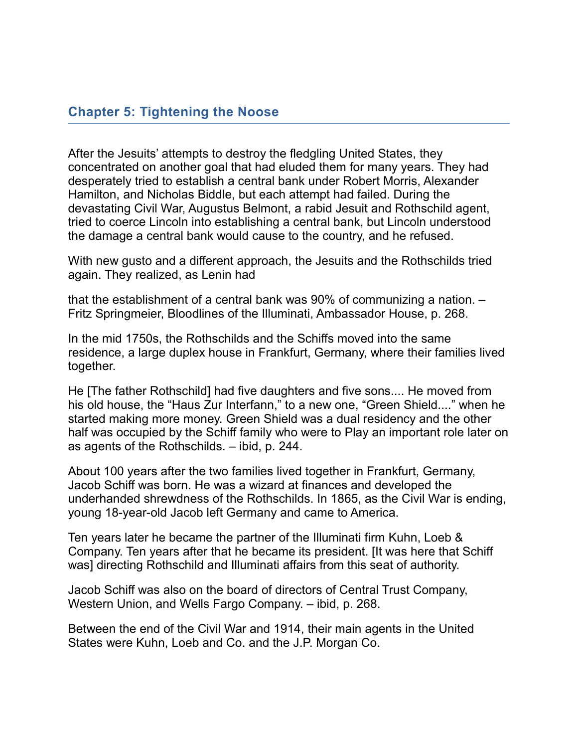## Chapter 5: Tightening the Noose

After the Jesuits' attempts to destroy the fledgling United States, they concentrated on another goal that had eluded them for many years. They had desperately tried to establish a central bank under Robert Morris, Alexander Hamilton, and Nicholas Biddle, but each attempt had failed. During the devastating Civil War, Augustus Belmont, a rabid Jesuit and Rothschild agent, tried to coerce Lincoln into establishing a central bank, but Lincoln understood the damage a central bank would cause to the country, and he refused.

With new gusto and a different approach, the Jesuits and the Rothschilds tried again. They realized, as Lenin had

that the establishment of a central bank was 90% of communizing a nation. – Fritz Springmeier, Bloodlines of the Illuminati, Ambassador House, p. 268.

In the mid 1750s, the Rothschilds and the Schiffs moved into the same residence, a large duplex house in Frankfurt, Germany, where their families lived together.

He [The father Rothschild] had five daughters and five sons.... He moved from his old house, the "Haus Zur Interfann," to a new one, "Green Shield...." when he started making more money. Green Shield was a dual residency and the other half was occupied by the Schiff family who were to Play an important role later on as agents of the Rothschilds. – ibid, p. 244.

About 100 years after the two families lived together in Frankfurt, Germany, Jacob Schiff was born. He was a wizard at finances and developed the underhanded shrewdness of the Rothschilds. In 1865, as the Civil War is ending, young 18-year-old Jacob left Germany and came to America.

Ten years later he became the partner of the Illuminati firm Kuhn, Loeb & Company. Ten years after that he became its president. [It was here that Schiff was] directing Rothschild and Illuminati affairs from this seat of authority.

Jacob Schiff was also on the board of directors of Central Trust Company, Western Union, and Wells Fargo Company. – ibid, p. 268.

Between the end of the Civil War and 1914, their main agents in the United States were Kuhn, Loeb and Co. and the J.P. Morgan Co.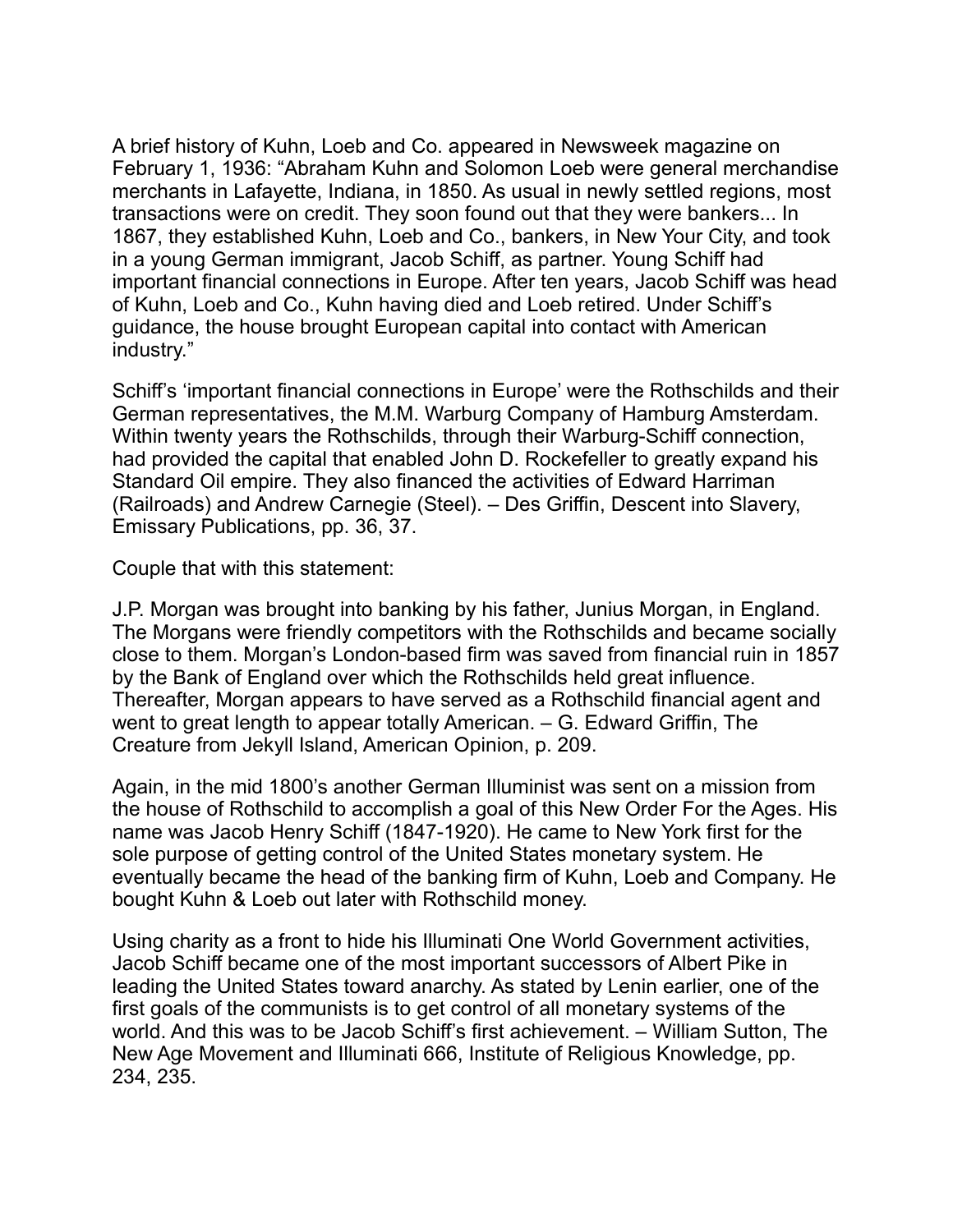A brief history of Kuhn, Loeb and Co. appeared in Newsweek magazine on February 1, 1936: "Abraham Kuhn and Solomon Loeb were general merchandise merchants in Lafayette, Indiana, in 1850. As usual in newly settled regions, most transactions were on credit. They soon found out that they were bankers... In 1867, they established Kuhn, Loeb and Co., bankers, in New Your City, and took in a young German immigrant, Jacob Schiff, as partner. Young Schiff had important financial connections in Europe. After ten years, Jacob Schiff was head of Kuhn, Loeb and Co., Kuhn having died and Loeb retired. Under Schiff's guidance, the house brought European capital into contact with American industry."

Schiff's 'important financial connections in Europe' were the Rothschilds and their German representatives, the M.M. Warburg Company of Hamburg Amsterdam. Within twenty years the Rothschilds, through their Warburg-Schiff connection, had provided the capital that enabled John D. Rockefeller to greatly expand his Standard Oil empire. They also financed the activities of Edward Harriman (Railroads) and Andrew Carnegie (Steel). – Des Griffin, Descent into Slavery, Emissary Publications, pp. 36, 37.

Couple that with this statement:

J.P. Morgan was brought into banking by his father, Junius Morgan, in England. The Morgans were friendly competitors with the Rothschilds and became socially close to them. Morgan's London-based firm was saved from financial ruin in 1857 by the Bank of England over which the Rothschilds held great influence. Thereafter, Morgan appears to have served as a Rothschild financial agent and went to great length to appear totally American. – G. Edward Griffin, The Creature from Jekyll Island, American Opinion, p. 209.

Again, in the mid 1800's another German Illuminist was sent on a mission from the house of Rothschild to accomplish a goal of this New Order For the Ages. His name was Jacob Henry Schiff (1847-1920). He came to New York first for the sole purpose of getting control of the United States monetary system. He eventually became the head of the banking firm of Kuhn, Loeb and Company. He bought Kuhn & Loeb out later with Rothschild money.

Using charity as a front to hide his Illuminati One World Government activities, Jacob Schiff became one of the most important successors of Albert Pike in leading the United States toward anarchy. As stated by Lenin earlier, one of the first goals of the communists is to get control of all monetary systems of the world. And this was to be Jacob Schiff's first achievement. – William Sutton, The New Age Movement and Illuminati 666, Institute of Religious Knowledge, pp. 234, 235.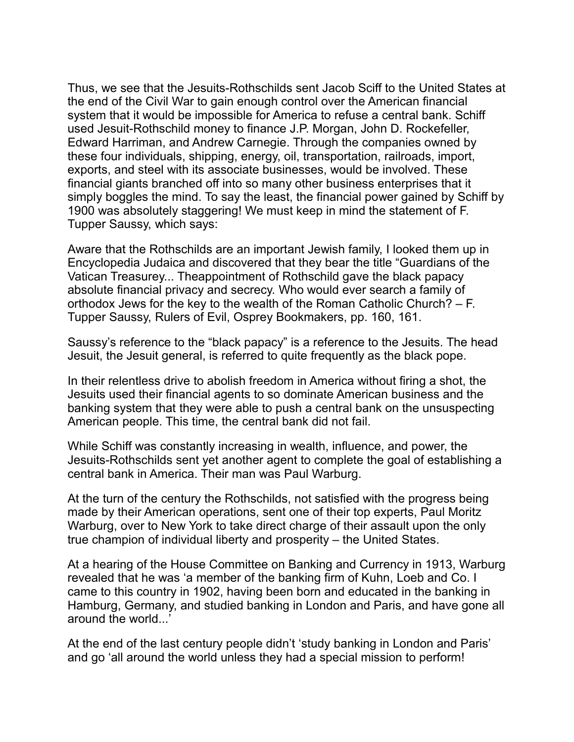Thus, we see that the Jesuits-Rothschilds sent Jacob Sciff to the United States at the end of the Civil War to gain enough control over the American financial system that it would be impossible for America to refuse a central bank. Schiff used Jesuit-Rothschild money to finance J.P. Morgan, John D. Rockefeller, Edward Harriman, and Andrew Carnegie. Through the companies owned by these four individuals, shipping, energy, oil, transportation, railroads, import, exports, and steel with its associate businesses, would be involved. These financial giants branched off into so many other business enterprises that it simply boggles the mind. To say the least, the financial power gained by Schiff by 1900 was absolutely staggering! We must keep in mind the statement of F. Tupper Saussy, which says:

Aware that the Rothschilds are an important Jewish family, I looked them up in Encyclopedia Judaica and discovered that they bear the title "Guardians of the Vatican Treasurery... Theappointment of Rothschild gave the black papacy absolute financial privacy and secrecy. Who would ever search a family of orthodox Jews for the key to the wealth of the Roman Catholic Church? – F. Tupper Saussy, Rulers of Evil, Osprey Bookmakers, pp. 160, 161.

Saussy's reference to the "black papacy" is a reference to the Jesuits. The head Jesuit, the Jesuit general, is referred to quite frequently as the black pope.

In their relentless drive to abolish freedom in America without firing a shot, the Jesuits used their financial agents to so dominate American business and the banking system that they were able to push a central bank on the unsuspecting American people. This time, the central bank did not fail.

While Schiff was constantly increasing in wealth, influence, and power, the Jesuits-Rothschilds sent yet another agent to complete the goal of establishing a central bank in America. Their man was Paul Warburg.

At the turn of the century the Rothschilds, not satisfied with the progress being made by their American operations, sent one of their top experts, Paul Moritz Warburg, over to New York to take direct charge of their assault upon the only true champion of individual liberty and prosperity – the United States.

At a hearing of the House Committee on Banking and Currency in 1913, Warburg revealed that he was 'a member of the banking firm of Kuhn, Loeb and Co. I came to this country in 1902, having been born and educated in the banking in Hamburg, Germany, and studied banking in London and Paris, and have gone all around the world...'

At the end of the last century people didn't 'study banking in London and Paris' and go 'all around the world unless they had a special mission to perform!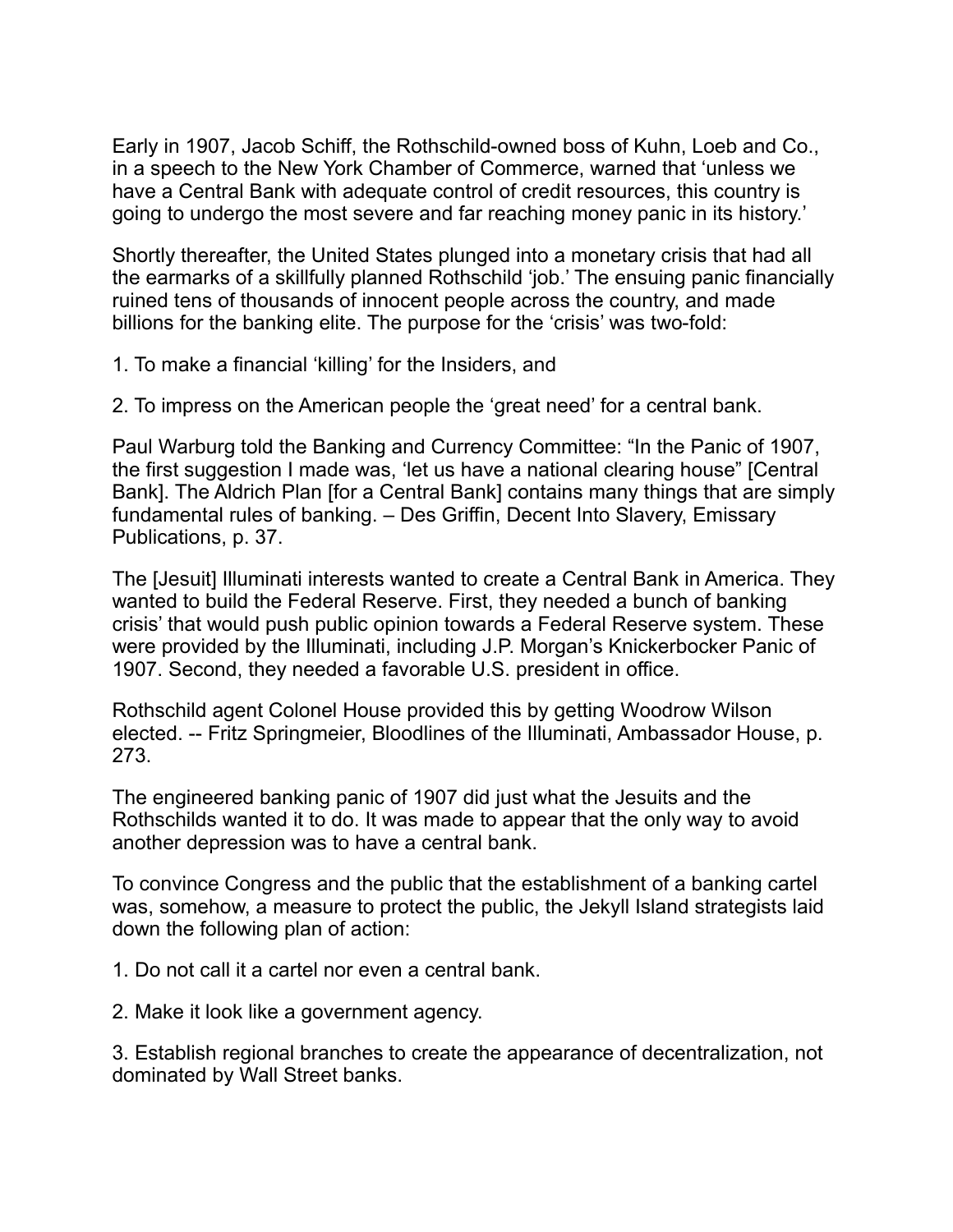Early in 1907, Jacob Schiff, the Rothschild-owned boss of Kuhn, Loeb and Co., in a speech to the New York Chamber of Commerce, warned that 'unless we have a Central Bank with adequate control of credit resources, this country is going to undergo the most severe and far reaching money panic in its history.'

Shortly thereafter, the United States plunged into a monetary crisis that had all the earmarks of a skillfully planned Rothschild 'job.' The ensuing panic financially ruined tens of thousands of innocent people across the country, and made billions for the banking elite. The purpose for the 'crisis' was two-fold:

1. To make a financial 'killing' for the Insiders, and

2. To impress on the American people the 'great need' for a central bank.

Paul Warburg told the Banking and Currency Committee: "In the Panic of 1907, the first suggestion I made was, 'let us have a national clearing house" [Central Bank]. The Aldrich Plan [for a Central Bank] contains many things that are simply fundamental rules of banking. – Des Griffin, Decent Into Slavery, Emissary Publications, p. 37.

The [Jesuit] Illuminati interests wanted to create a Central Bank in America. They wanted to build the Federal Reserve. First, they needed a bunch of banking crisis' that would push public opinion towards a Federal Reserve system. These were provided by the Illuminati, including J.P. Morgan's Knickerbocker Panic of 1907. Second, they needed a favorable U.S. president in office.

Rothschild agent Colonel House provided this by getting Woodrow Wilson elected. -- Fritz Springmeier, Bloodlines of the Illuminati, Ambassador House, p. 273.

The engineered banking panic of 1907 did just what the Jesuits and the Rothschilds wanted it to do. It was made to appear that the only way to avoid another depression was to have a central bank.

To convince Congress and the public that the establishment of a banking cartel was, somehow, a measure to protect the public, the Jekyll Island strategists laid down the following plan of action:

1. Do not call it a cartel nor even a central bank.

2. Make it look like a government agency.

3. Establish regional branches to create the appearance of decentralization, not dominated by Wall Street banks.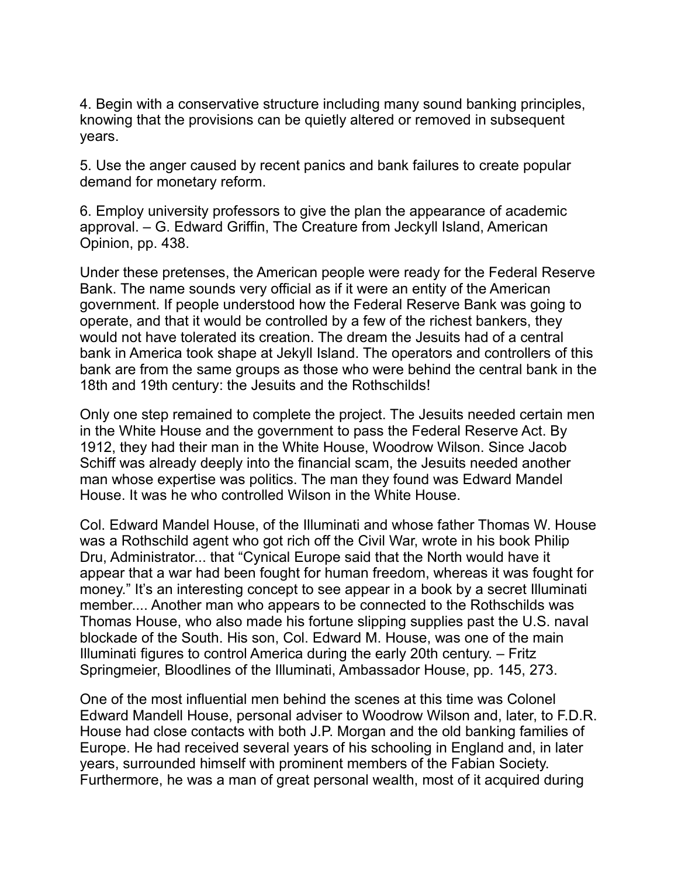4. Begin with a conservative structure including many sound banking principles, knowing that the provisions can be quietly altered or removed in subsequent years.

5. Use the anger caused by recent panics and bank failures to create popular demand for monetary reform.

6. Employ university professors to give the plan the appearance of academic approval. – G. Edward Griffin, The Creature from Jeckyll Island, American Opinion, pp. 438.

Under these pretenses, the American people were ready for the Federal Reserve Bank. The name sounds very official as if it were an entity of the American government. If people understood how the Federal Reserve Bank was going to operate, and that it would be controlled by a few of the richest bankers, they would not have tolerated its creation. The dream the Jesuits had of a central bank in America took shape at Jekyll Island. The operators and controllers of this bank are from the same groups as those who were behind the central bank in the 18th and 19th century: the Jesuits and the Rothschilds!

Only one step remained to complete the project. The Jesuits needed certain men in the White House and the government to pass the Federal Reserve Act. By 1912, they had their man in the White House, Woodrow Wilson. Since Jacob Schiff was already deeply into the financial scam, the Jesuits needed another man whose expertise was politics. The man they found was Edward Mandel House. It was he who controlled Wilson in the White House.

Col. Edward Mandel House, of the Illuminati and whose father Thomas W. House was a Rothschild agent who got rich off the Civil War, wrote in his book Philip Dru, Administrator... that "Cynical Europe said that the North would have it appear that a war had been fought for human freedom, whereas it was fought for money." It's an interesting concept to see appear in a book by a secret Illuminati member.... Another man who appears to be connected to the Rothschilds was Thomas House, who also made his fortune slipping supplies past the U.S. naval blockade of the South. His son, Col. Edward M. House, was one of the main Illuminati figures to control America during the early 20th century. – Fritz Springmeier, Bloodlines of the Illuminati, Ambassador House, pp. 145, 273.

One of the most influential men behind the scenes at this time was Colonel Edward Mandell House, personal adviser to Woodrow Wilson and, later, to F.D.R. House had close contacts with both J.P. Morgan and the old banking families of Europe. He had received several years of his schooling in England and, in later years, surrounded himself with prominent members of the Fabian Society. Furthermore, he was a man of great personal wealth, most of it acquired during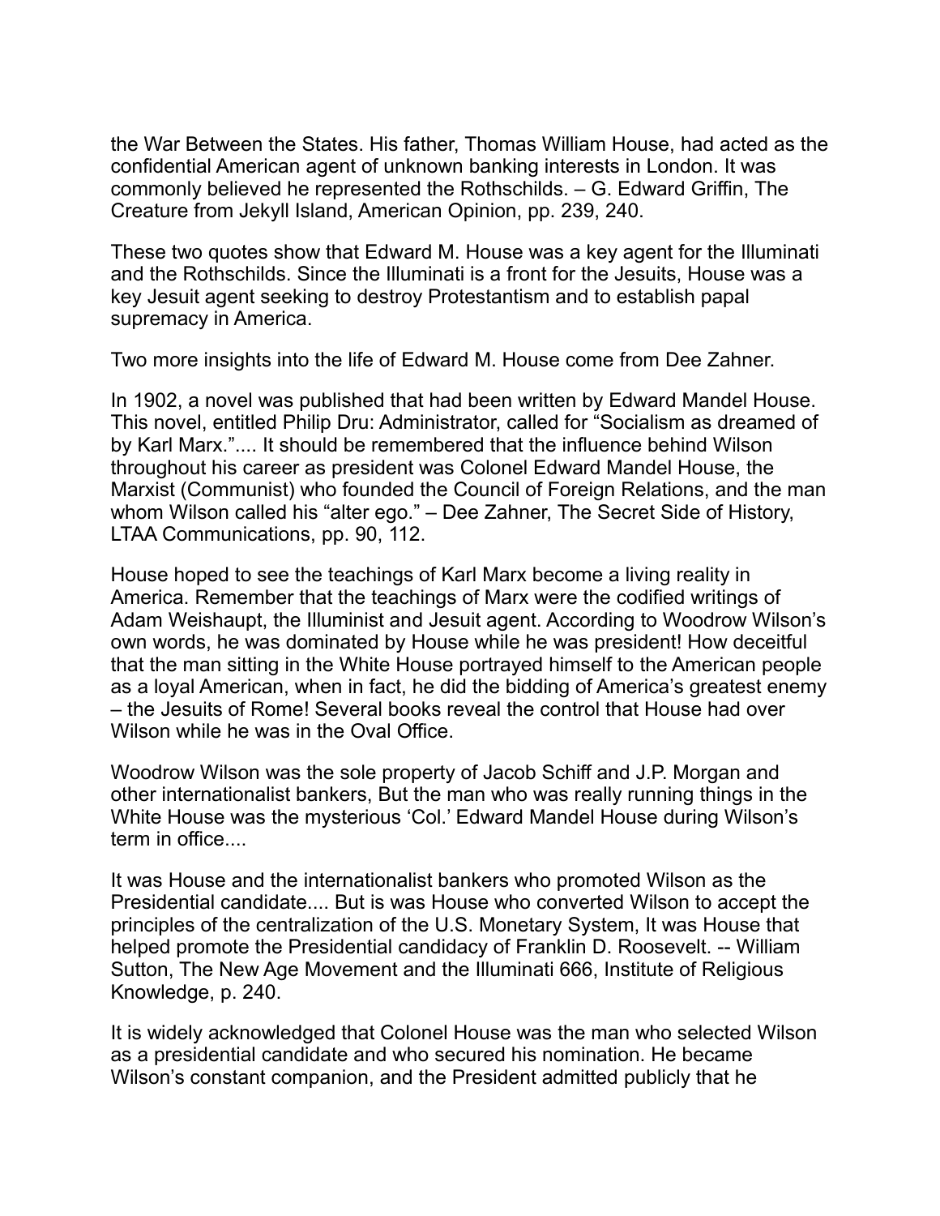the War Between the States. His father, Thomas William House, had acted as the confidential American agent of unknown banking interests in London. It was commonly believed he represented the Rothschilds. – G. Edward Griffin, The Creature from Jekyll Island, American Opinion, pp. 239, 240.

These two quotes show that Edward M. House was a key agent for the Illuminati and the Rothschilds. Since the Illuminati is a front for the Jesuits, House was a key Jesuit agent seeking to destroy Protestantism and to establish papal supremacy in America.

Two more insights into the life of Edward M. House come from Dee Zahner.

In 1902, a novel was published that had been written by Edward Mandel House. This novel, entitled Philip Dru: Administrator, called for "Socialism as dreamed of by Karl Marx.".... It should be remembered that the influence behind Wilson throughout his career as president was Colonel Edward Mandel House, the Marxist (Communist) who founded the Council of Foreign Relations, and the man whom Wilson called his "alter ego." – Dee Zahner, The Secret Side of History, LTAA Communications, pp. 90, 112.

House hoped to see the teachings of Karl Marx become a living reality in America. Remember that the teachings of Marx were the codified writings of Adam Weishaupt, the Illuminist and Jesuit agent. According to Woodrow Wilson's own words, he was dominated by House while he was president! How deceitful that the man sitting in the White House portrayed himself to the American people as a loyal American, when in fact, he did the bidding of America's greatest enemy – the Jesuits of Rome! Several books reveal the control that House had over Wilson while he was in the Oval Office.

Woodrow Wilson was the sole property of Jacob Schiff and J.P. Morgan and other internationalist bankers, But the man who was really running things in the White House was the mysterious 'Col.' Edward Mandel House during Wilson's term in office....

It was House and the internationalist bankers who promoted Wilson as the Presidential candidate.... But is was House who converted Wilson to accept the principles of the centralization of the U.S. Monetary System, It was House that helped promote the Presidential candidacy of Franklin D. Roosevelt. -- William Sutton, The New Age Movement and the Illuminati 666, Institute of Religious Knowledge, p. 240.

It is widely acknowledged that Colonel House was the man who selected Wilson as a presidential candidate and who secured his nomination. He became Wilson's constant companion, and the President admitted publicly that he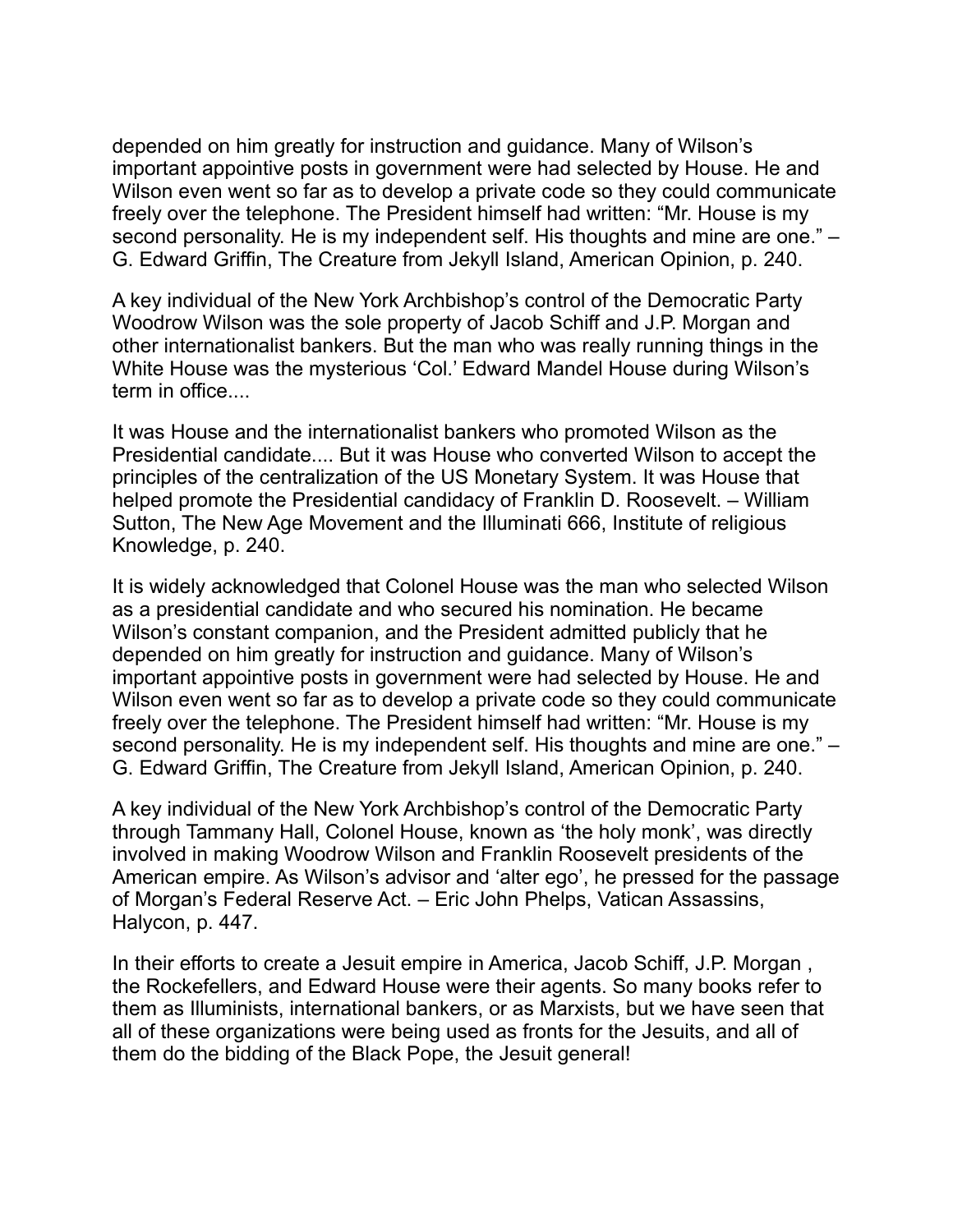depended on him greatly for instruction and guidance. Many of Wilson's important appointive posts in government were had selected by House. He and Wilson even went so far as to develop a private code so they could communicate freely over the telephone. The President himself had written: "Mr. House is my second personality. He is my independent self. His thoughts and mine are one." – G. Edward Griffin, The Creature from Jekyll Island, American Opinion, p. 240.

A key individual of the New York Archbishop's control of the Democratic Party Woodrow Wilson was the sole property of Jacob Schiff and J.P. Morgan and other internationalist bankers. But the man who was really running things in the White House was the mysterious 'Col.' Edward Mandel House during Wilson's term in office....

It was House and the internationalist bankers who promoted Wilson as the Presidential candidate.... But it was House who converted Wilson to accept the principles of the centralization of the US Monetary System. It was House that helped promote the Presidential candidacy of Franklin D. Roosevelt. – William Sutton, The New Age Movement and the Illuminati 666, Institute of religious Knowledge, p. 240.

It is widely acknowledged that Colonel House was the man who selected Wilson as a presidential candidate and who secured his nomination. He became Wilson's constant companion, and the President admitted publicly that he depended on him greatly for instruction and guidance. Many of Wilson's important appointive posts in government were had selected by House. He and Wilson even went so far as to develop a private code so they could communicate freely over the telephone. The President himself had written: "Mr. House is my second personality. He is my independent self. His thoughts and mine are one." – G. Edward Griffin, The Creature from Jekyll Island, American Opinion, p. 240.

A key individual of the New York Archbishop's control of the Democratic Party through Tammany Hall, Colonel House, known as 'the holy monk', was directly involved in making Woodrow Wilson and Franklin Roosevelt presidents of the American empire. As Wilson's advisor and 'alter ego', he pressed for the passage of Morgan's Federal Reserve Act. – Eric John Phelps, Vatican Assassins, Halycon, p. 447.

In their efforts to create a Jesuit empire in America, Jacob Schiff, J.P. Morgan , the Rockefellers, and Edward House were their agents. So many books refer to them as Illuminists, international bankers, or as Marxists, but we have seen that all of these organizations were being used as fronts for the Jesuits, and all of them do the bidding of the Black Pope, the Jesuit general!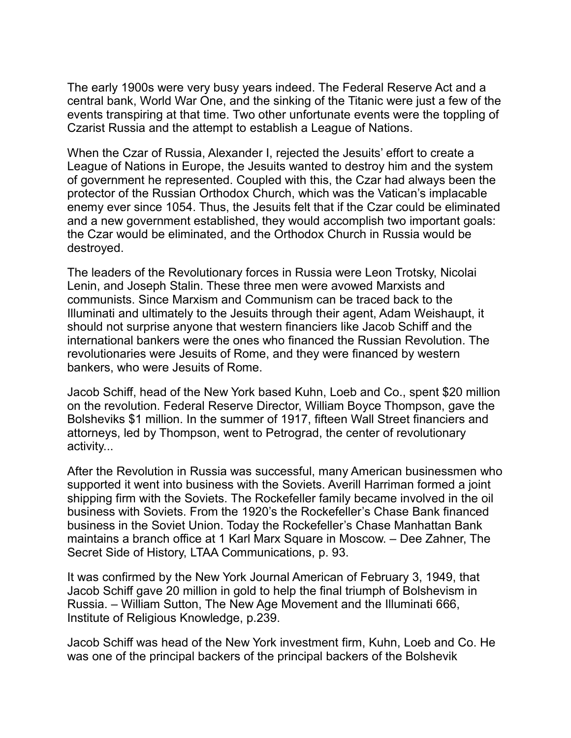The early 1900s were very busy years indeed. The Federal Reserve Act and a central bank, World War One, and the sinking of the Titanic were just a few of the events transpiring at that time. Two other unfortunate events were the toppling of Czarist Russia and the attempt to establish a League of Nations.

When the Czar of Russia, Alexander I, rejected the Jesuits' effort to create a League of Nations in Europe, the Jesuits wanted to destroy him and the system of government he represented. Coupled with this, the Czar had always been the protector of the Russian Orthodox Church, which was the Vatican's implacable enemy ever since 1054. Thus, the Jesuits felt that if the Czar could be eliminated and a new government established, they would accomplish two important goals: the Czar would be eliminated, and the Orthodox Church in Russia would be destroyed.

The leaders of the Revolutionary forces in Russia were Leon Trotsky, Nicolai Lenin, and Joseph Stalin. These three men were avowed Marxists and communists. Since Marxism and Communism can be traced back to the Illuminati and ultimately to the Jesuits through their agent, Adam Weishaupt, it should not surprise anyone that western financiers like Jacob Schiff and the international bankers were the ones who financed the Russian Revolution. The revolutionaries were Jesuits of Rome, and they were financed by western bankers, who were Jesuits of Rome.

Jacob Schiff, head of the New York based Kuhn, Loeb and Co., spent $20 million on the revolution. Federal Reserve Director, William Boyce Thompson, gave the Bolsheviks $1 million. In the summer of 1917, fifteen Wall Street financiers and attorneys, led by Thompson, went to Petrograd, the center of revolutionary activity...

After the Revolution in Russia was successful, many American businessmen who supported it went into business with the Soviets. Averill Harriman formed a joint shipping firm with the Soviets. The Rockefeller family became involved in the oil business with Soviets. From the 1920's the Rockefeller's Chase Bank financed business in the Soviet Union. Today the Rockefeller's Chase Manhattan Bank maintains a branch office at 1 Karl Marx Square in Moscow. – Dee Zahner, The Secret Side of History, LTAA Communications, p. 93.

It was confirmed by the New York Journal American of February 3, 1949, that Jacob Schiff gave 20 million in gold to help the final triumph of Bolshevism in Russia. – William Sutton, The New Age Movement and the Illuminati 666, Institute of Religious Knowledge, p.239.

Jacob Schiff was head of the New York investment firm, Kuhn, Loeb and Co. He was one of the principal backers of the principal backers of the Bolshevik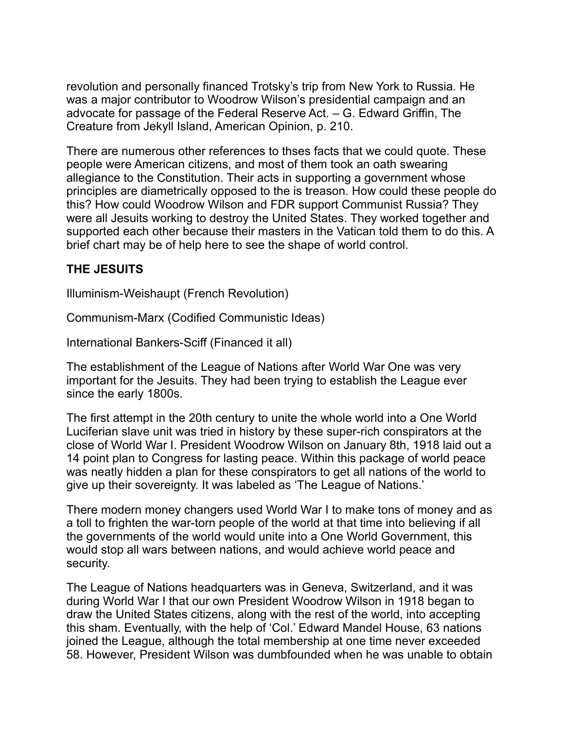revolution and personally financed Trotsky's trip from New York to Russia. He was a major contributor to Woodrow Wilson's presidential campaign and an advocate for passage of the Federal Reserve Act. – G. Edward Griffin, The Creature from Jekyll Island, American Opinion, p. 210.

There are numerous other references to thses facts that we could quote. These people were American citizens, and most of them took an oath swearing allegiance to the Constitution. Their acts in supporting a government whose principles are diametrically opposed to the is treason. How could these people do this? How could Woodrow Wilson and FDR support Communist Russia? They were all Jesuits working to destroy the United States. They worked together and supported each other because their masters in the Vatican told them to do this. A brief chart may be of help here to see the shape of world control.

**THE JESUITS**

Illuminism-Weishaupt (French Revolution)

Communism-Marx (Codified Communistic Ideas)

International Bankers-Sciff (Financed it all)

The establishment of the League of Nations after World War One was very important for the Jesuits. They had been trying to establish the League ever since the early 1800s.

The first attempt in the 20th century to unite the whole world into a One World Luciferian slave unit was tried in history by these super-rich conspirators at the close of World War I. President Woodrow Wilson on January 8th, 1918 laid out a 14 point plan to Congress for lasting peace. Within this package of world peace was neatly hidden a plan for these conspirators to get all nations of the world to give up their sovereignty. It was labeled as 'The League of Nations.'

There modern money changers used World War I to make tons of money and as a toll to frighten the war-torn people of the world at that time into believing if all the governments of the world would unite into a One World Government, this would stop all wars between nations, and would achieve world peace and security.

The League of Nations headquarters was in Geneva, Switzerland, and it was during World War I that our own President Woodrow Wilson in 1918 began to draw the United States citizens, along with the rest of the world, into accepting this sham. Eventually, with the help of 'Col.' Edward Mandel House, 63 nations joined the League, although the total membership at one time never exceeded 58. However, President Wilson was dumbfounded when he was unable to obtain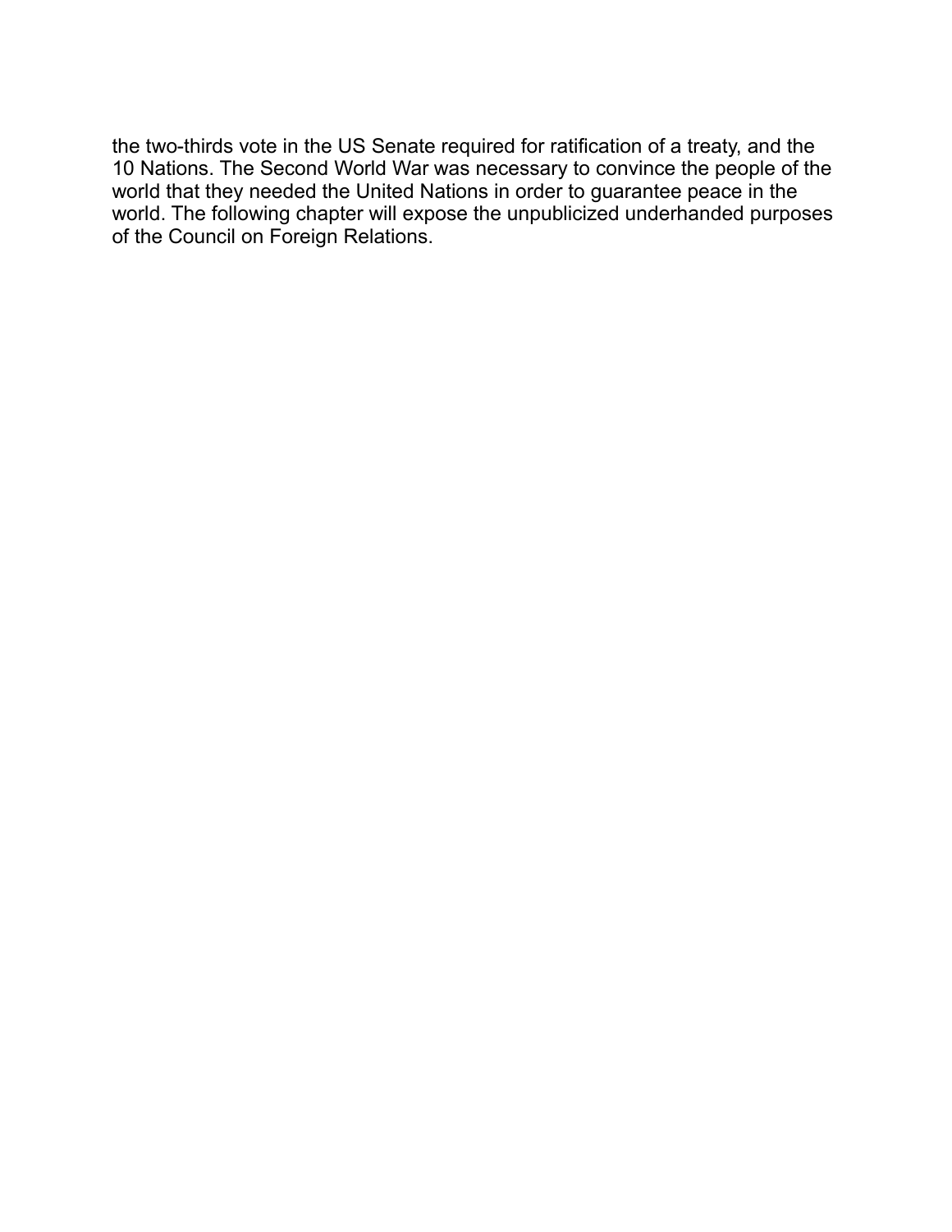the two-thirds vote in the US Senate required for ratification of a treaty, and the 10 Nations. The Second World War was necessary to convince the people of the world that they needed the United Nations in order to guarantee peace in the world. The following chapter will expose the unpublicized underhanded purposes of the Council on Foreign Relations.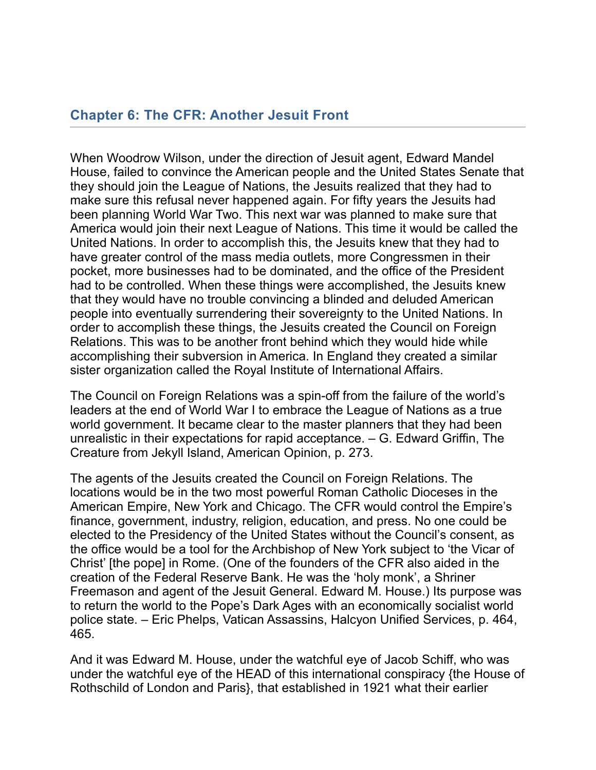## Chapter 6: The CFR: Another Jesuit Front

When Woodrow Wilson, under the direction of Jesuit agent, Edward Mandel House, failed to convince the American people and the United States Senate that they should join the League of Nations, the Jesuits realized that they had to make sure this refusal never happened again. For fifty years the Jesuits had been planning World War Two. This next war was planned to make sure that America would join their next League of Nations. This time it would be called the United Nations. In order to accomplish this, the Jesuits knew that they had to have greater control of the mass media outlets, more Congressmen in their pocket, more businesses had to be dominated, and the office of the President had to be controlled. When these things were accomplished, the Jesuits knew that they would have no trouble convincing a blinded and deluded American people into eventually surrendering their sovereignty to the United Nations. In order to accomplish these things, the Jesuits created the Council on Foreign Relations. This was to be another front behind which they would hide while accomplishing their subversion in America. In England they created a similar sister organization called the Royal Institute of International Affairs.

The Council on Foreign Relations was a spin-off from the failure of the world's leaders at the end of World War I to embrace the League of Nations as a true world government. It became clear to the master planners that they had been unrealistic in their expectations for rapid acceptance. – G. Edward Griffin, The Creature from Jekyll Island, American Opinion, p. 273.

The agents of the Jesuits created the Council on Foreign Relations. The locations would be in the two most powerful Roman Catholic Dioceses in the American Empire, New York and Chicago. The CFR would control the Empire's finance, government, industry, religion, education, and press. No one could be elected to the Presidency of the United States without the Council's consent, as the office would be a tool for the Archbishop of New York subject to 'the Vicar of Christ' [the pope] in Rome. (One of the founders of the CFR also aided in the creation of the Federal Reserve Bank. He was the 'holy monk', a Shriner Freemason and agent of the Jesuit General. Edward M. House.) Its purpose was to return the world to the Pope's Dark Ages with an economically socialist world police state. – Eric Phelps, Vatican Assassins, Halcyon Unified Services, p. 464, 465.

And it was Edward M. House, under the watchful eye of Jacob Schiff, who was under the watchful eye of the HEAD of this international conspiracy {the House of Rothschild of London and Paris}, that established in 1921 what their earlier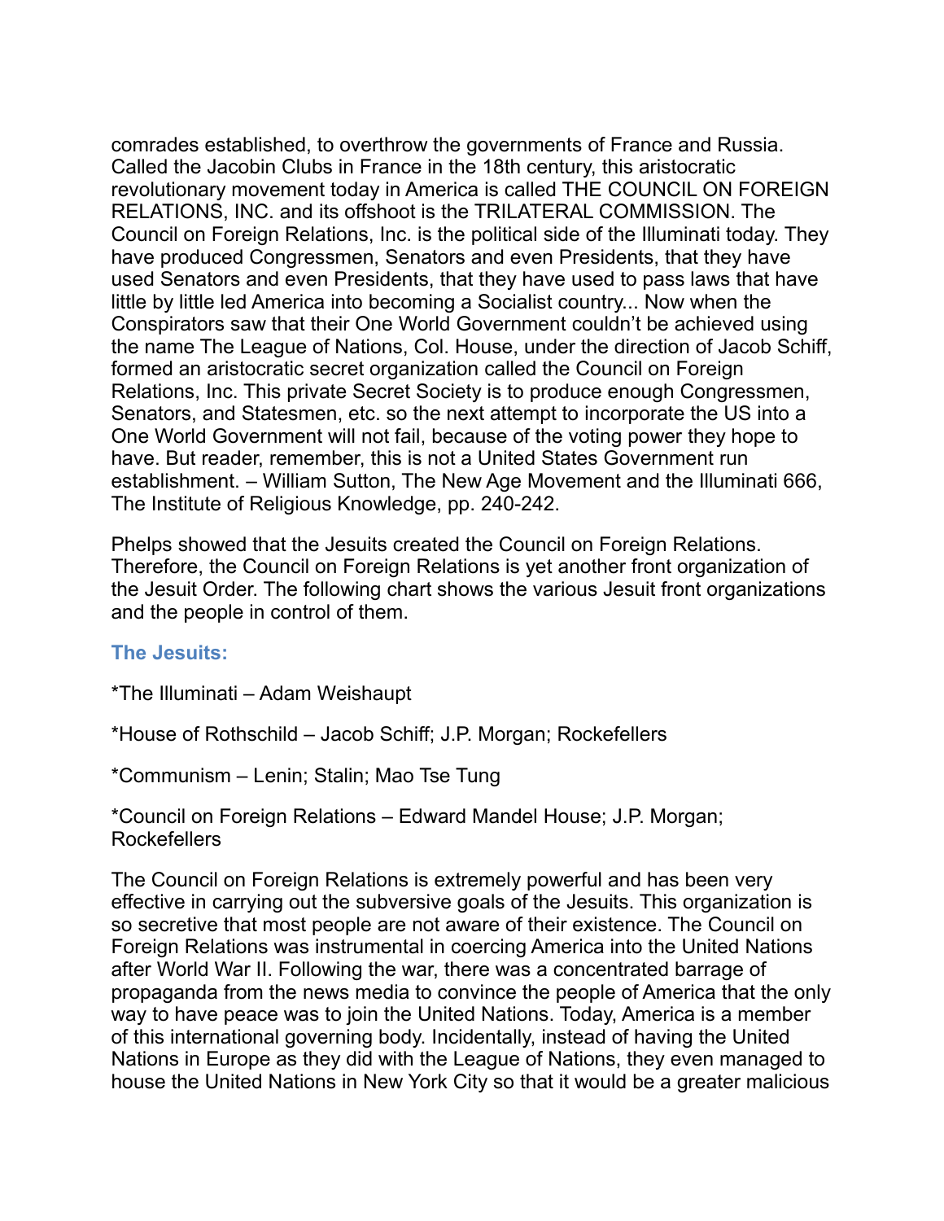comrades established, to overthrow the governments of France and Russia. Called the Jacobin Clubs in France in the 18th century, this aristocratic revolutionary movement today in America is called THE COUNCIL ON FOREIGN RELATIONS, INC. and its offshoot is the TRILATERAL COMMISSION. The Council on Foreign Relations, Inc. is the political side of the Illuminati today. They have produced Congressmen, Senators and even Presidents, that they have used Senators and even Presidents, that they have used to pass laws that have little by little led America into becoming a Socialist country... Now when the Conspirators saw that their One World Government couldn't be achieved using the name The League of Nations, Col. House, under the direction of Jacob Schiff, formed an aristocratic secret organization called the Council on Foreign Relations, Inc. This private Secret Society is to produce enough Congressmen, Senators, and Statesmen, etc. so the next attempt to incorporate the US into a One World Government will not fail, because of the voting power they hope to have. But reader, remember, this is not a United States Government run establishment. – William Sutton, The New Age Movement and the Illuminati 666, The Institute of Religious Knowledge, pp. 240-242.

Phelps showed that the Jesuits created the Council on Foreign Relations. Therefore, the Council on Foreign Relations is yet another front organization of the Jesuit Order. The following chart shows the various Jesuit front organizations and the people in control of them.

### The Jesuits:

*The Illuminati – Adam Weishaupt

*House of Rothschild – Jacob Schiff; J.P. Morgan; Rockefellers

*Communism – Lenin; Stalin; Mao Tse Tung

*Council on Foreign Relations – Edward Mandel House; J.P. Morgan; Rockefellers

The Council on Foreign Relations is extremely powerful and has been very effective in carrying out the subversive goals of the Jesuits. This organization is so secretive that most people are not aware of their existence. The Council on Foreign Relations was instrumental in coercing America into the United Nations after World War II. Following the war, there was a concentrated barrage of propaganda from the news media to convince the people of America that the only way to have peace was to join the United Nations. Today, America is a member of this international governing body. Incidentally, instead of having the United Nations in Europe as they did with the League of Nations, they even managed to house the United Nations in New York City so that it would be a greater malicious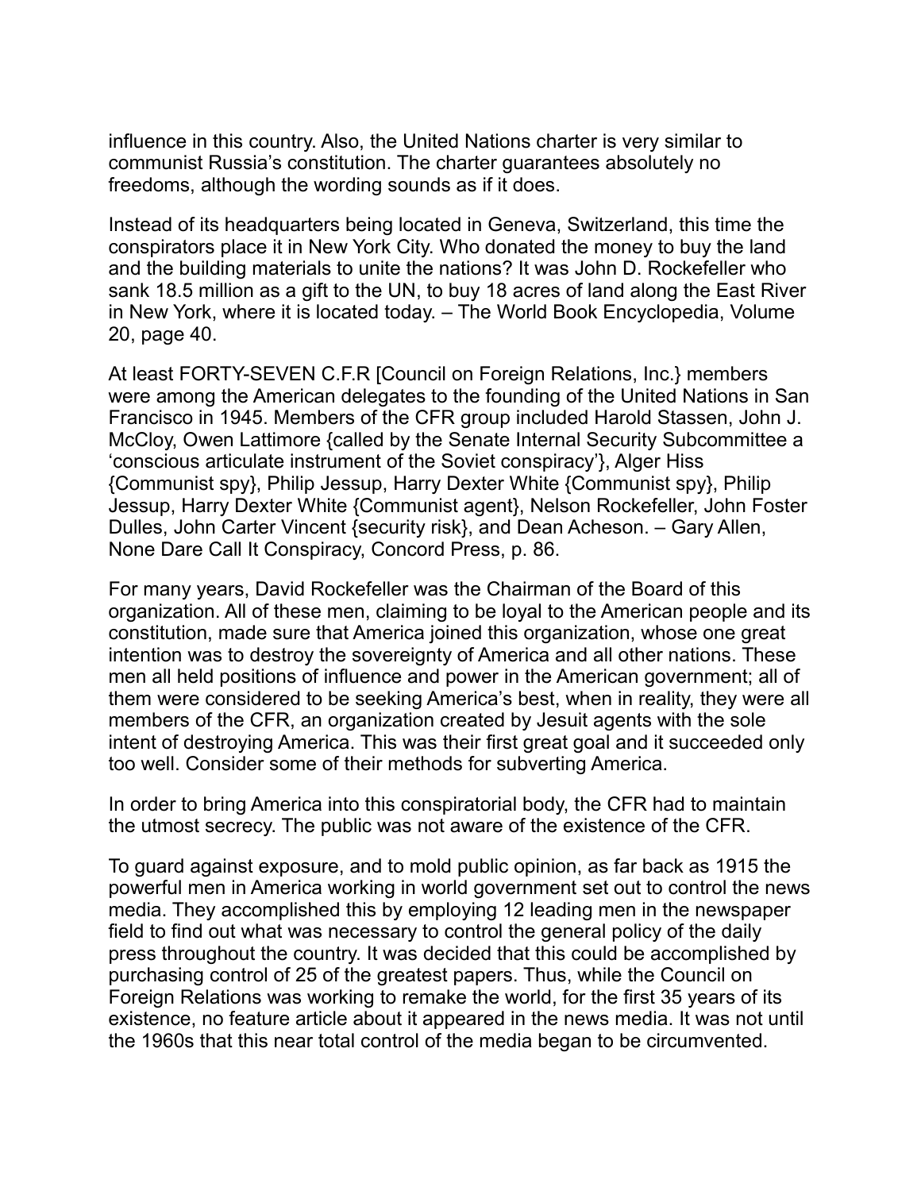influence in this country. Also, the United Nations charter is very similar to communist Russia's constitution. The charter guarantees absolutely no freedoms, although the wording sounds as if it does.

Instead of its headquarters being located in Geneva, Switzerland, this time the conspirators place it in New York City. Who donated the money to buy the land and the building materials to unite the nations? It was John D. Rockefeller who sank 18.5 million as a gift to the UN, to buy 18 acres of land along the East River in New York, where it is located today. – The World Book Encyclopedia, Volume 20, page 40.

At least FORTY-SEVEN C.F.R [Council on Foreign Relations, Inc.} members were among the American delegates to the founding of the United Nations in San Francisco in 1945. Members of the CFR group included Harold Stassen, John J. McCloy, Owen Lattimore {called by the Senate Internal Security Subcommittee a 'conscious articulate instrument of the Soviet conspiracy'}, Alger Hiss {Communist spy}, Philip Jessup, Harry Dexter White {Communist spy}, Philip Jessup, Harry Dexter White {Communist agent}, Nelson Rockefeller, John Foster Dulles, John Carter Vincent {security risk}, and Dean Acheson. – Gary Allen, None Dare Call It Conspiracy, Concord Press, p. 86.

For many years, David Rockefeller was the Chairman of the Board of this organization. All of these men, claiming to be loyal to the American people and its constitution, made sure that America joined this organization, whose one great intention was to destroy the sovereignty of America and all other nations. These men all held positions of influence and power in the American government; all of them were considered to be seeking America's best, when in reality, they were all members of the CFR, an organization created by Jesuit agents with the sole intent of destroying America. This was their first great goal and it succeeded only too well. Consider some of their methods for subverting America.

In order to bring America into this conspiratorial body, the CFR had to maintain the utmost secrecy. The public was not aware of the existence of the CFR.

To guard against exposure, and to mold public opinion, as far back as 1915 the powerful men in America working in world government set out to control the news media. They accomplished this by employing 12 leading men in the newspaper field to find out what was necessary to control the general policy of the daily press throughout the country. It was decided that this could be accomplished by purchasing control of 25 of the greatest papers. Thus, while the Council on Foreign Relations was working to remake the world, for the first 35 years of its existence, no feature article about it appeared in the news media. It was not until the 1960s that this near total control of the media began to be circumvented.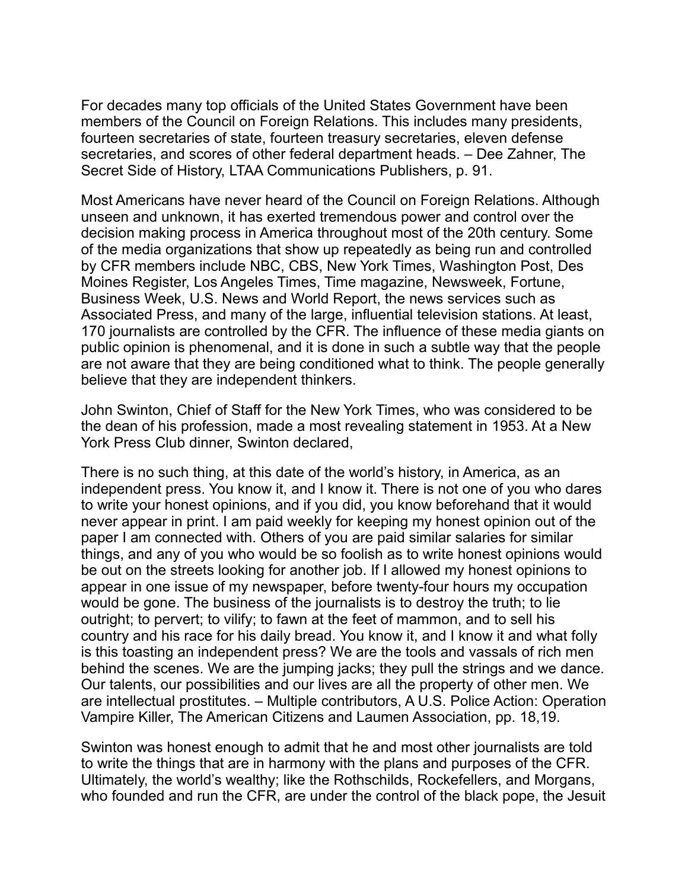For decades many top officials of the United States Government have been members of the Council on Foreign Relations. This includes many presidents, fourteen secretaries of state, fourteen treasury secretaries, eleven defense secretaries, and scores of other federal department heads. – Dee Zahner, The Secret Side of History, LTAA Communications Publishers, p. 91.

Most Americans have never heard of the Council on Foreign Relations. Although unseen and unknown, it has exerted tremendous power and control over the decision making process in America throughout most of the 20th century. Some of the media organizations that show up repeatedly as being run and controlled by CFR members include NBC, CBS, New York Times, Washington Post, Des Moines Register, Los Angeles Times, Time magazine, Newsweek, Fortune, Business Week, U.S. News and World Report, the news services such as Associated Press, and many of the large, influential television stations. At least, 170 journalists are controlled by the CFR. The influence of these media giants on public opinion is phenomenal, and it is done in such a subtle way that the people are not aware that they are being conditioned what to think. The people generally believe that they are independent thinkers.

John Swinton, Chief of Staff for the New York Times, who was considered to be the dean of his profession, made a most revealing statement in 1953. At a New York Press Club dinner, Swinton declared,

There is no such thing, at this date of the world's history, in America, as an independent press. You know it, and I know it. There is not one of you who dares to write your honest opinions, and if you did, you know beforehand that it would never appear in print. I am paid weekly for keeping my honest opinion out of the paper I am connected with. Others of you are paid similar salaries for similar things, and any of you who would be so foolish as to write honest opinions would be out on the streets looking for another job. If I allowed my honest opinions to appear in one issue of my newspaper, before twenty-four hours my occupation would be gone. The business of the journalists is to destroy the truth; to lie outright; to pervert; to vilify; to fawn at the feet of mammon, and to sell his country and his race for his daily bread. You know it, and I know it and what folly is this toasting an independent press? We are the tools and vassals of rich men behind the scenes. We are the jumping jacks; they pull the strings and we dance. Our talents, our possibilities and our lives are all the property of other men. We are intellectual prostitutes. – Multiple contributors, A U.S. Police Action: Operation Vampire Killer, The American Citizens and Laumen Association, pp. 18,19.

Swinton was honest enough to admit that he and most other journalists are told to write the things that are in harmony with the plans and purposes of the CFR. Ultimately, the world's wealthy; like the Rothschilds, Rockefellers, and Morgans, who founded and run the CFR, are under the control of the black pope, the Jesuit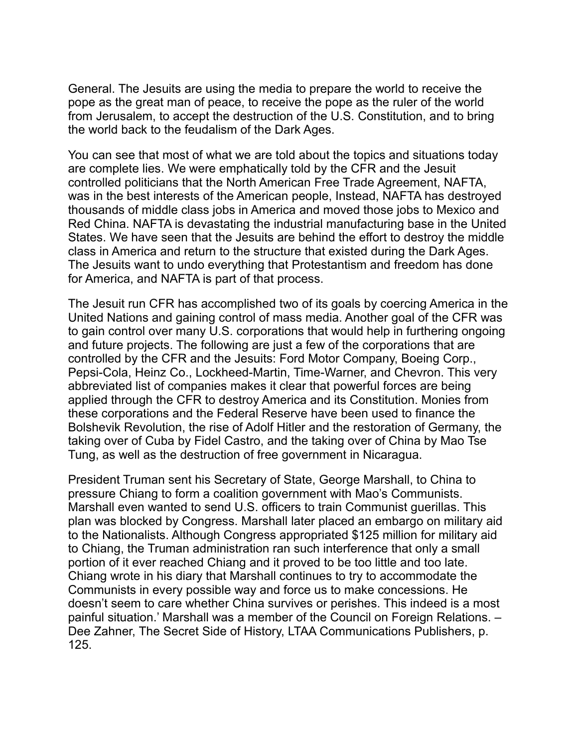General. The Jesuits are using the media to prepare the world to receive the pope as the great man of peace, to receive the pope as the ruler of the world from Jerusalem, to accept the destruction of the U.S. Constitution, and to bring the world back to the feudalism of the Dark Ages.

You can see that most of what we are told about the topics and situations today are complete lies. We were emphatically told by the CFR and the Jesuit controlled politicians that the North American Free Trade Agreement, NAFTA, was in the best interests of the American people, Instead, NAFTA has destroyed thousands of middle class jobs in America and moved those jobs to Mexico and Red China. NAFTA is devastating the industrial manufacturing base in the United States. We have seen that the Jesuits are behind the effort to destroy the middle class in America and return to the structure that existed during the Dark Ages. The Jesuits want to undo everything that Protestantism and freedom has done for America, and NAFTA is part of that process.

The Jesuit run CFR has accomplished two of its goals by coercing America in the United Nations and gaining control of mass media. Another goal of the CFR was to gain control over many U.S. corporations that would help in furthering ongoing and future projects. The following are just a few of the corporations that are controlled by the CFR and the Jesuits: Ford Motor Company, Boeing Corp., Pepsi-Cola, Heinz Co., Lockheed-Martin, Time-Warner, and Chevron. This very abbreviated list of companies makes it clear that powerful forces are being applied through the CFR to destroy America and its Constitution. Monies from these corporations and the Federal Reserve have been used to finance the Bolshevik Revolution, the rise of Adolf Hitler and the restoration of Germany, the taking over of Cuba by Fidel Castro, and the taking over of China by Mao Tse Tung, as well as the destruction of free government in Nicaragua.

President Truman sent his Secretary of State, George Marshall, to China to pressure Chiang to form a coalition government with Mao's Communists. Marshall even wanted to send U.S. officers to train Communist guerillas. This plan was blocked by Congress. Marshall later placed an embargo on military aid to the Nationalists. Although Congress appropriated $125 million for military aid to Chiang, the Truman administration ran such interference that only a small portion of it ever reached Chiang and it proved to be too little and too late. Chiang wrote in his diary that Marshall continues to try to accommodate the Communists in every possible way and force us to make concessions. He doesn't seem to care whether China survives or perishes. This indeed is a most painful situation.' Marshall was a member of the Council on Foreign Relations. – Dee Zahner, The Secret Side of History, LTAA Communications Publishers, p. 125.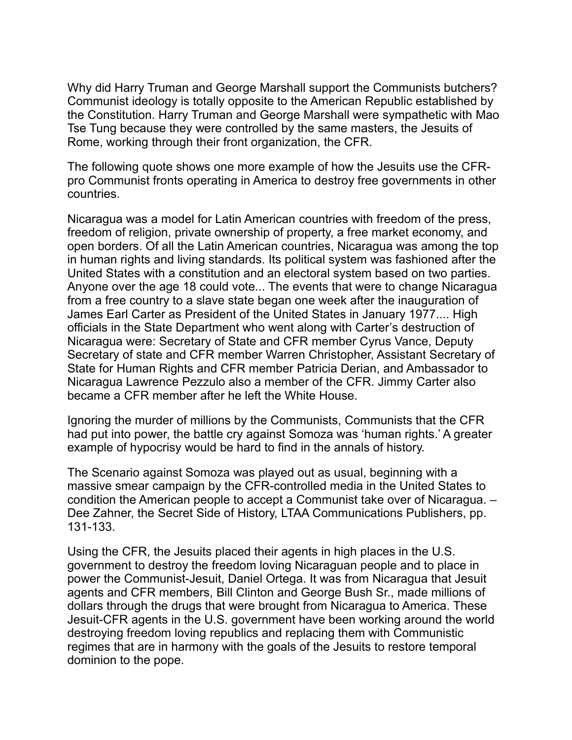Why did Harry Truman and George Marshall support the Communists butchers? Communist ideology is totally opposite to the American Republic established by the Constitution. Harry Truman and George Marshall were sympathetic with Mao Tse Tung because they were controlled by the same masters, the Jesuits of Rome, working through their front organization, the CFR.

The following quote shows one more example of how the Jesuits use the CFR-pro Communist fronts operating in America to destroy free governments in other countries.

Nicaragua was a model for Latin American countries with freedom of the press, freedom of religion, private ownership of property, a free market economy, and open borders. Of all the Latin American countries, Nicaragua was among the top in human rights and living standards. Its political system was fashioned after the United States with a constitution and an electoral system based on two parties. Anyone over the age 18 could vote... The events that were to change Nicaragua from a free country to a slave state began one week after the inauguration of James Earl Carter as President of the United States in January 1977.... High officials in the State Department who went along with Carter's destruction of Nicaragua were: Secretary of State and CFR member Cyrus Vance, Deputy Secretary of state and CFR member Warren Christopher, Assistant Secretary of State for Human Rights and CFR member Patricia Derian, and Ambassador to Nicaragua Lawrence Pezzulo also a member of the CFR. Jimmy Carter also became a CFR member after he left the White House.

Ignoring the murder of millions by the Communists, Communists that the CFR had put into power, the battle cry against Somoza was 'human rights.' A greater example of hypocrisy would be hard to find in the annals of history.

The Scenario against Somoza was played out as usual, beginning with a massive smear campaign by the CFR-controlled media in the United States to condition the American people to accept a Communist take over of Nicaragua. – Dee Zahner, the Secret Side of History, LTAA Communications Publishers, pp. 131-133.

Using the CFR, the Jesuits placed their agents in high places in the U.S. government to destroy the freedom loving Nicaraguan people and to place in power the Communist-Jesuit, Daniel Ortega. It was from Nicaragua that Jesuit agents and CFR members, Bill Clinton and George Bush Sr., made millions of dollars through the drugs that were brought from Nicaragua to America. These Jesuit-CFR agents in the U.S. government have been working around the world destroying freedom loving republics and replacing them with Communistic regimes that are in harmony with the goals of the Jesuits to restore temporal dominion to the pope.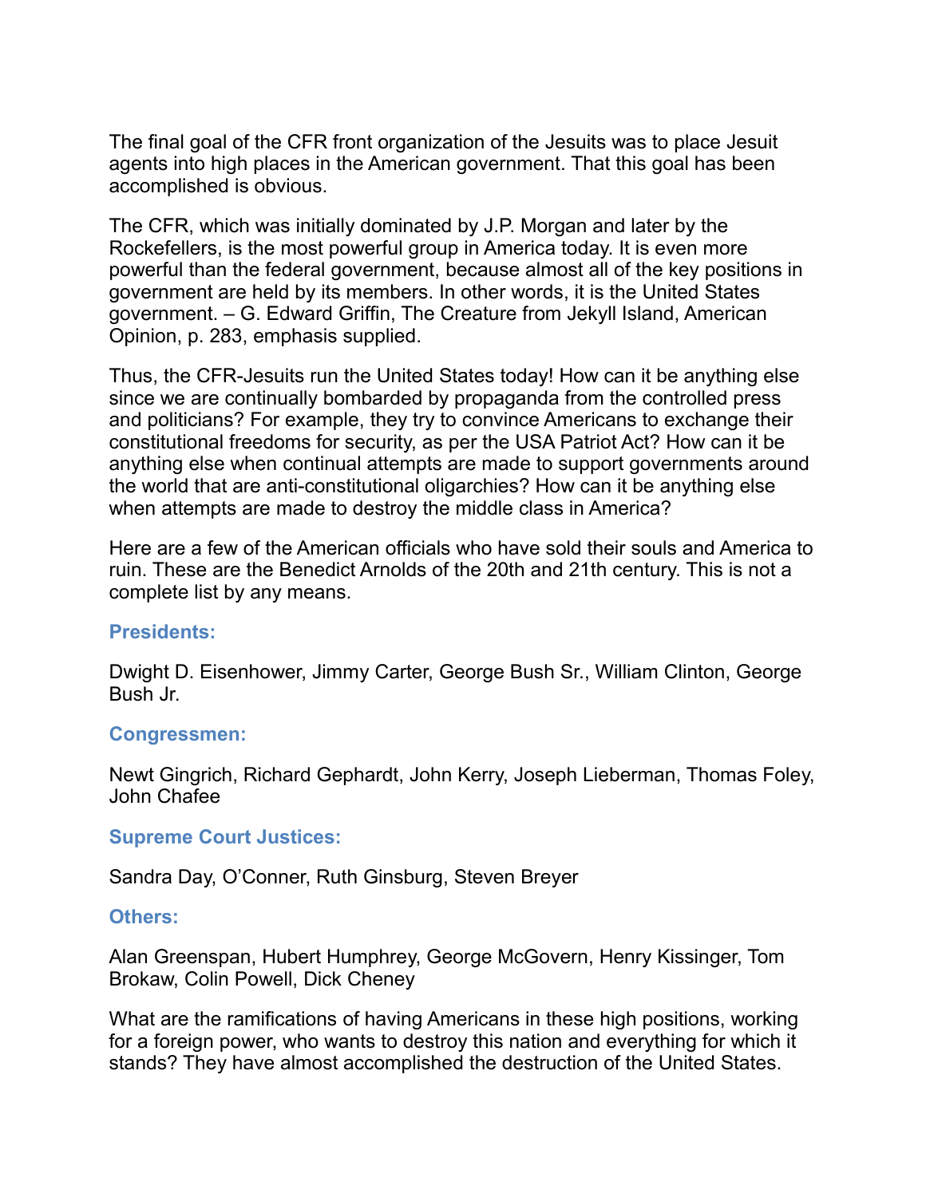The final goal of the CFR front organization of the Jesuits was to place Jesuit agents into high places in the American government. That this goal has been accomplished is obvious.

The CFR, which was initially dominated by J.P. Morgan and later by the Rockefellers, is the most powerful group in America today. It is even more powerful than the federal government, because almost all of the key positions in government are held by its members. In other words, it is the United States government. – G. Edward Griffin, The Creature from Jekyll Island, American Opinion, p. 283, emphasis supplied.

Thus, the CFR-Jesuits run the United States today! How can it be anything else since we are continually bombarded by propaganda from the controlled press and politicians? For example, they try to convince Americans to exchange their constitutional freedoms for security, as per the USA Patriot Act? How can it be anything else when continual attempts are made to support governments around the world that are anti-constitutional oligarchies? How can it be anything else when attempts are made to destroy the middle class in America?

Here are a few of the American officials who have sold their souls and America to ruin. These are the Benedict Arnolds of the 20th and 21th century. This is not a complete list by any means.

### Presidents:

Dwight D. Eisenhower, Jimmy Carter, George Bush Sr., William Clinton, George Bush Jr.

### Congressmen:

Newt Gingrich, Richard Gephardt, John Kerry, Joseph Lieberman, Thomas Foley, John Chafee

### Supreme Court Justices:

Sandra Day, O'Conner, Ruth Ginsburg, Steven Breyer

### Others:

Alan Greenspan, Hubert Humphrey, George McGovern, Henry Kissinger, Tom Brokaw, Colin Powell, Dick Cheney

What are the ramifications of having Americans in these high positions, working for a foreign power, who wants to destroy this nation and everything for which it stands? They have almost accomplished the destruction of the United States.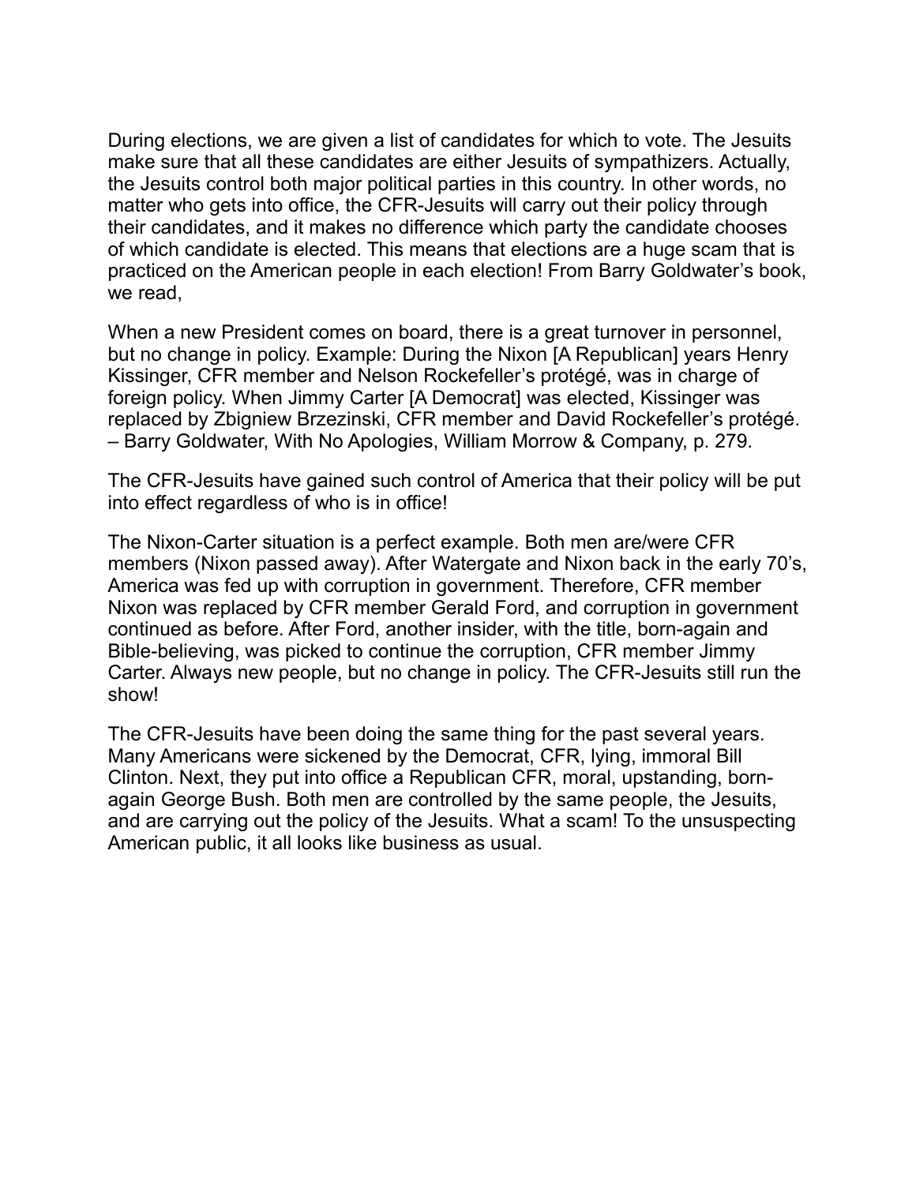During elections, we are given a list of candidates for which to vote. The Jesuits make sure that all these candidates are either Jesuits of sympathizers. Actually, the Jesuits control both major political parties in this country. In other words, no matter who gets into office, the CFR-Jesuits will carry out their policy through their candidates, and it makes no difference which party the candidate chooses of which candidate is elected. This means that elections are a huge scam that is practiced on the American people in each election! From Barry Goldwater's book, we read,

When a new President comes on board, there is a great turnover in personnel, but no change in policy. Example: During the Nixon [A Republican] years Henry Kissinger, CFR member and Nelson Rockefeller's protégé, was in charge of foreign policy. When Jimmy Carter [A Democrat] was elected, Kissinger was replaced by Zbigniew Brzezinski, CFR member and David Rockefeller's protégé. – Barry Goldwater, With No Apologies, William Morrow & Company, p. 279.

The CFR-Jesuits have gained such control of America that their policy will be put into effect regardless of who is in office!

The Nixon-Carter situation is a perfect example. Both men are/were CFR members (Nixon passed away). After Watergate and Nixon back in the early 70's, America was fed up with corruption in government. Therefore, CFR member Nixon was replaced by CFR member Gerald Ford, and corruption in government continued as before. After Ford, another insider, with the title, born-again and Bible-believing, was picked to continue the corruption, CFR member Jimmy Carter. Always new people, but no change in policy. The CFR-Jesuits still run the show!

The CFR-Jesuits have been doing the same thing for the past several years. Many Americans were sickened by the Democrat, CFR, lying, immoral Bill Clinton. Next, they put into office a Republican CFR, moral, upstanding, born-again George Bush. Both men are controlled by the same people, the Jesuits, and are carrying out the policy of the Jesuits. What a scam! To the unsuspecting American public, it all looks like business as usual.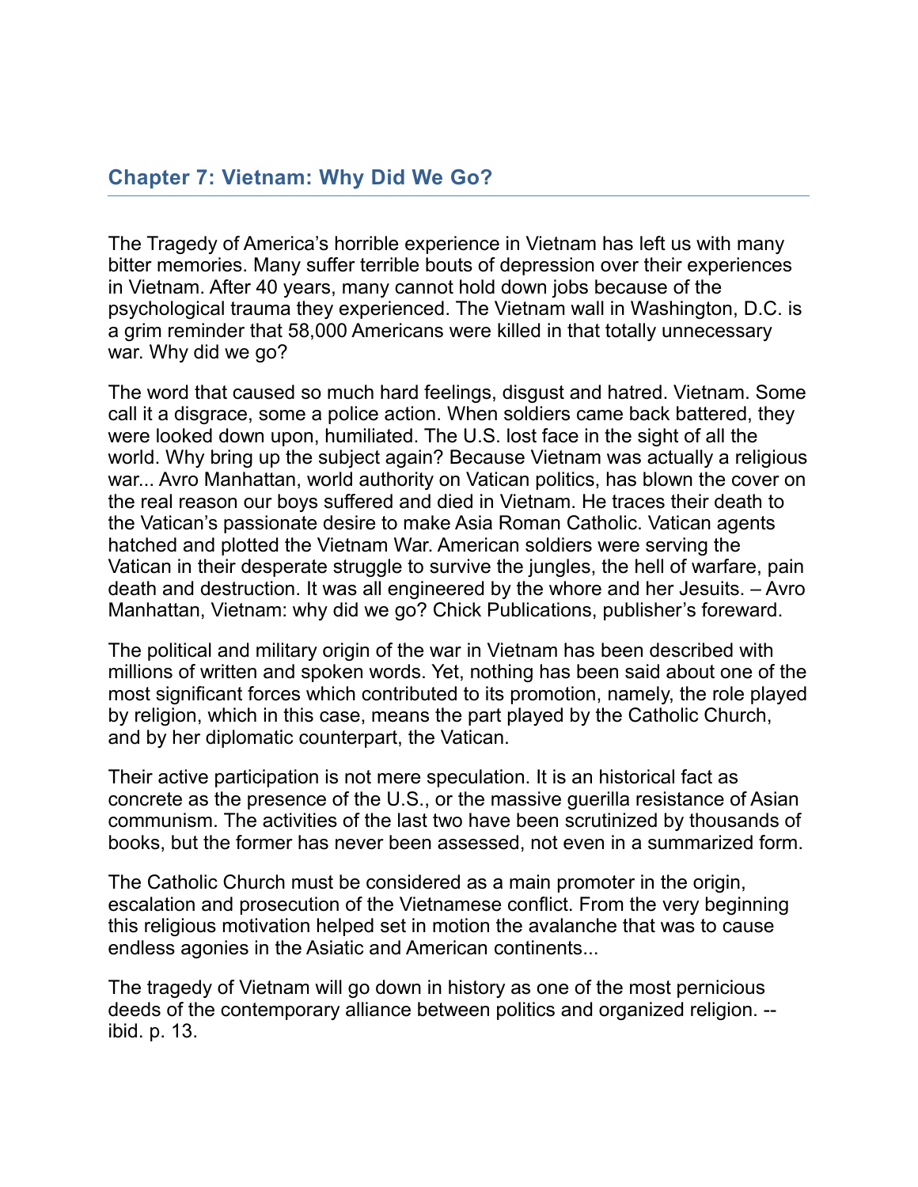## Chapter 7: Vietnam: Why Did We Go?

The Tragedy of America's horrible experience in Vietnam has left us with many bitter memories. Many suffer terrible bouts of depression over their experiences in Vietnam. After 40 years, many cannot hold down jobs because of the psychological trauma they experienced. The Vietnam wall in Washington, D.C. is a grim reminder that 58,000 Americans were killed in that totally unnecessary war. Why did we go?

The word that caused so much hard feelings, disgust and hatred. Vietnam. Some call it a disgrace, some a police action. When soldiers came back battered, they were looked down upon, humiliated. The U.S. lost face in the sight of all the world. Why bring up the subject again? Because Vietnam was actually a religious war... Avro Manhattan, world authority on Vatican politics, has blown the cover on the real reason our boys suffered and died in Vietnam. He traces their death to the Vatican's passionate desire to make Asia Roman Catholic. Vatican agents hatched and plotted the Vietnam War. American soldiers were serving the Vatican in their desperate struggle to survive the jungles, the hell of warfare, pain death and destruction. It was all engineered by the whore and her Jesuits. – Avro Manhattan, Vietnam: why did we go? Chick Publications, publisher's foreward.

The political and military origin of the war in Vietnam has been described with millions of written and spoken words. Yet, nothing has been said about one of the most significant forces which contributed to its promotion, namely, the role played by religion, which in this case, means the part played by the Catholic Church, and by her diplomatic counterpart, the Vatican.

Their active participation is not mere speculation. It is an historical fact as concrete as the presence of the U.S., or the massive guerilla resistance of Asian communism. The activities of the last two have been scrutinized by thousands of books, but the former has never been assessed, not even in a summarized form.

The Catholic Church must be considered as a main promoter in the origin, escalation and prosecution of the Vietnamese conflict. From the very beginning this religious motivation helped set in motion the avalanche that was to cause endless agonies in the Asiatic and American continents...

The tragedy of Vietnam will go down in history as one of the most pernicious deeds of the contemporary alliance between politics and organized religion. -- ibid. p. 13.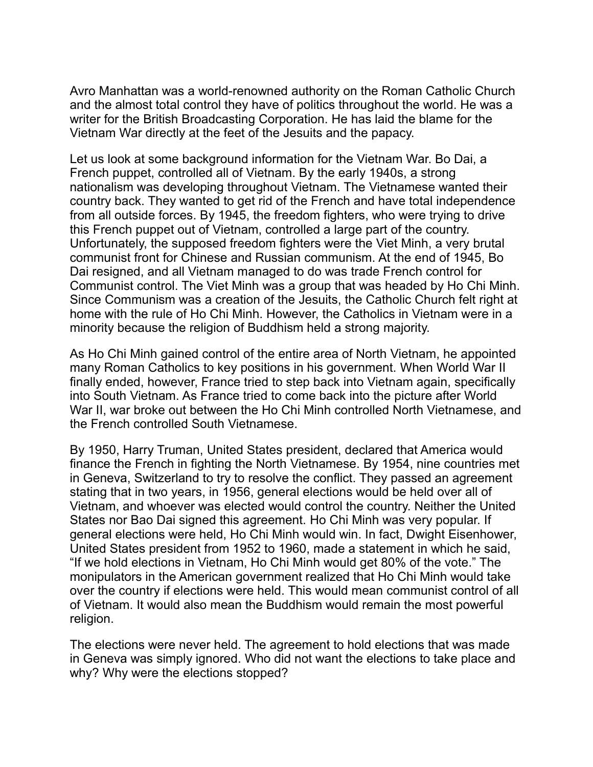Avro Manhattan was a world-renowned authority on the Roman Catholic Church and the almost total control they have of politics throughout the world. He was a writer for the British Broadcasting Corporation. He has laid the blame for the Vietnam War directly at the feet of the Jesuits and the papacy.

Let us look at some background information for the Vietnam War. Bo Dai, a French puppet, controlled all of Vietnam. By the early 1940s, a strong nationalism was developing throughout Vietnam. The Vietnamese wanted their country back. They wanted to get rid of the French and have total independence from all outside forces. By 1945, the freedom fighters, who were trying to drive this French puppet out of Vietnam, controlled a large part of the country. Unfortunately, the supposed freedom fighters were the Viet Minh, a very brutal communist front for Chinese and Russian communism. At the end of 1945, Bo Dai resigned, and all Vietnam managed to do was trade French control for Communist control. The Viet Minh was a group that was headed by Ho Chi Minh. Since Communism was a creation of the Jesuits, the Catholic Church felt right at home with the rule of Ho Chi Minh. However, the Catholics in Vietnam were in a minority because the religion of Buddhism held a strong majority.

As Ho Chi Minh gained control of the entire area of North Vietnam, he appointed many Roman Catholics to key positions in his government. When World War II finally ended, however, France tried to step back into Vietnam again, specifically into South Vietnam. As France tried to come back into the picture after World War II, war broke out between the Ho Chi Minh controlled North Vietnamese, and the French controlled South Vietnamese.

By 1950, Harry Truman, United States president, declared that America would finance the French in fighting the North Vietnamese. By 1954, nine countries met in Geneva, Switzerland to try to resolve the conflict. They passed an agreement stating that in two years, in 1956, general elections would be held over all of Vietnam, and whoever was elected would control the country. Neither the United States nor Bao Dai signed this agreement. Ho Chi Minh was very popular. If general elections were held, Ho Chi Minh would win. In fact, Dwight Eisenhower, United States president from 1952 to 1960, made a statement in which he said, "If we hold elections in Vietnam, Ho Chi Minh would get 80% of the vote." The monipulators in the American government realized that Ho Chi Minh would take over the country if elections were held. This would mean communist control of all of Vietnam. It would also mean the Buddhism would remain the most powerful religion.

The elections were never held. The agreement to hold elections that was made in Geneva was simply ignored. Who did not want the elections to take place and why? Why were the elections stopped?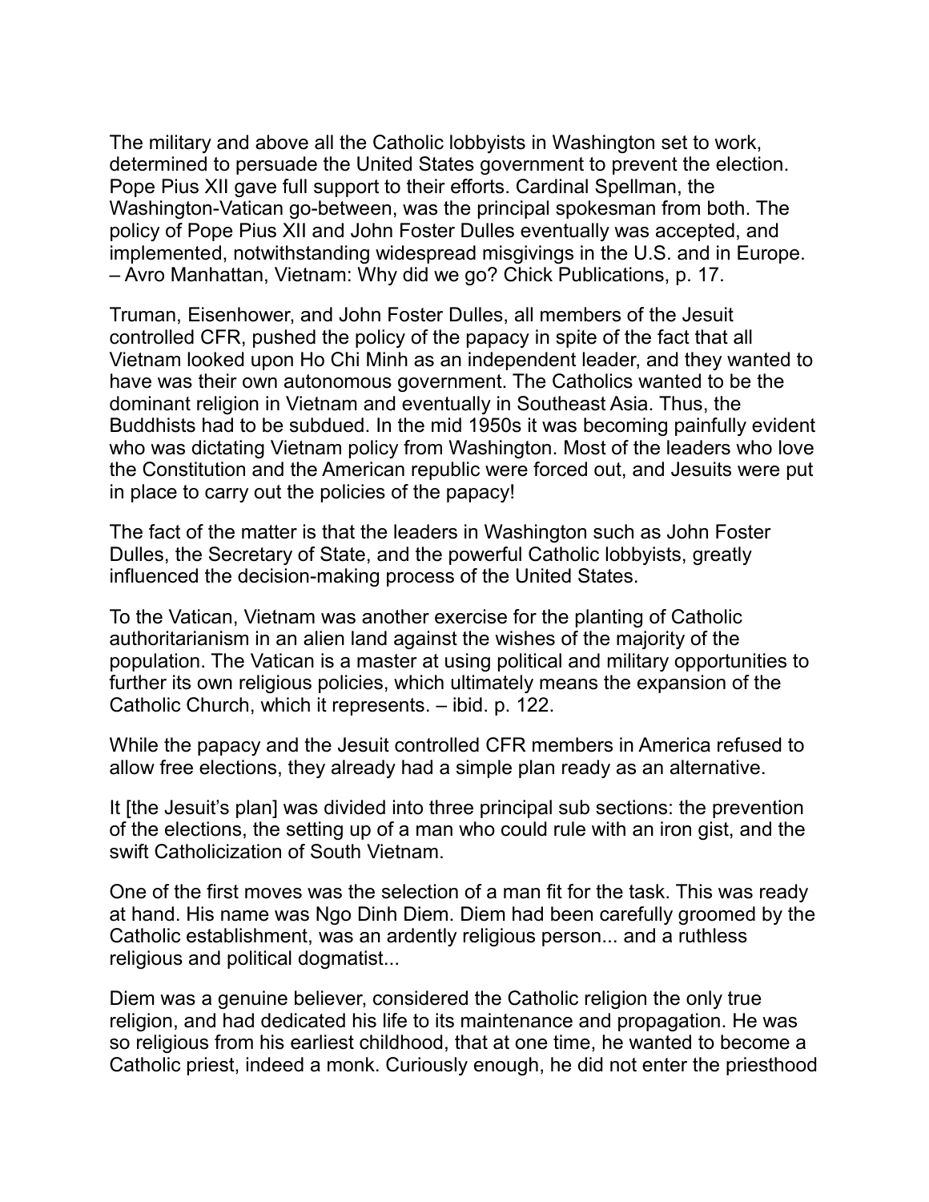The military and above all the Catholic lobbyists in Washington set to work, determined to persuade the United States government to prevent the election. Pope Pius XII gave full support to their efforts. Cardinal Spellman, the Washington-Vatican go-between, was the principal spokesman from both. The policy of Pope Pius XII and John Foster Dulles eventually was accepted, and implemented, notwithstanding widespread misgivings in the U.S. and in Europe. – Avro Manhattan, Vietnam: Why did we go? Chick Publications, p. 17.

Truman, Eisenhower, and John Foster Dulles, all members of the Jesuit controlled CFR, pushed the policy of the papacy in spite of the fact that all Vietnam looked upon Ho Chi Minh as an independent leader, and they wanted to have was their own autonomous government. The Catholics wanted to be the dominant religion in Vietnam and eventually in Southeast Asia. Thus, the Buddhists had to be subdued. In the mid 1950s it was becoming painfully evident who was dictating Vietnam policy from Washington. Most of the leaders who love the Constitution and the American republic were forced out, and Jesuits were put in place to carry out the policies of the papacy!

The fact of the matter is that the leaders in Washington such as John Foster Dulles, the Secretary of State, and the powerful Catholic lobbyists, greatly influenced the decision-making process of the United States.

To the Vatican, Vietnam was another exercise for the planting of Catholic authoritarianism in an alien land against the wishes of the majority of the population. The Vatican is a master at using political and military opportunities to further its own religious policies, which ultimately means the expansion of the Catholic Church, which it represents. – ibid. p. 122.

While the papacy and the Jesuit controlled CFR members in America refused to allow free elections, they already had a simple plan ready as an alternative.

It [the Jesuit's plan] was divided into three principal sub sections: the prevention of the elections, the setting up of a man who could rule with an iron gist, and the swift Catholicization of South Vietnam.

One of the first moves was the selection of a man fit for the task. This was ready at hand. His name was Ngo Dinh Diem. Diem had been carefully groomed by the Catholic establishment, was an ardently religious person... and a ruthless religious and political dogmatist...

Diem was a genuine believer, considered the Catholic religion the only true religion, and had dedicated his life to its maintenance and propagation. He was so religious from his earliest childhood, that at one time, he wanted to become a Catholic priest, indeed a monk. Curiously enough, he did not enter the priesthood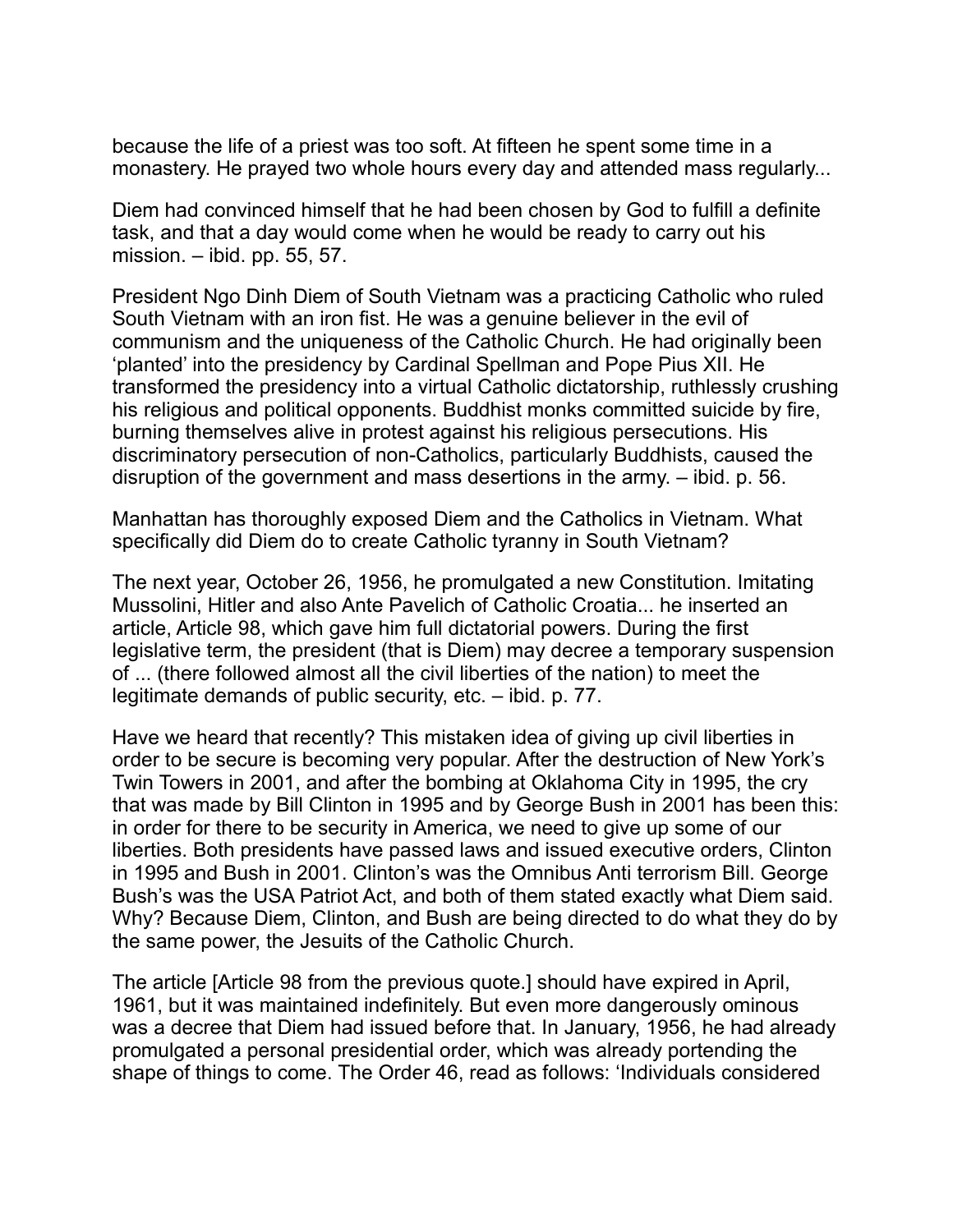because the life of a priest was too soft. At fifteen he spent some time in a monastery. He prayed two whole hours every day and attended mass regularly...

Diem had convinced himself that he had been chosen by God to fulfill a definite task, and that a day would come when he would be ready to carry out his mission. – ibid. pp. 55, 57.

President Ngo Dinh Diem of South Vietnam was a practicing Catholic who ruled South Vietnam with an iron fist. He was a genuine believer in the evil of communism and the uniqueness of the Catholic Church. He had originally been 'planted' into the presidency by Cardinal Spellman and Pope Pius XII. He transformed the presidency into a virtual Catholic dictatorship, ruthlessly crushing his religious and political opponents. Buddhist monks committed suicide by fire, burning themselves alive in protest against his religious persecutions. His discriminatory persecution of non-Catholics, particularly Buddhists, caused the disruption of the government and mass desertions in the army. – ibid. p. 56.

Manhattan has thoroughly exposed Diem and the Catholics in Vietnam. What specifically did Diem do to create Catholic tyranny in South Vietnam?

The next year, October 26, 1956, he promulgated a new Constitution. Imitating Mussolini, Hitler and also Ante Pavelich of Catholic Croatia... he inserted an article, Article 98, which gave him full dictatorial powers. During the first legislative term, the president (that is Diem) may decree a temporary suspension of ... (there followed almost all the civil liberties of the nation) to meet the legitimate demands of public security, etc. – ibid. p. 77.

Have we heard that recently? This mistaken idea of giving up civil liberties in order to be secure is becoming very popular. After the destruction of New York's Twin Towers in 2001, and after the bombing at Oklahoma City in 1995, the cry that was made by Bill Clinton in 1995 and by George Bush in 2001 has been this: in order for there to be security in America, we need to give up some of our liberties. Both presidents have passed laws and issued executive orders, Clinton in 1995 and Bush in 2001. Clinton's was the Omnibus Anti terrorism Bill. George Bush's was the USA Patriot Act, and both of them stated exactly what Diem said. Why? Because Diem, Clinton, and Bush are being directed to do what they do by the same power, the Jesuits of the Catholic Church.

The article [Article 98 from the previous quote.] should have expired in April, 1961, but it was maintained indefinitely. But even more dangerously ominous was a decree that Diem had issued before that. In January, 1956, he had already promulgated a personal presidential order, which was already portending the shape of things to come. The Order 46, read as follows: 'Individuals considered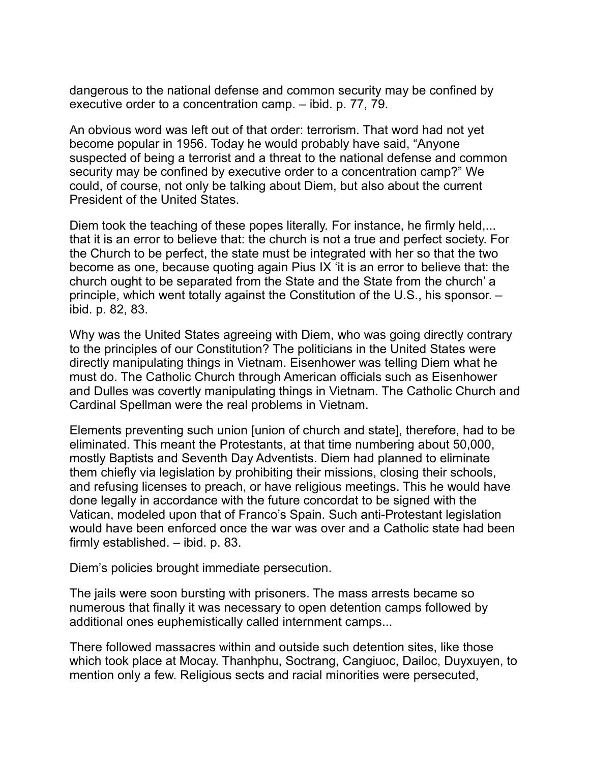dangerous to the national defense and common security may be confined by executive order to a concentration camp. – ibid. p. 77, 79.

An obvious word was left out of that order: terrorism. That word had not yet become popular in 1956. Today he would probably have said, “Anyone suspected of being a terrorist and a threat to the national defense and common security may be confined by executive order to a concentration camp?” We could, of course, not only be talking about Diem, but also about the current President of the United States.

Diem took the teaching of these popes literally. For instance, he firmly held,... that it is an error to believe that: the church is not a true and perfect society. For the Church to be perfect, the state must be integrated with her so that the two become as one, because quoting again Pius IX ‘it is an error to believe that: the church ought to be separated from the State and the State from the church’ a principle, which went totally against the Constitution of the U.S., his sponsor. – ibid. p. 82, 83.

Why was the United States agreeing with Diem, who was going directly contrary to the principles of our Constitution? The politicians in the United States were directly manipulating things in Vietnam. Eisenhower was telling Diem what he must do. The Catholic Church through American officials such as Eisenhower and Dulles was covertly manipulating things in Vietnam. The Catholic Church and Cardinal Spellman were the real problems in Vietnam.

Elements preventing such union [union of church and state], therefore, had to be eliminated. This meant the Protestants, at that time numbering about 50,000, mostly Baptists and Seventh Day Adventists. Diem had planned to eliminate them chiefly via legislation by prohibiting their missions, closing their schools, and refusing licenses to preach, or have religious meetings. This he would have done legally in accordance with the future concordat to be signed with the Vatican, modeled upon that of Franco’s Spain. Such anti-Protestant legislation would have been enforced once the war was over and a Catholic state had been firmly established. – ibid. p. 83.

Diem’s policies brought immediate persecution.

The jails were soon bursting with prisoners. The mass arrests became so numerous that finally it was necessary to open detention camps followed by additional ones euphemistically called internment camps...

There followed massacres within and outside such detention sites, like those which took place at Mocay. Thanhphu, Soctrang, Cangiuoc, Dailoc, Duyxuyen, to mention only a few. Religious sects and racial minorities were persecuted,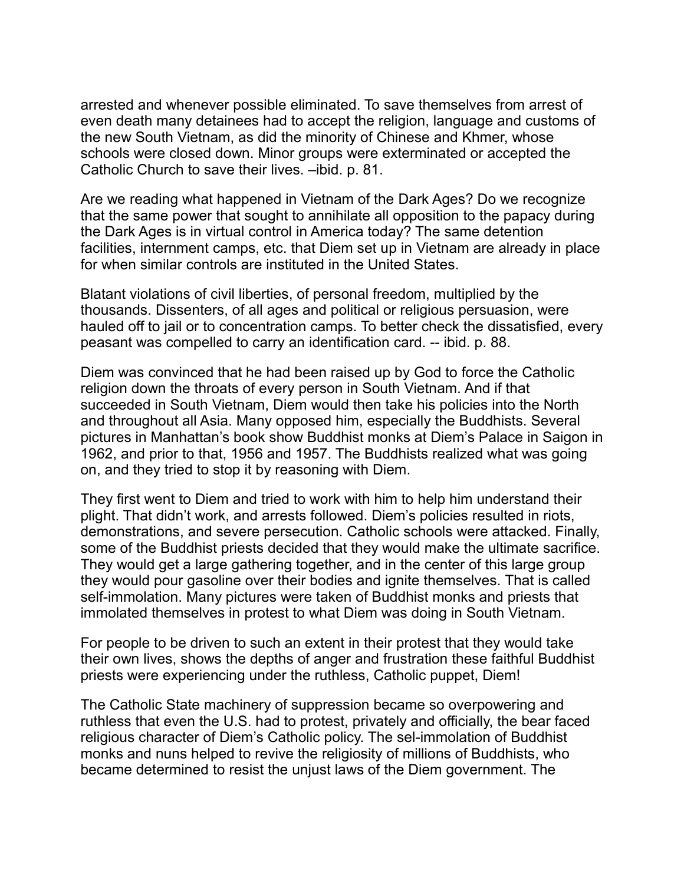arrested and whenever possible eliminated. To save themselves from arrest of even death many detainees had to accept the religion, language and customs of the new South Vietnam, as did the minority of Chinese and Khmer, whose schools were closed down. Minor groups were exterminated or accepted the Catholic Church to save their lives. –ibid. p. 81.

Are we reading what happened in Vietnam of the Dark Ages? Do we recognize that the same power that sought to annihilate all opposition to the papacy during the Dark Ages is in virtual control in America today? The same detention facilities, internment camps, etc. that Diem set up in Vietnam are already in place for when similar controls are instituted in the United States.

Blatant violations of civil liberties, of personal freedom, multiplied by the thousands. Dissenters, of all ages and political or religious persuasion, were hauled off to jail or to concentration camps. To better check the dissatisfied, every peasant was compelled to carry an identification card. -- ibid. p. 88.

Diem was convinced that he had been raised up by God to force the Catholic religion down the throats of every person in South Vietnam. And if that succeeded in South Vietnam, Diem would then take his policies into the North and throughout all Asia. Many opposed him, especially the Buddhists. Several pictures in Manhattan's book show Buddhist monks at Diem's Palace in Saigon in 1962, and prior to that, 1956 and 1957. The Buddhists realized what was going on, and they tried to stop it by reasoning with Diem.

They first went to Diem and tried to work with him to help him understand their plight. That didn't work, and arrests followed. Diem's policies resulted in riots, demonstrations, and severe persecution. Catholic schools were attacked. Finally, some of the Buddhist priests decided that they would make the ultimate sacrifice. They would get a large gathering together, and in the center of this large group they would pour gasoline over their bodies and ignite themselves. That is called self-immolation. Many pictures were taken of Buddhist monks and priests that immolated themselves in protest to what Diem was doing in South Vietnam.

For people to be driven to such an extent in their protest that they would take their own lives, shows the depths of anger and frustration these faithful Buddhist priests were experiencing under the ruthless, Catholic puppet, Diem!

The Catholic State machinery of suppression became so overpowering and ruthless that even the U.S. had to protest, privately and officially, the bear faced religious character of Diem's Catholic policy. The sel-immolation of Buddhist monks and nuns helped to revive the religiosity of millions of Buddhists, who became determined to resist the unjust laws of the Diem government. The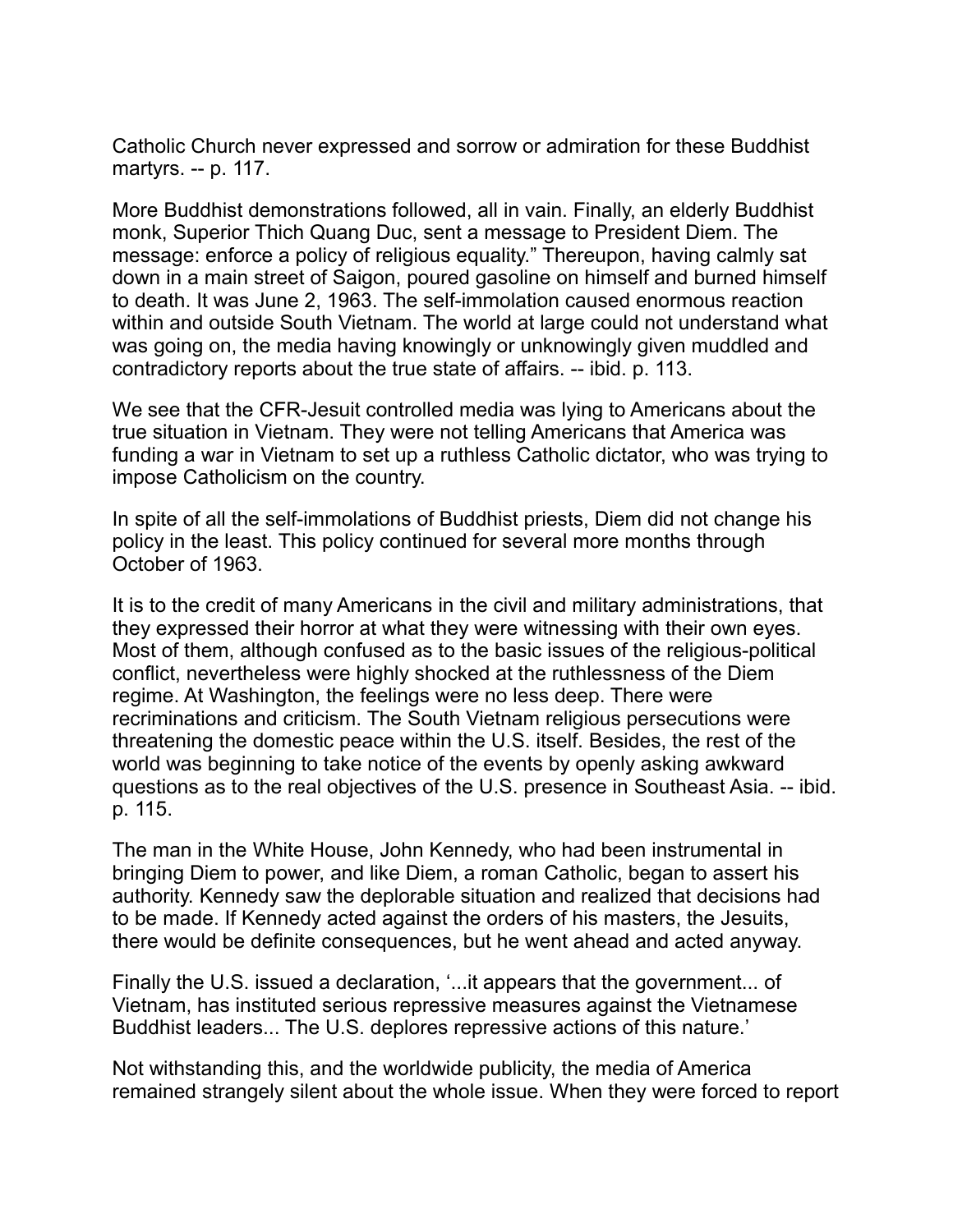Catholic Church never expressed and sorrow or admiration for these Buddhist martyrs. -- p. 117.

More Buddhist demonstrations followed, all in vain. Finally, an elderly Buddhist monk, Superior Thich Quang Duc, sent a message to President Diem. The message: enforce a policy of religious equality." Thereupon, having calmly sat down in a main street of Saigon, poured gasoline on himself and burned himself to death. It was June 2, 1963. The self-immolation caused enormous reaction within and outside South Vietnam. The world at large could not understand what was going on, the media having knowingly or unknowingly given muddled and contradictory reports about the true state of affairs. -- ibid. p. 113.

We see that the CFR-Jesuit controlled media was lying to Americans about the true situation in Vietnam. They were not telling Americans that America was funding a war in Vietnam to set up a ruthless Catholic dictator, who was trying to impose Catholicism on the country.

In spite of all the self-immolations of Buddhist priests, Diem did not change his policy in the least. This policy continued for several more months through October of 1963.

It is to the credit of many Americans in the civil and military administrations, that they expressed their horror at what they were witnessing with their own eyes. Most of them, although confused as to the basic issues of the religious-political conflict, nevertheless were highly shocked at the ruthlessness of the Diem regime. At Washington, the feelings were no less deep. There were recriminations and criticism. The South Vietnam religious persecutions were threatening the domestic peace within the U.S. itself. Besides, the rest of the world was beginning to take notice of the events by openly asking awkward questions as to the real objectives of the U.S. presence in Southeast Asia. -- ibid. p. 115.

The man in the White House, John Kennedy, who had been instrumental in bringing Diem to power, and like Diem, a roman Catholic, began to assert his authority. Kennedy saw the deplorable situation and realized that decisions had to be made. If Kennedy acted against the orders of his masters, the Jesuits, there would be definite consequences, but he went ahead and acted anyway.

Finally the U.S. issued a declaration, '...it appears that the government... of Vietnam, has instituted serious repressive measures against the Vietnamese Buddhist leaders... The U.S. deplores repressive actions of this nature.'

Not withstanding this, and the worldwide publicity, the media of America remained strangely silent about the whole issue. When they were forced to report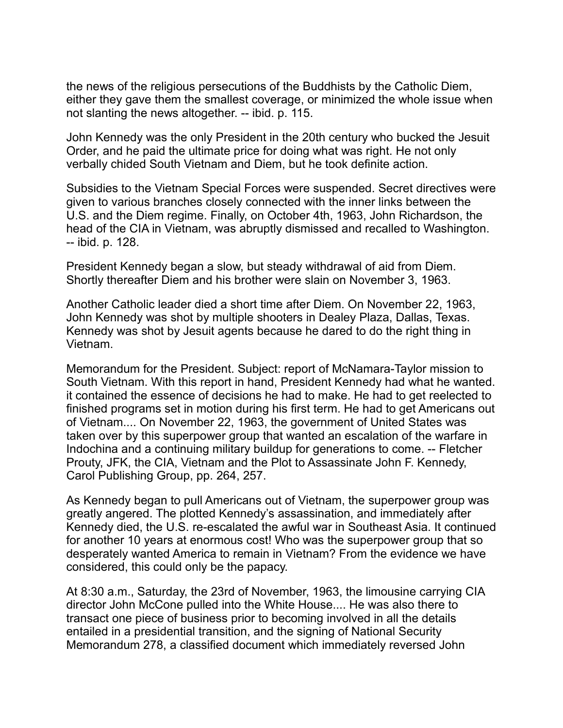the news of the religious persecutions of the Buddhists by the Catholic Diem, either they gave them the smallest coverage, or minimized the whole issue when not slanting the news altogether. -- ibid. p. 115.

John Kennedy was the only President in the 20th century who bucked the Jesuit Order, and he paid the ultimate price for doing what was right. He not only verbally chided South Vietnam and Diem, but he took definite action.

Subsidies to the Vietnam Special Forces were suspended. Secret directives were given to various branches closely connected with the inner links between the U.S. and the Diem regime. Finally, on October 4th, 1963, John Richardson, the head of the CIA in Vietnam, was abruptly dismissed and recalled to Washington. -- ibid. p. 128.

President Kennedy began a slow, but steady withdrawal of aid from Diem. Shortly thereafter Diem and his brother were slain on November 3, 1963.

Another Catholic leader died a short time after Diem. On November 22, 1963, John Kennedy was shot by multiple shooters in Dealey Plaza, Dallas, Texas. Kennedy was shot by Jesuit agents because he dared to do the right thing in Vietnam.

Memorandum for the President. Subject: report of McNamara-Taylor mission to South Vietnam. With this report in hand, President Kennedy had what he wanted. it contained the essence of decisions he had to make. He had to get reelected to finished programs set in motion during his first term. He had to get Americans out of Vietnam.... On November 22, 1963, the government of United States was taken over by this superpower group that wanted an escalation of the warfare in Indochina and a continuing military buildup for generations to come. -- Fletcher Prouty, JFK, the CIA, Vietnam and the Plot to Assassinate John F. Kennedy, Carol Publishing Group, pp. 264, 257.

As Kennedy began to pull Americans out of Vietnam, the superpower group was greatly angered. The plotted Kennedy's assassination, and immediately after Kennedy died, the U.S. re-escalated the awful war in Southeast Asia. It continued for another 10 years at enormous cost! Who was the superpower group that so desperately wanted America to remain in Vietnam? From the evidence we have considered, this could only be the papacy.

At 8:30 a.m., Saturday, the 23rd of November, 1963, the limousine carrying CIA director John McCone pulled into the White House.... He was also there to transact one piece of business prior to becoming involved in all the details entailed in a presidential transition, and the signing of National Security Memorandum 278, a classified document which immediately reversed John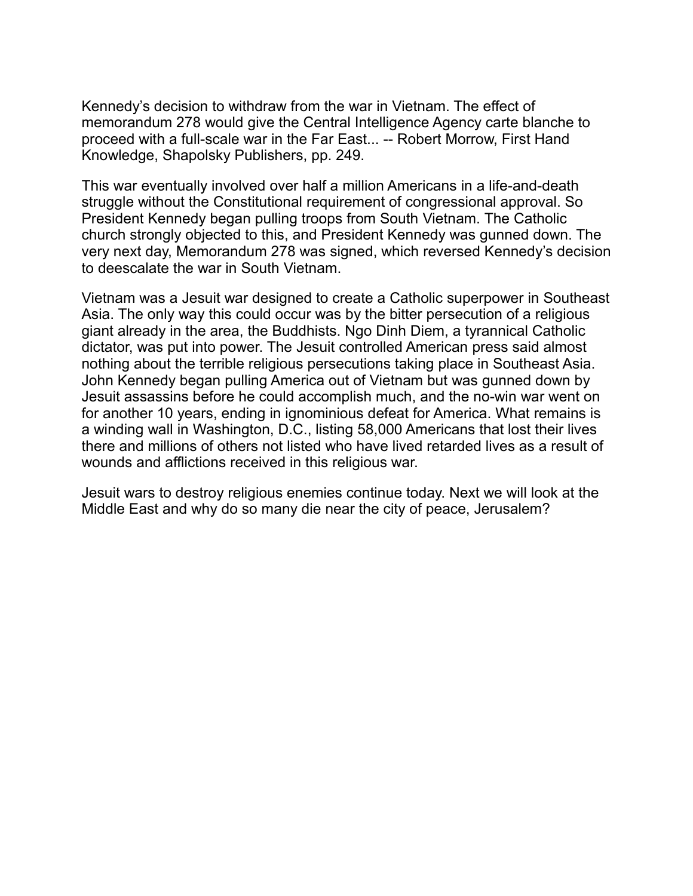Kennedy's decision to withdraw from the war in Vietnam. The effect of memorandum 278 would give the Central Intelligence Agency carte blanche to proceed with a full-scale war in the Far East... -- Robert Morrow, First Hand Knowledge, Shapolsky Publishers, pp. 249.

This war eventually involved over half a million Americans in a life-and-death struggle without the Constitutional requirement of congressional approval. So President Kennedy began pulling troops from South Vietnam. The Catholic church strongly objected to this, and President Kennedy was gunned down. The very next day, Memorandum 278 was signed, which reversed Kennedy's decision to deescalate the war in South Vietnam.

Vietnam was a Jesuit war designed to create a Catholic superpower in Southeast Asia. The only way this could occur was by the bitter persecution of a religious giant already in the area, the Buddhists. Ngo Dinh Diem, a tyrannical Catholic dictator, was put into power. The Jesuit controlled American press said almost nothing about the terrible religious persecutions taking place in Southeast Asia. John Kennedy began pulling America out of Vietnam but was gunned down by Jesuit assassins before he could accomplish much, and the no-win war went on for another 10 years, ending in ignominious defeat for America. What remains is a winding wall in Washington, D.C., listing 58,000 Americans that lost their lives there and millions of others not listed who have lived retarded lives as a result of wounds and afflictions received in this religious war.

Jesuit wars to destroy religious enemies continue today. Next we will look at the Middle East and why do so many die near the city of peace, Jerusalem?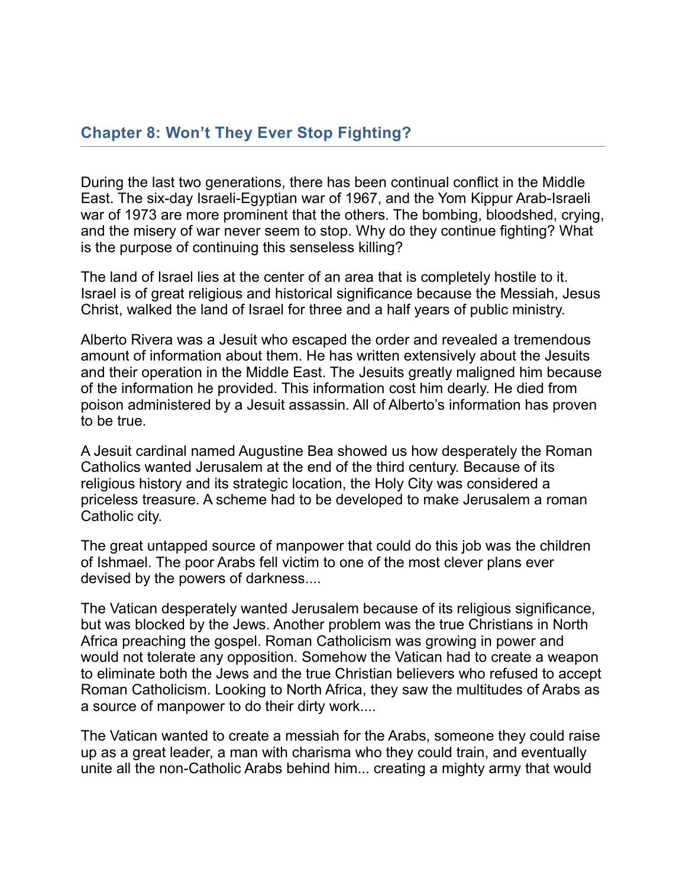## Chapter 8: Won't They Ever Stop Fighting?

During the last two generations, there has been continual conflict in the Middle East. The six-day Israeli-Egyptian war of 1967, and the Yom Kippur Arab-Israeli war of 1973 are more prominent that the others. The bombing, bloodshed, crying, and the misery of war never seem to stop. Why do they continue fighting? What is the purpose of continuing this senseless killing?

The land of Israel lies at the center of an area that is completely hostile to it. Israel is of great religious and historical significance because the Messiah, Jesus Christ, walked the land of Israel for three and a half years of public ministry.

Alberto Rivera was a Jesuit who escaped the order and revealed a tremendous amount of information about them. He has written extensively about the Jesuits and their operation in the Middle East. The Jesuits greatly maligned him because of the information he provided. This information cost him dearly. He died from poison administered by a Jesuit assassin. All of Alberto's information has proven to be true.

A Jesuit cardinal named Augustine Bea showed us how desperately the Roman Catholics wanted Jerusalem at the end of the third century. Because of its religious history and its strategic location, the Holy City was considered a priceless treasure. A scheme had to be developed to make Jerusalem a roman Catholic city.

The great untapped source of manpower that could do this job was the children of Ishmael. The poor Arabs fell victim to one of the most clever plans ever devised by the powers of darkness....

The Vatican desperately wanted Jerusalem because of its religious significance, but was blocked by the Jews. Another problem was the true Christians in North Africa preaching the gospel. Roman Catholicism was growing in power and would not tolerate any opposition. Somehow the Vatican had to create a weapon to eliminate both the Jews and the true Christian believers who refused to accept Roman Catholicism. Looking to North Africa, they saw the multitudes of Arabs as a source of manpower to do their dirty work....

The Vatican wanted to create a messiah for the Arabs, someone they could raise up as a great leader, a man with charisma who they could train, and eventually unite all the non-Catholic Arabs behind him... creating a mighty army that would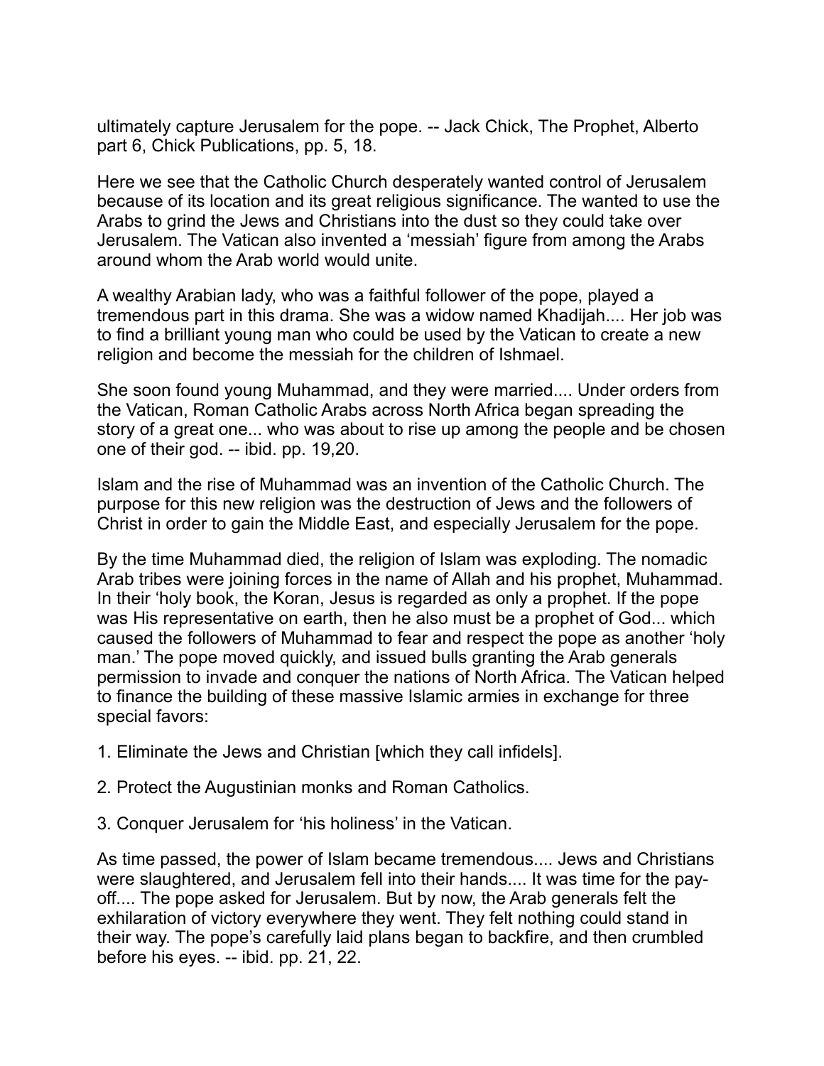ultimately capture Jerusalem for the pope. -- Jack Chick, The Prophet, Alberto part 6, Chick Publications, pp. 5, 18.

Here we see that the Catholic Church desperately wanted control of Jerusalem because of its location and its great religious significance. The wanted to use the Arabs to grind the Jews and Christians into the dust so they could take over Jerusalem. The Vatican also invented a 'messiah' figure from among the Arabs around whom the Arab world would unite.

A wealthy Arabian lady, who was a faithful follower of the pope, played a tremendous part in this drama. She was a widow named Khadijah.... Her job was to find a brilliant young man who could be used by the Vatican to create a new religion and become the messiah for the children of Ishmael.

She soon found young Muhammad, and they were married.... Under orders from the Vatican, Roman Catholic Arabs across North Africa began spreading the story of a great one... who was about to rise up among the people and be chosen one of their god. -- ibid. pp. 19,20.

Islam and the rise of Muhammad was an invention of the Catholic Church. The purpose for this new religion was the destruction of Jews and the followers of Christ in order to gain the Middle East, and especially Jerusalem for the pope.

By the time Muhammad died, the religion of Islam was exploding. The nomadic Arab tribes were joining forces in the name of Allah and his prophet, Muhammad. In their 'holy book, the Koran, Jesus is regarded as only a prophet. If the pope was His representative on earth, then he also must be a prophet of God... which caused the followers of Muhammad to fear and respect the pope as another 'holy man.' The pope moved quickly, and issued bulls granting the Arab generals permission to invade and conquer the nations of North Africa. The Vatican helped to finance the building of these massive Islamic armies in exchange for three special favors:

1. Eliminate the Jews and Christian [which they call infidels].

2. Protect the Augustinian monks and Roman Catholics.

3. Conquer Jerusalem for 'his holiness' in the Vatican.

As time passed, the power of Islam became tremendous.... Jews and Christians were slaughtered, and Jerusalem fell into their hands.... It was time for the pay-off.... The pope asked for Jerusalem. But by now, the Arab generals felt the exhilaration of victory everywhere they went. They felt nothing could stand in their way. The pope's carefully laid plans began to backfire, and then crumbled before his eyes. -- ibid. pp. 21, 22.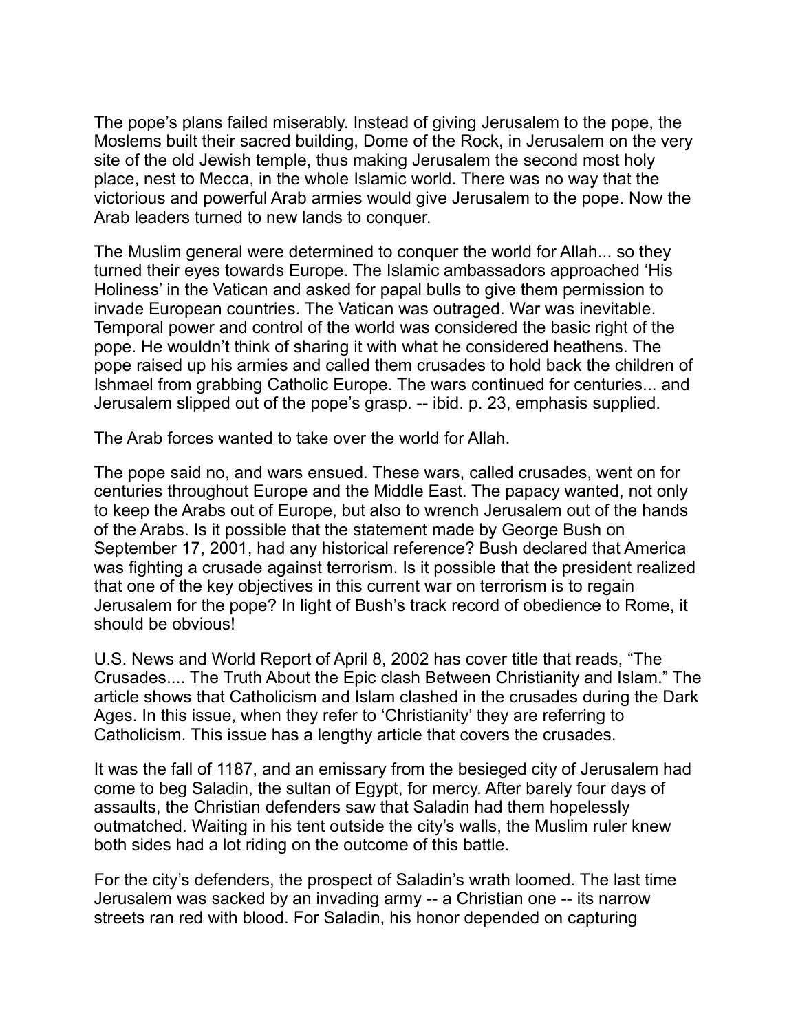The pope's plans failed miserably. Instead of giving Jerusalem to the pope, the Moslems built their sacred building, Dome of the Rock, in Jerusalem on the very site of the old Jewish temple, thus making Jerusalem the second most holy place, nest to Mecca, in the whole Islamic world. There was no way that the victorious and powerful Arab armies would give Jerusalem to the pope. Now the Arab leaders turned to new lands to conquer.

The Muslim general were determined to conquer the world for Allah... so they turned their eyes towards Europe. The Islamic ambassadors approached 'His Holiness' in the Vatican and asked for papal bulls to give them permission to invade European countries. The Vatican was outraged. War was inevitable. Temporal power and control of the world was considered the basic right of the pope. He wouldn't think of sharing it with what he considered heathens. The pope raised up his armies and called them crusades to hold back the children of Ishmael from grabbing Catholic Europe. The wars continued for centuries... and Jerusalem slipped out of the pope's grasp. -- ibid. p. 23, emphasis supplied.

The Arab forces wanted to take over the world for Allah.

The pope said no, and wars ensued. These wars, called crusades, went on for centuries throughout Europe and the Middle East. The papacy wanted, not only to keep the Arabs out of Europe, but also to wrench Jerusalem out of the hands of the Arabs. Is it possible that the statement made by George Bush on September 17, 2001, had any historical reference? Bush declared that America was fighting a crusade against terrorism. Is it possible that the president realized that one of the key objectives in this current war on terrorism is to regain Jerusalem for the pope? In light of Bush's track record of obedience to Rome, it should be obvious!

U.S. News and World Report of April 8, 2002 has cover title that reads, "The Crusades.... The Truth About the Epic clash Between Christianity and Islam." The article shows that Catholicism and Islam clashed in the crusades during the Dark Ages. In this issue, when they refer to 'Christianity' they are referring to Catholicism. This issue has a lengthy article that covers the crusades.

It was the fall of 1187, and an emissary from the besieged city of Jerusalem had come to beg Saladin, the sultan of Egypt, for mercy. After barely four days of assaults, the Christian defenders saw that Saladin had them hopelessly outmatched. Waiting in his tent outside the city's walls, the Muslim ruler knew both sides had a lot riding on the outcome of this battle.

For the city's defenders, the prospect of Saladin's wrath loomed. The last time Jerusalem was sacked by an invading army -- a Christian one -- its narrow streets ran red with blood. For Saladin, his honor depended on capturing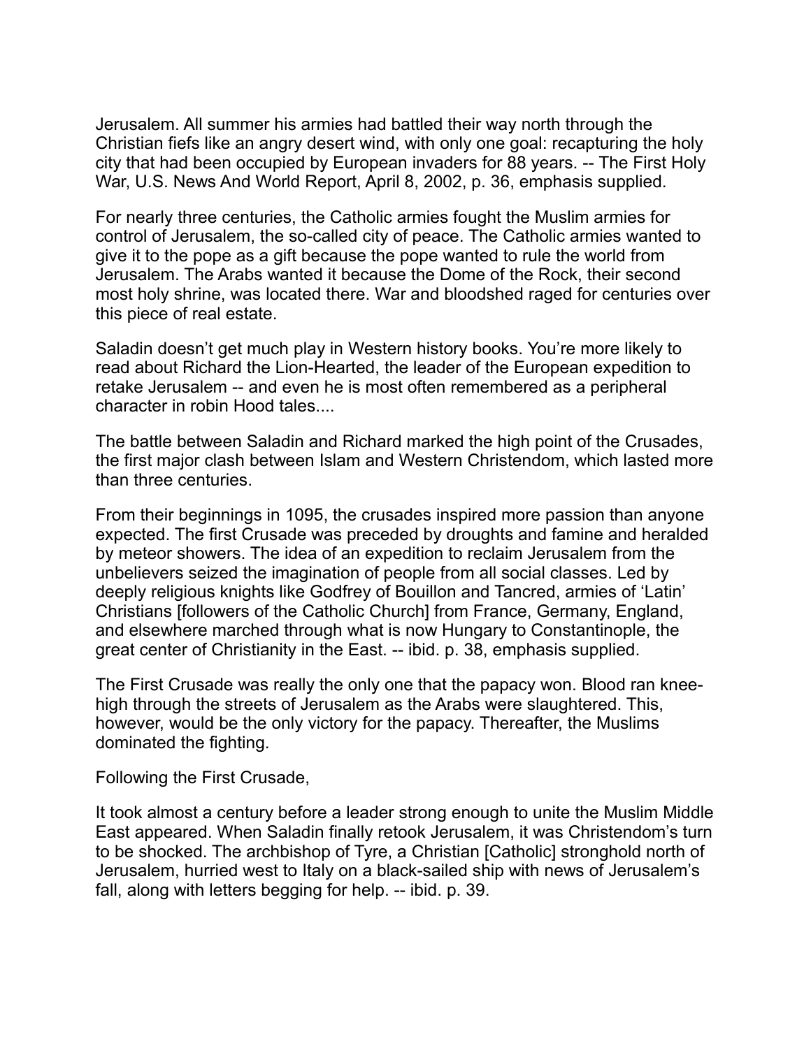Jerusalem. All summer his armies had battled their way north through the Christian fiefs like an angry desert wind, with only one goal: recapturing the holy city that had been occupied by European invaders for 88 years. -- The First Holy War, U.S. News And World Report, April 8, 2002, p. 36, emphasis supplied.

For nearly three centuries, the Catholic armies fought the Muslim armies for control of Jerusalem, the so-called city of peace. The Catholic armies wanted to give it to the pope as a gift because the pope wanted to rule the world from Jerusalem. The Arabs wanted it because the Dome of the Rock, their second most holy shrine, was located there. War and bloodshed raged for centuries over this piece of real estate.

Saladin doesn't get much play in Western history books. You're more likely to read about Richard the Lion-Hearted, the leader of the European expedition to retake Jerusalem -- and even he is most often remembered as a peripheral character in robin Hood tales....

The battle between Saladin and Richard marked the high point of the Crusades, the first major clash between Islam and Western Christendom, which lasted more than three centuries.

From their beginnings in 1095, the crusades inspired more passion than anyone expected. The first Crusade was preceded by droughts and famine and heralded by meteor showers. The idea of an expedition to reclaim Jerusalem from the unbelievers seized the imagination of people from all social classes. Led by deeply religious knights like Godfrey of Bouillon and Tancred, armies of 'Latin' Christians [followers of the Catholic Church] from France, Germany, England, and elsewhere marched through what is now Hungary to Constantinople, the great center of Christianity in the East. -- ibid. p. 38, emphasis supplied.

The First Crusade was really the only one that the papacy won. Blood ran knee-high through the streets of Jerusalem as the Arabs were slaughtered. This, however, would be the only victory for the papacy. Thereafter, the Muslims dominated the fighting.

Following the First Crusade,

It took almost a century before a leader strong enough to unite the Muslim Middle East appeared. When Saladin finally retook Jerusalem, it was Christendom's turn to be shocked. The archbishop of Tyre, a Christian [Catholic] stronghold north of Jerusalem, hurried west to Italy on a black-sailed ship with news of Jerusalem's fall, along with letters begging for help. -- ibid. p. 39.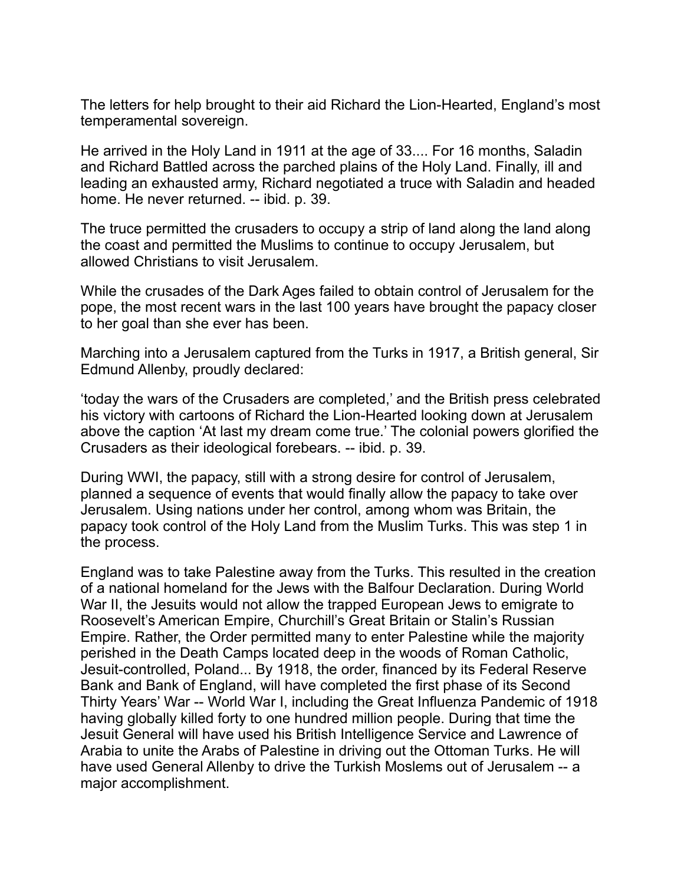The letters for help brought to their aid Richard the Lion-Hearted, England's most temperamental sovereign.

He arrived in the Holy Land in 1911 at the age of 33.... For 16 months, Saladin and Richard Battled across the parched plains of the Holy Land. Finally, ill and leading an exhausted army, Richard negotiated a truce with Saladin and headed home. He never returned. -- ibid. p. 39.

The truce permitted the crusaders to occupy a strip of land along the land along the coast and permitted the Muslims to continue to occupy Jerusalem, but allowed Christians to visit Jerusalem.

While the crusades of the Dark Ages failed to obtain control of Jerusalem for the pope, the most recent wars in the last 100 years have brought the papacy closer to her goal than she ever has been.

Marching into a Jerusalem captured from the Turks in 1917, a British general, Sir Edmund Allenby, proudly declared:

'today the wars of the Crusaders are completed,' and the British press celebrated his victory with cartoons of Richard the Lion-Hearted looking down at Jerusalem above the caption 'At last my dream come true.' The colonial powers glorified the Crusaders as their ideological forebears. -- ibid. p. 39.

During WWI, the papacy, still with a strong desire for control of Jerusalem, planned a sequence of events that would finally allow the papacy to take over Jerusalem. Using nations under her control, among whom was Britain, the papacy took control of the Holy Land from the Muslim Turks. This was step 1 in the process.

England was to take Palestine away from the Turks. This resulted in the creation of a national homeland for the Jews with the Balfour Declaration. During World War II, the Jesuits would not allow the trapped European Jews to emigrate to Roosevelt's American Empire, Churchill's Great Britain or Stalin's Russian Empire. Rather, the Order permitted many to enter Palestine while the majority perished in the Death Camps located deep in the woods of Roman Catholic, Jesuit-controlled, Poland... By 1918, the order, financed by its Federal Reserve Bank and Bank of England, will have completed the first phase of its Second Thirty Years' War -- World War I, including the Great Influenza Pandemic of 1918 having globally killed forty to one hundred million people. During that time the Jesuit General will have used his British Intelligence Service and Lawrence of Arabia to unite the Arabs of Palestine in driving out the Ottoman Turks. He will have used General Allenby to drive the Turkish Moslems out of Jerusalem -- a major accomplishment.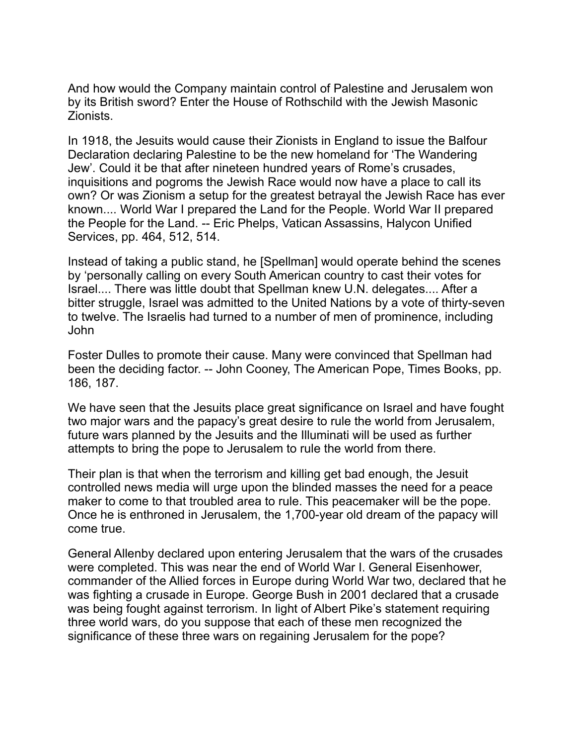And how would the Company maintain control of Palestine and Jerusalem won by its British sword? Enter the House of Rothschild with the Jewish Masonic Zionists.

In 1918, the Jesuits would cause their Zionists in England to issue the Balfour Declaration declaring Palestine to be the new homeland for 'The Wandering Jew'. Could it be that after nineteen hundred years of Rome's crusades, inquisitions and pogroms the Jewish Race would now have a place to call its own? Or was Zionism a setup for the greatest betrayal the Jewish Race has ever known.... World War I prepared the Land for the People. World War II prepared the People for the Land. -- Eric Phelps, Vatican Assassins, Halycon Unified Services, pp. 464, 512, 514.

Instead of taking a public stand, he [Spellman] would operate behind the scenes by 'personally calling on every South American country to cast their votes for Israel.... There was little doubt that Spellman knew U.N. delegates.... After a bitter struggle, Israel was admitted to the United Nations by a vote of thirty-seven to twelve. The Israelis had turned to a number of men of prominence, including John

Foster Dulles to promote their cause. Many were convinced that Spellman had been the deciding factor. -- John Cooney, The American Pope, Times Books, pp. 186, 187.

We have seen that the Jesuits place great significance on Israel and have fought two major wars and the papacy's great desire to rule the world from Jerusalem, future wars planned by the Jesuits and the Illuminati will be used as further attempts to bring the pope to Jerusalem to rule the world from there.

Their plan is that when the terrorism and killing get bad enough, the Jesuit controlled news media will urge upon the blinded masses the need for a peace maker to come to that troubled area to rule. This peacemaker will be the pope. Once he is enthroned in Jerusalem, the 1,700-year old dream of the papacy will come true.

General Allenby declared upon entering Jerusalem that the wars of the crusades were completed. This was near the end of World War I. General Eisenhower, commander of the Allied forces in Europe during World War two, declared that he was fighting a crusade in Europe. George Bush in 2001 declared that a crusade was being fought against terrorism. In light of Albert Pike's statement requiring three world wars, do you suppose that each of these men recognized the significance of these three wars on regaining Jerusalem for the pope?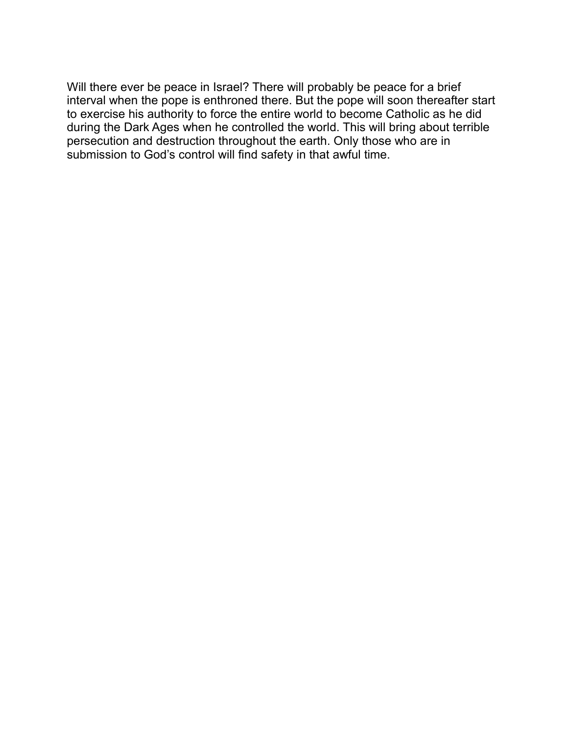Will there ever be peace in Israel? There will probably be peace for a brief interval when the pope is enthroned there. But the pope will soon thereafter start to exercise his authority to force the entire world to become Catholic as he did during the Dark Ages when he controlled the world. This will bring about terrible persecution and destruction throughout the earth. Only those who are in submission to God's control will find safety in that awful time.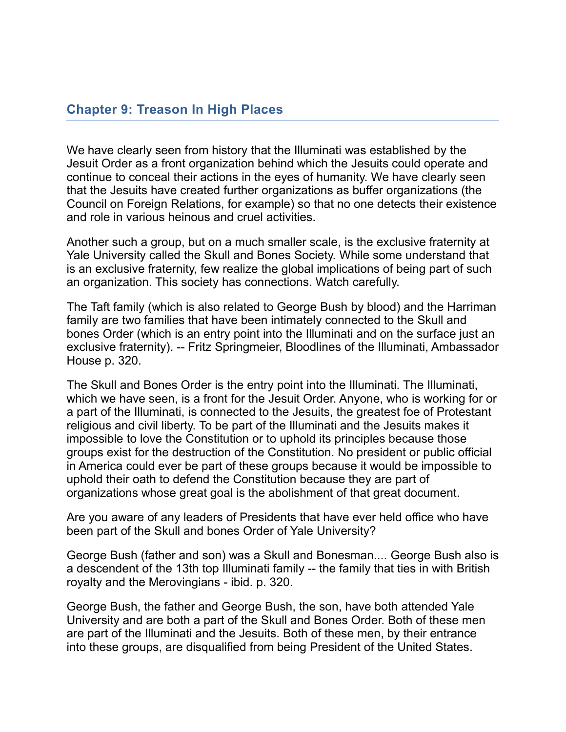## Chapter 9: Treason In High Places

We have clearly seen from history that the Illuminati was established by the Jesuit Order as a front organization behind which the Jesuits could operate and continue to conceal their actions in the eyes of humanity. We have clearly seen that the Jesuits have created further organizations as buffer organizations (the Council on Foreign Relations, for example) so that no one detects their existence and role in various heinous and cruel activities.

Another such a group, but on a much smaller scale, is the exclusive fraternity at Yale University called the Skull and Bones Society. While some understand that is an exclusive fraternity, few realize the global implications of being part of such an organization. This society has connections. Watch carefully.

The Taft family (which is also related to George Bush by blood) and the Harriman family are two families that have been intimately connected to the Skull and bones Order (which is an entry point into the Illuminati and on the surface just an exclusive fraternity). -- Fritz Springmeier, Bloodlines of the Illuminati, Ambassador House p. 320.

The Skull and Bones Order is the entry point into the Illuminati. The Illuminati, which we have seen, is a front for the Jesuit Order. Anyone, who is working for or a part of the Illuminati, is connected to the Jesuits, the greatest foe of Protestant religious and civil liberty. To be part of the Illuminati and the Jesuits makes it impossible to love the Constitution or to uphold its principles because those groups exist for the destruction of the Constitution. No president or public official in America could ever be part of these groups because it would be impossible to uphold their oath to defend the Constitution because they are part of organizations whose great goal is the abolishment of that great document.

Are you aware of any leaders of Presidents that have ever held office who have been part of the Skull and bones Order of Yale University?

George Bush (father and son) was a Skull and Bonesman.... George Bush also is a descendent of the 13th top Illuminati family -- the family that ties in with British royalty and the Merovingians - ibid. p. 320.

George Bush, the father and George Bush, the son, have both attended Yale University and are both a part of the Skull and Bones Order. Both of these men are part of the Illuminati and the Jesuits. Both of these men, by their entrance into these groups, are disqualified from being President of the United States.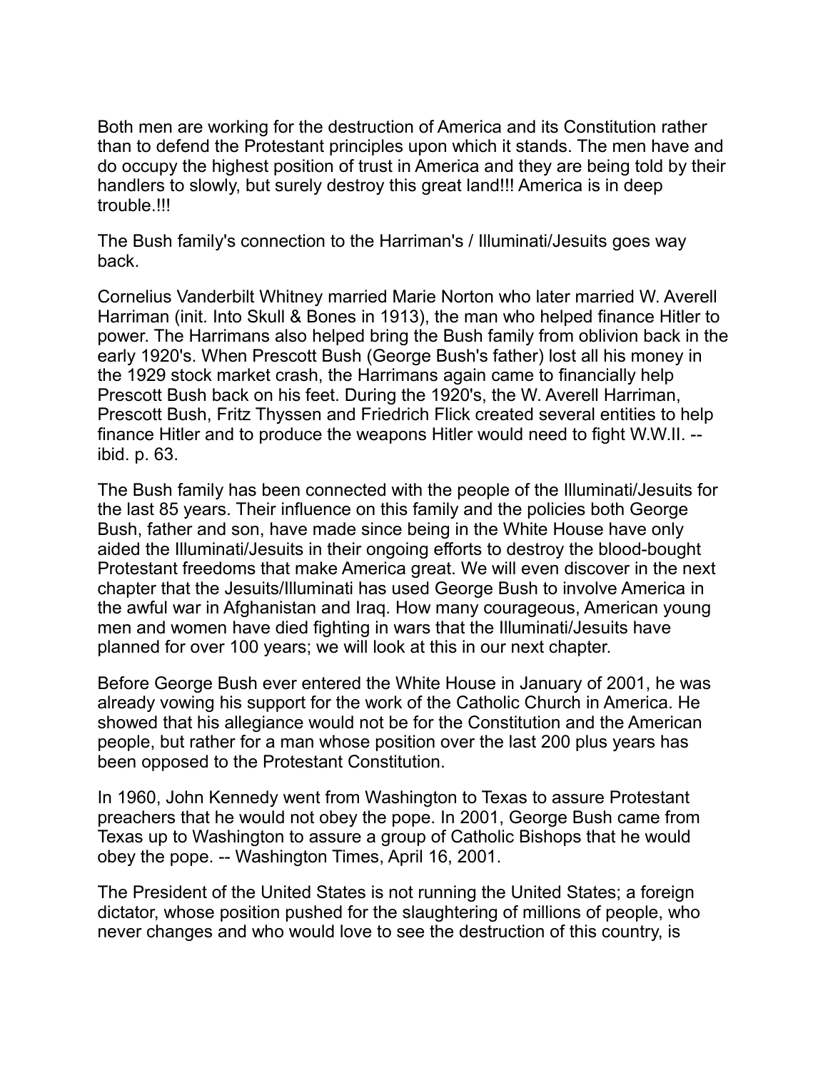Both men are working for the destruction of America and its Constitution rather than to defend the Protestant principles upon which it stands. The men have and do occupy the highest position of trust in America and they are being told by their handlers to slowly, but surely destroy this great land!!! America is in deep trouble.!!!

The Bush family's connection to the Harriman's / Illuminati/Jesuits goes way back.

Cornelius Vanderbilt Whitney married Marie Norton who later married W. Averell Harriman (init. Into Skull & Bones in 1913), the man who helped finance Hitler to power. The Harrimans also helped bring the Bush family from oblivion back in the early 1920's. When Prescott Bush (George Bush's father) lost all his money in the 1929 stock market crash, the Harrimans again came to financially help Prescott Bush back on his feet. During the 1920's, the W. Averell Harriman, Prescott Bush, Fritz Thyssen and Friedrich Flick created several entities to help finance Hitler and to produce the weapons Hitler would need to fight W.W.II. -- ibid. p. 63.

The Bush family has been connected with the people of the Illuminati/Jesuits for the last 85 years. Their influence on this family and the policies both George Bush, father and son, have made since being in the White House have only aided the Illuminati/Jesuits in their ongoing efforts to destroy the blood-bought Protestant freedoms that make America great. We will even discover in the next chapter that the Jesuits/Illuminati has used George Bush to involve America in the awful war in Afghanistan and Iraq. How many courageous, American young men and women have died fighting in wars that the Illuminati/Jesuits have planned for over 100 years; we will look at this in our next chapter.

Before George Bush ever entered the White House in January of 2001, he was already vowing his support for the work of the Catholic Church in America. He showed that his allegiance would not be for the Constitution and the American people, but rather for a man whose position over the last 200 plus years has been opposed to the Protestant Constitution.

In 1960, John Kennedy went from Washington to Texas to assure Protestant preachers that he would not obey the pope. In 2001, George Bush came from Texas up to Washington to assure a group of Catholic Bishops that he would obey the pope. -- Washington Times, April 16, 2001.

The President of the United States is not running the United States; a foreign dictator, whose position pushed for the slaughtering of millions of people, who never changes and who would love to see the destruction of this country, is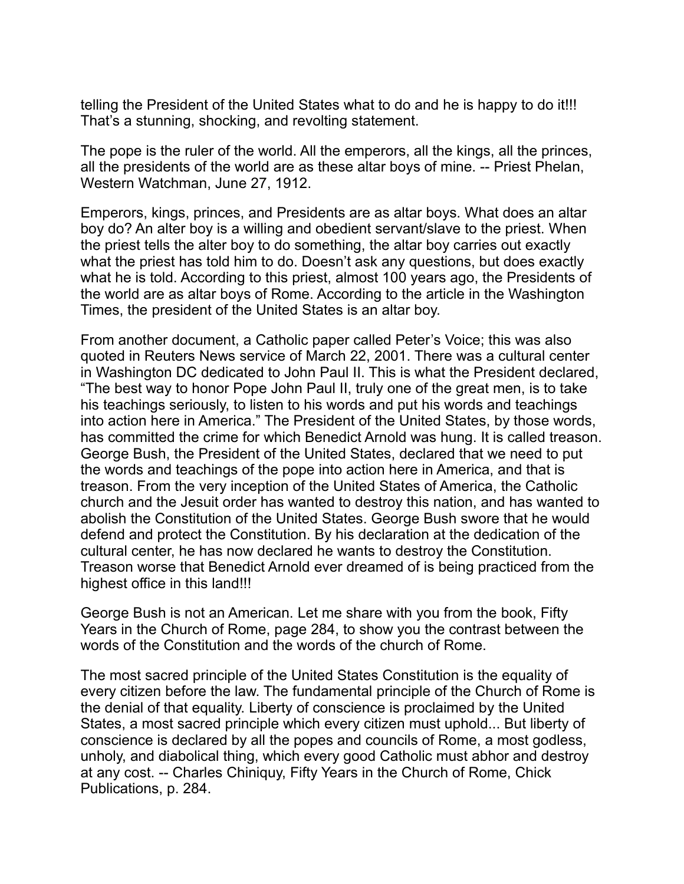telling the President of the United States what to do and he is happy to do it!!! That's a stunning, shocking, and revolting statement.

The pope is the ruler of the world. All the emperors, all the kings, all the princes, all the presidents of the world are as these altar boys of mine. -- Priest Phelan, Western Watchman, June 27, 1912.

Emperors, kings, princes, and Presidents are as altar boys. What does an altar boy do? An alter boy is a willing and obedient servant/slave to the priest. When the priest tells the alter boy to do something, the altar boy carries out exactly what the priest has told him to do. Doesn't ask any questions, but does exactly what he is told. According to this priest, almost 100 years ago, the Presidents of the world are as altar boys of Rome. According to the article in the Washington Times, the president of the United States is an altar boy.

From another document, a Catholic paper called Peter's Voice; this was also quoted in Reuters News service of March 22, 2001. There was a cultural center in Washington DC dedicated to John Paul II. This is what the President declared, "The best way to honor Pope John Paul II, truly one of the great men, is to take his teachings seriously, to listen to his words and put his words and teachings into action here in America." The President of the United States, by those words, has committed the crime for which Benedict Arnold was hung. It is called treason. George Bush, the President of the United States, declared that we need to put the words and teachings of the pope into action here in America, and that is treason. From the very inception of the United States of America, the Catholic church and the Jesuit order has wanted to destroy this nation, and has wanted to abolish the Constitution of the United States. George Bush swore that he would defend and protect the Constitution. By his declaration at the dedication of the cultural center, he has now declared he wants to destroy the Constitution. Treason worse that Benedict Arnold ever dreamed of is being practiced from the highest office in this land!!!

George Bush is not an American. Let me share with you from the book, Fifty Years in the Church of Rome, page 284, to show you the contrast between the words of the Constitution and the words of the church of Rome.

The most sacred principle of the United States Constitution is the equality of every citizen before the law. The fundamental principle of the Church of Rome is the denial of that equality. Liberty of conscience is proclaimed by the United States, a most sacred principle which every citizen must uphold... But liberty of conscience is declared by all the popes and councils of Rome, a most godless, unholy, and diabolical thing, which every good Catholic must abhor and destroy at any cost. -- Charles Chiniquy, Fifty Years in the Church of Rome, Chick Publications, p. 284.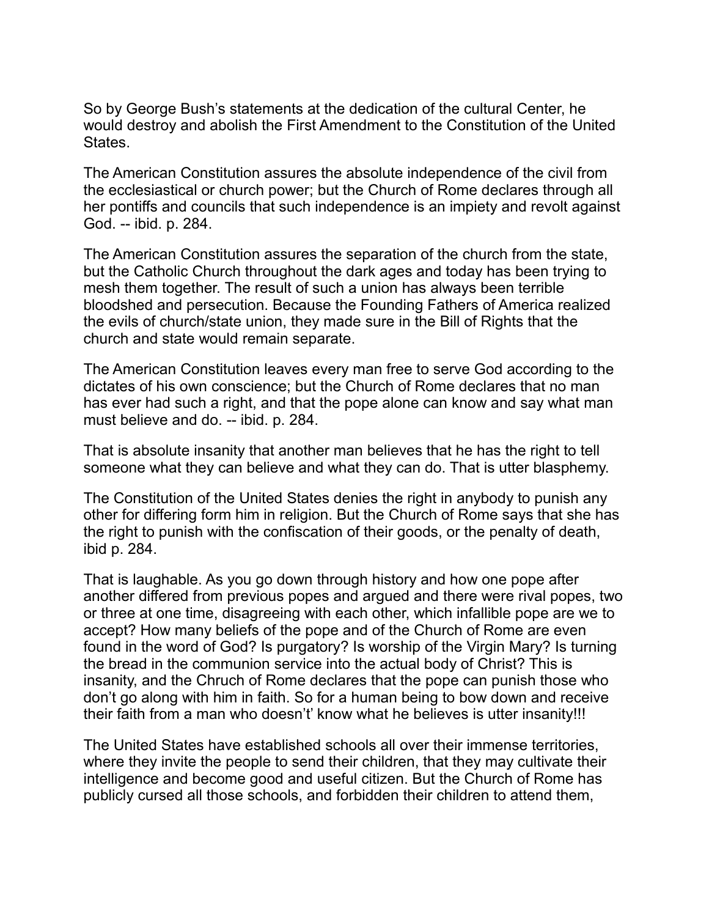So by George Bush's statements at the dedication of the cultural Center, he would destroy and abolish the First Amendment to the Constitution of the United States.

The American Constitution assures the absolute independence of the civil from the ecclesiastical or church power; but the Church of Rome declares through all her pontiffs and councils that such independence is an impiety and revolt against God. -- ibid. p. 284.

The American Constitution assures the separation of the church from the state, but the Catholic Church throughout the dark ages and today has been trying to mesh them together. The result of such a union has always been terrible bloodshed and persecution. Because the Founding Fathers of America realized the evils of church/state union, they made sure in the Bill of Rights that the church and state would remain separate.

The American Constitution leaves every man free to serve God according to the dictates of his own conscience; but the Church of Rome declares that no man has ever had such a right, and that the pope alone can know and say what man must believe and do. -- ibid. p. 284.

That is absolute insanity that another man believes that he has the right to tell someone what they can believe and what they can do. That is utter blasphemy.

The Constitution of the United States denies the right in anybody to punish any other for differing form him in religion. But the Church of Rome says that she has the right to punish with the confiscation of their goods, or the penalty of death, ibid p. 284.

That is laughable. As you go down through history and how one pope after another differed from previous popes and argued and there were rival popes, two or three at one time, disagreeing with each other, which infallible pope are we to accept? How many beliefs of the pope and of the Church of Rome are even found in the word of God? Is purgatory? Is worship of the Virgin Mary? Is turning the bread in the communion service into the actual body of Christ? This is insanity, and the Chruch of Rome declares that the pope can punish those who don't go along with him in faith. So for a human being to bow down and receive their faith from a man who doesn't' know what he believes is utter insanity!!!

The United States have established schools all over their immense territories, where they invite the people to send their children, that they may cultivate their intelligence and become good and useful citizen. But the Church of Rome has publicly cursed all those schools, and forbidden their children to attend them,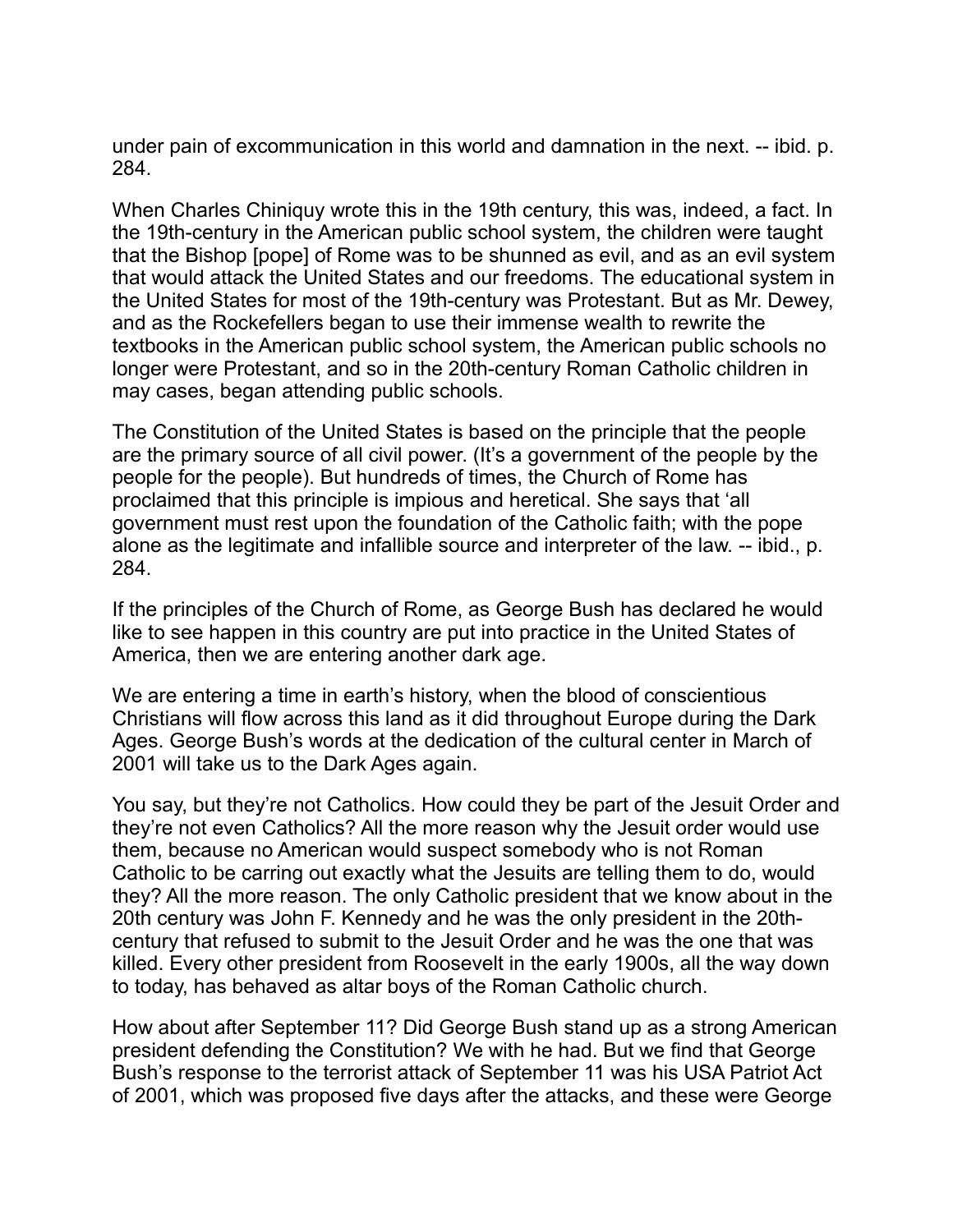under pain of excommunication in this world and damnation in the next. -- ibid. p. 284.

When Charles Chiniquy wrote this in the 19th century, this was, indeed, a fact. In the 19th-century in the American public school system, the children were taught that the Bishop [pope] of Rome was to be shunned as evil, and as an evil system that would attack the United States and our freedoms. The educational system in the United States for most of the 19th-century was Protestant. But as Mr. Dewey, and as the Rockefellers began to use their immense wealth to rewrite the textbooks in the American public school system, the American public schools no longer were Protestant, and so in the 20th-century Roman Catholic children in may cases, began attending public schools.

The Constitution of the United States is based on the principle that the people are the primary source of all civil power. (It's a government of the people by the people for the people). But hundreds of times, the Church of Rome has proclaimed that this principle is impious and heretical. She says that 'all government must rest upon the foundation of the Catholic faith; with the pope alone as the legitimate and infallible source and interpreter of the law. -- ibid., p. 284.

If the principles of the Church of Rome, as George Bush has declared he would like to see happen in this country are put into practice in the United States of America, then we are entering another dark age.

We are entering a time in earth's history, when the blood of conscientious Christians will flow across this land as it did throughout Europe during the Dark Ages. George Bush's words at the dedication of the cultural center in March of 2001 will take us to the Dark Ages again.

You say, but they're not Catholics. How could they be part of the Jesuit Order and they're not even Catholics? All the more reason why the Jesuit order would use them, because no American would suspect somebody who is not Roman Catholic to be carring out exactly what the Jesuits are telling them to do, would they? All the more reason. The only Catholic president that we know about in the 20th century was John F. Kennedy and he was the only president in the 20th-century that refused to submit to the Jesuit Order and he was the one that was killed. Every other president from Roosevelt in the early 1900s, all the way down to today, has behaved as altar boys of the Roman Catholic church.

How about after September 11? Did George Bush stand up as a strong American president defending the Constitution? We with he had. But we find that George Bush's response to the terrorist attack of September 11 was his USA Patriot Act of 2001, which was proposed five days after the attacks, and these were George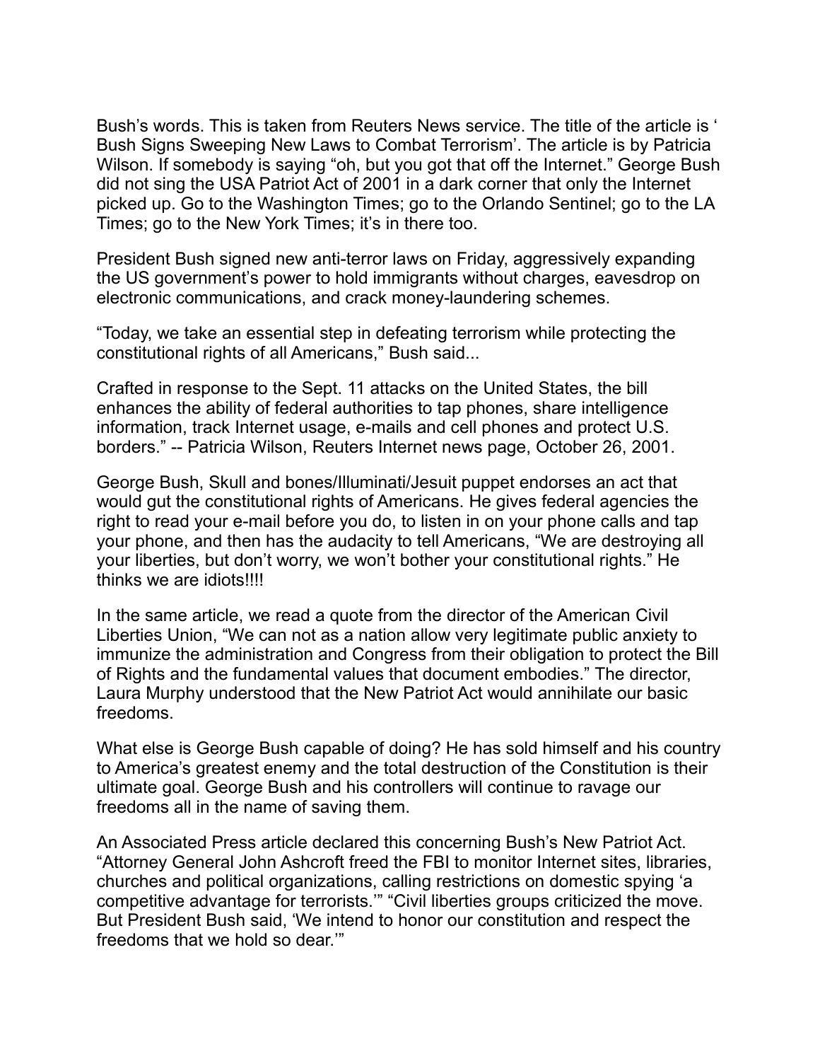Bush's words. This is taken from Reuters News service. The title of the article is ' Bush Signs Sweeping New Laws to Combat Terrorism'. The article is by Patricia Wilson. If somebody is saying "oh, but you got that off the Internet." George Bush did not sing the USA Patriot Act of 2001 in a dark corner that only the Internet picked up. Go to the Washington Times; go to the Orlando Sentinel; go to the LA Times; go to the New York Times; it's in there too.

President Bush signed new anti-terror laws on Friday, aggressively expanding the US government's power to hold immigrants without charges, eavesdrop on electronic communications, and crack money-laundering schemes.

"Today, we take an essential step in defeating terrorism while protecting the constitutional rights of all Americans," Bush said...

Crafted in response to the Sept. 11 attacks on the United States, the bill enhances the ability of federal authorities to tap phones, share intelligence information, track Internet usage, e-mails and cell phones and protect U.S. borders." -- Patricia Wilson, Reuters Internet news page, October 26, 2001.

George Bush, Skull and bones/Illuminati/Jesuit puppet endorses an act that would gut the constitutional rights of Americans. He gives federal agencies the right to read your e-mail before you do, to listen in on your phone calls and tap your phone, and then has the audacity to tell Americans, "We are destroying all your liberties, but don't worry, we won't bother your constitutional rights." He thinks we are idiots!!!!

In the same article, we read a quote from the director of the American Civil Liberties Union, "We can not as a nation allow very legitimate public anxiety to immunize the administration and Congress from their obligation to protect the Bill of Rights and the fundamental values that document embodies." The director, Laura Murphy understood that the New Patriot Act would annihilate our basic freedoms.

What else is George Bush capable of doing? He has sold himself and his country to America's greatest enemy and the total destruction of the Constitution is their ultimate goal. George Bush and his controllers will continue to ravage our freedoms all in the name of saving them.

An Associated Press article declared this concerning Bush's New Patriot Act. "Attorney General John Ashcroft freed the FBI to monitor Internet sites, libraries, churches and political organizations, calling restrictions on domestic spying 'a competitive advantage for terrorists.'" "Civil liberties groups criticized the move. But President Bush said, 'We intend to honor our constitution and respect the freedoms that we hold so dear.'"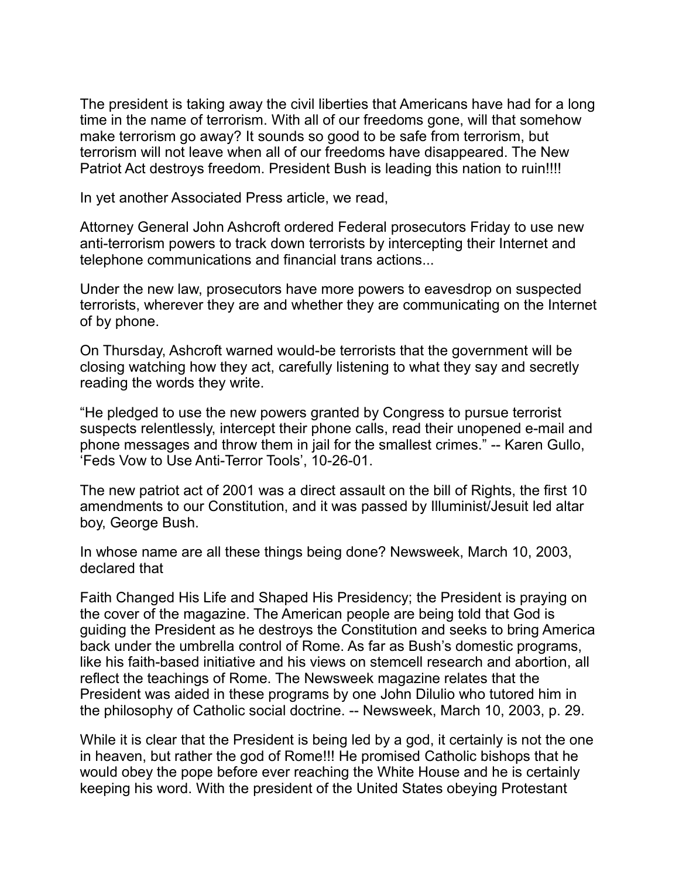The president is taking away the civil liberties that Americans have had for a long time in the name of terrorism. With all of our freedoms gone, will that somehow make terrorism go away? It sounds so good to be safe from terrorism, but terrorism will not leave when all of our freedoms have disappeared. The New Patriot Act destroys freedom. President Bush is leading this nation to ruin!!!!

In yet another Associated Press article, we read,

Attorney General John Ashcroft ordered Federal prosecutors Friday to use new anti-terrorism powers to track down terrorists by intercepting their Internet and telephone communications and financial trans actions...

Under the new law, prosecutors have more powers to eavesdrop on suspected terrorists, wherever they are and whether they are communicating on the Internet of by phone.

On Thursday, Ashcroft warned would-be terrorists that the government will be closing watching how they act, carefully listening to what they say and secretly reading the words they write.

“He pledged to use the new powers granted by Congress to pursue terrorist suspects relentlessly, intercept their phone calls, read their unopened e-mail and phone messages and throw them in jail for the smallest crimes.” -- Karen Gullo, ‘Feds Vow to Use Anti-Terror Tools’, 10-26-01.

The new patriot act of 2001 was a direct assault on the bill of Rights, the first 10 amendments to our Constitution, and it was passed by Illuminist/Jesuit led altar boy, George Bush.

In whose name are all these things being done? Newsweek, March 10, 2003, declared that

Faith Changed His Life and Shaped His Presidency; the President is praying on the cover of the magazine. The American people are being told that God is guiding the President as he destroys the Constitution and seeks to bring America back under the umbrella control of Rome. As far as Bush’s domestic programs, like his faith-based initiative and his views on stemcell research and abortion, all reflect the teachings of Rome. The Newsweek magazine relates that the President was aided in these programs by one John Dilulio who tutored him in the philosophy of Catholic social doctrine. -- Newsweek, March 10, 2003, p. 29.

While it is clear that the President is being led by a god, it certainly is not the one in heaven, but rather the god of Rome!!! He promised Catholic bishops that he would obey the pope before ever reaching the White House and he is certainly keeping his word. With the president of the United States obeying Protestant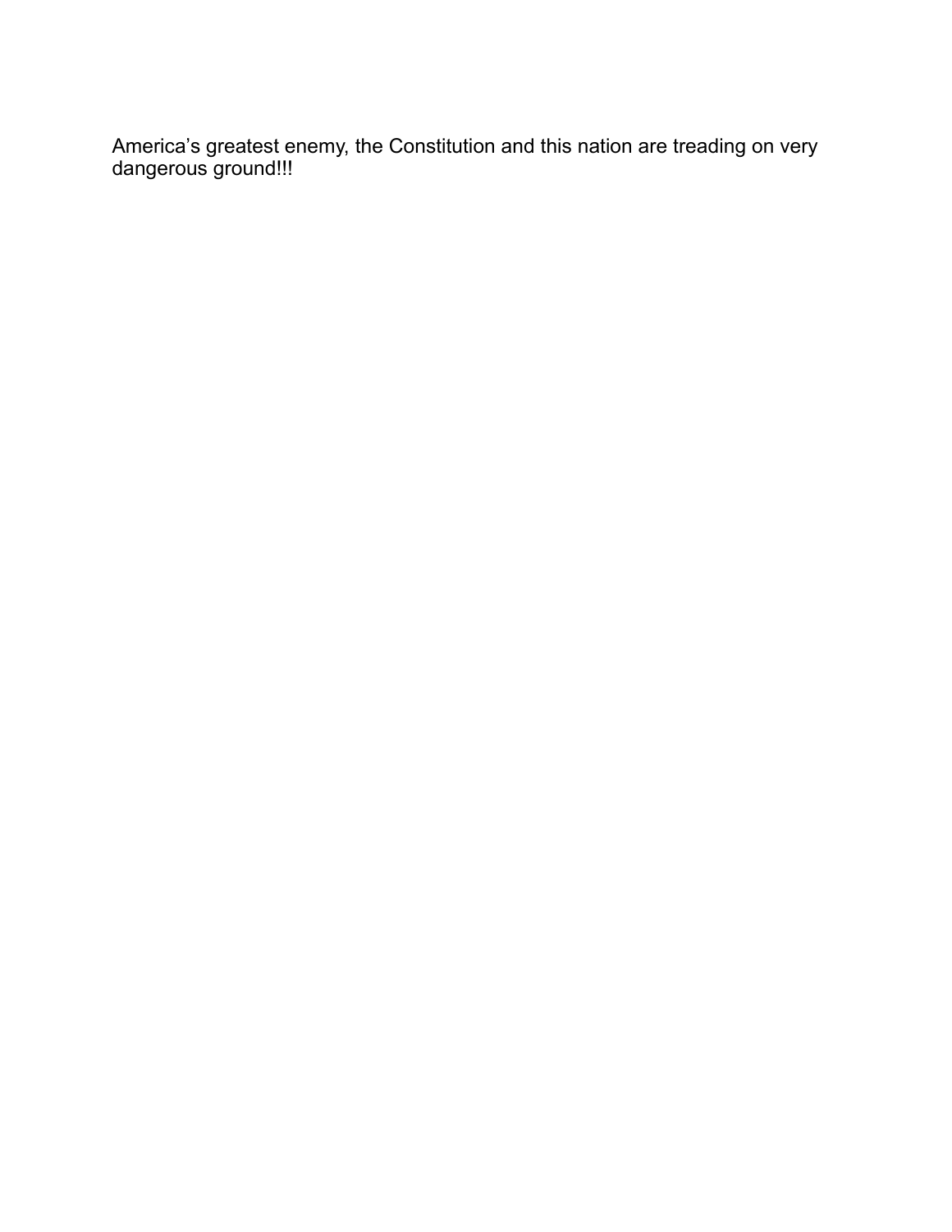America’s greatest enemy, the Constitution and this nation are treading on very dangerous ground!!!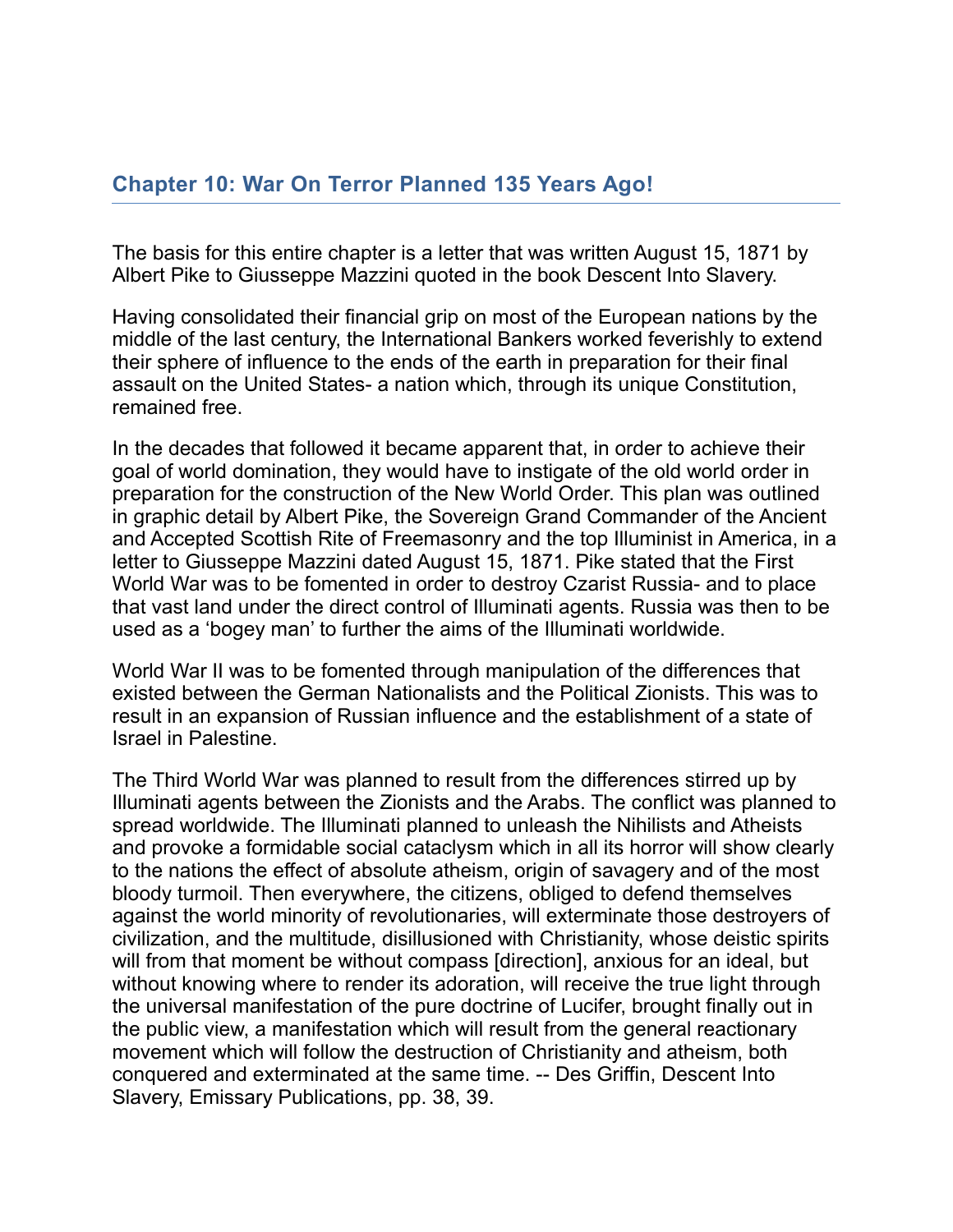## Chapter 10: War On Terror Planned 135 Years Ago!

The basis for this entire chapter is a letter that was written August 15, 1871 by Albert Pike to Giusseppe Mazzini quoted in the book Descent Into Slavery.

Having consolidated their financial grip on most of the European nations by the middle of the last century, the International Bankers worked feverishly to extend their sphere of influence to the ends of the earth in preparation for their final assault on the United States- a nation which, through its unique Constitution, remained free.

In the decades that followed it became apparent that, in order to achieve their goal of world domination, they would have to instigate of the old world order in preparation for the construction of the New World Order. This plan was outlined in graphic detail by Albert Pike, the Sovereign Grand Commander of the Ancient and Accepted Scottish Rite of Freemasonry and the top Illuminist in America, in a letter to Giusseppe Mazzini dated August 15, 1871. Pike stated that the First World War was to be fomented in order to destroy Czarist Russia- and to place that vast land under the direct control of Illuminati agents. Russia was then to be used as a 'bogey man' to further the aims of the Illuminati worldwide.

World War II was to be fomented through manipulation of the differences that existed between the German Nationalists and the Political Zionists. This was to result in an expansion of Russian influence and the establishment of a state of Israel in Palestine.

The Third World War was planned to result from the differences stirred up by Illuminati agents between the Zionists and the Arabs. The conflict was planned to spread worldwide. The Illuminati planned to unleash the Nihilists and Atheists and provoke a formidable social cataclysm which in all its horror will show clearly to the nations the effect of absolute atheism, origin of savagery and of the most bloody turmoil. Then everywhere, the citizens, obliged to defend themselves against the world minority of revolutionaries, will exterminate those destroyers of civilization, and the multitude, disillusioned with Christianity, whose deistic spirits will from that moment be without compass [direction], anxious for an ideal, but without knowing where to render its adoration, will receive the true light through the universal manifestation of the pure doctrine of Lucifer, brought finally out in the public view, a manifestation which will result from the general reactionary movement which will follow the destruction of Christianity and atheism, both conquered and exterminated at the same time. -- Des Griffin, Descent Into Slavery, Emissary Publications, pp. 38, 39.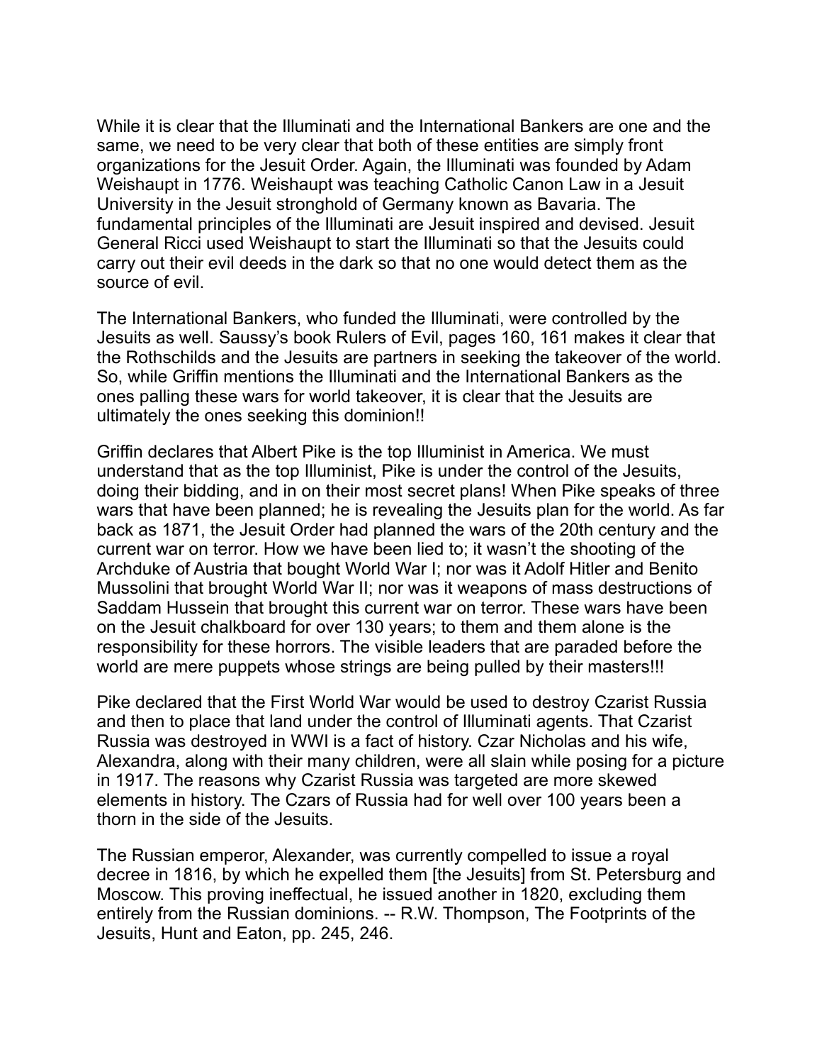While it is clear that the Illuminati and the International Bankers are one and the same, we need to be very clear that both of these entities are simply front organizations for the Jesuit Order. Again, the Illuminati was founded by Adam Weishaupt in 1776. Weishaupt was teaching Catholic Canon Law in a Jesuit University in the Jesuit stronghold of Germany known as Bavaria. The fundamental principles of the Illuminati are Jesuit inspired and devised. Jesuit General Ricci used Weishaupt to start the Illuminati so that the Jesuits could carry out their evil deeds in the dark so that no one would detect them as the source of evil.

The International Bankers, who funded the Illuminati, were controlled by the Jesuits as well. Saussy's book Rulers of Evil, pages 160, 161 makes it clear that the Rothschilds and the Jesuits are partners in seeking the takeover of the world. So, while Griffin mentions the Illuminati and the International Bankers as the ones palling these wars for world takeover, it is clear that the Jesuits are ultimately the ones seeking this dominion!!

Griffin declares that Albert Pike is the top Illuminist in America. We must understand that as the top Illuminist, Pike is under the control of the Jesuits, doing their bidding, and in on their most secret plans! When Pike speaks of three wars that have been planned; he is revealing the Jesuits plan for the world. As far back as 1871, the Jesuit Order had planned the wars of the 20th century and the current war on terror. How we have been lied to; it wasn't the shooting of the Archduke of Austria that bought World War I; nor was it Adolf Hitler and Benito Mussolini that brought World War II; nor was it weapons of mass destructions of Saddam Hussein that brought this current war on terror. These wars have been on the Jesuit chalkboard for over 130 years; to them and them alone is the responsibility for these horrors. The visible leaders that are paraded before the world are mere puppets whose strings are being pulled by their masters!!!

Pike declared that the First World War would be used to destroy Czarist Russia and then to place that land under the control of Illuminati agents. That Czarist Russia was destroyed in WWI is a fact of history. Czar Nicholas and his wife, Alexandra, along with their many children, were all slain while posing for a picture in 1917. The reasons why Czarist Russia was targeted are more skewed elements in history. The Czars of Russia had for well over 100 years been a thorn in the side of the Jesuits.

The Russian emperor, Alexander, was currently compelled to issue a royal decree in 1816, by which he expelled them [the Jesuits] from St. Petersburg and Moscow. This proving ineffectual, he issued another in 1820, excluding them entirely from the Russian dominions. -- R.W. Thompson, The Footprints of the Jesuits, Hunt and Eaton, pp. 245, 246.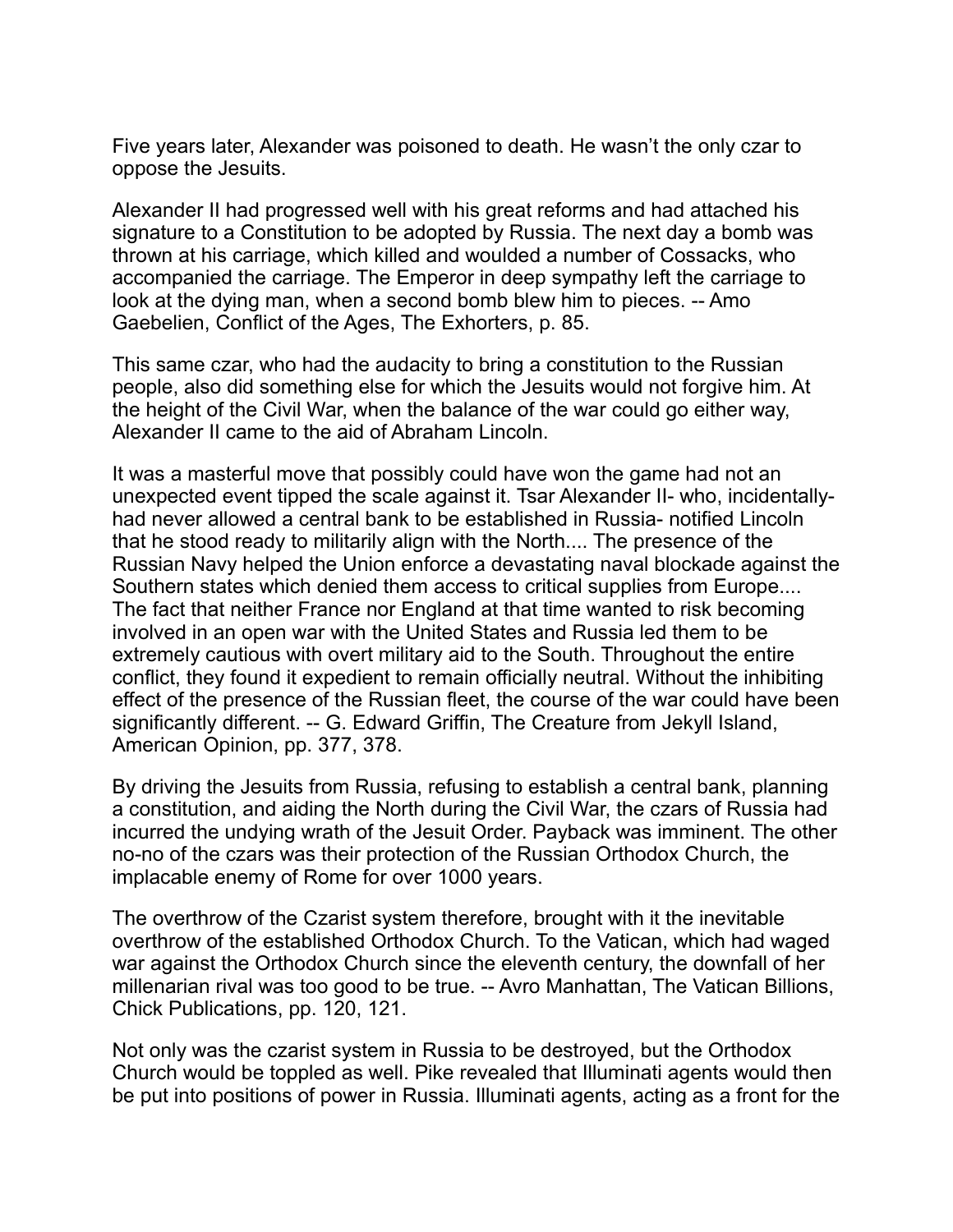Five years later, Alexander was poisoned to death. He wasn't the only czar to oppose the Jesuits.

Alexander II had progressed well with his great reforms and had attached his signature to a Constitution to be adopted by Russia. The next day a bomb was thrown at his carriage, which killed and woulded a number of Cossacks, who accompanied the carriage. The Emperor in deep sympathy left the carriage to look at the dying man, when a second bomb blew him to pieces. -- Amo Gaebelien, Conflict of the Ages, The Exhorters, p. 85.

This same czar, who had the audacity to bring a constitution to the Russian people, also did something else for which the Jesuits would not forgive him. At the height of the Civil War, when the balance of the war could go either way, Alexander II came to the aid of Abraham Lincoln.

It was a masterful move that possibly could have won the game had not an unexpected event tipped the scale against it. Tsar Alexander II- who, incidentally- had never allowed a central bank to be established in Russia- notified Lincoln that he stood ready to militarily align with the North.... The presence of the Russian Navy helped the Union enforce a devastating naval blockade against the Southern states which denied them access to critical supplies from Europe.... The fact that neither France nor England at that time wanted to risk becoming involved in an open war with the United States and Russia led them to be extremely cautious with overt military aid to the South. Throughout the entire conflict, they found it expedient to remain officially neutral. Without the inhibiting effect of the presence of the Russian fleet, the course of the war could have been significantly different. -- G. Edward Griffin, The Creature from Jekyll Island, American Opinion, pp. 377, 378.

By driving the Jesuits from Russia, refusing to establish a central bank, planning a constitution, and aiding the North during the Civil War, the czars of Russia had incurred the undying wrath of the Jesuit Order. Payback was imminent. The other no-no of the czars was their protection of the Russian Orthodox Church, the implacable enemy of Rome for over 1000 years.

The overthrow of the Czarist system therefore, brought with it the inevitable overthrow of the established Orthodox Church. To the Vatican, which had waged war against the Orthodox Church since the eleventh century, the downfall of her millenarian rival was too good to be true. -- Avro Manhattan, The Vatican Billions, Chick Publications, pp. 120, 121.

Not only was the czarist system in Russia to be destroyed, but the Orthodox Church would be toppled as well. Pike revealed that Illuminati agents would then be put into positions of power in Russia. Illuminati agents, acting as a front for the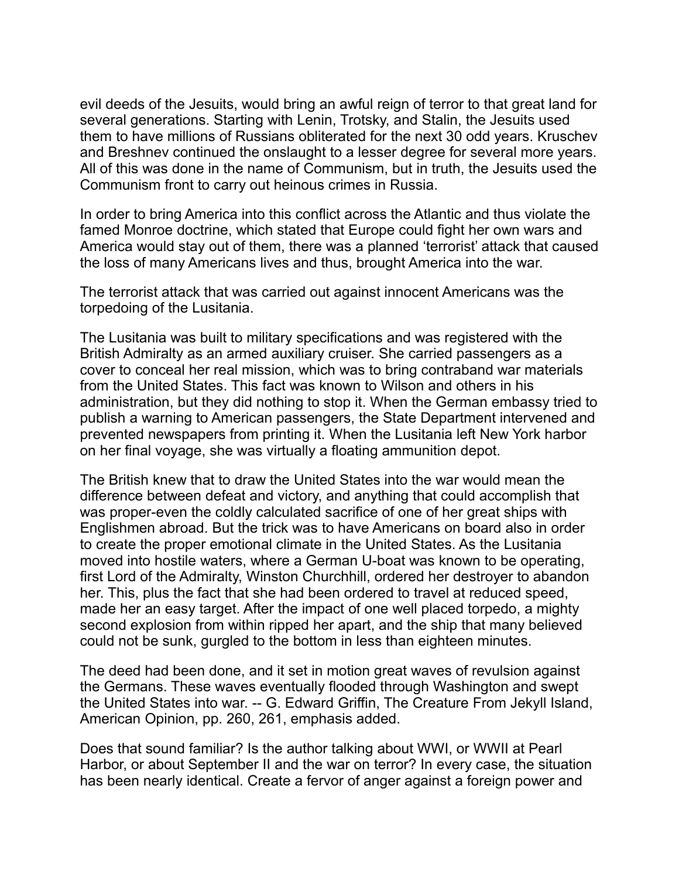evil deeds of the Jesuits, would bring an awful reign of terror to that great land for several generations. Starting with Lenin, Trotsky, and Stalin, the Jesuits used them to have millions of Russians obliterated for the next 30 odd years. Kruschev and Breshnev continued the onslaught to a lesser degree for several more years. All of this was done in the name of Communism, but in truth, the Jesuits used the Communism front to carry out heinous crimes in Russia.

In order to bring America into this conflict across the Atlantic and thus violate the famed Monroe doctrine, which stated that Europe could fight her own wars and America would stay out of them, there was a planned 'terrorist' attack that caused the loss of many Americans lives and thus, brought America into the war.

The terrorist attack that was carried out against innocent Americans was the torpedoing of the Lusitania.

The Lusitania was built to military specifications and was registered with the British Admiralty as an armed auxiliary cruiser. She carried passengers as a cover to conceal her real mission, which was to bring contraband war materials from the United States. This fact was known to Wilson and others in his administration, but they did nothing to stop it. When the German embassy tried to publish a warning to American passengers, the State Department intervened and prevented newspapers from printing it. When the Lusitania left New York harbor on her final voyage, she was virtually a floating ammunition depot.

The British knew that to draw the United States into the war would mean the difference between defeat and victory, and anything that could accomplish that was proper-even the coldly calculated sacrifice of one of her great ships with Englishmen abroad. But the trick was to have Americans on board also in order to create the proper emotional climate in the United States. As the Lusitania moved into hostile waters, where a German U-boat was known to be operating, first Lord of the Admiralty, Winston Churchhill, ordered her destroyer to abandon her. This, plus the fact that she had been ordered to travel at reduced speed, made her an easy target. After the impact of one well placed torpedo, a mighty second explosion from within ripped her apart, and the ship that many believed could not be sunk, gurgled to the bottom in less than eighteen minutes.

The deed had been done, and it set in motion great waves of revulsion against the Germans. These waves eventually flooded through Washington and swept the United States into war. -- G. Edward Griffin, The Creature From Jekyll Island, American Opinion, pp. 260, 261, emphasis added.

Does that sound familiar? Is the author talking about WWI, or WWII at Pearl Harbor, or about September II and the war on terror? In every case, the situation has been nearly identical. Create a fervor of anger against a foreign power and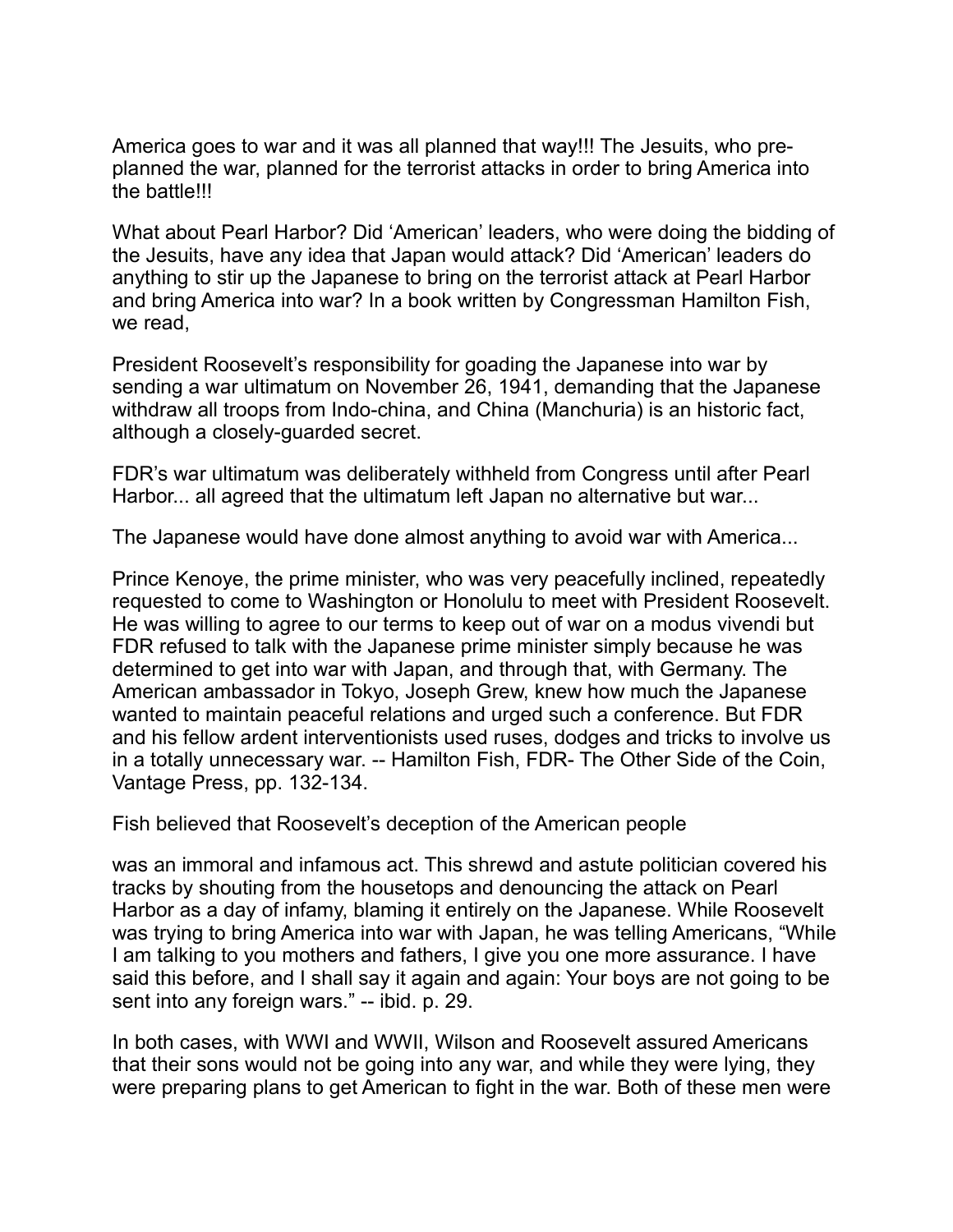America goes to war and it was all planned that way!!! The Jesuits, who pre-planned the war, planned for the terrorist attacks in order to bring America into the battle!!!

What about Pearl Harbor? Did 'American' leaders, who were doing the bidding of the Jesuits, have any idea that Japan would attack? Did 'American' leaders do anything to stir up the Japanese to bring on the terrorist attack at Pearl Harbor and bring America into war? In a book written by Congressman Hamilton Fish, we read,

President Roosevelt's responsibility for goading the Japanese into war by sending a war ultimatum on November 26, 1941, demanding that the Japanese withdraw all troops from Indo-china, and China (Manchuria) is an historic fact, although a closely-guarded secret.

FDR's war ultimatum was deliberately withheld from Congress until after Pearl Harbor... all agreed that the ultimatum left Japan no alternative but war...

The Japanese would have done almost anything to avoid war with America...

Prince Kenoye, the prime minister, who was very peacefully inclined, repeatedly requested to come to Washington or Honolulu to meet with President Roosevelt. He was willing to agree to our terms to keep out of war on a modus vivendi but FDR refused to talk with the Japanese prime minister simply because he was determined to get into war with Japan, and through that, with Germany. The American ambassador in Tokyo, Joseph Grew, knew how much the Japanese wanted to maintain peaceful relations and urged such a conference. But FDR and his fellow ardent interventionists used ruses, dodges and tricks to involve us in a totally unnecessary war. -- Hamilton Fish, FDR- The Other Side of the Coin, Vantage Press, pp. 132-134.

Fish believed that Roosevelt's deception of the American people

was an immoral and infamous act. This shrewd and astute politician covered his tracks by shouting from the housetops and denouncing the attack on Pearl Harbor as a day of infamy, blaming it entirely on the Japanese. While Roosevelt was trying to bring America into war with Japan, he was telling Americans, "While I am talking to you mothers and fathers, I give you one more assurance. I have said this before, and I shall say it again and again: Your boys are not going to be sent into any foreign wars." -- ibid. p. 29.

In both cases, with WWI and WWII, Wilson and Roosevelt assured Americans that their sons would not be going into any war, and while they were lying, they were preparing plans to get American to fight in the war. Both of these men were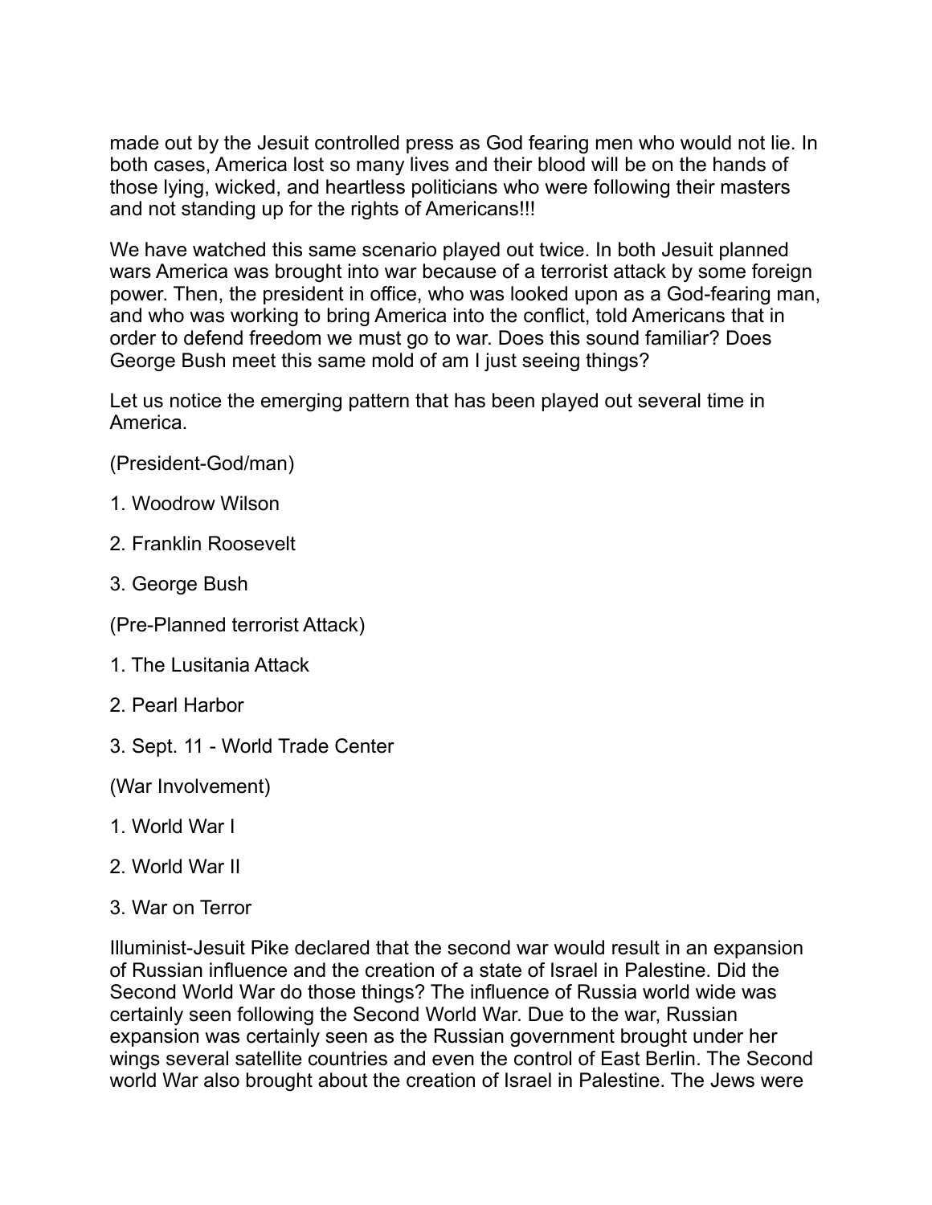made out by the Jesuit controlled press as God fearing men who would not lie. In both cases, America lost so many lives and their blood will be on the hands of those lying, wicked, and heartless politicians who were following their masters and not standing up for the rights of Americans!!!

We have watched this same scenario played out twice. In both Jesuit planned wars America was brought into war because of a terrorist attack by some foreign power. Then, the president in office, who was looked upon as a God-fearing man, and who was working to bring America into the conflict, told Americans that in order to defend freedom we must go to war. Does this sound familiar? Does George Bush meet this same mold of am I just seeing things?

Let us notice the emerging pattern that has been played out several time in America.

(President-God/man)

1. Woodrow Wilson

2. Franklin Roosevelt

3. George Bush

(Pre-Planned terrorist Attack)

1. The Lusitania Attack

2. Pearl Harbor

3. Sept. 11 - World Trade Center

(War Involvement)

1. World War I

2. World War II

3. War on Terror

Illuminist-Jesuit Pike declared that the second war would result in an expansion of Russian influence and the creation of a state of Israel in Palestine. Did the Second World War do those things? The influence of Russia world wide was certainly seen following the Second World War. Due to the war, Russian expansion was certainly seen as the Russian government brought under her wings several satellite countries and even the control of East Berlin. The Second world War also brought about the creation of Israel in Palestine. The Jews were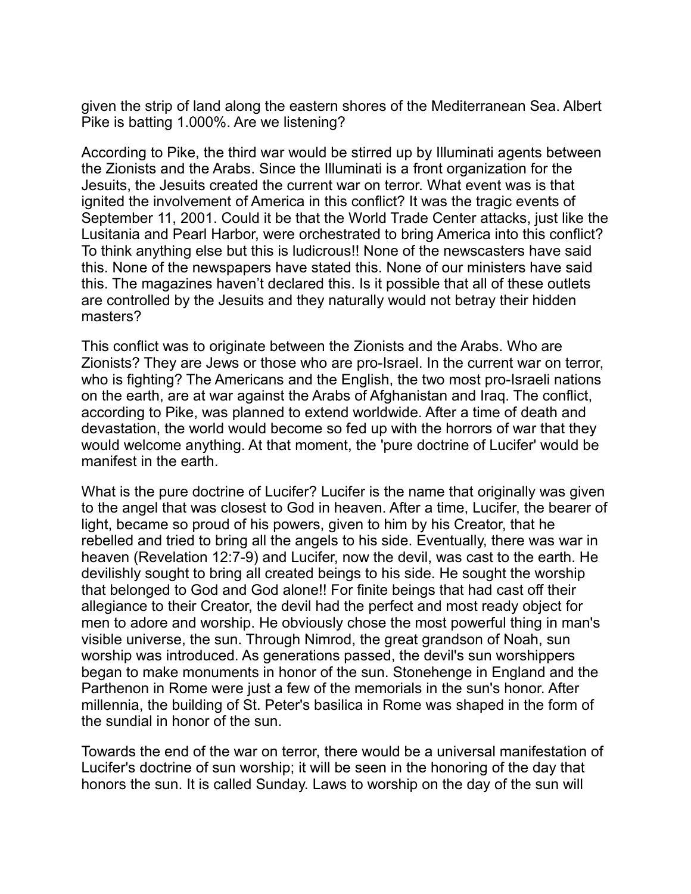given the strip of land along the eastern shores of the Mediterranean Sea. Albert Pike is batting 1.000%. Are we listening?

According to Pike, the third war would be stirred up by Illuminati agents between the Zionists and the Arabs. Since the Illuminati is a front organization for the Jesuits, the Jesuits created the current war on terror. What event was is that ignited the involvement of America in this conflict? It was the tragic events of September 11, 2001. Could it be that the World Trade Center attacks, just like the Lusitania and Pearl Harbor, were orchestrated to bring America into this conflict? To think anything else but this is ludicrous!! None of the newscasters have said this. None of the newspapers have stated this. None of our ministers have said this. The magazines haven't declared this. Is it possible that all of these outlets are controlled by the Jesuits and they naturally would not betray their hidden masters?

This conflict was to originate between the Zionists and the Arabs. Who are Zionists? They are Jews or those who are pro-Israel. In the current war on terror, who is fighting? The Americans and the English, the two most pro-Israeli nations on the earth, are at war against the Arabs of Afghanistan and Iraq. The conflict, according to Pike, was planned to extend worldwide. After a time of death and devastation, the world would become so fed up with the horrors of war that they would welcome anything. At that moment, the 'pure doctrine of Lucifer' would be manifest in the earth.

What is the pure doctrine of Lucifer? Lucifer is the name that originally was given to the angel that was closest to God in heaven. After a time, Lucifer, the bearer of light, became so proud of his powers, given to him by his Creator, that he rebelled and tried to bring all the angels to his side. Eventually, there was war in heaven (Revelation 12:7-9) and Lucifer, now the devil, was cast to the earth. He devilishly sought to bring all created beings to his side. He sought the worship that belonged to God and God alone!! For finite beings that had cast off their allegiance to their Creator, the devil had the perfect and most ready object for men to adore and worship. He obviously chose the most powerful thing in man's visible universe, the sun. Through Nimrod, the great grandson of Noah, sun worship was introduced. As generations passed, the devil's sun worshippers began to make monuments in honor of the sun. Stonehenge in England and the Parthenon in Rome were just a few of the memorials in the sun's honor. After millennia, the building of St. Peter's basilica in Rome was shaped in the form of the sundial in honor of the sun.

Towards the end of the war on terror, there would be a universal manifestation of Lucifer's doctrine of sun worship; it will be seen in the honoring of the day that honors the sun. It is called Sunday. Laws to worship on the day of the sun will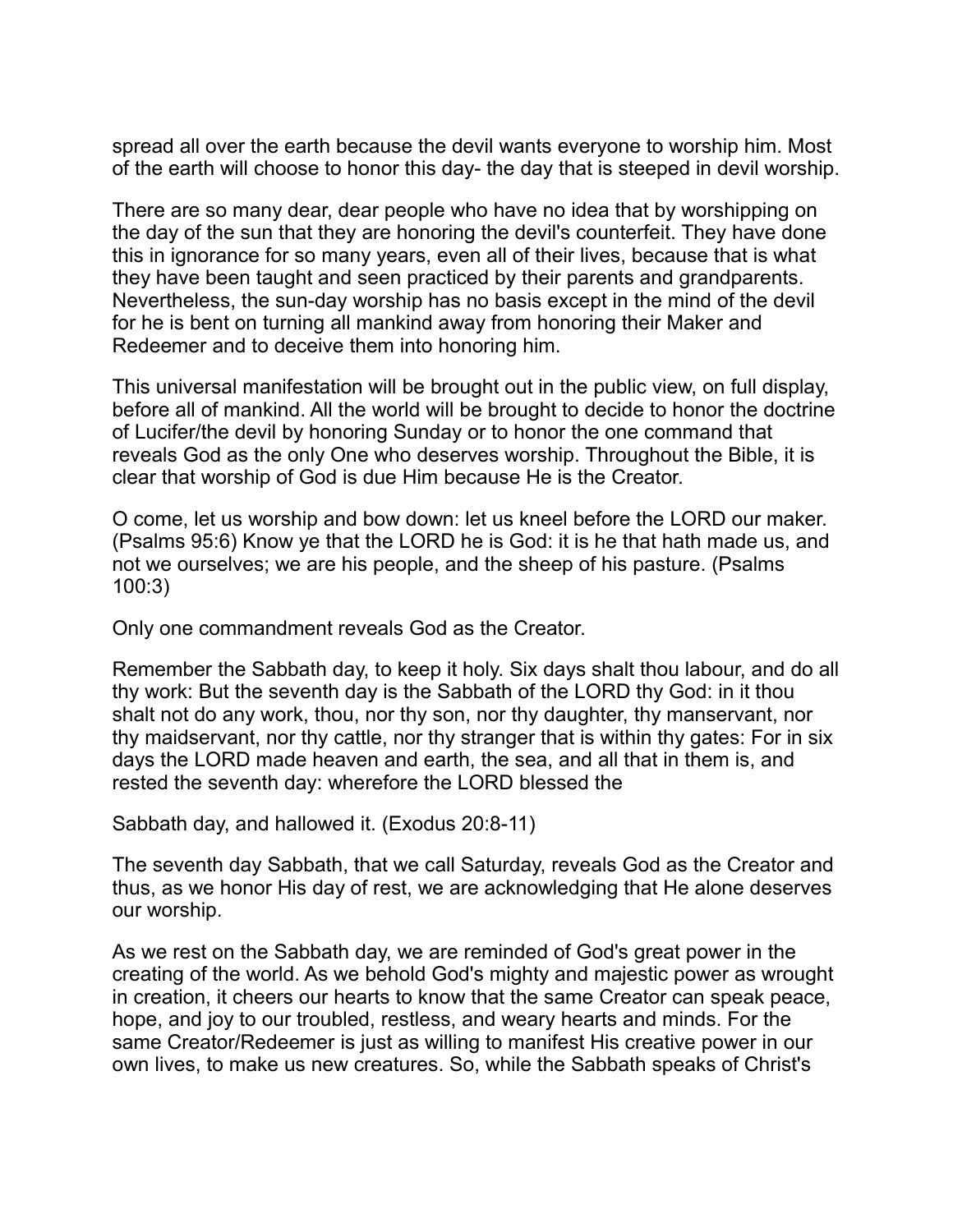spread all over the earth because the devil wants everyone to worship him. Most of the earth will choose to honor this day- the day that is steeped in devil worship.

There are so many dear, dear people who have no idea that by worshipping on the day of the sun that they are honoring the devil's counterfeit. They have done this in ignorance for so many years, even all of their lives, because that is what they have been taught and seen practiced by their parents and grandparents. Nevertheless, the sun-day worship has no basis except in the mind of the devil for he is bent on turning all mankind away from honoring their Maker and Redeemer and to deceive them into honoring him.

This universal manifestation will be brought out in the public view, on full display, before all of mankind. All the world will be brought to decide to honor the doctrine of Lucifer/the devil by honoring Sunday or to honor the one command that reveals God as the only One who deserves worship. Throughout the Bible, it is clear that worship of God is due Him because He is the Creator.

O come, let us worship and bow down: let us kneel before the LORD our maker. (Psalms 95:6) Know ye that the LORD he is God: it is he that hath made us, and not we ourselves; we are his people, and the sheep of his pasture. (Psalms 100:3)

Only one commandment reveals God as the Creator.

Remember the Sabbath day, to keep it holy. Six days shalt thou labour, and do all thy work: But the seventh day is the Sabbath of the LORD thy God: in it thou shalt not do any work, thou, nor thy son, nor thy daughter, thy manservant, nor thy maidservant, nor thy cattle, nor thy stranger that is within thy gates: For in six days the LORD made heaven and earth, the sea, and all that in them is, and rested the seventh day: wherefore the LORD blessed the

Sabbath day, and hallowed it. (Exodus 20:8-11)

The seventh day Sabbath, that we call Saturday, reveals God as the Creator and thus, as we honor His day of rest, we are acknowledging that He alone deserves our worship.

As we rest on the Sabbath day, we are reminded of God's great power in the creating of the world. As we behold God's mighty and majestic power as wrought in creation, it cheers our hearts to know that the same Creator can speak peace, hope, and joy to our troubled, restless, and weary hearts and minds. For the same Creator/Redeemer is just as willing to manifest His creative power in our own lives, to make us new creatures. So, while the Sabbath speaks of Christ's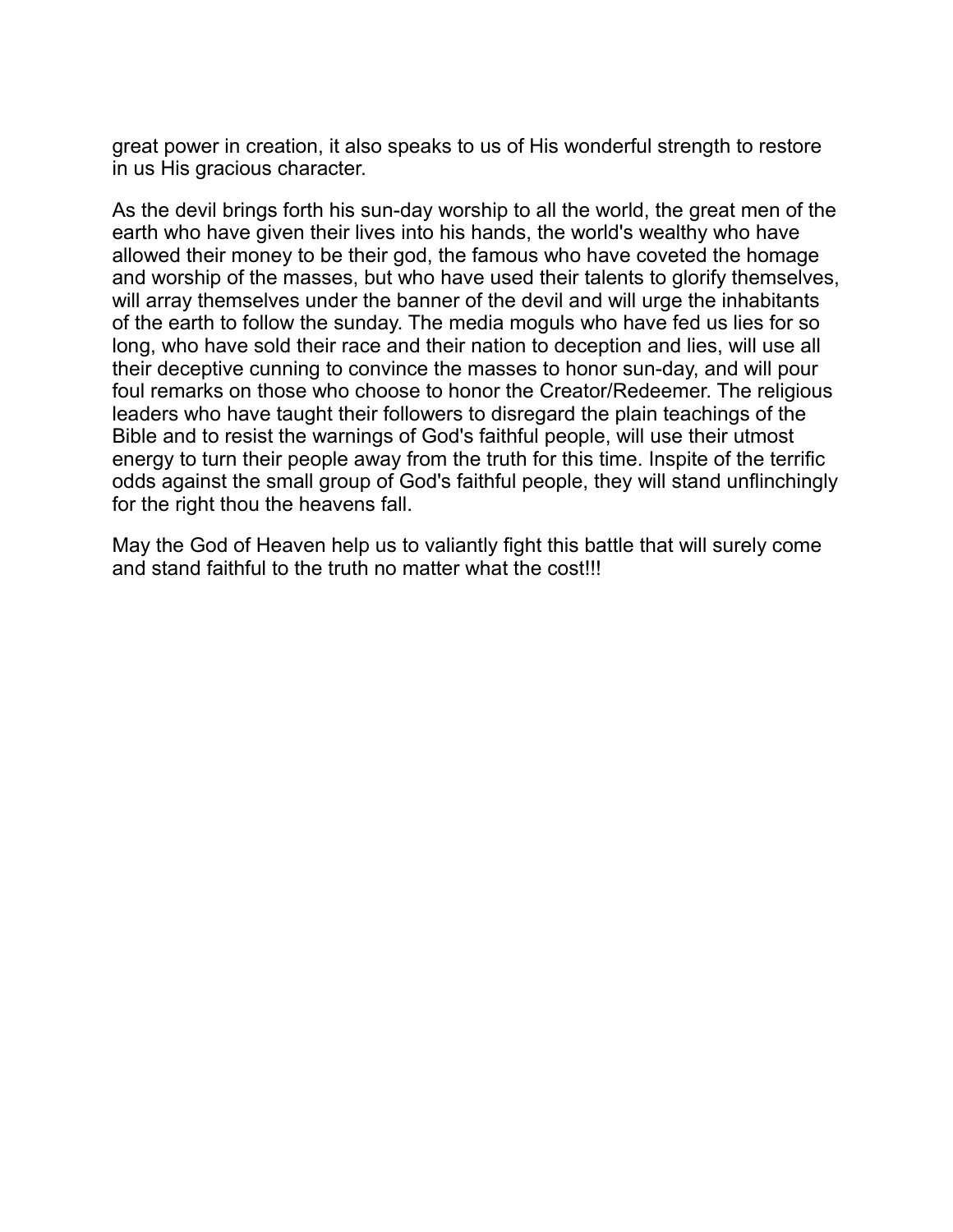great power in creation, it also speaks to us of His wonderful strength to restore in us His gracious character.

As the devil brings forth his sun-day worship to all the world, the great men of the earth who have given their lives into his hands, the world's wealthy who have allowed their money to be their god, the famous who have coveted the homage and worship of the masses, but who have used their talents to glorify themselves, will array themselves under the banner of the devil and will urge the inhabitants of the earth to follow the sunday. The media moguls who have fed us lies for so long, who have sold their race and their nation to deception and lies, will use all their deceptive cunning to convince the masses to honor sun-day, and will pour foul remarks on those who choose to honor the Creator/Redeemer. The religious leaders who have taught their followers to disregard the plain teachings of the Bible and to resist the warnings of God's faithful people, will use their utmost energy to turn their people away from the truth for this time. Inspite of the terrific odds against the small group of God's faithful people, they will stand unflinchingly for the right thou the heavens fall.

May the God of Heaven help us to valiantly fight this battle that will surely come and stand faithful to the truth no matter what the cost!!!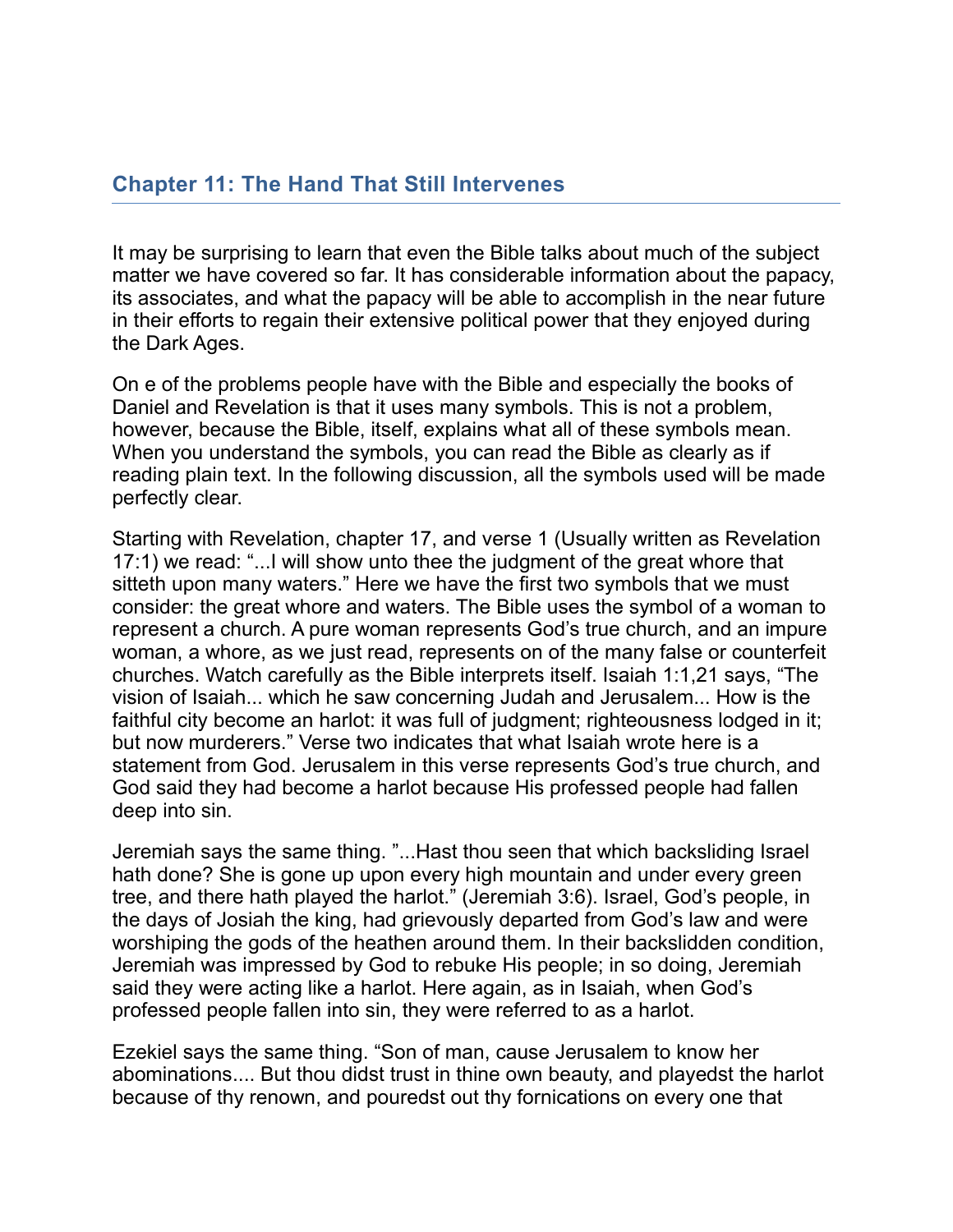## Chapter 11: The Hand That Still Intervenes

It may be surprising to learn that even the Bible talks about much of the subject matter we have covered so far. It has considerable information about the papacy, its associates, and what the papacy will be able to accomplish in the near future in their efforts to regain their extensive political power that they enjoyed during the Dark Ages.

On e of the problems people have with the Bible and especially the books of Daniel and Revelation is that it uses many symbols. This is not a problem, however, because the Bible, itself, explains what all of these symbols mean. When you understand the symbols, you can read the Bible as clearly as if reading plain text. In the following discussion, all the symbols used will be made perfectly clear.

Starting with Revelation, chapter 17, and verse 1 (Usually written as Revelation 17:1) we read: "...I will show unto thee the judgment of the great whore that sitteth upon many waters." Here we have the first two symbols that we must consider: the great whore and waters. The Bible uses the symbol of a woman to represent a church. A pure woman represents God's true church, and an impure woman, a whore, as we just read, represents on of the many false or counterfeit churches. Watch carefully as the Bible interprets itself. Isaiah 1:1,21 says, "The vision of Isaiah... which he saw concerning Judah and Jerusalem... How is the faithful city become an harlot: it was full of judgment; righteousness lodged in it; but now murderers." Verse two indicates that what Isaiah wrote here is a statement from God. Jerusalem in this verse represents God's true church, and God said they had become a harlot because His professed people had fallen deep into sin.

Jeremiah says the same thing. "...Hast thou seen that which backsliding Israel hath done? She is gone up upon every high mountain and under every green tree, and there hath played the harlot." (Jeremiah 3:6). Israel, God's people, in the days of Josiah the king, had grievously departed from God's law and were worshiping the gods of the heathen around them. In their backslidden condition, Jeremiah was impressed by God to rebuke His people; in so doing, Jeremiah said they were acting like a harlot. Here again, as in Isaiah, when God's professed people fallen into sin, they were referred to as a harlot.

Ezekiel says the same thing. "Son of man, cause Jerusalem to know her abominations.... But thou didst trust in thine own beauty, and playedst the harlot because of thy renown, and pouredst out thy fornications on every one that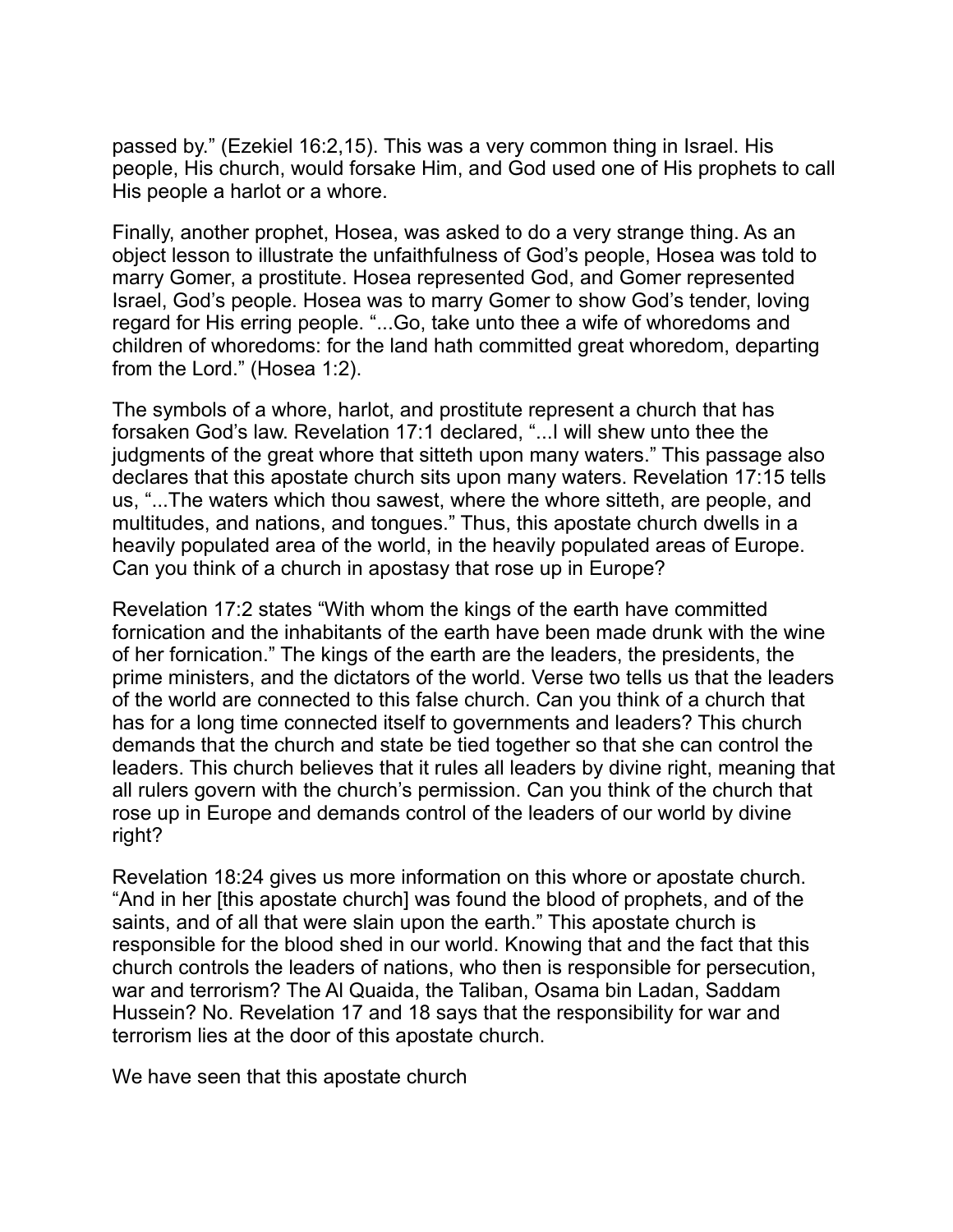passed by." (Ezekiel 16:2,15). This was a very common thing in Israel. His people, His church, would forsake Him, and God used one of His prophets to call His people a harlot or a whore.

Finally, another prophet, Hosea, was asked to do a very strange thing. As an object lesson to illustrate the unfaithfulness of God's people, Hosea was told to marry Gomer, a prostitute. Hosea represented God, and Gomer represented Israel, God's people. Hosea was to marry Gomer to show God's tender, loving regard for His erring people. "...Go, take unto thee a wife of whoredoms and children of whoredoms: for the land hath committed great whoredom, departing from the Lord." (Hosea 1:2).

The symbols of a whore, harlot, and prostitute represent a church that has forsaken God's law. Revelation 17:1 declared, "...I will shew unto thee the judgments of the great whore that sitteth upon many waters." This passage also declares that this apostate church sits upon many waters. Revelation 17:15 tells us, "...The waters which thou sawest, where the whore sitteth, are people, and multitudes, and nations, and tongues." Thus, this apostate church dwells in a heavily populated area of the world, in the heavily populated areas of Europe. Can you think of a church in apostasy that rose up in Europe?

Revelation 17:2 states "With whom the kings of the earth have committed fornication and the inhabitants of the earth have been made drunk with the wine of her fornication." The kings of the earth are the leaders, the presidents, the prime ministers, and the dictators of the world. Verse two tells us that the leaders of the world are connected to this false church. Can you think of a church that has for a long time connected itself to governments and leaders? This church demands that the church and state be tied together so that she can control the leaders. This church believes that it rules all leaders by divine right, meaning that all rulers govern with the church's permission. Can you think of the church that rose up in Europe and demands control of the leaders of our world by divine right?

Revelation 18:24 gives us more information on this whore or apostate church. "And in her [this apostate church] was found the blood of prophets, and of the saints, and of all that were slain upon the earth." This apostate church is responsible for the blood shed in our world. Knowing that and the fact that this church controls the leaders of nations, who then is responsible for persecution, war and terrorism? The Al Quaida, the Taliban, Osama bin Ladan, Saddam Hussein? No. Revelation 17 and 18 says that the responsibility for war and terrorism lies at the door of this apostate church.

We have seen that this apostate church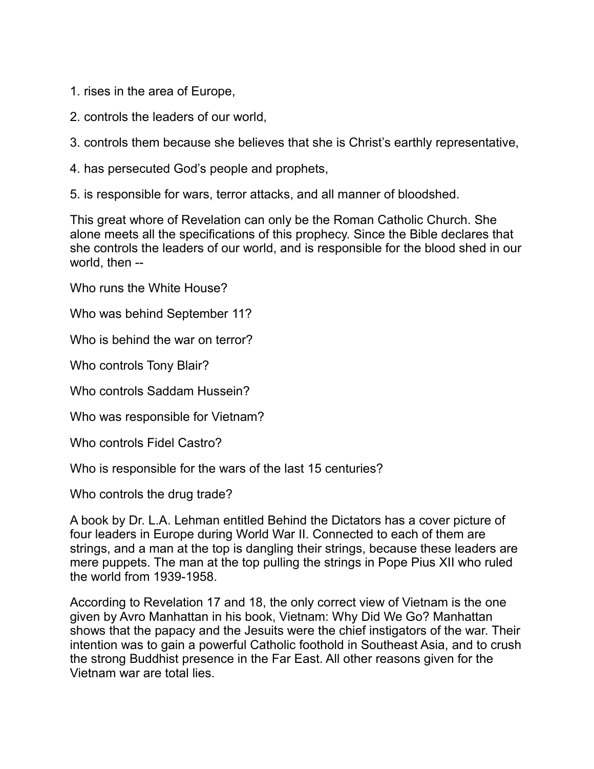1. rises in the area of Europe,

2. controls the leaders of our world,

3. controls them because she believes that she is Christ's earthly representative,

4. has persecuted God's people and prophets,

5. is responsible for wars, terror attacks, and all manner of bloodshed.

This great whore of Revelation can only be the Roman Catholic Church. She alone meets all the specifications of this prophecy. Since the Bible declares that she controls the leaders of our world, and is responsible for the blood shed in our world, then --

Who runs the White House?

Who was behind September 11?

Who is behind the war on terror?

Who controls Tony Blair?

Who controls Saddam Hussein?

Who was responsible for Vietnam?

Who controls Fidel Castro?

Who is responsible for the wars of the last 15 centuries?

Who controls the drug trade?

A book by Dr. L.A. Lehman entitled Behind the Dictators has a cover picture of four leaders in Europe during World War II. Connected to each of them are strings, and a man at the top is dangling their strings, because these leaders are mere puppets. The man at the top pulling the strings in Pope Pius XII who ruled the world from 1939-1958.

According to Revelation 17 and 18, the only correct view of Vietnam is the one given by Avro Manhattan in his book, Vietnam: Why Did We Go? Manhattan shows that the papacy and the Jesuits were the chief instigators of the war. Their intention was to gain a powerful Catholic foothold in Southeast Asia, and to crush the strong Buddhist presence in the Far East. All other reasons given for the Vietnam war are total lies.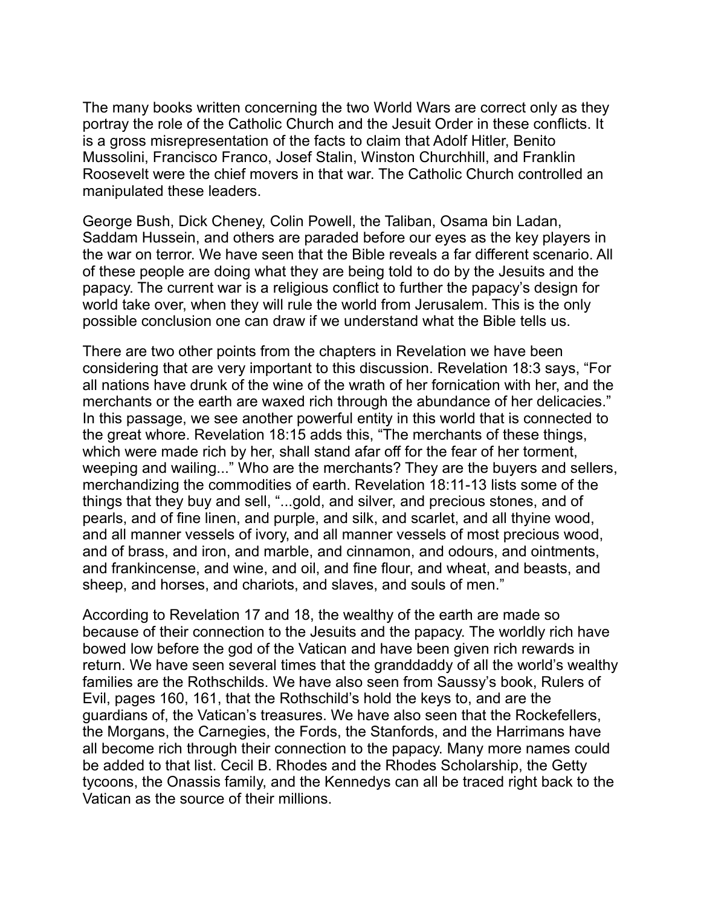The many books written concerning the two World Wars are correct only as they portray the role of the Catholic Church and the Jesuit Order in these conflicts. It is a gross misrepresentation of the facts to claim that Adolf Hitler, Benito Mussolini, Francisco Franco, Josef Stalin, Winston Churchhill, and Franklin Roosevelt were the chief movers in that war. The Catholic Church controlled an manipulated these leaders.

George Bush, Dick Cheney, Colin Powell, the Taliban, Osama bin Ladan, Saddam Hussein, and others are paraded before our eyes as the key players in the war on terror. We have seen that the Bible reveals a far different scenario. All of these people are doing what they are being told to do by the Jesuits and the papacy. The current war is a religious conflict to further the papacy's design for world take over, when they will rule the world from Jerusalem. This is the only possible conclusion one can draw if we understand what the Bible tells us.

There are two other points from the chapters in Revelation we have been considering that are very important to this discussion. Revelation 18:3 says, "For all nations have drunk of the wine of the wrath of her fornication with her, and the merchants or the earth are waxed rich through the abundance of her delicacies." In this passage, we see another powerful entity in this world that is connected to the great whore. Revelation 18:15 adds this, "The merchants of these things, which were made rich by her, shall stand afar off for the fear of her torment, weeping and wailing..." Who are the merchants? They are the buyers and sellers, merchandizing the commodities of earth. Revelation 18:11-13 lists some of the things that they buy and sell, "...gold, and silver, and precious stones, and of pearls, and of fine linen, and purple, and silk, and scarlet, and all thyine wood, and all manner vessels of ivory, and all manner vessels of most precious wood, and of brass, and iron, and marble, and cinnamon, and odours, and ointments, and frankincense, and wine, and oil, and fine flour, and wheat, and beasts, and sheep, and horses, and chariots, and slaves, and souls of men."

According to Revelation 17 and 18, the wealthy of the earth are made so because of their connection to the Jesuits and the papacy. The worldly rich have bowed low before the god of the Vatican and have been given rich rewards in return. We have seen several times that the granddaddy of all the world's wealthy families are the Rothschilds. We have also seen from Saussy's book, Rulers of Evil, pages 160, 161, that the Rothschild's hold the keys to, and are the guardians of, the Vatican's treasures. We have also seen that the Rockefellers, the Morgans, the Carnegies, the Fords, the Stanfords, and the Harrimans have all become rich through their connection to the papacy. Many more names could be added to that list. Cecil B. Rhodes and the Rhodes Scholarship, the Getty tycoons, the Onassis family, and the Kennedys can all be traced right back to the Vatican as the source of their millions.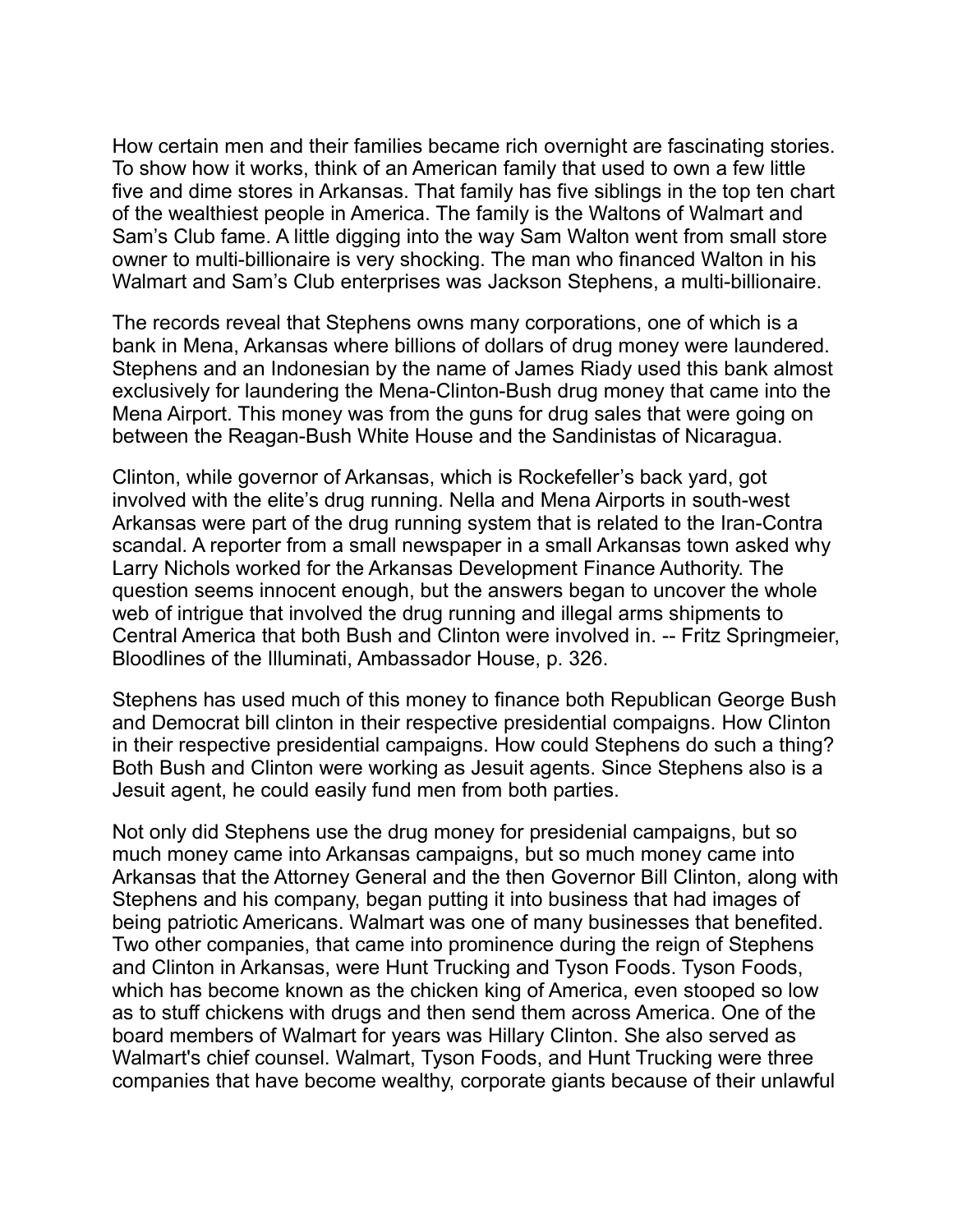How certain men and their families became rich overnight are fascinating stories. To show how it works, think of an American family that used to own a few little five and dime stores in Arkansas. That family has five siblings in the top ten chart of the wealthiest people in America. The family is the Waltons of Walmart and Sam's Club fame. A little digging into the way Sam Walton went from small store owner to multi-billionaire is very shocking. The man who financed Walton in his Walmart and Sam's Club enterprises was Jackson Stephens, a multi-billionaire.

The records reveal that Stephens owns many corporations, one of which is a bank in Mena, Arkansas where billions of dollars of drug money were laundered. Stephens and an Indonesian by the name of James Riady used this bank almost exclusively for laundering the Mena-Clinton-Bush drug money that came into the Mena Airport. This money was from the guns for drug sales that were going on between the Reagan-Bush White House and the Sandinistas of Nicaragua.

Clinton, while governor of Arkansas, which is Rockefeller's back yard, got involved with the elite's drug running. Nella and Mena Airports in south-west Arkansas were part of the drug running system that is related to the Iran-Contra scandal. A reporter from a small newspaper in a small Arkansas town asked why Larry Nichols worked for the Arkansas Development Finance Authority. The question seems innocent enough, but the answers began to uncover the whole web of intrigue that involved the drug running and illegal arms shipments to Central America that both Bush and Clinton were involved in. -- Fritz Springmeier, Bloodlines of the Illuminati, Ambassador House, p. 326.

Stephens has used much of this money to finance both Republican George Bush and Democrat bill clinton in their respective presidential compaigns. How Clinton in their respective presidential campaigns. How could Stephens do such a thing? Both Bush and Clinton were working as Jesuit agents. Since Stephens also is a Jesuit agent, he could easily fund men from both parties.

Not only did Stephens use the drug money for presidenial campaigns, but so much money came into Arkansas campaigns, but so much money came into Arkansas that the Attorney General and the then Governor Bill Clinton, along with Stephens and his company, began putting it into business that had images of being patriotic Americans. Walmart was one of many businesses that benefited. Two other companies, that came into prominence during the reign of Stephens and Clinton in Arkansas, were Hunt Trucking and Tyson Foods. Tyson Foods, which has become known as the chicken king of America, even stooped so low as to stuff chickens with drugs and then send them across America. One of the board members of Walmart for years was Hillary Clinton. She also served as Walmart's chief counsel. Walmart, Tyson Foods, and Hunt Trucking were three companies that have become wealthy, corporate giants because of their unlawful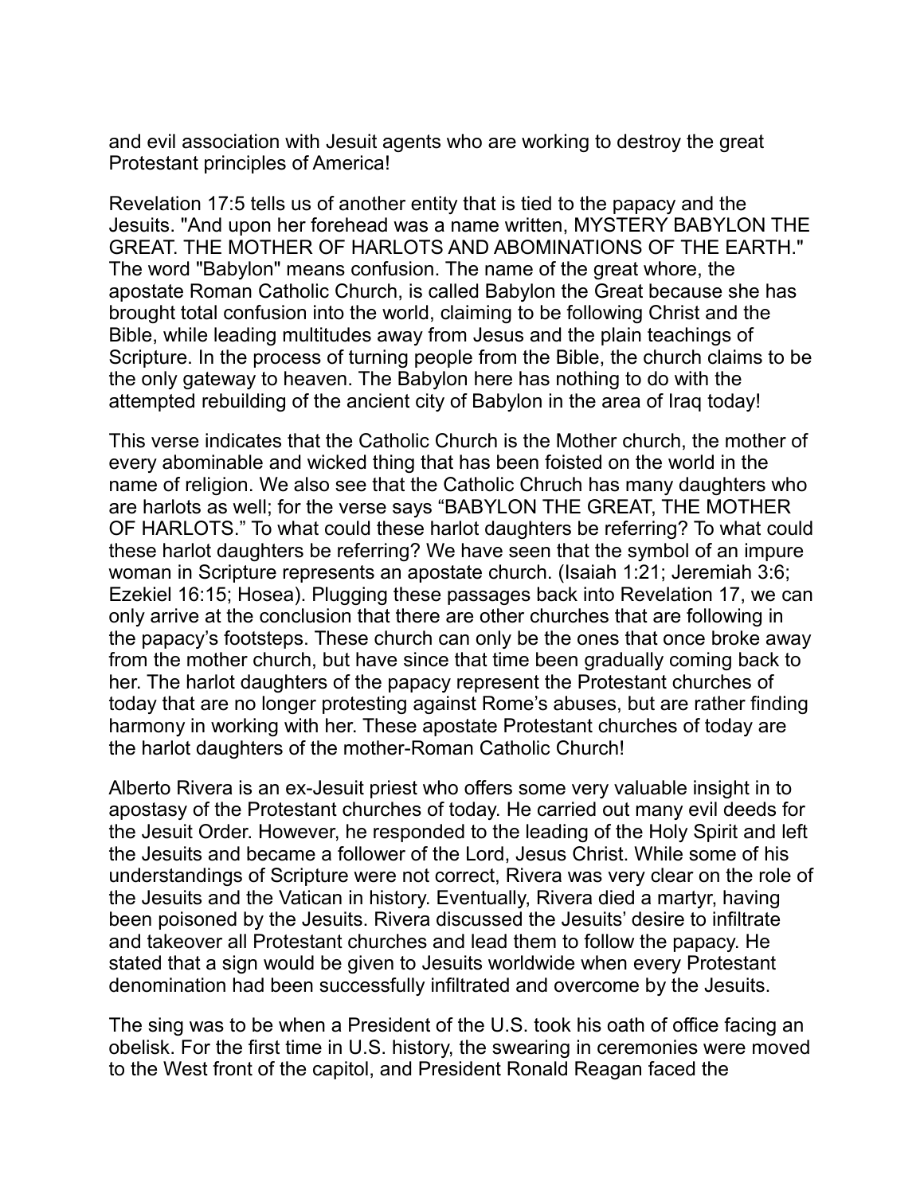and evil association with Jesuit agents who are working to destroy the great Protestant principles of America!

Revelation 17:5 tells us of another entity that is tied to the papacy and the Jesuits. "And upon her forehead was a name written, MYSTERY BABYLON THE GREAT. THE MOTHER OF HARLOTS AND ABOMINATIONS OF THE EARTH." The word "Babylon" means confusion. The name of the great whore, the apostate Roman Catholic Church, is called Babylon the Great because she has brought total confusion into the world, claiming to be following Christ and the Bible, while leading multitudes away from Jesus and the plain teachings of Scripture. In the process of turning people from the Bible, the church claims to be the only gateway to heaven. The Babylon here has nothing to do with the attempted rebuilding of the ancient city of Babylon in the area of Iraq today!

This verse indicates that the Catholic Church is the Mother church, the mother of every abominable and wicked thing that has been foisted on the world in the name of religion. We also see that the Catholic Chruch has many daughters who are harlots as well; for the verse says "BABYLON THE GREAT, THE MOTHER OF HARLOTS." To what could these harlot daughters be referring? To what could these harlot daughters be referring? We have seen that the symbol of an impure woman in Scripture represents an apostate church. (Isaiah 1:21; Jeremiah 3:6; Ezekiel 16:15; Hosea). Plugging these passages back into Revelation 17, we can only arrive at the conclusion that there are other churches that are following in the papacy's footsteps. These church can only be the ones that once broke away from the mother church, but have since that time been gradually coming back to her. The harlot daughters of the papacy represent the Protestant churches of today that are no longer protesting against Rome's abuses, but are rather finding harmony in working with her. These apostate Protestant churches of today are the harlot daughters of the mother-Roman Catholic Church!

Alberto Rivera is an ex-Jesuit priest who offers some very valuable insight in to apostasy of the Protestant churches of today. He carried out many evil deeds for the Jesuit Order. However, he responded to the leading of the Holy Spirit and left the Jesuits and became a follower of the Lord, Jesus Christ. While some of his understandings of Scripture were not correct, Rivera was very clear on the role of the Jesuits and the Vatican in history. Eventually, Rivera died a martyr, having been poisoned by the Jesuits. Rivera discussed the Jesuits' desire to infiltrate and takeover all Protestant churches and lead them to follow the papacy. He stated that a sign would be given to Jesuits worldwide when every Protestant denomination had been successfully infiltrated and overcome by the Jesuits.

The sing was to be when a President of the U.S. took his oath of office facing an obelisk. For the first time in U.S. history, the swearing in ceremonies were moved to the West front of the capitol, and President Ronald Reagan faced the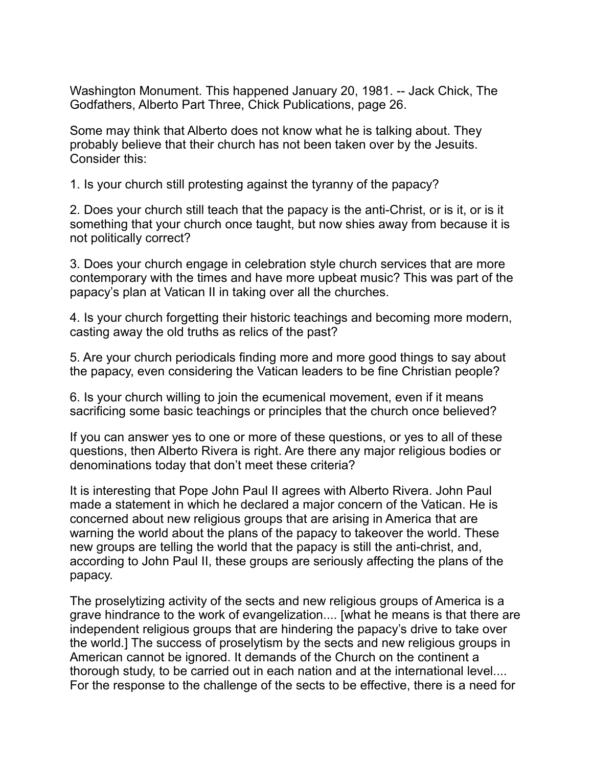Washington Monument. This happened January 20, 1981. -- Jack Chick, The Godfathers, Alberto Part Three, Chick Publications, page 26.

Some may think that Alberto does not know what he is talking about. They probably believe that their church has not been taken over by the Jesuits. Consider this:

1. Is your church still protesting against the tyranny of the papacy?

2. Does your church still teach that the papacy is the anti-Christ, or is it, or is it something that your church once taught, but now shies away from because it is not politically correct?

3. Does your church engage in celebration style church services that are more contemporary with the times and have more upbeat music? This was part of the papacy's plan at Vatican II in taking over all the churches.

4. Is your church forgetting their historic teachings and becoming more modern, casting away the old truths as relics of the past?

5. Are your church periodicals finding more and more good things to say about the papacy, even considering the Vatican leaders to be fine Christian people?

6. Is your church willing to join the ecumenical movement, even if it means sacrificing some basic teachings or principles that the church once believed?

If you can answer yes to one or more of these questions, or yes to all of these questions, then Alberto Rivera is right. Are there any major religious bodies or denominations today that don't meet these criteria?

It is interesting that Pope John Paul II agrees with Alberto Rivera. John Paul made a statement in which he declared a major concern of the Vatican. He is concerned about new religious groups that are arising in America that are warning the world about the plans of the papacy to takeover the world. These new groups are telling the world that the papacy is still the anti-christ, and, according to John Paul II, these groups are seriously affecting the plans of the papacy.

The proselytizing activity of the sects and new religious groups of America is a grave hindrance to the work of evangelization.... [what he means is that there are independent religious groups that are hindering the papacy's drive to take over the world.] The success of proselytism by the sects and new religious groups in American cannot be ignored. It demands of the Church on the continent a thorough study, to be carried out in each nation and at the international level.... For the response to the challenge of the sects to be effective, there is a need for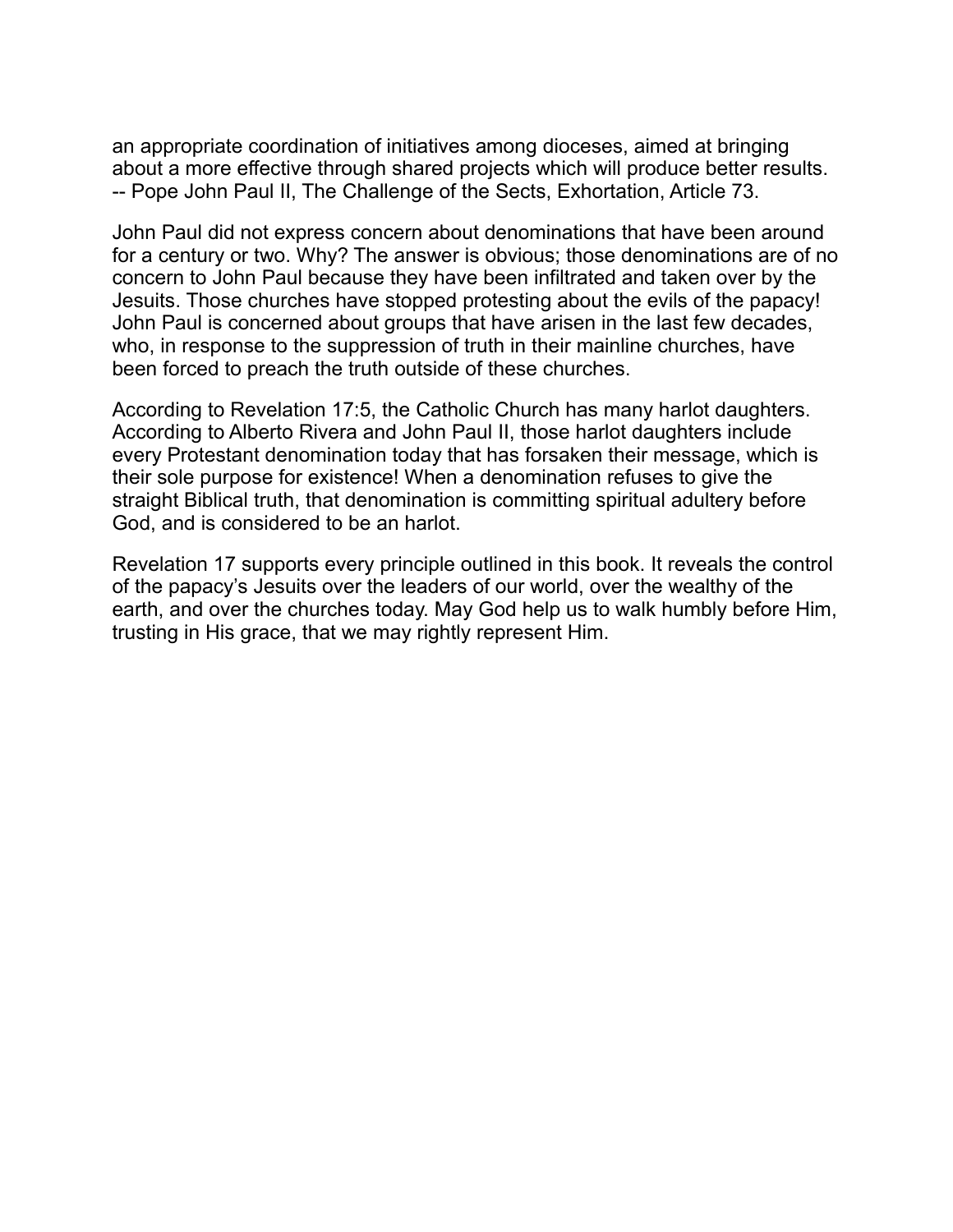an appropriate coordination of initiatives among dioceses, aimed at bringing about a more effective through shared projects which will produce better results. -- Pope John Paul II, The Challenge of the Sects, Exhortation, Article 73.

John Paul did not express concern about denominations that have been around for a century or two. Why? The answer is obvious; those denominations are of no concern to John Paul because they have been infiltrated and taken over by the Jesuits. Those churches have stopped protesting about the evils of the papacy! John Paul is concerned about groups that have arisen in the last few decades, who, in response to the suppression of truth in their mainline churches, have been forced to preach the truth outside of these churches.

According to Revelation 17:5, the Catholic Church has many harlot daughters. According to Alberto Rivera and John Paul II, those harlot daughters include every Protestant denomination today that has forsaken their message, which is their sole purpose for existence! When a denomination refuses to give the straight Biblical truth, that denomination is committing spiritual adultery before God, and is considered to be an harlot.

Revelation 17 supports every principle outlined in this book. It reveals the control of the papacy's Jesuits over the leaders of our world, over the wealthy of the earth, and over the churches today. May God help us to walk humbly before Him, trusting in His grace, that we may rightly represent Him.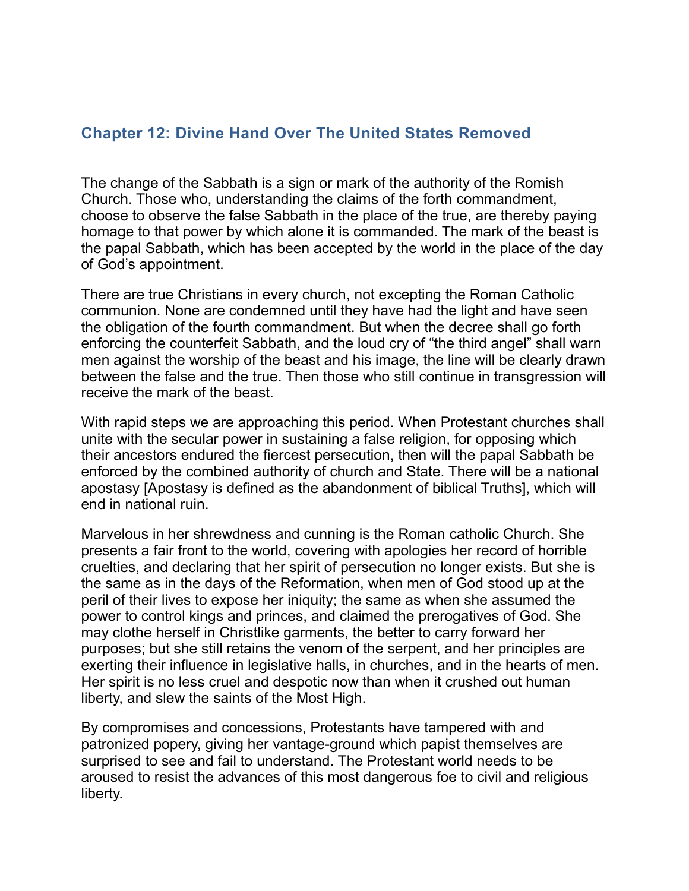## Chapter 12: Divine Hand Over The United States Removed

The change of the Sabbath is a sign or mark of the authority of the Romish Church. Those who, understanding the claims of the forth commandment, choose to observe the false Sabbath in the place of the true, are thereby paying homage to that power by which alone it is commanded. The mark of the beast is the papal Sabbath, which has been accepted by the world in the place of the day of God's appointment.

There are true Christians in every church, not excepting the Roman Catholic communion. None are condemned until they have had the light and have seen the obligation of the fourth commandment. But when the decree shall go forth enforcing the counterfeit Sabbath, and the loud cry of "the third angel" shall warn men against the worship of the beast and his image, the line will be clearly drawn between the false and the true. Then those who still continue in transgression will receive the mark of the beast.

With rapid steps we are approaching this period. When Protestant churches shall unite with the secular power in sustaining a false religion, for opposing which their ancestors endured the fiercest persecution, then will the papal Sabbath be enforced by the combined authority of church and State. There will be a national apostasy [Apostasy is defined as the abandonment of biblical Truths], which will end in national ruin.

Marvelous in her shrewdness and cunning is the Roman catholic Church. She presents a fair front to the world, covering with apologies her record of horrible cruelties, and declaring that her spirit of persecution no longer exists. But she is the same as in the days of the Reformation, when men of God stood up at the peril of their lives to expose her iniquity; the same as when she assumed the power to control kings and princes, and claimed the prerogatives of God. She may clothe herself in Christlike garments, the better to carry forward her purposes; but she still retains the venom of the serpent, and her principles are exerting their influence in legislative halls, in churches, and in the hearts of men. Her spirit is no less cruel and despotic now than when it crushed out human liberty, and slew the saints of the Most High.

By compromises and concessions, Protestants have tampered with and patronized popery, giving her vantage-ground which papist themselves are surprised to see and fail to understand. The Protestant world needs to be aroused to resist the advances of this most dangerous foe to civil and religious liberty.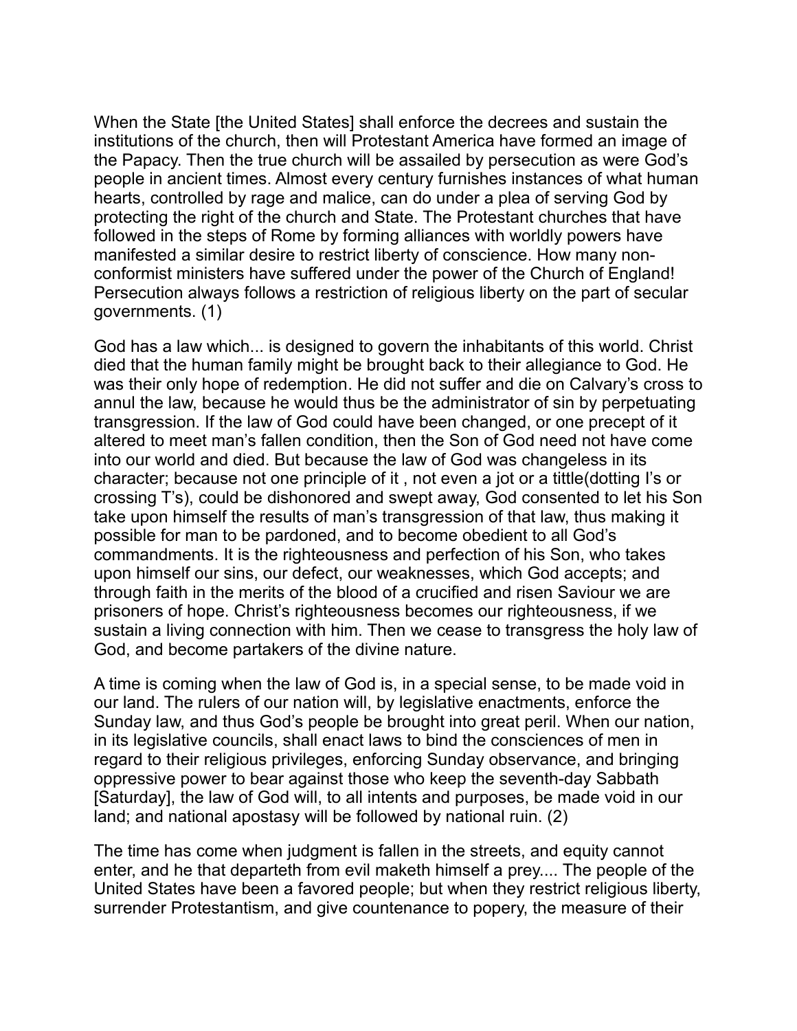When the State [the United States] shall enforce the decrees and sustain the institutions of the church, then will Protestant America have formed an image of the Papacy. Then the true church will be assailed by persecution as were God's people in ancient times. Almost every century furnishes instances of what human hearts, controlled by rage and malice, can do under a plea of serving God by protecting the right of the church and State. The Protestant churches that have followed in the steps of Rome by forming alliances with worldly powers have manifested a similar desire to restrict liberty of conscience. How many non-conformist ministers have suffered under the power of the Church of England! Persecution always follows a restriction of religious liberty on the part of secular governments. (1)

God has a law which... is designed to govern the inhabitants of this world. Christ died that the human family might be brought back to their allegiance to God. He was their only hope of redemption. He did not suffer and die on Calvary's cross to annul the law, because he would thus be the administrator of sin by perpetuating transgression. If the law of God could have been changed, or one precept of it altered to meet man's fallen condition, then the Son of God need not have come into our world and died. But because the law of God was changeless in its character; because not one principle of it , not even a jot or a tittle(dotting I's or crossing T's), could be dishonored and swept away, God consented to let his Son take upon himself the results of man's transgression of that law, thus making it possible for man to be pardoned, and to become obedient to all God's commandments. It is the righteousness and perfection of his Son, who takes upon himself our sins, our defect, our weaknesses, which God accepts; and through faith in the merits of the blood of a crucified and risen Saviour we are prisoners of hope. Christ's righteousness becomes our righteousness, if we sustain a living connection with him. Then we cease to transgress the holy law of God, and become partakers of the divine nature.

A time is coming when the law of God is, in a special sense, to be made void in our land. The rulers of our nation will, by legislative enactments, enforce the Sunday law, and thus God's people be brought into great peril. When our nation, in its legislative councils, shall enact laws to bind the consciences of men in regard to their religious privileges, enforcing Sunday observance, and bringing oppressive power to bear against those who keep the seventh-day Sabbath [Saturday], the law of God will, to all intents and purposes, be made void in our land; and national apostasy will be followed by national ruin. (2)

The time has come when judgment is fallen in the streets, and equity cannot enter, and he that departeth from evil maketh himself a prey.... The people of the United States have been a favored people; but when they restrict religious liberty, surrender Protestantism, and give countenance to popery, the measure of their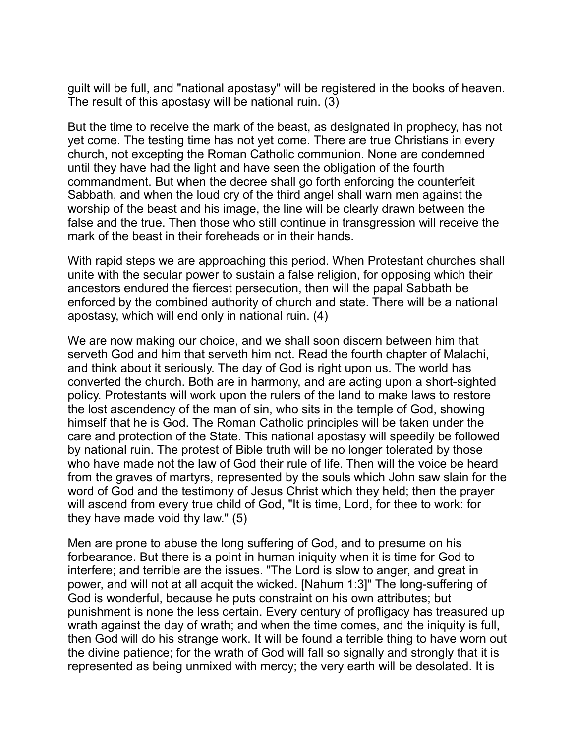guilt will be full, and "national apostasy" will be registered in the books of heaven. The result of this apostasy will be national ruin. (3)

But the time to receive the mark of the beast, as designated in prophecy, has not yet come. The testing time has not yet come. There are true Christians in every church, not excepting the Roman Catholic communion. None are condemned until they have had the light and have seen the obligation of the fourth commandment. But when the decree shall go forth enforcing the counterfeit Sabbath, and when the loud cry of the third angel shall warn men against the worship of the beast and his image, the line will be clearly drawn between the false and the true. Then those who still continue in transgression will receive the mark of the beast in their foreheads or in their hands.

With rapid steps we are approaching this period. When Protestant churches shall unite with the secular power to sustain a false religion, for opposing which their ancestors endured the fiercest persecution, then will the papal Sabbath be enforced by the combined authority of church and state. There will be a national apostasy, which will end only in national ruin. (4)

We are now making our choice, and we shall soon discern between him that serveth God and him that serveth him not. Read the fourth chapter of Malachi, and think about it seriously. The day of God is right upon us. The world has converted the church. Both are in harmony, and are acting upon a short-sighted policy. Protestants will work upon the rulers of the land to make laws to restore the lost ascendency of the man of sin, who sits in the temple of God, showing himself that he is God. The Roman Catholic principles will be taken under the care and protection of the State. This national apostasy will speedily be followed by national ruin. The protest of Bible truth will be no longer tolerated by those who have made not the law of God their rule of life. Then will the voice be heard from the graves of martyrs, represented by the souls which John saw slain for the word of God and the testimony of Jesus Christ which they held; then the prayer will ascend from every true child of God, "It is time, Lord, for thee to work: for they have made void thy law." (5)

Men are prone to abuse the long suffering of God, and to presume on his forbearance. But there is a point in human iniquity when it is time for God to interfere; and terrible are the issues. "The Lord is slow to anger, and great in power, and will not at all acquit the wicked. [Nahum 1:3]" The long-suffering of God is wonderful, because he puts constraint on his own attributes; but punishment is none the less certain. Every century of profligacy has treasured up wrath against the day of wrath; and when the time comes, and the iniquity is full, then God will do his strange work. It will be found a terrible thing to have worn out the divine patience; for the wrath of God will fall so signally and strongly that it is represented as being unmixed with mercy; the very earth will be desolated. It is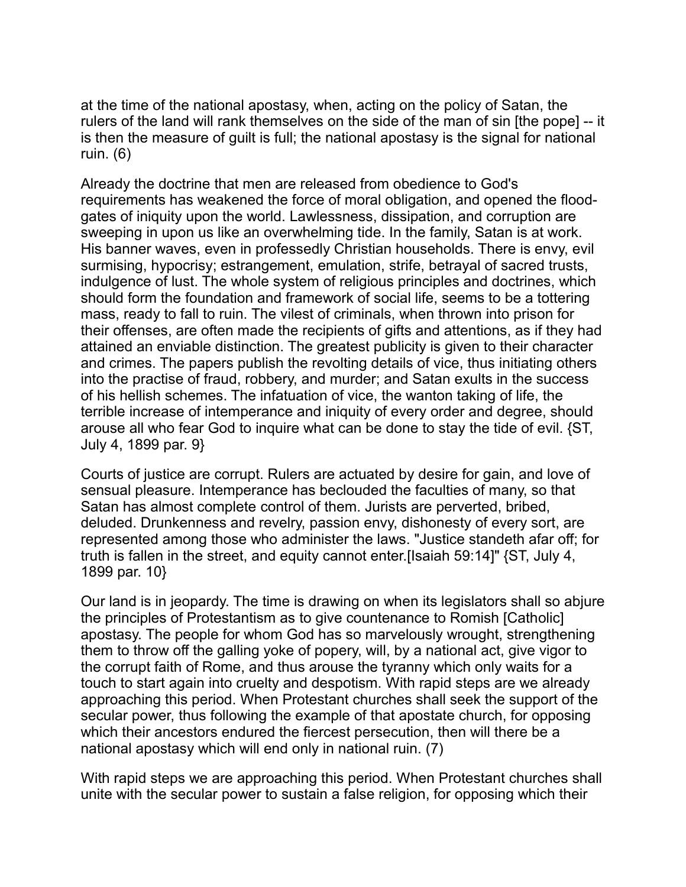at the time of the national apostasy, when, acting on the policy of Satan, the rulers of the land will rank themselves on the side of the man of sin [the pope] -- it is then the measure of guilt is full; the national apostasy is the signal for national ruin. (6)

Already the doctrine that men are released from obedience to God's requirements has weakened the force of moral obligation, and opened the flood-gates of iniquity upon the world. Lawlessness, dissipation, and corruption are sweeping in upon us like an overwhelming tide. In the family, Satan is at work. His banner waves, even in professedly Christian households. There is envy, evil surmising, hypocrisy; estrangement, emulation, strife, betrayal of sacred trusts, indulgence of lust. The whole system of religious principles and doctrines, which should form the foundation and framework of social life, seems to be a tottering mass, ready to fall to ruin. The vilest of criminals, when thrown into prison for their offenses, are often made the recipients of gifts and attentions, as if they had attained an enviable distinction. The greatest publicity is given to their character and crimes. The papers publish the revolting details of vice, thus initiating others into the practise of fraud, robbery, and murder; and Satan exults in the success of his hellish schemes. The infatuation of vice, the wanton taking of life, the terrible increase of intemperance and iniquity of every order and degree, should arouse all who fear God to inquire what can be done to stay the tide of evil. {ST, July 4, 1899 par. 9}

Courts of justice are corrupt. Rulers are actuated by desire for gain, and love of sensual pleasure. Intemperance has beclouded the faculties of many, so that Satan has almost complete control of them. Jurists are perverted, bribed, deluded. Drunkenness and revelry, passion envy, dishonesty of every sort, are represented among those who administer the laws. "Justice standeth afar off; for truth is fallen in the street, and equity cannot enter.[Isaiah 59:14]" {ST, July 4, 1899 par. 10}

Our land is in jeopardy. The time is drawing on when its legislators shall so abjure the principles of Protestantism as to give countenance to Romish [Catholic] apostasy. The people for whom God has so marvelously wrought, strengthening them to throw off the galling yoke of popery, will, by a national act, give vigor to the corrupt faith of Rome, and thus arouse the tyranny which only waits for a touch to start again into cruelty and despotism. With rapid steps are we already approaching this period. When Protestant churches shall seek the support of the secular power, thus following the example of that apostate church, for opposing which their ancestors endured the fiercest persecution, then will there be a national apostasy which will end only in national ruin. (7)

With rapid steps we are approaching this period. When Protestant churches shall unite with the secular power to sustain a false religion, for opposing which their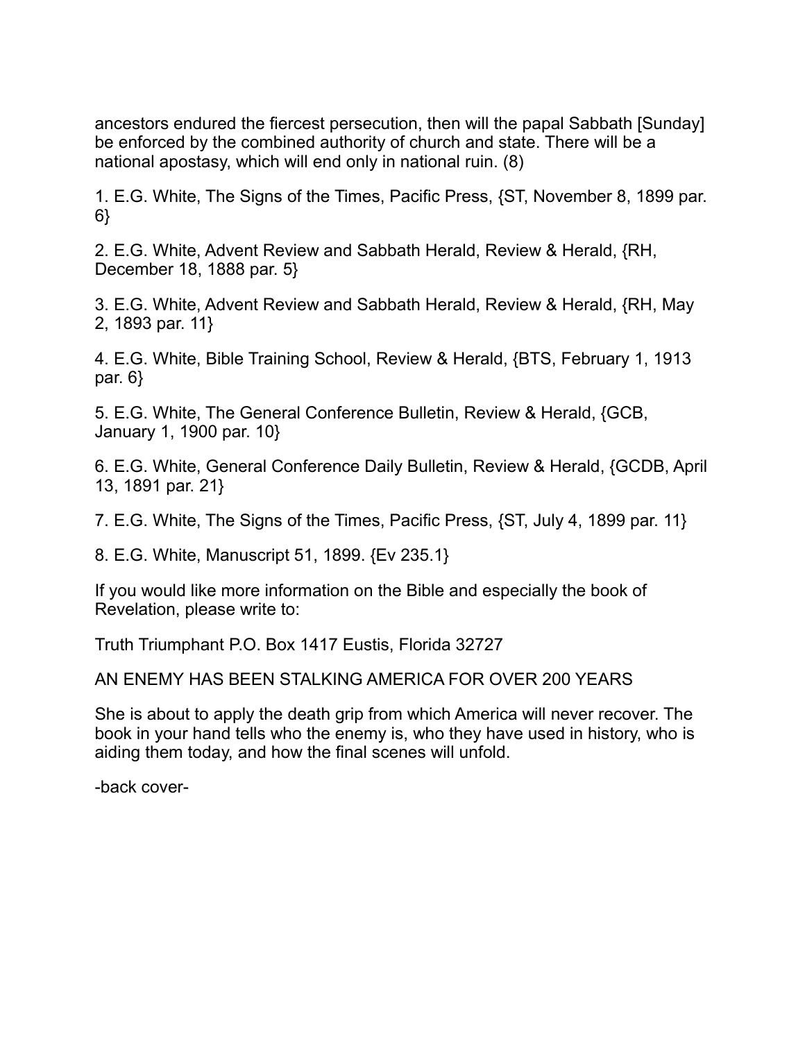ancestors endured the fiercest persecution, then will the papal Sabbath [Sunday] be enforced by the combined authority of church and state. There will be a national apostasy, which will end only in national ruin. (8)

1. E.G. White, The Signs of the Times, Pacific Press, {ST, November 8, 1899 par. 6}

2. E.G. White, Advent Review and Sabbath Herald, Review & Herald, {RH, December 18, 1888 par. 5}

3. E.G. White, Advent Review and Sabbath Herald, Review & Herald, {RH, May 2, 1893 par. 11}

4. E.G. White, Bible Training School, Review & Herald, {BTS, February 1, 1913 par. 6}

5. E.G. White, The General Conference Bulletin, Review & Herald, {GCB, January 1, 1900 par. 10}

6. E.G. White, General Conference Daily Bulletin, Review & Herald, {GCDB, April 13, 1891 par. 21}

7. E.G. White, The Signs of the Times, Pacific Press, {ST, July 4, 1899 par. 11}

8. E.G. White, Manuscript 51, 1899. {Ev 235.1}

If you would like more information on the Bible and especially the book of Revelation, please write to:

Truth Triumphant P.O. Box 1417 Eustis, Florida 32727

AN ENEMY HAS BEEN STALKING AMERICA FOR OVER 200 YEARS

She is about to apply the death grip from which America will never recover. The book in your hand tells who the enemy is, who they have used in history, who is aiding them today, and how the final scenes will unfold.

-back cover-